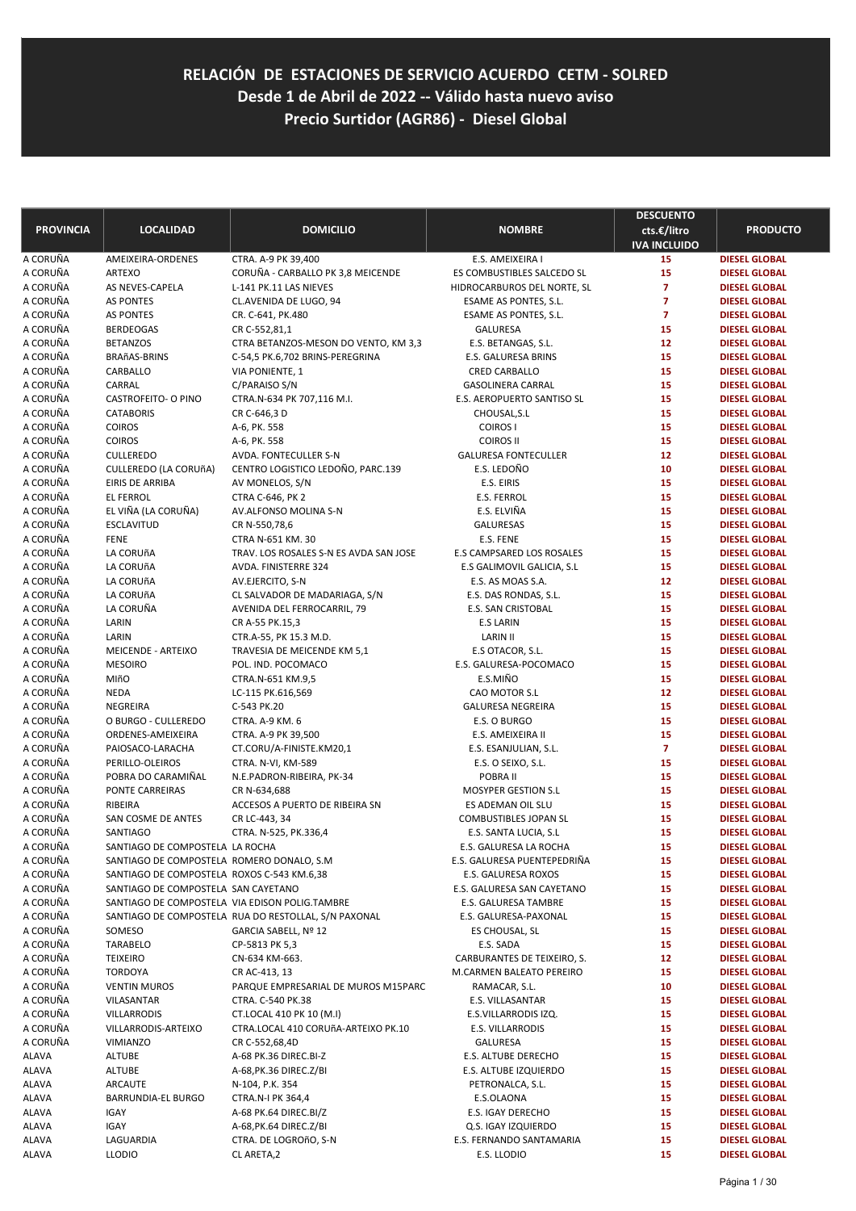# RELACIÓN DE ESTACIONES DE SERVICIO ACUERDO CETM - SOLRED

## Desde 1 de Abril de 2022 -- Válido hasta nuevo aviso

## Precio Surtidor (AGR86) - Diesel Global

| PROVINCIA | LOCALIDAD | DOMICILIO | NOMBRE | DESCUENTO cts.€/litro IVA INCLUIDO | PRODUCTO |
|---|---|---|---|---|---|
| A CORUÑA | AMEIXEIRA-ORDENES | CTRA. A-9 PK 39,400 | E.S. AMEIXEIRA I | 15 | DIESEL GLOBAL |
| A CORUÑA | ARTEXO | CORUÑA - CARBALLO PK 3,8 MEICENDE | ES COMBUSTIBLES SALCEDO SL | 15 | DIESEL GLOBAL |
| A CORUÑA | AS NEVES-CAPELA | L-141 PK.11 LAS NIEVES | HIDROCARBUROS DEL NORTE, SL | 7 | DIESEL GLOBAL |
| A CORUÑA | AS PONTES | CL.AVENIDA DE LUGO, 94 | ESAME AS PONTES, S.L. | 7 | DIESEL GLOBAL |
| A CORUÑA | AS PONTES | CR. C-641, PK.480 | ESAME AS PONTES, S.L. | 7 | DIESEL GLOBAL |
| A CORUÑA | BERDEOGAS | CR C-552,81,1 | GALURESA | 15 | DIESEL GLOBAL |
| A CORUÑA | BETANZOS | CTRA BETANZOS-MESON DO VENTO, KM 3,3 | E.S. BETANGAS, S.L. | 12 | DIESEL GLOBAL |
| A CORUÑA | BRAñAS-BRINS | C-54,5 PK.6,702 BRINS-PEREGRINA | E.S. GALURESA BRINS | 15 | DIESEL GLOBAL |
| A CORUÑA | CARBALLO | VIA PONIENTE, 1 | CRED CARBALLO | 15 | DIESEL GLOBAL |
| A CORUÑA | CARRAL | C/PARAISO S/N | GASOLINERA CARRAL | 15 | DIESEL GLOBAL |
| A CORUÑA | CASTROFEITO- O PINO | CTRA.N-634 PK 707,116 M.I. | E.S. AEROPUERTO SANTISO SL | 15 | DIESEL GLOBAL |
| A CORUÑA | CATABORIS | CR C-646,3 D | CHOUSAL,S.L | 15 | DIESEL GLOBAL |
| A CORUÑA | COIROS | A-6, PK. 558 | COIROS I | 15 | DIESEL GLOBAL |
| A CORUÑA | COIROS | A-6, PK. 558 | COIROS II | 15 | DIESEL GLOBAL |
| A CORUÑA | CULLEREDO | AVDA. FONTECULLER S-N | GALURESA FONTECULLER | 12 | DIESEL GLOBAL |
| A CORUÑA | CULLEREDO (LA CORUñA) | CENTRO LOGISTICO LEDOÑO, PARC.139 | E.S. LEDOÑO | 10 | DIESEL GLOBAL |
| A CORUÑA | EIRIS DE ARRIBA | AV MONELOS, S/N | E.S. EIRIS | 15 | DIESEL GLOBAL |
| A CORUÑA | EL FERROL | CTRA C-646, PK 2 | E.S. FERROL | 15 | DIESEL GLOBAL |
| A CORUÑA | EL VIÑA (LA CORUÑA) | AV.ALFONSO MOLINA S-N | E.S. ELVIÑA | 15 | DIESEL GLOBAL |
| A CORUÑA | ESCLAVITUD | CR N-550,78,6 | GALURESAS | 15 | DIESEL GLOBAL |
| A CORUÑA | FENE | CTRA N-651 KM. 30 | E.S. FENE | 15 | DIESEL GLOBAL |
| A CORUÑA | LA CORUñA | TRAV. LOS ROSALES S-N ES AVDA SAN JOSE | E.S CAMPSARED LOS ROSALES | 15 | DIESEL GLOBAL |
| A CORUÑA | LA CORUñA | AVDA. FINISTERRE 324 | E.S GALIMOVIL GALICIA, S.L | 15 | DIESEL GLOBAL |
| A CORUÑA | LA CORUñA | AV.EJERCITO, S-N | E.S. AS MOAS S.A. | 12 | DIESEL GLOBAL |
| A CORUÑA | LA CORUñA | CL SALVADOR DE MADARIAGA, S/N | E.S. DAS RONDAS, S.L. | 15 | DIESEL GLOBAL |
| A CORUÑA | LA CORUÑA | AVENIDA DEL FERROCARRIL, 79 | E.S. SAN CRISTOBAL | 15 | DIESEL GLOBAL |
| A CORUÑA | LARIN | CR A-55 PK.15,3 | E.S LARIN | 15 | DIESEL GLOBAL |
| A CORUÑA | LARIN | CTR.A-55, PK 15.3 M.D. | LARIN II | 15 | DIESEL GLOBAL |
| A CORUÑA | MEICENDE - ARTEIXO | TRAVESIA DE MEICENDE KM 5,1 | E.S OTACOR, S.L. | 15 | DIESEL GLOBAL |
| A CORUÑA | MESOIRO | POL. IND. POCOMACO | E.S. GALURESA-POCOMACO | 15 | DIESEL GLOBAL |
| A CORUÑA | MIñO | CTRA.N-651 KM.9,5 | E.S.MIÑO | 15 | DIESEL GLOBAL |
| A CORUÑA | NEDA | LC-115 PK.616,569 | CAO MOTOR S.L | 12 | DIESEL GLOBAL |
| A CORUÑA | NEGREIRA | C-543 PK.20 | GALURESA NEGREIRA | 15 | DIESEL GLOBAL |
| A CORUÑA | O BURGO - CULLEREDO | CTRA. A-9 KM. 6 | E.S. O BURGO | 15 | DIESEL GLOBAL |
| A CORUÑA | ORDENES-AMEIXEIRA | CTRA. A-9 PK 39,500 | E.S. AMEIXEIRA II | 15 | DIESEL GLOBAL |
| A CORUÑA | PAIOSACO-LARACHA | CT.CORU/A-FINISTE.KM20,1 | E.S. ESANJULIAN, S.L. | 7 | DIESEL GLOBAL |
| A CORUÑA | PERILLO-OLEIROS | CTRA. N-VI, KM-589 | E.S. O SEIXO, S.L. | 15 | DIESEL GLOBAL |
| A CORUÑA | POBRA DO CARAMIÑAL | N.E.PADRON-RIBEIRA, PK-34 | POBRA II | 15 | DIESEL GLOBAL |
| A CORUÑA | PONTE CARREIRAS | CR N-634,688 | MOSYPER GESTION S.L | 15 | DIESEL GLOBAL |
| A CORUÑA | RIBEIRA | ACCESOS A PUERTO DE RIBEIRA SN | ES ADEMAN OIL SLU | 15 | DIESEL GLOBAL |
| A CORUÑA | SAN COSME DE ANTES | CR LC-443, 34 | COMBUSTIBLES JOPAN SL | 15 | DIESEL GLOBAL |
| A CORUÑA | SANTIAGO | CTRA. N-525, PK.336,4 | E.S. SANTA LUCIA, S.L | 15 | DIESEL GLOBAL |
| A CORUÑA | SANTIAGO DE COMPOSTELA | LA ROCHA | E.S. GALURESA LA ROCHA | 15 | DIESEL GLOBAL |
| A CORUÑA | SANTIAGO DE COMPOSTELA | ROMERO DONALO, S.M | E.S. GALURESA PUENTEPEDRIÑA | 15 | DIESEL GLOBAL |
| A CORUÑA | SANTIAGO DE COMPOSTELA | ROXOS C-543 KM.6,38 | E.S. GALURESA ROXOS | 15 | DIESEL GLOBAL |
| A CORUÑA | SANTIAGO DE COMPOSTELA | SAN CAYETANO | E.S. GALURESA SAN CAYETANO | 15 | DIESEL GLOBAL |
| A CORUÑA | SANTIAGO DE COMPOSTELA | VIA EDISON POLIG.TAMBRE | E.S. GALURESA TAMBRE | 15 | DIESEL GLOBAL |
| A CORUÑA | SANTIAGO DE COMPOSTELA | RUA DO RESTOLLAL, S/N PAXONAL | E.S. GALURESA-PAXONAL | 15 | DIESEL GLOBAL |
| A CORUÑA | SOMESO | GARCIA SABELL, Nº 12 | ES CHOUSAL, SL | 15 | DIESEL GLOBAL |
| A CORUÑA | TARABELO | CP-5813 PK 5,3 | E.S. SADA | 15 | DIESEL GLOBAL |
| A CORUÑA | TEIXEIRO | CN-634 KM-663. | CARBURANTES DE TEIXEIRO, S. | 12 | DIESEL GLOBAL |
| A CORUÑA | TORDOYA | CR AC-413, 13 | M.CARMEN BALEATO PEREIRO | 15 | DIESEL GLOBAL |
| A CORUÑA | VENTIN MUROS | PARQUE EMPRESARIAL DE MUROS M15PARC | RAMACAR, S.L. | 10 | DIESEL GLOBAL |
| A CORUÑA | VILASANTAR | CTRA. C-540 PK.38 | E.S. VILLASANTAR | 15 | DIESEL GLOBAL |
| A CORUÑA | VILLARRODIS | CT.LOCAL 410 PK 10 (M.I) | E.S.VILLARRODIS IZQ. | 15 | DIESEL GLOBAL |
| A CORUÑA | VILLARRODIS-ARTEIXO | CTRA.LOCAL 410 CORUñA-ARTEIXO PK.10 | E.S. VILLARRODIS | 15 | DIESEL GLOBAL |
| A CORUÑA | VIMIANZO | CR C-552,68,4D | GALURESA | 15 | DIESEL GLOBAL |
| ALAVA | ALTUBE | A-68 PK.36 DIREC.BI-Z | E.S. ALTUBE DERECHO | 15 | DIESEL GLOBAL |
| ALAVA | ALTUBE | A-68,PK.36 DIREC.Z/BI | E.S. ALTUBE IZQUIERDO | 15 | DIESEL GLOBAL |
| ALAVA | ARCAUTE | N-104, P.K. 354 | PETRONALCA, S.L. | 15 | DIESEL GLOBAL |
| ALAVA | BARRUNDIA-EL BURGO | CTRA.N-I PK 364,4 | E.S.OLAONA | 15 | DIESEL GLOBAL |
| ALAVA | IGAY | A-68 PK.64 DIREC.BI/Z | E.S. IGAY DERECHO | 15 | DIESEL GLOBAL |
| ALAVA | IGAY | A-68,PK.64 DIREC.Z/BI | Q.S. IGAY IZQUIERDO | 15 | DIESEL GLOBAL |
| ALAVA | LAGUARDIA | CTRA. DE LOGROñO, S-N | E.S. FERNANDO SANTAMARIA | 15 | DIESEL GLOBAL |
| ALAVA | LLODIO | CL ARETA,2 | E.S. LLODIO | 15 | DIESEL GLOBAL |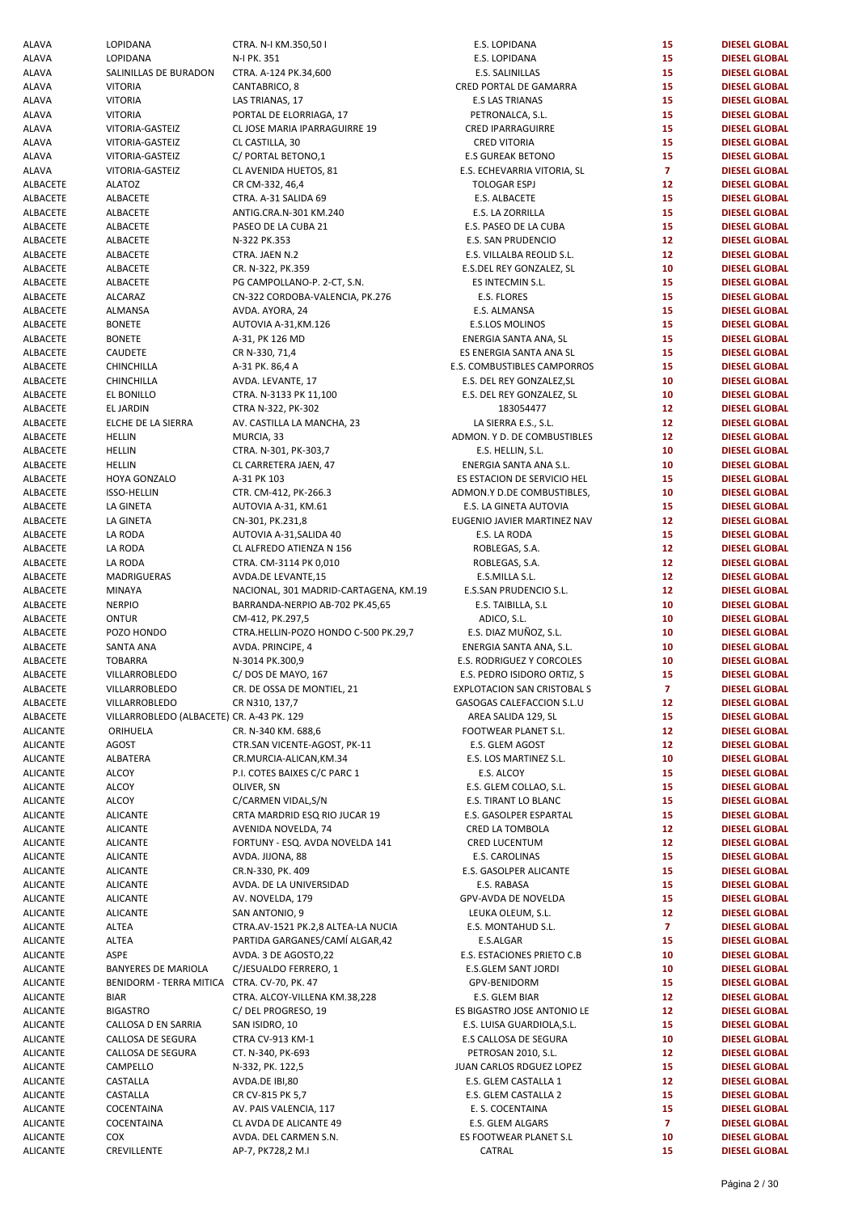| | | | | | |
|---|---|---|---|---|---|
| ALAVA | LOPIDANA | CTRA. N-I KM.350,50 I | E.S. LOPIDANA | 15 | DIESEL GLOBAL |
| ALAVA | LOPIDANA | N-I PK. 351 | E.S. LOPIDANA | 15 | DIESEL GLOBAL |
| ALAVA | SALINILLAS DE BURADON | CTRA. A-124 PK.34,600 | E.S. SALINILLAS | 15 | DIESEL GLOBAL |
| ALAVA | VITORIA | CANTABRICO, 8 | CRED PORTAL DE GAMARRA | 15 | DIESEL GLOBAL |
| ALAVA | VITORIA | LAS TRIANAS, 17 | E.S LAS TRIANAS | 15 | DIESEL GLOBAL |
| ALAVA | VITORIA | PORTAL DE ELORRIAGA, 17 | PETRONALCA, S.L. | 15 | DIESEL GLOBAL |
| ALAVA | VITORIA-GASTEIZ | CL JOSE MARIA IPARRAGUIRRE 19 | CRED IPARRAGUIRRE | 15 | DIESEL GLOBAL |
| ALAVA | VITORIA-GASTEIZ | CL CASTILLA, 30 | CRED VITORIA | 15 | DIESEL GLOBAL |
| ALAVA | VITORIA-GASTEIZ | C/ PORTAL BETONO,1 | E.S GUREAK BETONO | 15 | DIESEL GLOBAL |
| ALAVA | VITORIA-GASTEIZ | CL AVENIDA HUETOS, 81 | E.S. ECHEVARRIA VITORIA, SL | 7 | DIESEL GLOBAL |
| ALBACETE | ALATOZ | CR CM-332, 46,4 | TOLOGAR ESPJ | 12 | DIESEL GLOBAL |
| ALBACETE | ALBACETE | CTRA. A-31 SALIDA 69 | E.S. ALBACETE | 15 | DIESEL GLOBAL |
| ALBACETE | ALBACETE | ANTIG.CRA.N-301 KM.240 | E.S. LA ZORRILLA | 15 | DIESEL GLOBAL |
| ALBACETE | ALBACETE | PASEO DE LA CUBA 21 | E.S. PASEO DE LA CUBA | 15 | DIESEL GLOBAL |
| ALBACETE | ALBACETE | N-322 PK.353 | E.S. SAN PRUDENCIO | 12 | DIESEL GLOBAL |
| ALBACETE | ALBACETE | CTRA. JAEN N.2 | E.S. VILLALBA REOLID S.L. | 12 | DIESEL GLOBAL |
| ALBACETE | ALBACETE | CR. N-322, PK.359 | E.S.DEL REY GONZALEZ, SL | 10 | DIESEL GLOBAL |
| ALBACETE | ALBACETE | PG CAMPOLLANO-P. 2-CT, S.N. | ES INTECMIN S.L. | 15 | DIESEL GLOBAL |
| ALBACETE | ALCARAZ | CN-322 CORDOBA-VALENCIA, PK.276 | E.S. FLORES | 15 | DIESEL GLOBAL |
| ALBACETE | ALMANSA | AVDA. AYORA, 24 | E.S. ALMANSA | 15 | DIESEL GLOBAL |
| ALBACETE | BONETE | AUTOVIA A-31,KM.126 | E.S.LOS MOLINOS | 15 | DIESEL GLOBAL |
| ALBACETE | BONETE | A-31, PK 126 MD | ENERGIA SANTA ANA, SL | 15 | DIESEL GLOBAL |
| ALBACETE | CAUDETE | CR N-330, 71,4 | ES ENERGIA SANTA ANA SL | 15 | DIESEL GLOBAL |
| ALBACETE | CHINCHILLA | A-31 PK. 86,4 A | E.S. COMBUSTIBLES CAMPORROS | 15 | DIESEL GLOBAL |
| ALBACETE | CHINCHILLA | AVDA. LEVANTE, 17 | E.S. DEL REY GONZALEZ,SL | 10 | DIESEL GLOBAL |
| ALBACETE | EL BONILLO | CTRA. N-3133 PK 11,100 | E.S. DEL REY GONZALEZ, SL | 10 | DIESEL GLOBAL |
| ALBACETE | EL JARDIN | CTRA N-322, PK-302 | 183054477 | 12 | DIESEL GLOBAL |
| ALBACETE | ELCHE DE LA SIERRA | AV. CASTILLA LA MANCHA, 23 | LA SIERRA E.S., S.L. | 12 | DIESEL GLOBAL |
| ALBACETE | HELLIN | MURCIA, 33 | ADMON. Y D. DE COMBUSTIBLES | 12 | DIESEL GLOBAL |
| ALBACETE | HELLIN | CTRA. N-301, PK-303,7 | E.S. HELLIN, S.L. | 10 | DIESEL GLOBAL |
| ALBACETE | HELLIN | CL CARRETERA JAEN, 47 | ENERGIA SANTA ANA S.L. | 10 | DIESEL GLOBAL |
| ALBACETE | HOYA GONZALO | A-31 PK 103 | ES ESTACION DE SERVICIO HEL | 15 | DIESEL GLOBAL |
| ALBACETE | ISSO-HELLIN | CTR. CM-412, PK-266.3 | ADMON.Y D.DE COMBUSTIBLES, | 10 | DIESEL GLOBAL |
| ALBACETE | LA GINETA | AUTOVIA A-31, KM.61 | E.S. LA GINETA AUTOVIA | 15 | DIESEL GLOBAL |
| ALBACETE | LA GINETA | CN-301, PK.231,8 | EUGENIO JAVIER MARTINEZ NAV | 12 | DIESEL GLOBAL |
| ALBACETE | LA RODA | AUTOVIA A-31,SALIDA 40 | E.S. LA RODA | 15 | DIESEL GLOBAL |
| ALBACETE | LA RODA | CL ALFREDO ATIENZA N 156 | ROBLEGAS, S.A. | 12 | DIESEL GLOBAL |
| ALBACETE | LA RODA | CTRA. CM-3114 PK 0,010 | ROBLEGAS, S.A. | 12 | DIESEL GLOBAL |
| ALBACETE | MADRIGUERAS | AVDA.DE LEVANTE,15 | E.S.MILLA S.L. | 12 | DIESEL GLOBAL |
| ALBACETE | MINAYA | NACIONAL, 301 MADRID-CARTAGENA, KM.19 | E.S.SAN PRUDENCIO S.L. | 12 | DIESEL GLOBAL |
| ALBACETE | NERPIO | BARRANDA-NERPIO AB-702 PK.45,65 | E.S. TAIBILLA, S.L | 10 | DIESEL GLOBAL |
| ALBACETE | ONTUR | CM-412, PK.297,5 | ADICO, S.L. | 10 | DIESEL GLOBAL |
| ALBACETE | POZO HONDO | CTRA.HELLIN-POZO HONDO C-500 PK.29,7 | E.S. DIAZ MUÑOZ, S.L. | 10 | DIESEL GLOBAL |
| ALBACETE | SANTA ANA | AVDA. PRINCIPE, 4 | ENERGIA SANTA ANA, S.L. | 10 | DIESEL GLOBAL |
| ALBACETE | TOBARRA | N-3014 PK.300,9 | E.S. RODRIGUEZ Y CORCOLES | 10 | DIESEL GLOBAL |
| ALBACETE | VILLARROBLEDO | C/ DOS DE MAYO, 167 | E.S. PEDRO ISIDORO ORTIZ, S | 15 | DIESEL GLOBAL |
| ALBACETE | VILLARROBLEDO | CR. DE OSSA DE MONTIEL, 21 | EXPLOTACION SAN CRISTOBAL S | 7 | DIESEL GLOBAL |
| ALBACETE | VILLARROBLEDO | CR N310, 137,7 | GASOGAS CALEFACCION S.L.U | 12 | DIESEL GLOBAL |
| ALBACETE | VILLARROBLEDO (ALBACETE) | CR. A-43 PK. 129 | AREA SALIDA 129, SL | 15 | DIESEL GLOBAL |
| ALICANTE | ORIHUELA | CR. N-340 KM. 688,6 | FOOTWEAR PLANET S.L. | 12 | DIESEL GLOBAL |
| ALICANTE | AGOST | CTR.SAN VICENTE-AGOST, PK-11 | E.S. GLEM AGOST | 12 | DIESEL GLOBAL |
| ALICANTE | ALBATERA | CR.MURCIA-ALICAN,KM.34 | E.S. LOS MARTINEZ S.L. | 10 | DIESEL GLOBAL |
| ALICANTE | ALCOY | P.I. COTES BAIXES C/C PARC 1 | E.S. ALCOY | 15 | DIESEL GLOBAL |
| ALICANTE | ALCOY | OLIVER, SN | E.S. GLEM COLLAO, S.L. | 15 | DIESEL GLOBAL |
| ALICANTE | ALCOY | C/CARMEN VIDAL,S/N | E.S. TIRANT LO BLANC | 15 | DIESEL GLOBAL |
| ALICANTE | ALICANTE | CRTA MARDRID ESQ RIO JUCAR 19 | E.S. GASOLPER ESPARTAL | 15 | DIESEL GLOBAL |
| ALICANTE | ALICANTE | AVENIDA NOVELDA, 74 | CRED LA TOMBOLA | 12 | DIESEL GLOBAL |
| ALICANTE | ALICANTE | FORTUNY - ESQ. AVDA NOVELDA 141 | CRED LUCENTUM | 12 | DIESEL GLOBAL |
| ALICANTE | ALICANTE | AVDA. JIJONA, 88 | E.S. CAROLINAS | 15 | DIESEL GLOBAL |
| ALICANTE | ALICANTE | CR.N-330, PK. 409 | E.S. GASOLPER ALICANTE | 15 | DIESEL GLOBAL |
| ALICANTE | ALICANTE | AVDA. DE LA UNIVERSIDAD | E.S. RABASA | 15 | DIESEL GLOBAL |
| ALICANTE | ALICANTE | AV. NOVELDA, 179 | GPV-AVDA DE NOVELDA | 15 | DIESEL GLOBAL |
| ALICANTE | ALICANTE | SAN ANTONIO, 9 | LEUKA OLEUM, S.L. | 12 | DIESEL GLOBAL |
| ALICANTE | ALTEA | CTRA.AV-1521 PK.2,8 ALTEA-LA NUCIA | E.S. MONTAHUD S.L. | 7 | DIESEL GLOBAL |
| ALICANTE | ALTEA | PARTIDA GARGANES/CAMÍ ALGAR,42 | E.S.ALGAR | 15 | DIESEL GLOBAL |
| ALICANTE | ASPE | AVDA. 3 DE AGOSTO,22 | E.S. ESTACIONES PRIETO C.B | 10 | DIESEL GLOBAL |
| ALICANTE | BANYERES DE MARIOLA | C/JESUALDO FERRERO, 1 | E.S.GLEM SANT JORDI | 10 | DIESEL GLOBAL |
| ALICANTE | BENIDORM - TERRA MITICA | CTRA. CV-70, PK. 47 | GPV-BENIDORM | 15 | DIESEL GLOBAL |
| ALICANTE | BIAR | CTRA. ALCOY-VILLENA KM.38,228 | E.S. GLEM BIAR | 12 | DIESEL GLOBAL |
| ALICANTE | BIGASTRO | C/ DEL PROGRESO, 19 | ES BIGASTRO JOSE ANTONIO LE | 12 | DIESEL GLOBAL |
| ALICANTE | CALLOSA D EN SARRIA | SAN ISIDRO, 10 | E.S. LUISA GUARDIOLA,S.L. | 15 | DIESEL GLOBAL |
| ALICANTE | CALLOSA DE SEGURA | CTRA CV-913 KM-1 | E.S CALLOSA DE SEGURA | 10 | DIESEL GLOBAL |
| ALICANTE | CALLOSA DE SEGURA | CT. N-340, PK-693 | PETROSAN 2010, S.L. | 12 | DIESEL GLOBAL |
| ALICANTE | CAMPELLO | N-332, PK. 122,5 | JUAN CARLOS RDGUEZ LOPEZ | 15 | DIESEL GLOBAL |
| ALICANTE | CASTALLA | AVDA.DE IBI,80 | E.S. GLEM CASTALLA 1 | 12 | DIESEL GLOBAL |
| ALICANTE | CASTALLA | CR CV-815 PK 5,7 | E.S. GLEM CASTALLA 2 | 15 | DIESEL GLOBAL |
| ALICANTE | COCENTAINA | AV. PAIS VALENCIA, 117 | E. S. COCENTAINA | 15 | DIESEL GLOBAL |
| ALICANTE | COCENTAINA | CL AVDA DE ALICANTE 49 | E.S. GLEM ALGARS | 7 | DIESEL GLOBAL |
| ALICANTE | COX | AVDA. DEL CARMEN S.N. | ES FOOTWEAR PLANET S.L | 10 | DIESEL GLOBAL |
| ALICANTE | CREVILLENTE | AP-7, PK728,2 M.I | CATRAL | 15 | DIESEL GLOBAL |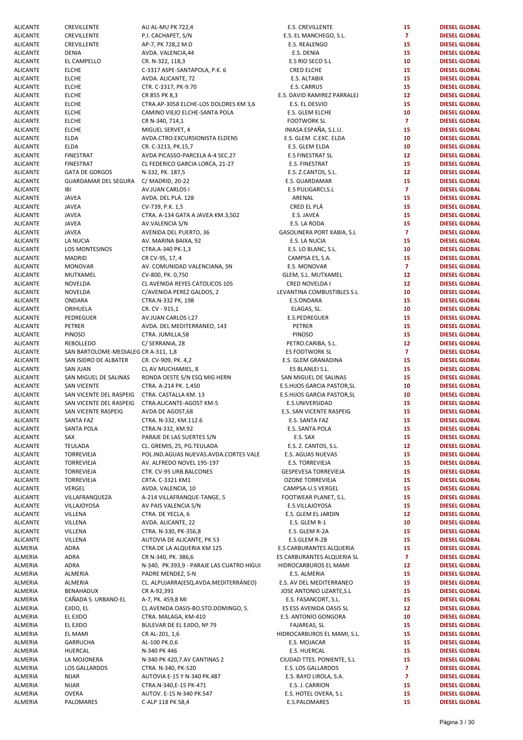| | | | | | |
|---|---|---|---|---|---|
| ALICANTE | CREVILLENTE | AU AL-MU PK 722,4 | E.S. CREVILLENTE | 15 | DIESEL GLOBAL |
| ALICANTE | CREVILLENTE | P.I. CACHAPET, S/N | E.S. EL MANCHEGO, S.L. | 7 | DIESEL GLOBAL |
| ALICANTE | CREVILLENTE | AP-7, PK 728,2 M.D | E.S. REALENGO | 15 | DIESEL GLOBAL |
| ALICANTE | DENIA | AVDA. VALENCIA,44 | E.S. DENIA | 15 | DIESEL GLOBAL |
| ALICANTE | EL CAMPELLO | CR. N-322, 118,3 | E.S RIO SECO S.L | 10 | DIESEL GLOBAL |
| ALICANTE | ELCHE | C-3317 ASPE-SANTAPOLA, P.K. 6 | CRED ELCHE | 15 | DIESEL GLOBAL |
| ALICANTE | ELCHE | AVDA. ALICANTE, 72 | E.S. ALTABIX | 15 | DIESEL GLOBAL |
| ALICANTE | ELCHE | CTR. C-3317, PK-9.70 | E.S. CARRUS | 15 | DIESEL GLOBAL |
| ALICANTE | ELCHE | CR 855 PK 8,3 | E.S. DAVID RAMIREZ PARRALEJ | 12 | DIESEL GLOBAL |
| ALICANTE | ELCHE | CTRA.AP-3058 ELCHE-LOS DOLORES KM 3,6 | E.S. EL DESVIO | 15 | DIESEL GLOBAL |
| ALICANTE | ELCHE | CAMINO VIEJO ELCHE-SANTA POLA | E.S. GLEM ELCHE | 10 | DIESEL GLOBAL |
| ALICANTE | ELCHE | CR N-340, 714,1 | FOOTWORK SL | 7 | DIESEL GLOBAL |
| ALICANTE | ELCHE | MIGUEL SERVET, 4 | INIASA ESPAÑA, S.L.U. | 15 | DIESEL GLOBAL |
| ALICANTE | ELDA | AVDA.CTRO.EXCURSIONISTA ELDENS | E.S. GLEM C.EXC. ELDA | 10 | DIESEL GLOBAL |
| ALICANTE | ELDA | CR. C-3213, PK.15,7 | E.S. GLEM ELDA | 10 | DIESEL GLOBAL |
| ALICANTE | FINESTRAT | AVDA PICASSO-PARCELA A-4 SEC.27 | E.S FINESTRAT SL | 12 | DIESEL GLOBAL |
| ALICANTE | FINESTRAT | CL FEDERICO GARCIA LORCA, 21-27 | E.S. FINESTRAT | 15 | DIESEL GLOBAL |
| ALICANTE | GATA DE GORGOS | N-332, PK. 187,5 | E.S. Z.CANTOS, S.L. | 12 | DIESEL GLOBAL |
| ALICANTE | GUARDAMAR DEL SEGURA | C/ MADRID, 20-22 | E.S. GUARDAMAR | 15 | DIESEL GLOBAL |
| ALICANTE | IBI | AV.JUAN CARLOS I | E.S PULIGARCI,S.L | 7 | DIESEL GLOBAL |
| ALICANTE | JAVEA | AVDA. DEL PLÁ. 128 | ARENAL | 15 | DIESEL GLOBAL |
| ALICANTE | JAVEA | CV-739, P.K. 1,5 | CRED EL PLÁ | 15 | DIESEL GLOBAL |
| ALICANTE | JAVEA | CTRA. A-134 GATA A JAVEA KM.3,502 | E.S. JAVEA | 15 | DIESEL GLOBAL |
| ALICANTE | JAVEA | AV.VALENCIA S/N | E.S. LA RODA | 15 | DIESEL GLOBAL |
| ALICANTE | JAVEA | AVENIDA DEL PUERTO, 36 | GASOLINERA PORT XABIA, S.L | 7 | DIESEL GLOBAL |
| ALICANTE | LA NUCIA | AV. MARINA BAIXA, 92 | E.S. LA NUCIA | 15 | DIESEL GLOBAL |
| ALICANTE | LOS MONTESINOS | CTRA.A-340 PK-1,3 | E.S. LO BLANC, S.L. | 10 | DIESEL GLOBAL |
| ALICANTE | MADRID | CR CV-95, 17, 4 | CAMPSA ES, S.A. | 15 | DIESEL GLOBAL |
| ALICANTE | MONOVAR | AV. COMUNIDAD VALENCIANA, SN | E.S. MONOVAR | 7 | DIESEL GLOBAL |
| ALICANTE | MUTXAMEL | CV-800, PK. 0,750 | GLEM, S.L. MUTXAMEL | 12 | DIESEL GLOBAL |
| ALICANTE | NOVELDA | CL AVENIDA REYES CATOLICOS 105 | CRED NOVELDA I | 12 | DIESEL GLOBAL |
| ALICANTE | NOVELDA | C/AVENIDA PEREZ GALDOS, 2 | LEVANTINA COMBUSTIBLES S.L | 10 | DIESEL GLOBAL |
| ALICANTE | ONDARA | CTRA.N-332 PK, 198 | E.S.ONDARA | 15 | DIESEL GLOBAL |
| ALICANTE | ORIHUELA | CR. CV - 915,1 | ELAGAS, SL. | 10 | DIESEL GLOBAL |
| ALICANTE | PEDREGUER | AV.JUAN CARLOS I,27 | E.S.PEDREGUER | 15 | DIESEL GLOBAL |
| ALICANTE | PETRER | AVDA. DEL MEDITERRANEO, 143 | PETRER | 15 | DIESEL GLOBAL |
| ALICANTE | PINOSO | CTRA. JUMILLA,58 | PINOSO | 15 | DIESEL GLOBAL |
| ALICANTE | REBOLLEDO | C/ SERRANIA, 28 | PETRO.CARIBA, S.L. | 12 | DIESEL GLOBAL |
| ALICANTE | SAN BARTOLOME-MEDIALEG | CR A-311, 1,8 | ES FOOTWORK SL | 7 | DIESEL GLOBAL |
| ALICANTE | SAN ISIDRO DE ALBATER | CR. CV-909, PK. 4,2 | E.S. GLEM GRANADINA | 15 | DIESEL GLOBAL |
| ALICANTE | SAN JUAN | CL AV MUCHAMIEL, 8 | ES BLANLEI S.L. | 15 | DIESEL GLOBAL |
| ALICANTE | SAN MIGUEL DE SALINAS | RONDA OESTE S/N ESQ MIG HERN | SAN MIGUEL DE SALINAS | 15 | DIESEL GLOBAL |
| ALICANTE | SAN VICENTE | CTRA. A-214 PK. 1,450 | E.S.HIJOS GARCIA PASTOR,SL | 10 | DIESEL GLOBAL |
| ALICANTE | SAN VICENTE DEL RASPEIG | CTRA. CASTALLA KM. 13 | E.S.HIJOS GARCIA PASTOR,SL | 10 | DIESEL GLOBAL |
| ALICANTE | SAN VICENTE DEL RASPEIG | CTRA.ALICANTE-AGOST KM-5 | E.S.UNIVERSIDAD | 15 | DIESEL GLOBAL |
| ALICANTE | SAN VICENTE RASPEIG | AVDA DE AGOST,68 | E.S. SAN VICENTE RASPEIG | 15 | DIESEL GLOBAL |
| ALICANTE | SANTA FAZ | CTRA. N-332, KM.112.6 | E.S. SANTA FAZ | 15 | DIESEL GLOBAL |
| ALICANTE | SANTA POLA | CTRA.N-332, KM.92 | E.S. SANTA POLA | 15 | DIESEL GLOBAL |
| ALICANTE | SAX | PARAJE DE LAS SUERTES S/N | E.S. SAX | 15 | DIESEL GLOBAL |
| ALICANTE | TEULADA | CL. GREMIS, 25, PG.TEULADA | E.S. Z. CANTOS, S.L. | 12 | DIESEL GLOBAL |
| ALICANTE | TORREVIEJA | POL.IND.AGUAS NUEVAS.AVDA.CORTES VALE | E.S. AGUAS NUEVAS | 15 | DIESEL GLOBAL |
| ALICANTE | TORREVIEJA | AV. ALFREDO NOVEL 195-197 | E.S. TORREVIEJA | 15 | DIESEL GLOBAL |
| ALICANTE | TORREVIEJA | CTR. CV-95 URB.BALCONES | GESPEVESA TORREVIEJA | 15 | DIESEL GLOBAL |
| ALICANTE | TORREVIEJA | CRTA. C-3321 KM1 | OZONE TORREVIEJA | 15 | DIESEL GLOBAL |
| ALICANTE | VERGEL | AVDA. VALENCIA, 10 | CAMPSA-U.S VERGEL | 15 | DIESEL GLOBAL |
| ALICANTE | VILLAFRANQUEZA | A-214 VILLAFRANQUE-TANGE, 5 | FOOTWEAR PLANET, S.L. | 15 | DIESEL GLOBAL |
| ALICANTE | VILLAJOYOSA | AV PAIS VALENCIA S/N | E.S.VILLAJOYOSA | 15 | DIESEL GLOBAL |
| ALICANTE | VILLENA | CTRA. DE YECLA, 6 | E.S. GLEM EL JARDIN | 12 | DIESEL GLOBAL |
| ALICANTE | VILLENA | AVDA. ALICANTE, 22 | E.S. GLEM R-1 | 10 | DIESEL GLOBAL |
| ALICANTE | VILLENA | CTRA. N-330, PK-356,8 | E.S. GLEM R-2A | 15 | DIESEL GLOBAL |
| ALICANTE | VILLENA | AUTOVIA DE ALICANTE, PK 53 | E.S.GLEM R-2B | 15 | DIESEL GLOBAL |
| ALMERIA | ADRA | CTRA.DE LA ALQUERIA KM 125 | E.S CARBURANTES ALQUERIA | 15 | DIESEL GLOBAL |
| ALMERIA | ADRA | CR N-340, PK. 386,6 | ES CARBURANTES ALQUERIA SL | 7 | DIESEL GLOBAL |
| ALMERIA | ADRA | N-340, PK.393,9 - PARAJE LAS CUATRO HIGUI | HIDROCARBUROS EL MAMI | 12 | DIESEL GLOBAL |
| ALMERIA | ALMERIA | PADRE MENDEZ, S-N | E.S. ALMERIA | 15 | DIESEL GLOBAL |
| ALMERIA | ALMERIA | CL. ALPUJARRA(ESQ.AVDA.MEDITERRÁNEO) | E.S. AV DEL MEDITERRANEO | 15 | DIESEL GLOBAL |
| ALMERIA | BENAHADUX | CR A-92,391 | JOSE ANTONIO LIZARTE,S.L | 15 | DIESEL GLOBAL |
| ALMERIA | CAÑADA S. URBANO-EL | A-7, PK. 459,8 MI | E.S. FASANCORT, S.L. | 15 | DIESEL GLOBAL |
| ALMERIA | EJIDO, EL | CL AVENIDA OASIS-BO.STO.DOMINGO, S. | ES ESS AVENIDA OASIS SL | 12 | DIESEL GLOBAL |
| ALMERIA | EL EJIDO | CTRA. MALAGA, KM-410 | E.S. ANTONIO GONGORA | 10 | DIESEL GLOBAL |
| ALMERIA | EL EJIDO | BULEVAR DE EL EJIDO, Nº 79 | FAJAREAS, SL | 15 | DIESEL GLOBAL |
| ALMERIA | EL MAMI | CR AL-201, 1,6 | HIDROCARBUROS EL MAMI, S.L. | 15 | DIESEL GLOBAL |
| ALMERIA | GARRUCHA | AL-100 PK.0,6 | E.S. MOJACAR | 15 | DIESEL GLOBAL |
| ALMERIA | HUERCAL | N-340 PK 446 | E.S. HUERCAL | 15 | DIESEL GLOBAL |
| ALMERIA | LA MOJONERA | N-340 PK 420,7.AV CANTINAS 2 | CIUDAD TTES. PONIENTE, S.L | 15 | DIESEL GLOBAL |
| ALMERIA | LOS GALLARDOS | CTRA. N-340, PK-520 | E.S. LOS GALLARDOS | 7 | DIESEL GLOBAL |
| ALMERIA | NIJAR | AUTOVIA E-15 Y N-340 PK.487 | E.S. BAYO LIROLA, S.A. | 7 | DIESEL GLOBAL |
| ALMERIA | NIJAR | CTRA.N-340,E-15 PK-471 | E.S. J. CARRION | 15 | DIESEL GLOBAL |
| ALMERIA | OVERA | AUTOV. E-15 N-340 PK.547 | E.S. HOTEL OVERA, S.L | 15 | DIESEL GLOBAL |
| ALMERIA | PALOMARES | C-ALP 118 PK 58,4 | E.S.PALOMARES | 15 | DIESEL GLOBAL |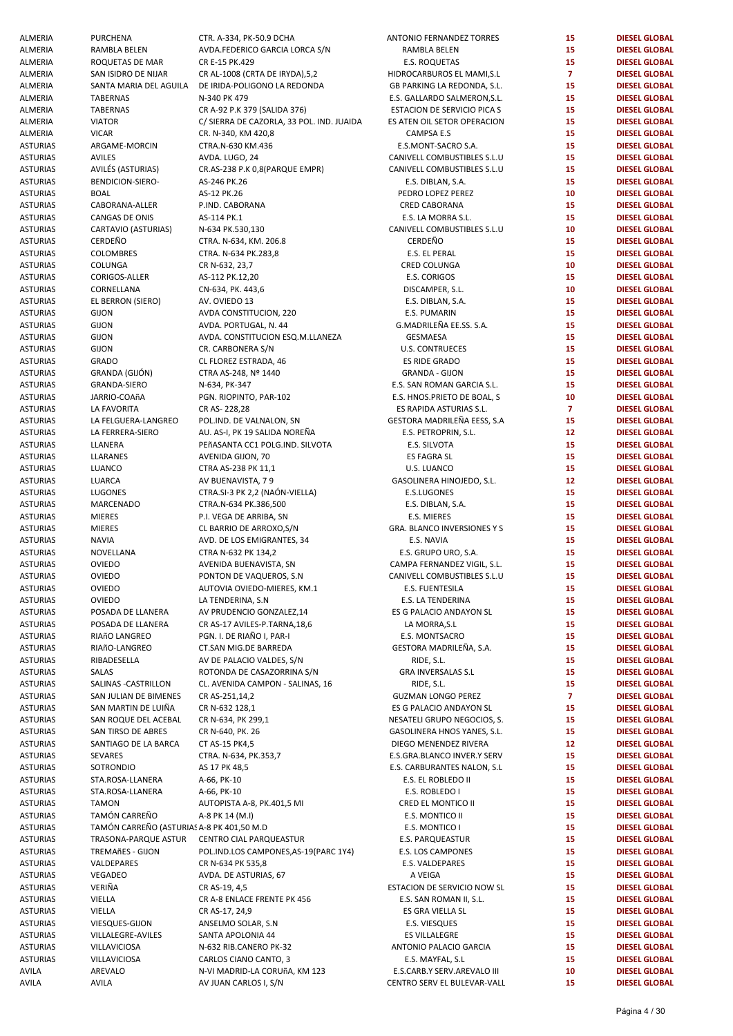| | | | | | |
|---|---|---|---|---|---|
| ALMERIA | PURCHENA | CTR. A-334, PK-50.9 DCHA | ANTONIO FERNANDEZ TORRES | 15 | **DIESEL GLOBAL** |
| ALMERIA | RAMBLA BELEN | AVDA.FEDERICO GARCIA LORCA S/N | RAMBLA BELEN | 15 | **DIESEL GLOBAL** |
| ALMERIA | ROQUETAS DE MAR | CR E-15 PK.429 | E.S. ROQUETAS | 15 | **DIESEL GLOBAL** |
| ALMERIA | SAN ISIDRO DE NIJAR | CR AL-1008 (CRTA DE IRYDA),5,2 | HIDROCARBUROS EL MAMI,S.L | 7 | **DIESEL GLOBAL** |
| ALMERIA | SANTA MARIA DEL AGUILA | DE IRIDA-POLIGONO LA REDONDA | GB PARKING LA REDONDA, S.L. | 15 | **DIESEL GLOBAL** |
| ALMERIA | TABERNAS | N-340 PK 479 | E.S. GALLARDO SALMERON,S.L. | 15 | **DIESEL GLOBAL** |
| ALMERIA | TABERNAS | CR A-92 P.K 379 (SALIDA 376) | ESTACION DE SERVICIO PICA S | 15 | **DIESEL GLOBAL** |
| ALMERIA | VIATOR | C/ SIERRA DE CAZORLA, 33 POL. IND. JUAIDA | ES ATEN OIL SECTOR OPERACION | 15 | **DIESEL GLOBAL** |
| ALMERIA | VICAR | CR. N-340, KM 420,8 | CAMPSA E.S | 15 | **DIESEL GLOBAL** |
| ASTURIAS | ARGAME-MORCIN | CTRA.N-630 KM.436 | E.S.MONT-SACRO S.A. | 15 | **DIESEL GLOBAL** |
| ASTURIAS | AVILES | AVDA. LUGO, 24 | CANIVELL COMBUSTIBLES S.L.U | 15 | **DIESEL GLOBAL** |
| ASTURIAS | AVILÉS (ASTURIAS) | CR.AS-238 P.K 0,8(PARQUE EMPR) | CANIVELL COMBUSTIBLES S.L.U | 15 | **DIESEL GLOBAL** |
| ASTURIAS | BENDICION-SIERO- | AS-246 PK.26 | E.S. DIBLAN, S.A. | 15 | **DIESEL GLOBAL** |
| ASTURIAS | BOAL | AS-12 PK.26 | PEDRO LOPEZ PEREZ | 10 | **DIESEL GLOBAL** |
| ASTURIAS | CABORANA-ALLER | P.IND. CABORANA | CRED CABORANA | 15 | **DIESEL GLOBAL** |
| ASTURIAS | CANGAS DE ONIS | AS-114 PK.1 | E.S. LA MORRA S.L. | 15 | **DIESEL GLOBAL** |
| ASTURIAS | CARTAVIO (ASTURIAS) | N-634 PK.530,130 | CANIVELL COMBUSTIBLES S.L.U | 10 | **DIESEL GLOBAL** |
| ASTURIAS | CERDEÑO | CTRA. N-634, KM. 206.8 | CERDEÑO | 15 | **DIESEL GLOBAL** |
| ASTURIAS | COLOMBRES | CTRA. N-634 PK.283,8 | E.S. EL PERAL | 15 | **DIESEL GLOBAL** |
| ASTURIAS | COLUNGA | CR N-632, 23,7 | CRED COLUNGA | 10 | **DIESEL GLOBAL** |
| ASTURIAS | CORIGOS-ALLER | AS-112 PK.12,20 | E.S. CORIGOS | 15 | **DIESEL GLOBAL** |
| ASTURIAS | CORNELLANA | CN-634, PK. 443,6 | DISCAMPER, S.L. | 10 | **DIESEL GLOBAL** |
| ASTURIAS | EL BERRON (SIERO) | AV. OVIEDO 13 | E.S. DIBLAN, S.A. | 15 | **DIESEL GLOBAL** |
| ASTURIAS | GIJON | AVDA CONSTITUCION, 220 | E.S. PUMARIN | 15 | **DIESEL GLOBAL** |
| ASTURIAS | GIJON | AVDA. PORTUGAL, N. 44 | G.MADRILEÑA EE.SS. S.A. | 15 | **DIESEL GLOBAL** |
| ASTURIAS | GIJON | AVDA. CONSTITUCION ESQ.M.LLANEZA | GESMAESA | 15 | **DIESEL GLOBAL** |
| ASTURIAS | GIJON | CR. CARBONERA S/N | U.S. CONTRUECES | 15 | **DIESEL GLOBAL** |
| ASTURIAS | GRADO | CL FLOREZ ESTRADA, 46 | ES RIDE GRADO | 15 | **DIESEL GLOBAL** |
| ASTURIAS | GRANDA (GIJÓN) | CTRA AS-248, Nº 1440 | GRANDA - GIJON | 15 | **DIESEL GLOBAL** |
| ASTURIAS | GRANDA-SIERO | N-634, PK-347 | E.S. SAN ROMAN GARCIA S.L. | 15 | **DIESEL GLOBAL** |
| ASTURIAS | JARRIO-COAñA | PGN. RIOPINTO, PAR-102 | E.S. HNOS.PRIETO DE BOAL, S | 10 | **DIESEL GLOBAL** |
| ASTURIAS | LA FAVORITA | CR AS- 228,28 | ES RAPIDA ASTURIAS S.L. | 7 | **DIESEL GLOBAL** |
| ASTURIAS | LA FELGUERA-LANGREO | POL.IND. DE VALNALON, SN | GESTORA MADRILEÑA EESS, S.A | 15 | **DIESEL GLOBAL** |
| ASTURIAS | LA FERRERA-SIERO | AU. AS-I, PK 19 SALIDA NOREÑA | E.S. PETROPRIN, S.L. | 12 | **DIESEL GLOBAL** |
| ASTURIAS | LLANERA | PEñASANTA CC1 POLG.IND. SILVOTA | E.S. SILVOTA | 15 | **DIESEL GLOBAL** |
| ASTURIAS | LLARANES | AVENIDA GIJON, 70 | ES FAGRA SL | 15 | **DIESEL GLOBAL** |
| ASTURIAS | LUANCO | CTRA AS-238 PK 11,1 | U.S. LUANCO | 15 | **DIESEL GLOBAL** |
| ASTURIAS | LUARCA | AV BUENAVISTA, 7 9 | GASOLINERA HINOJEDO, S.L. | 12 | **DIESEL GLOBAL** |
| ASTURIAS | LUGONES | CTRA.SI-3 PK 2,2 (NAÓN-VIELLA) | E.S.LUGONES | 15 | **DIESEL GLOBAL** |
| ASTURIAS | MARCENADO | CTRA.N-634 PK.386,500 | E.S. DIBLAN, S.A. | 15 | **DIESEL GLOBAL** |
| ASTURIAS | MIERES | P.I. VEGA DE ARRIBA, SN | E.S. MIERES | 15 | **DIESEL GLOBAL** |
| ASTURIAS | MIERES | CL BARRIO DE ARROXO,S/N | GRA. BLANCO INVERSIONES Y S | 15 | **DIESEL GLOBAL** |
| ASTURIAS | NAVIA | AVD. DE LOS EMIGRANTES, 34 | E.S. NAVIA | 15 | **DIESEL GLOBAL** |
| ASTURIAS | NOVELLANA | CTRA N-632 PK 134,2 | E.S. GRUPO URO, S.A. | 15 | **DIESEL GLOBAL** |
| ASTURIAS | OVIEDO | AVENIDA BUENAVISTA, SN | CAMPA FERNANDEZ VIGIL, S.L. | 15 | **DIESEL GLOBAL** |
| ASTURIAS | OVIEDO | PONTON DE VAQUEROS, S.N | CANIVELL COMBUSTIBLES S.L.U | 15 | **DIESEL GLOBAL** |
| ASTURIAS | OVIEDO | AUTOVIA OVIEDO-MIERES, KM.1 | E.S. FUENTESILA | 15 | **DIESEL GLOBAL** |
| ASTURIAS | OVIEDO | LA TENDERINA, S.N | E.S. LA TENDERINA | 15 | **DIESEL GLOBAL** |
| ASTURIAS | POSADA DE LLANERA | AV PRUDENCIO GONZALEZ,14 | ES G PALACIO ANDAYON SL | 15 | **DIESEL GLOBAL** |
| ASTURIAS | POSADA DE LLANERA | CR AS-17 AVILES-P.TARNA,18,6 | LA MORRA,S.L | 15 | **DIESEL GLOBAL** |
| ASTURIAS | RIAñO LANGREO | PGN. I. DE RIAÑO I, PAR-I | E.S. MONTSACRO | 15 | **DIESEL GLOBAL** |
| ASTURIAS | RIAñO-LANGREO | CT.SAN MIG.DE BARREDA | GESTORA MADRILEÑA, S.A. | 15 | **DIESEL GLOBAL** |
| ASTURIAS | RIBADESELLA | AV DE PALACIO VALDES, S/N | RIDE, S.L. | 15 | **DIESEL GLOBAL** |
| ASTURIAS | SALAS | ROTONDA DE CASAZORRINA S/N | GRA INVERSALAS S.L | 15 | **DIESEL GLOBAL** |
| ASTURIAS | SALINAS -CASTRILLON | CL. AVENIDA CAMPON - SALINAS, 16 | RIDE, S.L. | 15 | **DIESEL GLOBAL** |
| ASTURIAS | SAN JULIAN DE BIMENES | CR AS-251,14,2 | GUZMAN LONGO PEREZ | 7 | **DIESEL GLOBAL** |
| ASTURIAS | SAN MARTIN DE LUIÑA | CR N-632 128,1 | ES G PALACIO ANDAYON SL | 15 | **DIESEL GLOBAL** |
| ASTURIAS | SAN ROQUE DEL ACEBAL | CR N-634, PK 299,1 | NESATELI GRUPO NEGOCIOS, S. | 15 | **DIESEL GLOBAL** |
| ASTURIAS | SAN TIRSO DE ABRES | CR N-640, PK. 26 | GASOLINERA HNOS YANES, S.L. | 15 | **DIESEL GLOBAL** |
| ASTURIAS | SANTIAGO DE LA BARCA | CT AS-15 PK4,5 | DIEGO MENENDEZ RIVERA | 12 | **DIESEL GLOBAL** |
| ASTURIAS | SEVARES | CTRA. N-634, PK.353,7 | E.S.GRA.BLANCO INVER.Y SERV | 15 | **DIESEL GLOBAL** |
| ASTURIAS | SOTRONDIO | AS 17 PK 48,5 | E.S. CARBURANTES NALON, S.L | 15 | **DIESEL GLOBAL** |
| ASTURIAS | STA.ROSA-LLANERA | A-66, PK-10 | E.S. EL ROBLEDO II | 15 | **DIESEL GLOBAL** |
| ASTURIAS | STA.ROSA-LLANERA | A-66, PK-10 | E.S. ROBLEDO I | 15 | **DIESEL GLOBAL** |
| ASTURIAS | TAMON | AUTOPISTA A-8, PK.401,5 MI | CRED EL MONTICO II | 15 | **DIESEL GLOBAL** |
| ASTURIAS | TAMÓN CARREÑO | A-8 PK 14 (M.I) | E.S. MONTICO II | 15 | **DIESEL GLOBAL** |
| ASTURIAS | TAMÓN CARREÑO (ASTURIAS | A-8 PK 401,50 M.D | E.S. MONTICO I | 15 | **DIESEL GLOBAL** |
| ASTURIAS | TRASONA-PARQUE ASTUR | CENTRO CIAL PARQUEASTUR | E.S. PARQUEASTUR | 15 | **DIESEL GLOBAL** |
| ASTURIAS | TREMAñES - GIJON | POL.IND.LOS CAMPONES,AS-19(PARC 1Y4) | E.S. LOS CAMPONES | 15 | **DIESEL GLOBAL** |
| ASTURIAS | VALDEPARES | CR N-634 PK 535,8 | E.S. VALDEPARES | 15 | **DIESEL GLOBAL** |
| ASTURIAS | VEGADEO | AVDA. DE ASTURIAS, 67 | A VEIGA | 15 | **DIESEL GLOBAL** |
| ASTURIAS | VERIÑA | CR AS-19, 4,5 | ESTACION DE SERVICIO NOW SL | 15 | **DIESEL GLOBAL** |
| ASTURIAS | VIELLA | CR A-8 ENLACE FRENTE PK 456 | E.S. SAN ROMAN II, S.L. | 15 | **DIESEL GLOBAL** |
| ASTURIAS | VIELLA | CR AS-17, 24,9 | ES GRA VIELLA SL | 15 | **DIESEL GLOBAL** |
| ASTURIAS | VIESQUES-GIJON | ANSELMO SOLAR, S.N | E.S. VIESQUES | 15 | **DIESEL GLOBAL** |
| ASTURIAS | VILLALEGRE-AVILES | SANTA APOLONIA 44 | ES VILLALEGRE | 15 | **DIESEL GLOBAL** |
| ASTURIAS | VILLAVICIOSA | N-632 RIB.CANERO PK-32 | ANTONIO PALACIO GARCIA | 15 | **DIESEL GLOBAL** |
| ASTURIAS | VILLAVICIOSA | CARLOS CIANO CANTO, 3 | E.S. MAYFAL, S.L | 15 | **DIESEL GLOBAL** |
| AVILA | AREVALO | N-VI MADRID-LA CORUñA, KM 123 | E.S.CARB.Y SERV.AREVALO III | 10 | **DIESEL GLOBAL** |
| AVILA | AVILA | AV JUAN CARLOS I, S/N | CENTRO SERV EL BULEVAR-VALL | 15 | **DIESEL GLOBAL** |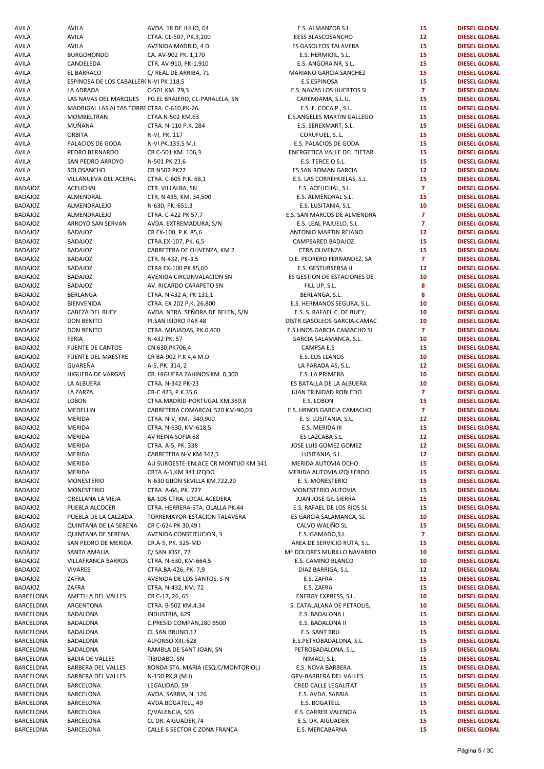| | | | | | |
|---|---|---|---|---|---|
| AVILA | AVILA | AVDA. 18 DE JULIO, 64 | E.S. ALMANZOR S.L. | 15 | DIESEL GLOBAL |
| AVILA | AVILA | CTRA. CL-507, PK.3,200 | EESS BLASCOSANCHO | 12 | DIESEL GLOBAL |
| AVILA | AVILA | AVENIDA MADRID, 4 D | ES GASOLEOS TALAVERA | 15 | DIESEL GLOBAL |
| AVILA | BURGOHONDO | CA. AV-902 PK. 1,170 | E.S. HERMIOIL, S.L. | 15 | DIESEL GLOBAL |
| AVILA | CANDELEDA | CTR. AV-910, PK-1.910 | E.S. ANGORA NR, S.L. | 15 | DIESEL GLOBAL |
| AVILA | EL BARRACO | C/ REAL DE ARRIBA, 71 | MARIANO GARCIA SANCHEZ | 15 | DIESEL GLOBAL |
| AVILA | ESPINOSA DE LOS CABALLER( | N-VI PK 118,5 | E.S.ESPINOSA | 15 | DIESEL GLOBAL |
| AVILA | LA ADRADA | C-501 KM. 79,3 | E.S. NAVAS LOS HUERTOS SL | 7 | DIESEL GLOBAL |
| AVILA | LAS NAVAS DEL MARQUES | PG.EL BRAJERO, CL-PARALELA, SN | CAREMJAMA, S.L.U. | 15 | DIESEL GLOBAL |
| AVILA | MADRIGAL LAS ALTAS TORRE | CTRA. C-610,PK-26 | E.S. F. COCA P., S.L. | 15 | DIESEL GLOBAL |
| AVILA | MOMBELTRAN | CTRA.N-502 KM.63 | E.S.ANGELES MARTIN GALLEGO | 15 | DIESEL GLOBAL |
| AVILA | MUÑANA | CTRA. N-110 P.K. 284 | E.S. SEREXMART, S.L. | 15 | DIESEL GLOBAL |
| AVILA | ORBITA | N-VI, PK. 117 | CORUFUEL, S..L. | 15 | DIESEL GLOBAL |
| AVILA | PALACIOS DE GODA | N-VI PK.135,5 M.I. | E.S. PALACIOS DE GODA | 15 | DIESEL GLOBAL |
| AVILA | PEDRO BERNARDO | CR C-501 KM. 106,3 | ENERGETICA VALLE DEL TIETAR | 15 | DIESEL GLOBAL |
| AVILA | SAN PEDRO ARROYO | N-501 PK 23,6 | E.S. TERCE O S.L. | 15 | DIESEL GLOBAL |
| AVILA | SOLOSANCHO | CR N502 PK22 | ES SAN ROMAN GARCIA | 12 | DIESEL GLOBAL |
| AVILA | VILLANUEVA DEL ACERAL | CTRA. C-605 P.K. 68,1 | E.S. LAS CORREHUELAS, S.L. | 15 | DIESEL GLOBAL |
| BADAJOZ | ACEUCHAL | CTR. VILLALBA, SN | E.S. ACEUCHAL, S.L. | 7 | DIESEL GLOBAL |
| BADAJOZ | ALMENDRAL | CTR. N 435, KM. 34,500 | E.S. ALMENDRAL S.L. | 15 | DIESEL GLOBAL |
| BADAJOZ | ALMENDRALEJO | N-630, PK. 651,3 | E.S. LUSITANIA, S.L. | 10 | DIESEL GLOBAL |
| BADAJOZ | ALMENDRALEJO | CTRA. C-422 PK 57,7 | E.S. SAN MARCOS DE ALMENDRA | 7 | DIESEL GLOBAL |
| BADAJOZ | ARROYO SAN SERVAN | AVDA. EXTREMADURA, S/N | E.S. LEAL PAJUELO, S.L. | 7 | DIESEL GLOBAL |
| BADAJOZ | BADAJOZ | CR EX-100, P.K. 85,6 | ANTONIO MARTIN REJANO | 12 | DIESEL GLOBAL |
| BADAJOZ | BADAJOZ | CTRA.EX-107, PK. 6,5 | CAMPSARED BADAJOZ | 15 | DIESEL GLOBAL |
| BADAJOZ | BADAJOZ | CARRETERA DE OLIVENZA, KM 2 | CTRA OLIVENZA | 15 | DIESEL GLOBAL |
| BADAJOZ | BADAJOZ | CTR. N-432, PK-3.5 | D.E. PEDRERO FERNANDEZ, SA | 7 | DIESEL GLOBAL |
| BADAJOZ | BADAJOZ | CTRA EX-100 PK 85,60 | E.S. GESTURSERSA II | 12 | DIESEL GLOBAL |
| BADAJOZ | BADAJOZ | AVENIDA CIRCUNVALACION SN | ES GESTION DE ESTACIONES DE | 10 | DIESEL GLOBAL |
| BADAJOZ | BADAJOZ | AV. RICARDO CARAPETO SN | FILL UP, S.L. | 8 | DIESEL GLOBAL |
| BADAJOZ | BERLANGA | CTRA. N 432 A, PK 131,1 | BERLANGA, S.L. | 8 | DIESEL GLOBAL |
| BADAJOZ | BIENVENIDA | CTRA. EX 202 P.K. 26,800 | E.S. HERMANOS SEGURA, S.L. | 10 | DIESEL GLOBAL |
| BADAJOZ | CABEZA DEL BUEY | AVDA. NTRA. SEÑORA DE BELEN, S/N | E.S. S. RAFAEL C. DE BUEY, | 10 | DIESEL GLOBAL |
| BADAJOZ | DON BENITO | PI.SAN ISIDRO PAR 48 | DISTR.GASOLEOS GARCIA-CAMAC | 10 | DIESEL GLOBAL |
| BADAJOZ | DON BENITO | CTRA. MIAJADAS, PK.0,400 | E.S.HNOS.GARCIA CAMACHO SL | 7 | DIESEL GLOBAL |
| BADAJOZ | FERIA | N-432 PK. 57 | GARCIA SALAMANCA, S.L. | 10 | DIESEL GLOBAL |
| BADAJOZ | FUENTE DE CANTOS | CN.630,PK706,4 | CAMPSA E.S | 15 | DIESEL GLOBAL |
| BADAJOZ | FUENTE DEL MAESTRE | CR BA-902 P.K 4,4 M.D | E.S. LOS LLANOS | 10 | DIESEL GLOBAL |
| BADAJOZ | GUAREÑA | A-5, PK. 314, 2 | LA PARADA A5, S.L. | 12 | DIESEL GLOBAL |
| BADAJOZ | HIGUERA DE VARGAS | CR. HIGUERA ZAHINOS KM. 0,300 | E.S. LA PRIMERA | 10 | DIESEL GLOBAL |
| BADAJOZ | LA ALBUERA | CTRA. N-342 PK-23 | ES BATALLA DE LA ALBUERA | 10 | DIESEL GLOBAL |
| BADAJOZ | LA ZARZA | CR-C 423, P.K.35,6 | JUAN TRINIDAD ROBLEDO | 7 | DIESEL GLOBAL |
| BADAJOZ | LOBON | CTRA.MADRID-PORTUGAL KM.369,8 | E.S. LOBON | 15 | DIESEL GLOBAL |
| BADAJOZ | MEDELLIN | CARRETERA COMARCAL 520 KM-90,03 | E.S. HRNOS GARCIA CAMACHO | 7 | DIESEL GLOBAL |
| BADAJOZ | MERIDA | CTRA. N-V, KM.- 340,900 | E. S. LUSITANIA, S.L. | 12 | DIESEL GLOBAL |
| BADAJOZ | MERIDA | CTRA. N-630, KM-618,5 | E.S. MERIDA III | 15 | DIESEL GLOBAL |
| BADAJOZ | MERIDA | AV REINA SOFIA 68 | ES LAZCABA S.L. | 12 | DIESEL GLOBAL |
| BADAJOZ | MERIDA | CTRA. A-5, PK. 338 | JOSE LUIS GOMEZ GOMEZ | 12 | DIESEL GLOBAL |
| BADAJOZ | MERIDA | CARRETERA N-V KM 342,5 | LUSITANIA, S.L. | 12 | DIESEL GLOBAL |
| BADAJOZ | MERIDA | AU SUROESTE-ENLACE CR MONTIJO KM 341 | MERIDA AUTOVIA DCHO. | 15 | DIESEL GLOBAL |
| BADAJOZ | MERIDA | CRTA A-5,KM 341 IZQDO | MERIDA AUTOVIA IZQUIERDO | 15 | DIESEL GLOBAL |
| BADAJOZ | MONESTERIO | N-630 GIJON SEVILLA KM.722,20 | E. S. MONESTERIO | 15 | DIESEL GLOBAL |
| BADAJOZ | MONESTERIO | CTRA. A-66, PK. 727 | MONESTERIO AUTOVIA | 15 | DIESEL GLOBAL |
| BADAJOZ | ORELLANA LA VIEJA | BA-105 CTRA. LOCAL ACEDERA | JUAN JOSE GIL SIERRA | 15 | DIESEL GLOBAL |
| BADAJOZ | PUEBLA ALCOCER | CTRA. HERRERA-STA. OLALLA PK.44 | E.S. RAFAEL DE LOS RIOS SL | 15 | DIESEL GLOBAL |
| BADAJOZ | PUEBLA DE LA CALZADA | TORREMAYOR-ESTACION TALAVERA | ES GARCIA SALAMANCA, SL | 10 | DIESEL GLOBAL |
| BADAJOZ | QUINTANA DE LA SERENA | CR C-624 PK 30,49 I | CALVO WALIÑO SL | 15 | DIESEL GLOBAL |
| BADAJOZ | QUINTANA DE SERENA | AVENIDA CONSTITUCION, 3 | E.S. GAMADO,S.L. | 7 | DIESEL GLOBAL |
| BADAJOZ | SAN PEDRO DE MERIDA | CR.A-5, PK. 325-MD | AREA DE SERVICIO RUTA, S.L. | 15 | DIESEL GLOBAL |
| BADAJOZ | SANTA AMALIA | C/ SAN JOSE, 77 | Mª DOLORES MURILLO NAVARRO | 10 | DIESEL GLOBAL |
| BADAJOZ | VILLAFRANCA BARROS | CTRA. N-630, KM-664,5 | E.S. CAMINO BLANCO | 10 | DIESEL GLOBAL |
| BADAJOZ | VIVARES | CTRA.BA-426, PK. 7,9 | DIAZ BARRIGA, S.L. | 12 | DIESEL GLOBAL |
| BADAJOZ | ZAFRA | AVENIDA DE LOS SANTOS, S-N | E.S. ZAFRA | 15 | DIESEL GLOBAL |
| BADAJOZ | ZAFRA | CTRA. N-432, KM. 72 | E.S. ZAFRA | 15 | DIESEL GLOBAL |
| BARCELONA | AMETLLA DEL VALLES | CR C-17, 26, 65 | ENERGY EXPRESS, S.L. | 10 | DIESEL GLOBAL |
| BARCELONA | ARGENTONA | CTRA. B-502 KM.4,34 | S. CATALALANA DE PETROLIS, | 10 | DIESEL GLOBAL |
| BARCELONA | BADALONA | INDUSTRIA, 629 | E.S. BADALONA I | 15 | DIESEL GLOBAL |
| BARCELONA | BADALONA | C.PRESID COMPAN,280 B500 | E.S. BADALONA II | 15 | DIESEL GLOBAL |
| BARCELONA | BADALONA | CL SAN BRUNO,17 | E.S. SANT BRU | 15 | DIESEL GLOBAL |
| BARCELONA | BADALONA | ALFONSO XIII, 628 | E.S.PETROBADALONA, S.L. | 15 | DIESEL GLOBAL |
| BARCELONA | BADALONA | RAMBLA DE SANT JOAN, SN | PETROBADALONA, S.L. | 15 | DIESEL GLOBAL |
| BARCELONA | BADIA DE VALLES | TIBIDABO, SN | NIMACI, S.L. | 15 | DIESEL GLOBAL |
| BARCELONA | BARBERA DEL VALLES | RONDA STA. MARIA (ESQ.C/MONTORIOL) | E.S. NOVA BARBERA | 15 | DIESEL GLOBAL |
| BARCELONA | BARBERA DEL VALLES | N-150 PK,8 (M.I) | GPV-BARBERA DEL VALLES | 15 | DIESEL GLOBAL |
| BARCELONA | BARCELONA | LEGALIDAD, 59 | CRED CALLE LEGALITAT | 15 | DIESEL GLOBAL |
| BARCELONA | BARCELONA | AVDA. SARRIA, N. 126 | E.S. AVDA. SARRIA | 15 | DIESEL GLOBAL |
| BARCELONA | BARCELONA | AVDA.BOGATELL, 49 | E.S. BOGATELL | 15 | DIESEL GLOBAL |
| BARCELONA | BARCELONA | C/VALENCIA, 503 | E.S. CARRER VALENCIA | 15 | DIESEL GLOBAL |
| BARCELONA | BARCELONA | CL DR. AIGUADER,74 | E.S. DR. AIGUADER | 15 | DIESEL GLOBAL |
| BARCELONA | BARCELONA | CALLE 6 SECTOR C ZONA FRANCA | E.S. MERCABARNA | 15 | DIESEL GLOBAL |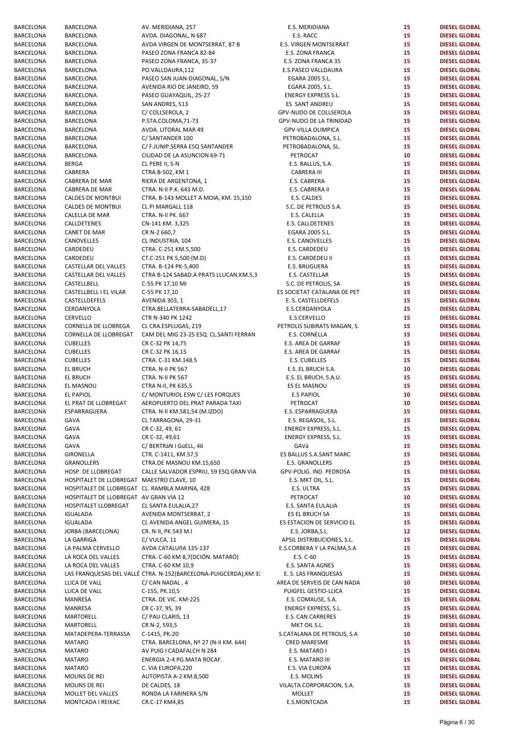| | | | | | |
|---|---|---|---|---|---|
| BARCELONA | BARCELONA | AV. MERIDIANA, 257 | E.S. MERIDIANA | 15 | DIESEL GLOBAL |
| BARCELONA | BARCELONA | AVDA. DIAGONAL, N 687 | E.S. RACC | 15 | DIESEL GLOBAL |
| BARCELONA | BARCELONA | AVDA VIRGEN DE MONTSERRAT, 87 B | E.S. VIRGEN MONTSERRAT | 15 | DIESEL GLOBAL |
| BARCELONA | BARCELONA | PASEO ZONA FRANCA 82-84 | E.S. ZONA FRANCA | 15 | DIESEL GLOBAL |
| BARCELONA | BARCELONA | PASEO ZONA FRANCA, 35-37 | E.S. ZONA FRANCA 35 | 15 | DIESEL GLOBAL |
| BARCELONA | BARCELONA | PO.VALLDAURA,112 | E.S.PASEO VALLDAURA | 15 | DIESEL GLOBAL |
| BARCELONA | BARCELONA | PASEO SAN JUAN-DIAGONAL, S/N | EGARA 2005 S.L. | 15 | DIESEL GLOBAL |
| BARCELONA | BARCELONA | AVENIDA RIO DE JANEIRO, 59 | EGARA 2005, S.L. | 15 | DIESEL GLOBAL |
| BARCELONA | BARCELONA | PASEO GUAYAQUIL, 25-27 | ENERGY EXPRESS S.L. | 15 | DIESEL GLOBAL |
| BARCELONA | BARCELONA | SAN ANDRES, 513 | ES SANT ANDREU | 15 | DIESEL GLOBAL |
| BARCELONA | BARCELONA | C/ COLLSEROLA, 2 | GPV-NUDO DE COLLSEROLA | 15 | DIESEL GLOBAL |
| BARCELONA | BARCELONA | P.STA.COLOMA,71-73 | GPV-NUDO DE LA TRINIDAD | 15 | DIESEL GLOBAL |
| BARCELONA | BARCELONA | AVDA. LITORAL MAR 49 | GPV-VILLA OLIMPICA | 15 | DIESEL GLOBAL |
| BARCELONA | BARCELONA | C/ SANTANDER 100 | PETROBADALONA, S.L. | 15 | DIESEL GLOBAL |
| BARCELONA | BARCELONA | C/ F.JUNIP.SERRA ESQ SANTANDER | PETROBADALONA, SL. | 15 | DIESEL GLOBAL |
| BARCELONA | BARCELONA | CIUDAD DE LA ASUNCION 69-71 | PETROCAT | 10 | DIESEL GLOBAL |
| BARCELONA | BERGA | CL PERE II, S-N | E.S. BALLUS, S.A. | 15 | DIESEL GLOBAL |
| BARCELONA | CABRERA | CTRA.B-502, KM 1 | CABRERA III | 15 | DIESEL GLOBAL |
| BARCELONA | CABRERA DE MAR | RIERA DE ARGENTONA, 1 | E.S. CABRERA | 15 | DIESEL GLOBAL |
| BARCELONA | CABRERA DE MAR | CTRA. N-II P.K. 643 M.D. | E.S. CABRERA II | 15 | DIESEL GLOBAL |
| BARCELONA | CALDES DE MONTBUI | CTRA. B-143 MOLLET A MOIA, KM. 15,150 | E.S. CALDES | 15 | DIESEL GLOBAL |
| BARCELONA | CALDES DE MONTBUI | CL PI MARGALL 118 | S.C. DE PETROLIS S.A. | 15 | DIESEL GLOBAL |
| BARCELONA | CALELLA DE MAR | CTRA. N-II PK. 667 | E.S. CALELLA | 15 | DIESEL GLOBAL |
| BARCELONA | CALLDETENES | CN-141 KM. 3,325 | E.S. CALLDETENES | 15 | DIESEL GLOBAL |
| BARCELONA | CANET DE MAR | CR N-2 660,7 | EGARA 2005 S.L. | 15 | DIESEL GLOBAL |
| BARCELONA | CANOVELLES | CL INDUSTRIA, 104 | E.S. CANOVELLES | 15 | DIESEL GLOBAL |
| BARCELONA | CARDEDEU | CTRA. C-251 KM.5,500 | E.S. CARDEDEU | 15 | DIESEL GLOBAL |
| BARCELONA | CARDEDEU | CT.C-251 PK 5,500 (M.D) | E.S. CARDEDEU II | 15 | DIESEL GLOBAL |
| BARCELONA | CASTELLAR DEL VALLES | CTRA. B-124 PK-5,400 | E.S. BRUGUERA | 15 | DIESEL GLOBAL |
| BARCELONA | CASTELLAR DEL VALLES | CTRA B-124 SABAD.A PRATS LLUCAN.KM.5,3 | E.S. CASTELLAR | 15 | DIESEL GLOBAL |
| BARCELONA | CASTELLBELL | C-55 PK 17,10 MI | S.C. DE PETROLIS, SA | 15 | DIESEL GLOBAL |
| BARCELONA | CASTELLBELL I EL VILAR | C-55 PK 17,10 | ES SOCIETAT CATALANA DE PET | 15 | DIESEL GLOBAL |
| BARCELONA | CASTELLDEFELS | AVENIDA 303, 1 | E. S. CASTELLDEFELS | 15 | DIESEL GLOBAL |
| BARCELONA | CERDANYOLA | CTRA.BELLATERRA-SABADELL,17 | E.S.CERDANYOLA | 15 | DIESEL GLOBAL |
| BARCELONA | CERVELLO | CTR N-340 PK 1242 | E.S.CERVELLO | 15 | DIESEL GLOBAL |
| BARCELONA | CORNELLA DE LLOBREGA | CL CRA.ESPLUGAS, 219 | PETROLIS SUBIRATS MAGAN, S. | 15 | DIESEL GLOBAL |
| BARCELONA | CORNELLA DE LLOBREGAT | CAM DEL MIG 23-25 ESQ. CL.SANTI FERRAN | E.S. CORNELLA | 15 | DIESEL GLOBAL |
| BARCELONA | CUBELLES | CR C-32 PK 14,75 | E.S. AREA DE GARRAF | 15 | DIESEL GLOBAL |
| BARCELONA | CUBELLES | CR C-32 PK 16,15 | E.S. AREA DE GARRAF | 15 | DIESEL GLOBAL |
| BARCELONA | CUBELLES | CTRA. C-31 KM.148.5 | E.S. CUBELLES | 15 | DIESEL GLOBAL |
| BARCELONA | EL BRUCH | CTRA. N-II PK 567 | E.S. EL BRUCH S.A. | 10 | DIESEL GLOBAL |
| BARCELONA | EL BRUCH | CTRA. N-II PK 567 | E.S. EL BRUCH, S.A.U. | 15 | DIESEL GLOBAL |
| BARCELONA | EL MASNOU | CTRA N-II, PK 635,5 | ES EL MASNOU | 15 | DIESEL GLOBAL |
| BARCELONA | EL PAPIOL | C/ MONTURIOL ESW C/ LES FORQUES | E.S PAPIOL | 10 | DIESEL GLOBAL |
| BARCELONA | EL PRAT DE LLOBREGAT | AEROPUERTO DEL PRAT PARADA TAXI | PETROCAT | 10 | DIESEL GLOBAL |
| BARCELONA | ESPARRAGUERA | CTRA. N-II KM.581,54 (M.IZDO) | E.S. ESPARRAGUERA | 15 | DIESEL GLOBAL |
| BARCELONA | GAVA | CL TARRAGONA, 29-31 | E.S. REGASOIL, S.L. | 15 | DIESEL GLOBAL |
| BARCELONA | GAVA | CR C-32, 49, 61 | ENERGY EXPRESS, S.L. | 15 | DIESEL GLOBAL |
| BARCELONA | GAVA | CR C-32, 49,61 | ENERGY EXPRESS, S.L. | 15 | DIESEL GLOBAL |
| BARCELONA | GAVA | C/ BERTRáN I GüELL, 46 | GAVá | 15 | DIESEL GLOBAL |
| BARCELONA | GIRONELLA | CTR. C-1411, KM.57,5 | ES BALLUS S.A.SANT MARC | 15 | DIESEL GLOBAL |
| BARCELONA | GRANOLLERS | CTRA.DE MASNOU KM.15,650 | E.S. GRANOLLERS | 15 | DIESEL GLOBAL |
| BARCELONA | HOSP. DE LLOBREGAT | CALLE SALVADOR ESPRIU, 59 ESQ GRAN VIA | GPV-POLIG. IND. PEDROSA | 15 | DIESEL GLOBAL |
| BARCELONA | HOSPITALET DE LLOBREGAT | MAESTRO CLAVE, 10 | E.S. MKT OIL, S.L. | 15 | DIESEL GLOBAL |
| BARCELONA | HOSPITALET DE LLOBREGAT | CL. RAMBLA MARINA, 428 | E.S. ULTRA | 15 | DIESEL GLOBAL |
| BARCELONA | HOSPITALET DE LLOBREGAT | AV GRAN VIA 12 | PETROCAT | 10 | DIESEL GLOBAL |
| BARCELONA | HOSPITALET LLOBREGAT | CL SANTA EULALIA,27 | E.S. SANTA EULALIA | 15 | DIESEL GLOBAL |
| BARCELONA | IGUALADA | AVENIDA MONTSERRAT, 2 | ES EL BRUCH SA | 15 | DIESEL GLOBAL |
| BARCELONA | IGUALADA | CL AVENIDA ANGEL GUIMERA, 15 | ES ESTACION DE SERVICIO EL | 15 | DIESEL GLOBAL |
| BARCELONA | JORBA (BARCELONA) | CR. N-II, PK.543 M.I | E.S. JORBA,S.L. | 12 | DIESEL GLOBAL |
| BARCELONA | LA GARRIGA | C/ VULCA, 11 | APSIL DISTRIBUCIONES, S.L. | 15 | DIESEL GLOBAL |
| BARCELONA | LA PALMA CERVELLO | AVDA CATALUñA 135-137 | E.S.CORBERA Y LA PALMA,S.A | 15 | DIESEL GLOBAL |
| BARCELONA | LA ROCA DEL VALLES | CTRA. C-60 KM 8,7(DCIÓN. MATARÓ) | E.S. C-60 | 15 | DIESEL GLOBAL |
| BARCELONA | LA ROCA DEL VALLES | CTRA. C-60 KM 10,9 | E.S. SANTA AGNES | 15 | DIESEL GLOBAL |
| BARCELONA | LAS FRANQUESAS DEL VALLÉ | CTRA. N-152(BARCELONA-PUIGCERDA),KM 3: | E. S. LAS FRANQUESAS | 15 | DIESEL GLOBAL |
| BARCELONA | LLICA DE VALL | C/ CAN NADAL , 4 | AREA DE SERVEIS DE CAN NADA | 10 | DIESEL GLOBAL |
| BARCELONA | LLICA DE VALL | C-155, PK.10,5 | PUIGFEL GESTIO-LLICA | 15 | DIESEL GLOBAL |
| BARCELONA | MANRESA | CTRA. DE VIC. KM-225 | E.S. COMAUSE, S.A. | 15 | DIESEL GLOBAL |
| BARCELONA | MANRESA | CR C-37, 95, 39 | ENERGY EXPRESS, S.L. | 15 | DIESEL GLOBAL |
| BARCELONA | MARTORELL | C/ PAU CLARIS, 13 | E.S. CAN CARRERES | 15 | DIESEL GLOBAL |
| BARCELONA | MARTORELL | CR N-2, 593,5 | MKT OIL S.L. | 15 | DIESEL GLOBAL |
| BARCELONA | MATADEPERA-TERRASSA | C-1415, PK-20 | S.CATALANA DE PETROLIS, S.A | 10 | DIESEL GLOBAL |
| BARCELONA | MATARO | CTRA. BARCELONA, Nº 27 (N-II KM. 644) | CRED MARESME | 15 | DIESEL GLOBAL |
| BARCELONA | MATARO | AV PUIG I CADAFALCH N 284 | E.S. MATARO I | 15 | DIESEL GLOBAL |
| BARCELONA | MATARO | ENERGIA 2-4 PG.MATA ROCAF. | E.S. MATARO III | 15 | DIESEL GLOBAL |
| BARCELONA | MATARO | C. VIA EUROPA,220 | E.S. VIA EUROPA | 15 | DIESEL GLOBAL |
| BARCELONA | MOLINS DE REI | AUTOPISTA A-2 KM.8,500 | E.S. MOLINS | 15 | DIESEL GLOBAL |
| BARCELONA | MOLINS DE REI | DE CALDES, 18 | VILALTA CORPORACION, S.A. | 15 | DIESEL GLOBAL |
| BARCELONA | MOLLET DEL VALLES | RONDA LA FARINERA S/N | MOLLET | 15 | DIESEL GLOBAL |
| BARCELONA | MONTCADA I REIXAC | CR.C-17 KM4,85 | E.S.MONTCADA | 15 | DIESEL GLOBAL |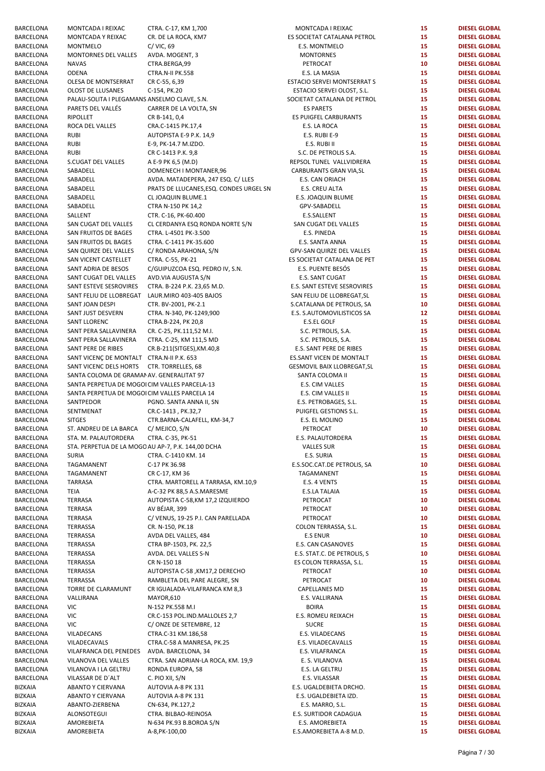| | | | | | |
|---|---|---|---|---|---|
| BARCELONA | MONTCADA I REIXAC | CTRA. C-17, KM 1,700 | MONTCADA I REIXAC | 15 | DIESEL GLOBAL |
| BARCELONA | MONTCADA Y REIXAC | CR. DE LA ROCA, KM7 | ES SOCIETAT CATALANA PETROL | 15 | DIESEL GLOBAL |
| BARCELONA | MONTMELO | C/ VIC, 69 | E.S. MONTMELO | 15 | DIESEL GLOBAL |
| BARCELONA | MONTORNES DEL VALLES | AVDA. MOGENT, 3 | MONTORNES | 15 | DIESEL GLOBAL |
| BARCELONA | NAVAS | CTRA.BERGA,99 | PETROCAT | 10 | DIESEL GLOBAL |
| BARCELONA | ODENA | CTRA.N-II PK.558 | E.S. LA MASIA | 15 | DIESEL GLOBAL |
| BARCELONA | OLESA DE MONTSERRAT | CR C-55, 6,39 | ESTACIO SERVEI MONTSERRAT S | 15 | DIESEL GLOBAL |
| BARCELONA | OLOST DE LLUSANES | C-154, PK.20 | ESTACIO SERVEI OLOST, S.L. | 15 | DIESEL GLOBAL |
| BARCELONA | PALAU-SOLITA I PLEGAMANS | ANSELMO CLAVE, S.N. | SOCIETAT CATALANA DE PETROL | 15 | DIESEL GLOBAL |
| BARCELONA | PARETS DEL VALLÉS | CARRER DE LA VOLTA, SN | ES PARETS | 15 | DIESEL GLOBAL |
| BARCELONA | RIPOLLET | CR B-141, 0,4 | ES PUIGFEL CARBURANTS | 15 | DIESEL GLOBAL |
| BARCELONA | ROCA DEL VALLES | CRA.C-1415 PK.17,4 | E.S. LA ROCA | 15 | DIESEL GLOBAL |
| BARCELONA | RUBI | AUTOPISTA E-9 P.K. 14,9 | E.S. RUBI E-9 | 15 | DIESEL GLOBAL |
| BARCELONA | RUBI | E-9, PK-14.7 M.IZDO. | E.S. RUBI II | 15 | DIESEL GLOBAL |
| BARCELONA | RUBI | CR C-1413 P.K. 9,8 | S.C. DE PETROLIS S.A. | 15 | DIESEL GLOBAL |
| BARCELONA | S.CUGAT DEL VALLES | A E-9 PK 6,5 (M.D) | REPSOL TUNEL VALLVIDRERA | 15 | DIESEL GLOBAL |
| BARCELONA | SABADELL | DOMENECH I MONTANER,96 | CARBURANTS GRAN VIA,SL | 15 | DIESEL GLOBAL |
| BARCELONA | SABADELL | AVDA. MATADEPERA, 247 ESQ. C/ LLES | E.S. CAN ORIACH | 15 | DIESEL GLOBAL |
| BARCELONA | SABADELL | PRATS DE LLUCANES,ESQ. CONDES URGEL SN | E.S. CREU ALTA | 15 | DIESEL GLOBAL |
| BARCELONA | SABADELL | CL JOAQUIN BLUME.1 | E.S. JOAQUIN BLUME | 15 | DIESEL GLOBAL |
| BARCELONA | SABADELL | CTRA N-150 PK 14,2 | GPV-SABADELL | 15 | DIESEL GLOBAL |
| BARCELONA | SALLENT | CTR. C-16, PK-60.400 | E.S.SALLENT | 15 | DIESEL GLOBAL |
| BARCELONA | SAN CUGAT DEL VALLES | CL CERDANYA ESQ RONDA NORTE S/N | SAN CUGAT DEL VALLES | 15 | DIESEL GLOBAL |
| BARCELONA | SAN FRUITOS DE BAGES | CTRA. L-4501 PK-3.500 | E.S. PINEDA | 15 | DIESEL GLOBAL |
| BARCELONA | SAN FRUITOS DL BAGES | CTRA. C-1411 PK-35.600 | E.S. SANTA ANNA | 15 | DIESEL GLOBAL |
| BARCELONA | SAN QUIRZE DEL VALLES | C/ RONDA ARAHONA, S/N | GPV-SAN QUIRZE DEL VALLES | 15 | DIESEL GLOBAL |
| BARCELONA | SAN VICENT CASTELLET | CTRA. C-55, PK-21 | ES SOCIETAT CATALANA DE PET | 15 | DIESEL GLOBAL |
| BARCELONA | SANT ADRIA DE BESOS | C/GUIPUZCOA ESQ. PEDRO IV, S.N. | E.S. PUENTE BESÓS | 15 | DIESEL GLOBAL |
| BARCELONA | SANT CUGAT DEL VALLES | AVD.VIA AUGUSTA S/N | E.S. SANT CUGAT | 15 | DIESEL GLOBAL |
| BARCELONA | SANT ESTEVE SESROVIRES | CTRA. B-224 P.K. 23,65 M.D. | E.S. SANT ESTEVE SESROVIRES | 15 | DIESEL GLOBAL |
| BARCELONA | SANT FELIU DE LLOBREGAT | LAUR.MIRO 403-405 BAJOS | SAN FELIU DE LLOBREGAT,SL | 15 | DIESEL GLOBAL |
| BARCELONA | SANT JOAN DESPI | CTR. BV-2001, PK-2.1 | S.CATALANA DE PETROLIS, SA | 10 | DIESEL GLOBAL |
| BARCELONA | SANT JUST DESVERN | CTRA. N-340, PK-1249,900 | E.S. S.AUTOMOVILISTICOS SA | 12 | DIESEL GLOBAL |
| BARCELONA | SANT LLORENC | CTRA.B-224, PK 20,8 | E.S.EL GOLF | 15 | DIESEL GLOBAL |
| BARCELONA | SANT PERA SALLAVINERA | CR. C-25, PK.111,52 M.I. | S.C. PETROLIS, S.A. | 15 | DIESEL GLOBAL |
| BARCELONA | SANT PERA SALLAVINERA | CTRA. C-25, KM 111,5 MD | S.C. PETROLIS, S.A. | 15 | DIESEL GLOBAL |
| BARCELONA | SANT PERE DE RIBES | CR.B-211(SITGES),KM.40,8 | E.S. SANT PERE DE RIBES | 15 | DIESEL GLOBAL |
| BARCELONA | SANT VICENÇ DE MONTALT | CTRA.N-II P.K. 653 | ES.SANT VICEN DE MONTALT | 15 | DIESEL GLOBAL |
| BARCELONA | SANT VICENC DELS HORTS | CTR. TORRELLES, 68 | GESMOVIL BAIX LLOBREGAT,SL | 15 | DIESEL GLOBAL |
| BARCELONA | SANTA COLOMA DE GRAMAN | AV. GENERALITAT 97 | SANTA COLOMA II | 15 | DIESEL GLOBAL |
| BARCELONA | SANTA PERPETUA DE MOGOI | CIM VALLES PARCELA-13 | E.S. CIM VALLES | 15 | DIESEL GLOBAL |
| BARCELONA | SANTA PERPETUA DE MOGOI | CIM VALLES PARCELA 14 | E.S. CIM VALLES II | 15 | DIESEL GLOBAL |
| BARCELONA | SANTPEDOR | PGNO. SANTA ANNA II, SN | E.S. PETROBAGES, S.L. | 15 | DIESEL GLOBAL |
| BARCELONA | SENTMENAT | CR.C-1413 , PK.32,7 | PUIGFEL GESTIONS S.L. | 15 | DIESEL GLOBAL |
| BARCELONA | SITGES | CTR.BARNA-CALAFELL, KM-34,7 | E.S. EL MOLINO | 15 | DIESEL GLOBAL |
| BARCELONA | ST. ANDREU DE LA BARCA | C/ MEJICO, S/N | PETROCAT | 10 | DIESEL GLOBAL |
| BARCELONA | STA. M. PALAUTORDERA | CTRA. C-35, PK-51 | E.S. PALAUTORDERA | 15 | DIESEL GLOBAL |
| BARCELONA | STA. PERPETUA DE LA MOGO | AU AP-7, P.K. 144,00 DCHA | VALLES SUR | 15 | DIESEL GLOBAL |
| BARCELONA | SURIA | CTRA. C-1410 KM. 14 | E.S. SURIA | 15 | DIESEL GLOBAL |
| BARCELONA | TAGAMANENT | C-17 PK 36.98 | E.S.SOC.CAT.DE PETROLIS, SA | 10 | DIESEL GLOBAL |
| BARCELONA | TAGAMANENT | CR C-17, KM 36 | TAGAMANENT | 15 | DIESEL GLOBAL |
| BARCELONA | TARRASA | CTRA. MARTORELL A TARRASA, KM.10,9 | E.S. 4 VENTS | 15 | DIESEL GLOBAL |
| BARCELONA | TEIA | A-C-32 PK 88,5 A.S.MARESME | E.S.LA TALAIA | 15 | DIESEL GLOBAL |
| BARCELONA | TERRASA | AUTOPISTA C-58,KM 17,2 IZQUIERDO | PETROCAT | 10 | DIESEL GLOBAL |
| BARCELONA | TERRASA | AV BÉJAR, 399 | PETROCAT | 10 | DIESEL GLOBAL |
| BARCELONA | TERRASA | C/ VENUS, 19-25 P.I. CAN PARELLADA | PETROCAT | 10 | DIESEL GLOBAL |
| BARCELONA | TERRASSA | CR. N-150, PK.18 | COLON TERRASSA, S.L. | 15 | DIESEL GLOBAL |
| BARCELONA | TERRASSA | AVDA DEL VALLES, 484 | E.S ENUR | 10 | DIESEL GLOBAL |
| BARCELONA | TERRASSA | CTRA BP-1503, PK. 22,5 | E.S. CAN CASANOVES | 15 | DIESEL GLOBAL |
| BARCELONA | TERRASSA | AVDA. DEL VALLES S-N | E.S. STAT.C. DE PETROLIS, S | 10 | DIESEL GLOBAL |
| BARCELONA | TERRASSA | CR N-150 18 | ES COLON TERRASSA, S.L. | 15 | DIESEL GLOBAL |
| BARCELONA | TERRASSA | AUTOPISTA C-58 ,KM17,2 DERECHO | PETROCAT | 10 | DIESEL GLOBAL |
| BARCELONA | TERRASSA | RAMBLETA DEL PARE ALEGRE, SN | PETROCAT | 10 | DIESEL GLOBAL |
| BARCELONA | TORRE DE CLARAMUNT | CR IGUALADA-VILAFRANCA KM 8,3 | CAPELLANES MD | 15 | DIESEL GLOBAL |
| BARCELONA | VALLIRANA | MAYOR,610 | E.S. VALLIRANA | 15 | DIESEL GLOBAL |
| BARCELONA | VIC | N-152 PK.558 M.I | BOIRA | 15 | DIESEL GLOBAL |
| BARCELONA | VIC | CR.C-153 POL.IND.MALLOLES 2,7 | E.S. ROMEU REIXACH | 15 | DIESEL GLOBAL |
| BARCELONA | VIC | C/ ONZE DE SETEMBRE, 12 | SUCRE | 15 | DIESEL GLOBAL |
| BARCELONA | VILADECANS | CTRA.C-31 KM.186,58 | E.S. VILADECANS | 15 | DIESEL GLOBAL |
| BARCELONA | VILADECAVALS | CTRA.C-58 A MANRESA, PK.25 | E.S. VILADECAVALLS | 15 | DIESEL GLOBAL |
| BARCELONA | VILAFRANCA DEL PENEDES | AVDA. BARCELONA, 34 | E.S. VILAFRANCA | 15 | DIESEL GLOBAL |
| BARCELONA | VILANOVA DEL VALLES | CTRA. SAN ADRIAN-LA ROCA, KM. 19,9 | E. S. VILANOVA | 15 | DIESEL GLOBAL |
| BARCELONA | VILANOVA I LA GELTRU | RONDA EUROPA, 58 | E.S. LA GELTRU | 15 | DIESEL GLOBAL |
| BARCELONA | VILASSAR DE D´ALT | C. PIO XII, S/N | E.S. VILASSAR | 15 | DIESEL GLOBAL |
| BIZKAIA | ABANTO Y CIERVANA | AUTOVIA A-8 PK 131 | E.S. UGALDEBIETA DRCHO. | 15 | DIESEL GLOBAL |
| BIZKAIA | ABANTO Y CIERVANA | AUTOVIA A-8 PK 131 | E.S. UGALDEBIETA IZD. | 15 | DIESEL GLOBAL |
| BIZKAIA | ABANTO-ZIERBENA | CN-634, PK.127,2 | E.S. MARRO, S.L. | 15 | DIESEL GLOBAL |
| BIZKAIA | ALONSOTEGUI | CTRA. BILBAO-REINOSA | E.S. SURTIDOR CADAGUA | 15 | DIESEL GLOBAL |
| BIZKAIA | AMOREBIETA | N-634 PK.93 B.BOROA S/N | E.S. AMOREBIETA | 15 | DIESEL GLOBAL |
| BIZKAIA | AMOREBIETA | A-8,PK-100,00 | E.S.AMOREBIETA A-8 M.D. | 15 | DIESEL GLOBAL |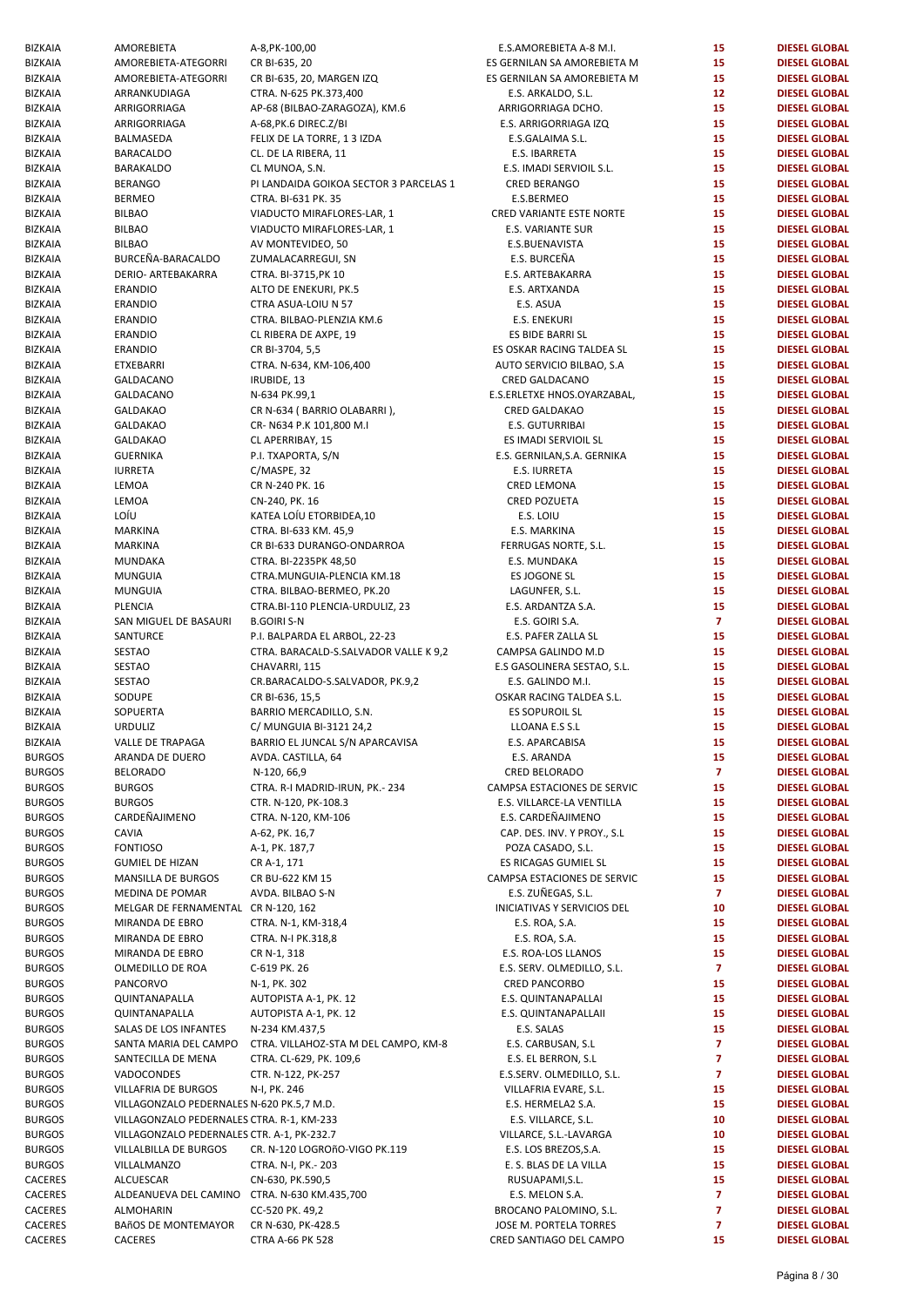| | | | | | |
|---|---|---|---|---|---|
| BIZKAIA | AMOREBIETA | A-8,PK-100,00 | E.S.AMOREBIETA A-8 M.I. | 15 | DIESEL GLOBAL |
| BIZKAIA | AMOREBIETA-ATEGORRI | CR BI-635, 20 | ES GERNILAN SA AMOREBIETA M | 15 | DIESEL GLOBAL |
| BIZKAIA | AMOREBIETA-ATEGORRI | CR BI-635, 20, MARGEN IZQ | ES GERNILAN SA AMOREBIETA M | 15 | DIESEL GLOBAL |
| BIZKAIA | ARRANKUDIAGA | CTRA. N-625 PK.373,400 | E.S. ARKALDO, S.L. | 12 | DIESEL GLOBAL |
| BIZKAIA | ARRIGORRIAGA | AP-68 (BILBAO-ZARAGOZA), KM.6 | ARRIGORRIAGA DCHO. | 15 | DIESEL GLOBAL |
| BIZKAIA | ARRIGORRIAGA | A-68,PK.6 DIREC.Z/BI | E.S. ARRIGORRIAGA IZQ | 15 | DIESEL GLOBAL |
| BIZKAIA | BALMASEDA | FELIX DE LA TORRE, 1 3 IZDA | E.S.GALAIMA S.L. | 15 | DIESEL GLOBAL |
| BIZKAIA | BARACALDO | CL. DE LA RIBERA, 11 | E.S. IBARRETA | 15 | DIESEL GLOBAL |
| BIZKAIA | BARAKALDO | CL MUNOA, S.N. | E.S. IMADI SERVIOIL S.L. | 15 | DIESEL GLOBAL |
| BIZKAIA | BERANGO | PI LANDAIDA GOIKOA SECTOR 3 PARCELAS 1 | CRED BERANGO | 15 | DIESEL GLOBAL |
| BIZKAIA | BERMEO | CTRA. BI-631 PK. 35 | E.S.BERMEO | 15 | DIESEL GLOBAL |
| BIZKAIA | BILBAO | VIADUCTO MIRAFLORES-LAR, 1 | CRED VARIANTE ESTE NORTE | 15 | DIESEL GLOBAL |
| BIZKAIA | BILBAO | VIADUCTO MIRAFLORES-LAR, 1 | E.S. VARIANTE SUR | 15 | DIESEL GLOBAL |
| BIZKAIA | BILBAO | AV MONTEVIDEO, 50 | E.S.BUENAVISTA | 15 | DIESEL GLOBAL |
| BIZKAIA | BURCEÑA-BARACALDO | ZUMALACARREGUI, SN | E.S. BURCEÑA | 15 | DIESEL GLOBAL |
| BIZKAIA | DERIO- ARTEBAKARRA | CTRA. BI-3715,PK 10 | E.S. ARTEBAKARRA | 15 | DIESEL GLOBAL |
| BIZKAIA | ERANDIO | ALTO DE ENEKURI, PK.5 | E.S. ARTXANDA | 15 | DIESEL GLOBAL |
| BIZKAIA | ERANDIO | CTRA ASUA-LOIU N 57 | E.S. ASUA | 15 | DIESEL GLOBAL |
| BIZKAIA | ERANDIO | CTRA. BILBAO-PLENZIA KM.6 | E.S. ENEKURI | 15 | DIESEL GLOBAL |
| BIZKAIA | ERANDIO | CL RIBERA DE AXPE, 19 | ES BIDE BARRI SL | 15 | DIESEL GLOBAL |
| BIZKAIA | ERANDIO | CR BI-3704, 5,5 | ES OSKAR RACING TALDEA SL | 15 | DIESEL GLOBAL |
| BIZKAIA | ETXEBARRI | CTRA. N-634, KM-106,400 | AUTO SERVICIO BILBAO, S.A | 15 | DIESEL GLOBAL |
| BIZKAIA | GALDACANO | IRUBIDE, 13 | CRED GALDACANO | 15 | DIESEL GLOBAL |
| BIZKAIA | GALDACANO | N-634 PK.99,1 | E.S.ERLETXE HNOS.OYARZABAL, | 15 | DIESEL GLOBAL |
| BIZKAIA | GALDAKAO | CR N-634 ( BARRIO OLABARRI ), | CRED GALDAKAO | 15 | DIESEL GLOBAL |
| BIZKAIA | GALDAKAO | CR- N634 P.K 101,800 M.I | E.S. GUTURRIBAI | 15 | DIESEL GLOBAL |
| BIZKAIA | GALDAKAO | CL APERRIBAY, 15 | ES IMADI SERVIOIL SL | 15 | DIESEL GLOBAL |
| BIZKAIA | GUERNIKA | P.I. TXAPORTA, S/N | E.S. GERNILAN,S.A. GERNIKA | 15 | DIESEL GLOBAL |
| BIZKAIA | IURRETA | C/MASPE, 32 | E.S. IURRETA | 15 | DIESEL GLOBAL |
| BIZKAIA | LEMOA | CR N-240 PK. 16 | CRED LEMONA | 15 | DIESEL GLOBAL |
| BIZKAIA | LEMOA | CN-240, PK. 16 | CRED POZUETA | 15 | DIESEL GLOBAL |
| BIZKAIA | LOÍU | KATEA LOÍU ETORBIDEA,10 | E.S. LOIU | 15 | DIESEL GLOBAL |
| BIZKAIA | MARKINA | CTRA. BI-633 KM. 45,9 | E.S. MARKINA | 15 | DIESEL GLOBAL |
| BIZKAIA | MARKINA | CR BI-633 DURANGO-ONDARROA | FERRUGAS NORTE, S.L. | 15 | DIESEL GLOBAL |
| BIZKAIA | MUNDAKA | CTRA. BI-2235PK 48,50 | E.S. MUNDAKA | 15 | DIESEL GLOBAL |
| BIZKAIA | MUNGUIA | CTRA.MUNGUIA-PLENCIA KM.18 | ES JOGONE SL | 15 | DIESEL GLOBAL |
| BIZKAIA | MUNGUIA | CTRA. BILBAO-BERMEO, PK.20 | LAGUNFER, S.L. | 15 | DIESEL GLOBAL |
| BIZKAIA | PLENCIA | CTRA.BI-110 PLENCIA-URDULIZ, 23 | E.S. ARDANTZA S.A. | 15 | DIESEL GLOBAL |
| BIZKAIA | SAN MIGUEL DE BASAURI | B.GOIRI S-N | E.S. GOIRI S.A. | 7 | DIESEL GLOBAL |
| BIZKAIA | SANTURCE | P.I. BALPARDA EL ARBOL, 22-23 | E.S. PAFER ZALLA SL | 15 | DIESEL GLOBAL |
| BIZKAIA | SESTAO | CTRA. BARACALD-S.SALVADOR VALLE K 9,2 | CAMPSA GALINDO M.D | 15 | DIESEL GLOBAL |
| BIZKAIA | SESTAO | CHAVARRI, 115 | E.S GASOLINERA SESTAO, S.L. | 15 | DIESEL GLOBAL |
| BIZKAIA | SESTAO | CR.BARACALDO-S.SALVADOR, PK.9,2 | E.S. GALINDO M.I. | 15 | DIESEL GLOBAL |
| BIZKAIA | SODUPE | CR BI-636, 15,5 | OSKAR RACING TALDEA S.L. | 15 | DIESEL GLOBAL |
| BIZKAIA | SOPUERTA | BARRIO MERCADILLO, S.N. | ES SOPUROIL SL | 15 | DIESEL GLOBAL |
| BIZKAIA | URDULIZ | C/ MUNGUIA BI-3121 24,2 | LLOANA E.S S.L | 15 | DIESEL GLOBAL |
| BIZKAIA | VALLE DE TRAPAGA | BARRIO EL JUNCAL S/N APARCAVISA | E.S. APARCABISA | 15 | DIESEL GLOBAL |
| BURGOS | ARANDA DE DUERO | AVDA. CASTILLA, 64 | E.S. ARANDA | 15 | DIESEL GLOBAL |
| BURGOS | BELORADO | N-120, 66,9 | CRED BELORADO | 7 | DIESEL GLOBAL |
| BURGOS | BURGOS | CTRA. R-I MADRID-IRUN, PK.- 234 | CAMPSA ESTACIONES DE SERVIC | 15 | DIESEL GLOBAL |
| BURGOS | BURGOS | CTR. N-120, PK-108.3 | E.S. VILLARCE-LA VENTILLA | 15 | DIESEL GLOBAL |
| BURGOS | CARDEÑAJIMENO | CTRA. N-120, KM-106 | E.S. CARDEÑAJIMENO | 15 | DIESEL GLOBAL |
| BURGOS | CAVIA | A-62, PK. 16,7 | CAP. DES. INV. Y PROY., S.L | 15 | DIESEL GLOBAL |
| BURGOS | FONTIOSO | A-1, PK. 187,7 | POZA CASADO, S.L. | 15 | DIESEL GLOBAL |
| BURGOS | GUMIEL DE HIZAN | CR A-1, 171 | ES RICAGAS GUMIEL SL | 15 | DIESEL GLOBAL |
| BURGOS | MANSILLA DE BURGOS | CR BU-622 KM 15 | CAMPSA ESTACIONES DE SERVIC | 15 | DIESEL GLOBAL |
| BURGOS | MEDINA DE POMAR | AVDA. BILBAO S-N | E.S. ZUÑEGAS, S.L. | 7 | DIESEL GLOBAL |
| BURGOS | MELGAR DE FERNAMENTAL | CR N-120, 162 | INICIATIVAS Y SERVICIOS DEL | 10 | DIESEL GLOBAL |
| BURGOS | MIRANDA DE EBRO | CTRA. N-1, KM-318,4 | E.S. ROA, S.A. | 15 | DIESEL GLOBAL |
| BURGOS | MIRANDA DE EBRO | CTRA. N-I PK.318,8 | E.S. ROA, S.A. | 15 | DIESEL GLOBAL |
| BURGOS | MIRANDA DE EBRO | CR N-1, 318 | E.S. ROA-LOS LLANOS | 15 | DIESEL GLOBAL |
| BURGOS | OLMEDILLO DE ROA | C-619 PK. 26 | E.S. SERV. OLMEDILLO, S.L. | 7 | DIESEL GLOBAL |
| BURGOS | PANCORVO | N-1, PK. 302 | CRED PANCORBO | 15 | DIESEL GLOBAL |
| BURGOS | QUINTANAPALLA | AUTOPISTA A-1, PK. 12 | E.S. QUINTANAPALLAI | 15 | DIESEL GLOBAL |
| BURGOS | QUINTANAPALLA | AUTOPISTA A-1, PK. 12 | E.S. QUINTANAPALLAII | 15 | DIESEL GLOBAL |
| BURGOS | SALAS DE LOS INFANTES | N-234 KM.437,5 | E.S. SALAS | 15 | DIESEL GLOBAL |
| BURGOS | SANTA MARIA DEL CAMPO | CTRA. VILLAHOZ-STA M DEL CAMPO, KM-8 | E.S. CARBUSAN, S.L | 7 | DIESEL GLOBAL |
| BURGOS | SANTECILLA DE MENA | CTRA. CL-629, PK. 109,6 | E.S. EL BERRON, S.L | 7 | DIESEL GLOBAL |
| BURGOS | VADOCONDES | CTR. N-122, PK-257 | E.S.SERV. OLMEDILLO, S.L. | 7 | DIESEL GLOBAL |
| BURGOS | VILLAFRIA DE BURGOS | N-I, PK. 246 | VILLAFRIA EVARE, S.L. | 15 | DIESEL GLOBAL |
| BURGOS | VILLAGONZALO PEDERNALES | N-620 PK.5,7 M.D. | E.S. HERMELA2 S.A. | 15 | DIESEL GLOBAL |
| BURGOS | VILLAGONZALO PEDERNALES | CTRA. R-1, KM-233 | E.S. VILLARCE, S.L. | 10 | DIESEL GLOBAL |
| BURGOS | VILLAGONZALO PEDERNALES | CTR. A-1, PK-232.7 | VILLARCE, S.L.-LAVARGA | 10 | DIESEL GLOBAL |
| BURGOS | VILLALBILLA DE BURGOS | CR. N-120 LOGROñO-VIGO PK.119 | E.S. LOS BREZOS,S.A. | 15 | DIESEL GLOBAL |
| BURGOS | VILLALMANZO | CTRA. N-I, PK.- 203 | E. S. BLAS DE LA VILLA | 15 | DIESEL GLOBAL |
| CACERES | ALCUESCAR | CN-630, PK.590,5 | RUSUAPAMI,S.L. | 15 | DIESEL GLOBAL |
| CACERES | ALDEANUEVA DEL CAMINO | CTRA. N-630 KM.435,700 | E.S. MELON S.A. | 7 | DIESEL GLOBAL |
| CACERES | ALMOHARIN | CC-520 PK. 49,2 | BROCANO PALOMINO, S.L. | 7 | DIESEL GLOBAL |
| CACERES | BAñOS DE MONTEMAYOR | CR N-630, PK-428.5 | JOSE M. PORTELA TORRES | 7 | DIESEL GLOBAL |
| CACERES | CACERES | CTRA A-66 PK 528 | CRED SANTIAGO DEL CAMPO | 15 | DIESEL GLOBAL |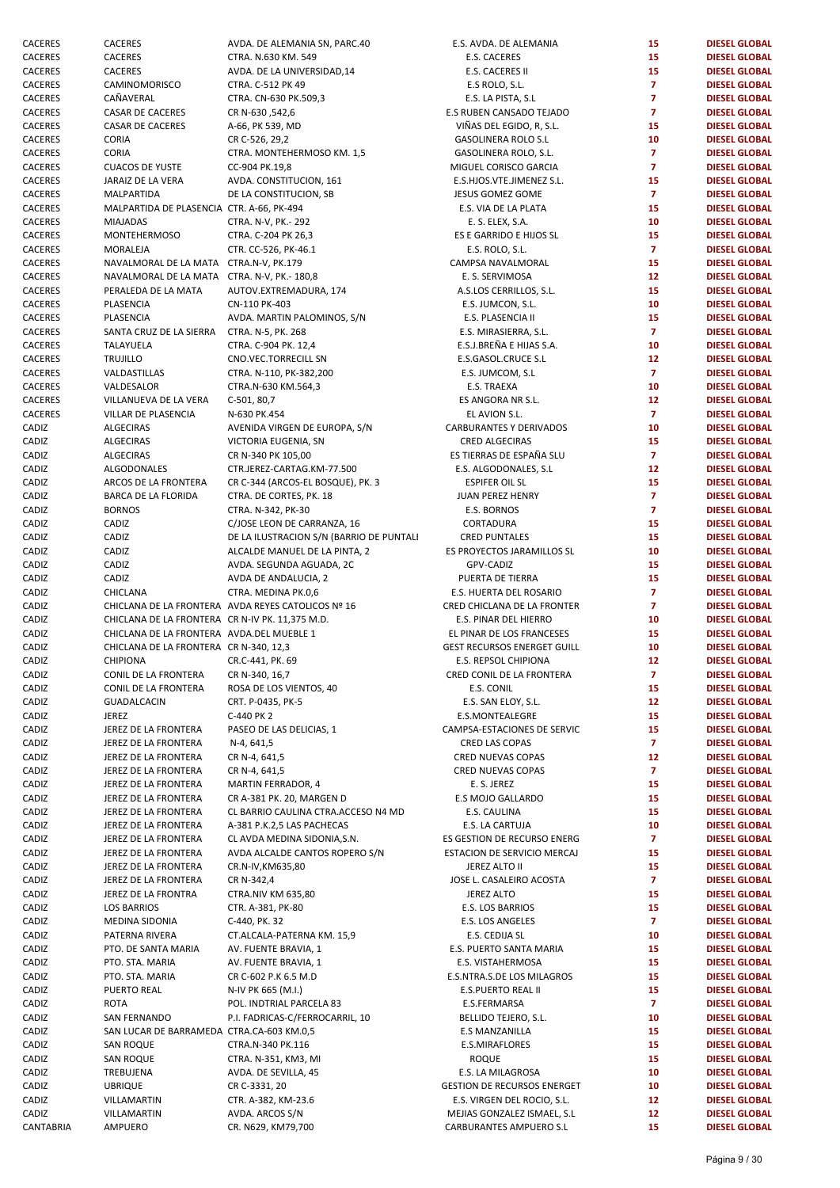| | | | | | |
|---|---|---|---|---|---|
| CACERES | CACERES | AVDA. DE ALEMANIA SN, PARC.40 | E.S. AVDA. DE ALEMANIA | 15 | DIESEL GLOBAL |
| CACERES | CACERES | CTRA. N.630 KM. 549 | E.S. CACERES | 15 | DIESEL GLOBAL |
| CACERES | CACERES | AVDA. DE LA UNIVERSIDAD,14 | E.S. CACERES II | 15 | DIESEL GLOBAL |
| CACERES | CAMINOMORISCO | CTRA. C-512 PK 49 | E.S ROLO, S.L. | 7 | DIESEL GLOBAL |
| CACERES | CAÑAVERAL | CTRA. CN-630 PK.509,3 | E.S. LA PISTA, S.L | 7 | DIESEL GLOBAL |
| CACERES | CASAR DE CACERES | CR N-630 ,542,6 | E.S RUBEN CANSADO TEJADO | 7 | DIESEL GLOBAL |
| CACERES | CASAR DE CACERES | A-66, PK 539, MD | VIÑAS DEL EGIDO, R, S.L. | 15 | DIESEL GLOBAL |
| CACERES | CORIA | CR C-526, 29,2 | GASOLINERA ROLO S.L | 10 | DIESEL GLOBAL |
| CACERES | CORIA | CTRA. MONTEHERMOSO KM. 1,5 | GASOLINERA ROLO, S.L. | 7 | DIESEL GLOBAL |
| CACERES | CUACOS DE YUSTE | CC-904 PK.19,8 | MIGUEL CORISCO GARCIA | 7 | DIESEL GLOBAL |
| CACERES | JARAIZ DE LA VERA | AVDA. CONSTITUCION, 161 | E.S.HJOS.VTE.JIMENEZ S.L. | 15 | DIESEL GLOBAL |
| CACERES | MALPARTIDA | DE LA CONSTITUCION, SB | JESUS GOMEZ GOME | 7 | DIESEL GLOBAL |
| CACERES | MALPARTIDA DE PLASENCIA | CTR. A-66, PK-494 | E.S. VIA DE LA PLATA | 15 | DIESEL GLOBAL |
| CACERES | MIAJADAS | CTRA. N-V, PK.- 292 | E. S. ELEX, S.A. | 10 | DIESEL GLOBAL |
| CACERES | MONTEHERMOSO | CTRA. C-204 PK 26,3 | ES E GARRIDO E HIJOS SL | 15 | DIESEL GLOBAL |
| CACERES | MORALEJA | CTR. CC-526, PK-46.1 | E.S. ROLO, S.L. | 7 | DIESEL GLOBAL |
| CACERES | NAVALMORAL DE LA MATA | CTRA.N-V, PK.179 | CAMPSA NAVALMORAL | 15 | DIESEL GLOBAL |
| CACERES | NAVALMORAL DE LA MATA | CTRA. N-V, PK.- 180,8 | E. S. SERVIMOSA | 12 | DIESEL GLOBAL |
| CACERES | PERALEDA DE LA MATA | AUTOV.EXTREMADURA, 174 | A.S.LOS CERRILLOS, S.L. | 15 | DIESEL GLOBAL |
| CACERES | PLASENCIA | CN-110 PK-403 | E.S. JUMCON, S.L. | 10 | DIESEL GLOBAL |
| CACERES | PLASENCIA | AVDA. MARTIN PALOMINOS, S/N | E.S. PLASENCIA II | 15 | DIESEL GLOBAL |
| CACERES | SANTA CRUZ DE LA SIERRA | CTRA. N-5, PK. 268 | E.S. MIRASIERRA, S.L. | 7 | DIESEL GLOBAL |
| CACERES | TALAYUELA | CTRA. C-904 PK. 12,4 | E.S.J.BREÑA E HIJAS S.A. | 10 | DIESEL GLOBAL |
| CACERES | TRUJILLO | CNO.VEC.TORRECILL SN | E.S.GASOL.CRUCE S.L | 12 | DIESEL GLOBAL |
| CACERES | VALDASTILLAS | CTRA. N-110, PK-382,200 | E.S. JUMCOM, S.L | 7 | DIESEL GLOBAL |
| CACERES | VALDESALOR | CTRA.N-630 KM.564,3 | E.S. TRAEXA | 10 | DIESEL GLOBAL |
| CACERES | VILLANUEVA DE LA VERA | C-501, 80,7 | ES ANGORA NR S.L. | 12 | DIESEL GLOBAL |
| CACERES | VILLAR DE PLASENCIA | N-630 PK.454 | EL AVION S.L. | 7 | DIESEL GLOBAL |
| CADIZ | ALGECIRAS | AVENIDA VIRGEN DE EUROPA, S/N | CARBURANTES Y DERIVADOS | 10 | DIESEL GLOBAL |
| CADIZ | ALGECIRAS | VICTORIA EUGENIA, SN | CRED ALGECIRAS | 15 | DIESEL GLOBAL |
| CADIZ | ALGECIRAS | CR N-340 PK 105,00 | ES TIERRAS DE ESPAÑA SLU | 7 | DIESEL GLOBAL |
| CADIZ | ALGODONALES | CTR.JEREZ-CARTAG.KM-77.500 | E.S. ALGODONALES, S.L | 12 | DIESEL GLOBAL |
| CADIZ | ARCOS DE LA FRONTERA | CR C-344 (ARCOS-EL BOSQUE), PK. 3 | ESPIFER OIL SL | 15 | DIESEL GLOBAL |
| CADIZ | BARCA DE LA FLORIDA | CTRA. DE CORTES, PK. 18 | JUAN PEREZ HENRY | 7 | DIESEL GLOBAL |
| CADIZ | BORNOS | CTRA. N-342, PK-30 | E.S. BORNOS | 7 | DIESEL GLOBAL |
| CADIZ | CADIZ | C/JOSE LEON DE CARRANZA, 16 | CORTADURA | 15 | DIESEL GLOBAL |
| CADIZ | CADIZ | DE LA ILUSTRACION S/N (BARRIO DE PUNTALI | CRED PUNTALES | 15 | DIESEL GLOBAL |
| CADIZ | CADIZ | ALCALDE MANUEL DE LA PINTA, 2 | ES PROYECTOS JARAMILLOS SL | 10 | DIESEL GLOBAL |
| CADIZ | CADIZ | AVDA. SEGUNDA AGUADA, 2C | GPV-CADIZ | 15 | DIESEL GLOBAL |
| CADIZ | CADIZ | AVDA DE ANDALUCIA, 2 | PUERTA DE TIERRA | 15 | DIESEL GLOBAL |
| CADIZ | CHICLANA | CTRA. MEDINA PK.0,6 | E.S. HUERTA DEL ROSARIO | 7 | DIESEL GLOBAL |
| CADIZ | CHICLANA DE LA FRONTERA | AVDA REYES CATOLICOS Nº 16 | CRED CHICLANA DE LA FRONTER | 7 | DIESEL GLOBAL |
| CADIZ | CHICLANA DE LA FRONTERA | CR N-IV PK. 11,375 M.D. | E.S. PINAR DEL HIERRO | 10 | DIESEL GLOBAL |
| CADIZ | CHICLANA DE LA FRONTERA | AVDA.DEL MUEBLE 1 | EL PINAR DE LOS FRANCESES | 15 | DIESEL GLOBAL |
| CADIZ | CHICLANA DE LA FRONTERA | CR N-340, 12,3 | GEST RECURSOS ENERGET GUILL | 10 | DIESEL GLOBAL |
| CADIZ | CHIPIONA | CR.C-441, PK. 69 | E.S. REPSOL CHIPIONA | 12 | DIESEL GLOBAL |
| CADIZ | CONIL DE LA FRONTERA | CR N-340, 16,7 | CRED CONIL DE LA FRONTERA | 7 | DIESEL GLOBAL |
| CADIZ | CONIL DE LA FRONTERA | ROSA DE LOS VIENTOS, 40 | E.S. CONIL | 15 | DIESEL GLOBAL |
| CADIZ | GUADALCACIN | CRT. P-0435, PK-5 | E.S. SAN ELOY, S.L. | 12 | DIESEL GLOBAL |
| CADIZ | JEREZ | C-440 PK 2 | E.S.MONTEALEGRE | 15 | DIESEL GLOBAL |
| CADIZ | JEREZ DE LA FRONTERA | PASEO DE LAS DELICIAS, 1 | CAMPSA-ESTACIONES DE SERVIC | 15 | DIESEL GLOBAL |
| CADIZ | JEREZ DE LA FRONTERA | N-4, 641,5 | CRED LAS COPAS | 7 | DIESEL GLOBAL |
| CADIZ | JEREZ DE LA FRONTERA | CR N-4, 641,5 | CRED NUEVAS COPAS | 12 | DIESEL GLOBAL |
| CADIZ | JEREZ DE LA FRONTERA | CR N-4, 641,5 | CRED NUEVAS COPAS | 7 | DIESEL GLOBAL |
| CADIZ | JEREZ DE LA FRONTERA | MARTIN FERRADOR, 4 | E. S. JEREZ | 15 | DIESEL GLOBAL |
| CADIZ | JEREZ DE LA FRONTERA | CR A-381 PK. 20, MARGEN D | E.S MOJO GALLARDO | 15 | DIESEL GLOBAL |
| CADIZ | JEREZ DE LA FRONTERA | CL BARRIO CAULINA CTRA.ACCESO N4 MD | E.S. CAULINA | 15 | DIESEL GLOBAL |
| CADIZ | JEREZ DE LA FRONTERA | A-381 P.K.2,5 LAS PACHECAS | E.S. LA CARTUJA | 10 | DIESEL GLOBAL |
| CADIZ | JEREZ DE LA FRONTERA | CL AVDA MEDINA SIDONIA,S.N. | ES GESTION DE RECURSO ENERG | 7 | DIESEL GLOBAL |
| CADIZ | JEREZ DE LA FRONTERA | AVDA ALCALDE CANTOS ROPERO S/N | ESTACION DE SERVICIO MERCAJ | 15 | DIESEL GLOBAL |
| CADIZ | JEREZ DE LA FRONTERA | CR.N-IV,KM635,80 | JEREZ ALTO II | 15 | DIESEL GLOBAL |
| CADIZ | JEREZ DE LA FRONTERA | CR N-342,4 | JOSE L. CASALEIRO ACOSTA | 7 | DIESEL GLOBAL |
| CADIZ | JEREZ DE LA FRONTRA | CTRA.NIV KM 635,80 | JEREZ ALTO | 15 | DIESEL GLOBAL |
| CADIZ | LOS BARRIOS | CTR. A-381, PK-80 | E.S. LOS BARRIOS | 15 | DIESEL GLOBAL |
| CADIZ | MEDINA SIDONIA | C-440, PK. 32 | E.S. LOS ANGELES | 7 | DIESEL GLOBAL |
| CADIZ | PATERNA RIVERA | CT.ALCALA-PATERNA KM. 15,9 | E.S. CEDIJA SL | 10 | DIESEL GLOBAL |
| CADIZ | PTO. DE SANTA MARIA | AV. FUENTE BRAVIA, 1 | E.S. PUERTO SANTA MARIA | 15 | DIESEL GLOBAL |
| CADIZ | PTO. STA. MARIA | AV. FUENTE BRAVIA, 1 | E.S. VISTAHERMOSA | 15 | DIESEL GLOBAL |
| CADIZ | PTO. STA. MARIA | CR C-602 P.K 6.5 M.D | E.S.NTRA.S.DE LOS MILAGROS | 15 | DIESEL GLOBAL |
| CADIZ | PUERTO REAL | N-IV PK 665 (M.I.) | E.S.PUERTO REAL II | 15 | DIESEL GLOBAL |
| CADIZ | ROTA | POL. INDTRIAL PARCELA 83 | E.S.FERMARSA | 7 | DIESEL GLOBAL |
| CADIZ | SAN FERNANDO | P.I. FADRICAS-C/FERROCARRIL, 10 | BELLIDO TEJERO, S.L. | 10 | DIESEL GLOBAL |
| CADIZ | SAN LUCAR DE BARRAMEDA | CTRA.CA-603 KM.0,5 | E.S MANZANILLA | 15 | DIESEL GLOBAL |
| CADIZ | SAN ROQUE | CTRA.N-340 PK.116 | E.S.MIRAFLORES | 15 | DIESEL GLOBAL |
| CADIZ | SAN ROQUE | CTRA. N-351, KM3, MI | ROQUE | 15 | DIESEL GLOBAL |
| CADIZ | TREBUJENA | AVDA. DE SEVILLA, 45 | E.S. LA MILAGROSA | 10 | DIESEL GLOBAL |
| CADIZ | UBRIQUE | CR C-3331, 20 | GESTION DE RECURSOS ENERGET | 10 | DIESEL GLOBAL |
| CADIZ | VILLAMARTIN | CTR. A-382, KM-23.6 | E.S. VIRGEN DEL ROCIO, S.L. | 12 | DIESEL GLOBAL |
| CADIZ | VILLAMARTIN | AVDA. ARCOS S/N | MEJIAS GONZALEZ ISMAEL, S.L | 12 | DIESEL GLOBAL |
| CANTABRIA | AMPUERO | CR. N629, KM79,700 | CARBURANTES AMPUERO S.L | 15 | DIESEL GLOBAL |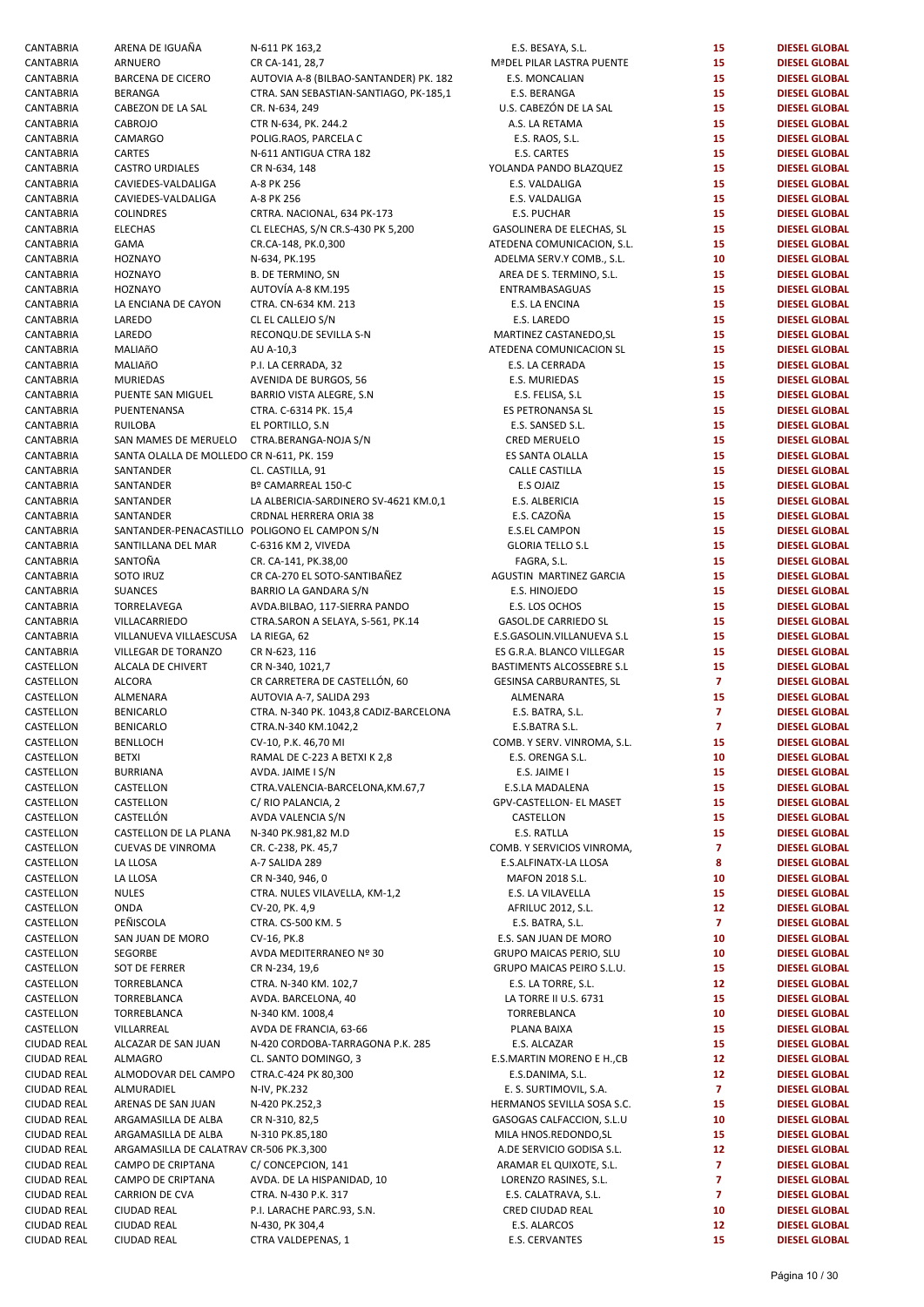| | | | | | |
|---|---|---|---|---|---|
| CANTABRIA | ARENA DE IGUAÑA | N-611 PK 163,2 | E.S. BESAYA, S.L. | 15 | DIESEL GLOBAL |
| CANTABRIA | ARNUERO | CR CA-141, 28,7 | MªDEL PILAR LASTRA PUENTE | 15 | DIESEL GLOBAL |
| CANTABRIA | BARCENA DE CICERO | AUTOVIA A-8 (BILBAO-SANTANDER) PK. 182 | E.S. MONCALIAN | 15 | DIESEL GLOBAL |
| CANTABRIA | BERANGA | CTRA. SAN SEBASTIAN-SANTIAGO, PK-185,1 | E.S. BERANGA | 15 | DIESEL GLOBAL |
| CANTABRIA | CABEZON DE LA SAL | CR. N-634, 249 | U.S. CABEZÓN DE LA SAL | 15 | DIESEL GLOBAL |
| CANTABRIA | CABROJO | CTR N-634, PK. 244.2 | A.S. LA RETAMA | 15 | DIESEL GLOBAL |
| CANTABRIA | CAMARGO | POLIG.RAOS, PARCELA C | E.S. RAOS, S.L. | 15 | DIESEL GLOBAL |
| CANTABRIA | CARTES | N-611 ANTIGUA CTRA 182 | E.S. CARTES | 15 | DIESEL GLOBAL |
| CANTABRIA | CASTRO URDIALES | CR N-634, 148 | YOLANDA PANDO BLAZQUEZ | 15 | DIESEL GLOBAL |
| CANTABRIA | CAVIEDES-VALDALIGA | A-8 PK 256 | E.S. VALDALIGA | 15 | DIESEL GLOBAL |
| CANTABRIA | CAVIEDES-VALDALIGA | A-8 PK 256 | E.S. VALDALIGA | 15 | DIESEL GLOBAL |
| CANTABRIA | COLINDRES | CRTRA. NACIONAL, 634 PK-173 | E.S. PUCHAR | 15 | DIESEL GLOBAL |
| CANTABRIA | ELECHAS | CL ELECHAS, S/N CR.S-430 PK 5,200 | GASOLINERA DE ELECHAS, SL | 15 | DIESEL GLOBAL |
| CANTABRIA | GAMA | CR.CA-148, PK.0,300 | ATEDENA COMUNICACION, S.L. | 15 | DIESEL GLOBAL |
| CANTABRIA | HOZNAYO | N-634, PK.195 | ADELMA SERV.Y COMB., S.L. | 10 | DIESEL GLOBAL |
| CANTABRIA | HOZNAYO | B. DE TERMINO, SN | AREA DE S. TERMINO, S.L. | 15 | DIESEL GLOBAL |
| CANTABRIA | HOZNAYO | AUTOVÍA A-8 KM.195 | ENTRAMBASAGUAS | 15 | DIESEL GLOBAL |
| CANTABRIA | LA ENCIANA DE CAYON | CTRA. CN-634 KM. 213 | E.S. LA ENCINA | 15 | DIESEL GLOBAL |
| CANTABRIA | LAREDO | CL EL CALLEJO S/N | E.S. LAREDO | 15 | DIESEL GLOBAL |
| CANTABRIA | LAREDO | RECONQU.DE SEVILLA S-N | MARTINEZ CASTANEDO,SL | 15 | DIESEL GLOBAL |
| CANTABRIA | MALIAñO | AU A-10,3 | ATEDENA COMUNICACION SL | 15 | DIESEL GLOBAL |
| CANTABRIA | MALIAñO | P.I. LA CERRADA, 32 | E.S. LA CERRADA | 15 | DIESEL GLOBAL |
| CANTABRIA | MURIEDAS | AVENIDA DE BURGOS, 56 | E.S. MURIEDAS | 15 | DIESEL GLOBAL |
| CANTABRIA | PUENTE SAN MIGUEL | BARRIO VISTA ALEGRE, S.N | E.S. FELISA, S.L | 15 | DIESEL GLOBAL |
| CANTABRIA | PUENTENANSA | CTRA. C-6314 PK. 15,4 | ES PETRONANSA SL | 15 | DIESEL GLOBAL |
| CANTABRIA | RUILOBA | EL PORTILLO, S.N | E.S. SANSED S.L. | 15 | DIESEL GLOBAL |
| CANTABRIA | SAN MAMES DE MERUELO | CTRA.BERANGA-NOJA S/N | CRED MERUELO | 15 | DIESEL GLOBAL |
| CANTABRIA | SANTA OLALLA DE MOLLEDO | CR N-611, PK. 159 | ES SANTA OLALLA | 15 | DIESEL GLOBAL |
| CANTABRIA | SANTANDER | CL. CASTILLA, 91 | CALLE CASTILLA | 15 | DIESEL GLOBAL |
| CANTABRIA | SANTANDER | Bº CAMARREAL 150-C | E.S OJAIZ | 15 | DIESEL GLOBAL |
| CANTABRIA | SANTANDER | LA ALBERICIA-SARDINERO SV-4621 KM.0,1 | E.S. ALBERICIA | 15 | DIESEL GLOBAL |
| CANTABRIA | SANTANDER | CRDNAL HERRERA ORIA 38 | E.S. CAZOÑA | 15 | DIESEL GLOBAL |
| CANTABRIA | SANTANDER-PENACASTILLO | POLIGONO EL CAMPON S/N | E.S.EL CAMPON | 15 | DIESEL GLOBAL |
| CANTABRIA | SANTILLANA DEL MAR | C-6316 KM 2, VIVEDA | GLORIA TELLO S.L | 15 | DIESEL GLOBAL |
| CANTABRIA | SANTOÑA | CR. CA-141, PK.38,00 | FAGRA, S.L. | 15 | DIESEL GLOBAL |
| CANTABRIA | SOTO IRUZ | CR CA-270 EL SOTO-SANTIBAÑEZ | AGUSTIN MARTINEZ GARCIA | 15 | DIESEL GLOBAL |
| CANTABRIA | SUANCES | BARRIO LA GANDARA S/N | E.S. HINOJEDO | 15 | DIESEL GLOBAL |
| CANTABRIA | TORRELAVEGA | AVDA.BILBAO, 117-SIERRA PANDO | E.S. LOS OCHOS | 15 | DIESEL GLOBAL |
| CANTABRIA | VILLACARRIEDO | CTRA.SARON A SELAYA, S-561, PK.14 | GASOL.DE CARRIEDO SL | 15 | DIESEL GLOBAL |
| CANTABRIA | VILLANUEVA VILLAESCUSA | LA RIEGA, 62 | E.S.GASOLIN.VILLANUEVA S.L | 15 | DIESEL GLOBAL |
| CANTABRIA | VILLEGAR DE TORANZO | CR N-623, 116 | ES G.R.A. BLANCO VILLEGAR | 15 | DIESEL GLOBAL |
| CASTELLON | ALCALA DE CHIVERT | CR N-340, 1021,7 | BASTIMENTS ALCOSSEBRE S.L | 15 | DIESEL GLOBAL |
| CASTELLON | ALCORA | CR CARRETERA DE CASTELLÓN, 60 | GESINSA CARBURANTES, SL | 7 | DIESEL GLOBAL |
| CASTELLON | ALMENARA | AUTOVIA A-7, SALIDA 293 | ALMENARA | 15 | DIESEL GLOBAL |
| CASTELLON | BENICARLO | CTRA. N-340 PK. 1043,8 CADIZ-BARCELONA | E.S. BATRA, S.L. | 7 | DIESEL GLOBAL |
| CASTELLON | BENICARLO | CTRA.N-340 KM.1042,2 | E.S.BATRA S.L. | 7 | DIESEL GLOBAL |
| CASTELLON | BENLLOCH | CV-10, P.K. 46,70 MI | COMB. Y SERV. VINROMA, S.L. | 15 | DIESEL GLOBAL |
| CASTELLON | BETXI | RAMAL DE C-223 A BETXI K 2,8 | E.S. ORENGA S.L. | 10 | DIESEL GLOBAL |
| CASTELLON | BURRIANA | AVDA. JAIME I S/N | E.S. JAIME I | 15 | DIESEL GLOBAL |
| CASTELLON | CASTELLON | CTRA.VALENCIA-BARCELONA,KM.67,7 | E.S.LA MADALENA | 15 | DIESEL GLOBAL |
| CASTELLON | CASTELLON | C/ RIO PALANCIA, 2 | GPV-CASTELLON- EL MASET | 15 | DIESEL GLOBAL |
| CASTELLON | CASTELLÓN | AVDA VALENCIA S/N | CASTELLON | 15 | DIESEL GLOBAL |
| CASTELLON | CASTELLON DE LA PLANA | N-340 PK.981,82 M.D | E.S. RATLLA | 15 | DIESEL GLOBAL |
| CASTELLON | CUEVAS DE VINROMA | CR. C-238, PK. 45,7 | COMB. Y SERVICIOS VINROMA, | 7 | DIESEL GLOBAL |
| CASTELLON | LA LLOSA | A-7 SALIDA 289 | E.S.ALFINATX-LA LLOSA | 8 | DIESEL GLOBAL |
| CASTELLON | LA LLOSA | CR N-340, 946, 0 | MAFON 2018 S.L. | 10 | DIESEL GLOBAL |
| CASTELLON | NULES | CTRA. NULES VILAVELLA, KM-1,2 | E.S. LA VILAVELLA | 15 | DIESEL GLOBAL |
| CASTELLON | ONDA | CV-20, PK. 4,9 | AFRILUC 2012, S.L. | 12 | DIESEL GLOBAL |
| CASTELLON | PEÑISCOLA | CTRA. CS-500 KM. 5 | E.S. BATRA, S.L. | 7 | DIESEL GLOBAL |
| CASTELLON | SAN JUAN DE MORO | CV-16, PK.8 | E.S. SAN JUAN DE MORO | 10 | DIESEL GLOBAL |
| CASTELLON | SEGORBE | AVDA MEDITERRANEO Nº 30 | GRUPO MAICAS PERIO, SLU | 10 | DIESEL GLOBAL |
| CASTELLON | SOT DE FERRER | CR N-234, 19,6 | GRUPO MAICAS PEIRO S.L.U. | 15 | DIESEL GLOBAL |
| CASTELLON | TORREBLANCA | CTRA. N-340 KM. 102,7 | E.S. LA TORRE, S.L. | 12 | DIESEL GLOBAL |
| CASTELLON | TORREBLANCA | AVDA. BARCELONA, 40 | LA TORRE II U.S. 6731 | 15 | DIESEL GLOBAL |
| CASTELLON | TORREBLANCA | N-340 KM. 1008,4 | TORREBLANCA | 10 | DIESEL GLOBAL |
| CASTELLON | VILLARREAL | AVDA DE FRANCIA, 63-66 | PLANA BAIXA | 15 | DIESEL GLOBAL |
| CIUDAD REAL | ALCAZAR DE SAN JUAN | N-420 CORDOBA-TARRAGONA P.K. 285 | E.S. ALCAZAR | 15 | DIESEL GLOBAL |
| CIUDAD REAL | ALMAGRO | CL. SANTO DOMINGO, 3 | E.S.MARTIN MORENO E H.,CB | 12 | DIESEL GLOBAL |
| CIUDAD REAL | ALMODOVAR DEL CAMPO | CTRA.C-424 PK 80,300 | E.S.DANIMA, S.L. | 12 | DIESEL GLOBAL |
| CIUDAD REAL | ALMURADIEL | N-IV, PK.232 | E. S. SURTIMOVIL, S.A. | 7 | DIESEL GLOBAL |
| CIUDAD REAL | ARENAS DE SAN JUAN | N-420 PK.252,3 | HERMANOS SEVILLA SOSA S.C. | 15 | DIESEL GLOBAL |
| CIUDAD REAL | ARGAMASILLA DE ALBA | CR N-310, 82,5 | GASOGAS CALFACCION, S.L.U | 10 | DIESEL GLOBAL |
| CIUDAD REAL | ARGAMASILLA DE ALBA | N-310 PK.85,180 | MILA HNOS.REDONDO,SL | 15 | DIESEL GLOBAL |
| CIUDAD REAL | ARGAMASILLA DE CALATRAVA | CR-506 PK.3,300 | A.DE SERVICIO GODISA S.L. | 12 | DIESEL GLOBAL |
| CIUDAD REAL | CAMPO DE CRIPTANA | C/ CONCEPCION, 141 | ARAMAR EL QUIXOTE, S.L. | 7 | DIESEL GLOBAL |
| CIUDAD REAL | CAMPO DE CRIPTANA | AVDA. DE LA HISPANIDAD, 10 | LORENZO RASINES, S.L. | 7 | DIESEL GLOBAL |
| CIUDAD REAL | CARRION DE CVA | CTRA. N-430 P.K. 317 | E.S. CALATRAVA, S.L. | 7 | DIESEL GLOBAL |
| CIUDAD REAL | CIUDAD REAL | P.I. LARACHE PARC.93, S.N. | CRED CIUDAD REAL | 10 | DIESEL GLOBAL |
| CIUDAD REAL | CIUDAD REAL | N-430, PK 304,4 | E.S. ALARCOS | 12 | DIESEL GLOBAL |
| CIUDAD REAL | CIUDAD REAL | CTRA VALDEPENAS, 1 | E.S. CERVANTES | 15 | DIESEL GLOBAL |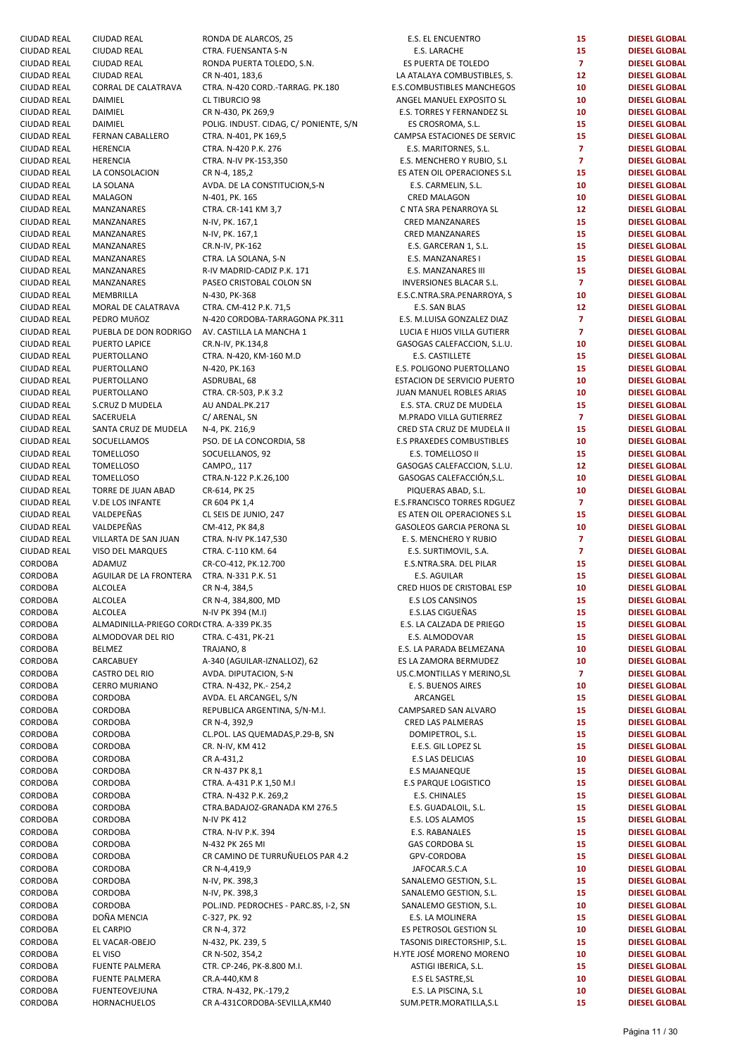| | | | | | |
|---|---|---|---|---|---|
| CIUDAD REAL | CIUDAD REAL | RONDA DE ALARCOS, 25 | E.S. EL ENCUENTRO | 15 | DIESEL GLOBAL |
| CIUDAD REAL | CIUDAD REAL | CTRA. FUENSANTA S-N | E.S. LARACHE | 15 | DIESEL GLOBAL |
| CIUDAD REAL | CIUDAD REAL | RONDA PUERTA TOLEDO, S.N. | ES PUERTA DE TOLEDO | 7 | DIESEL GLOBAL |
| CIUDAD REAL | CIUDAD REAL | CR N-401, 183,6 | LA ATALAYA COMBUSTIBLES, S. | 12 | DIESEL GLOBAL |
| CIUDAD REAL | CORRAL DE CALATRAVA | CTRA. N-420 CORD.-TARRAG. PK.180 | E.S.COMBUSTIBLES MANCHEGOS | 10 | DIESEL GLOBAL |
| CIUDAD REAL | DAIMIEL | CL TIBURCIO 98 | ANGEL MANUEL EXPOSITO SL | 10 | DIESEL GLOBAL |
| CIUDAD REAL | DAIMIEL | CR N-430, PK 269,9 | E.S. TORRES Y FERNANDEZ SL | 10 | DIESEL GLOBAL |
| CIUDAD REAL | DAIMIEL | POLIG. INDUST. CIDAG, C/ PONIENTE, S/N | ES CROSROMA, S.L. | 15 | DIESEL GLOBAL |
| CIUDAD REAL | FERNAN CABALLERO | CTRA. N-401, PK 169,5 | CAMPSA ESTACIONES DE SERVIC | 15 | DIESEL GLOBAL |
| CIUDAD REAL | HERENCIA | CTRA. N-420 P.K. 276 | E.S. MARITORNES, S.L. | 7 | DIESEL GLOBAL |
| CIUDAD REAL | HERENCIA | CTRA. N-IV PK-153,350 | E.S. MENCHERO Y RUBIO, S.L | 7 | DIESEL GLOBAL |
| CIUDAD REAL | LA CONSOLACION | CR N-4, 185,2 | ES ATEN OIL OPERACIONES S.L | 15 | DIESEL GLOBAL |
| CIUDAD REAL | LA SOLANA | AVDA. DE LA CONSTITUCION,S-N | E.S. CARMELIN, S.L. | 10 | DIESEL GLOBAL |
| CIUDAD REAL | MALAGON | N-401, PK. 165 | CRED MALAGON | 10 | DIESEL GLOBAL |
| CIUDAD REAL | MANZANARES | CTRA. CR-141 KM 3,7 | C NTA SRA PENARROYA SL | 12 | DIESEL GLOBAL |
| CIUDAD REAL | MANZANARES | N-IV, PK. 167,1 | CRED MANZANARES | 15 | DIESEL GLOBAL |
| CIUDAD REAL | MANZANARES | N-IV, PK. 167,1 | CRED MANZANARES | 15 | DIESEL GLOBAL |
| CIUDAD REAL | MANZANARES | CR.N-IV, PK-162 | E.S. GARCERAN 1, S.L. | 15 | DIESEL GLOBAL |
| CIUDAD REAL | MANZANARES | CTRA. LA SOLANA, S-N | E.S. MANZANARES I | 15 | DIESEL GLOBAL |
| CIUDAD REAL | MANZANARES | R-IV MADRID-CADIZ P.K. 171 | E.S. MANZANARES III | 15 | DIESEL GLOBAL |
| CIUDAD REAL | MANZANARES | PASEO CRISTOBAL COLON SN | INVERSIONES BLACAR S.L. | 7 | DIESEL GLOBAL |
| CIUDAD REAL | MEMBRILLA | N-430, PK-368 | E.S.C.NTRA.SRA.PENARROYA, S | 10 | DIESEL GLOBAL |
| CIUDAD REAL | MORAL DE CALATRAVA | CTRA. CM-412 P.K. 71,5 | E.S. SAN BLAS | 12 | DIESEL GLOBAL |
| CIUDAD REAL | PEDRO MUñOZ | N-420 CORDOBA-TARRAGONA PK.311 | E.S. M.LUISA GONZALEZ DIAZ | 7 | DIESEL GLOBAL |
| CIUDAD REAL | PUEBLA DE DON RODRIGO | AV. CASTILLA LA MANCHA 1 | LUCIA E HIJOS VILLA GUTIERR | 7 | DIESEL GLOBAL |
| CIUDAD REAL | PUERTO LAPICE | CR.N-IV, PK.134,8 | GASOGAS CALEFACCION, S.L.U. | 10 | DIESEL GLOBAL |
| CIUDAD REAL | PUERTOLLANO | CTRA. N-420, KM-160 M.D | E.S. CASTILLETE | 15 | DIESEL GLOBAL |
| CIUDAD REAL | PUERTOLLANO | N-420, PK.163 | E.S. POLIGONO PUERTOLLANO | 15 | DIESEL GLOBAL |
| CIUDAD REAL | PUERTOLLANO | ASDRUBAL, 68 | ESTACION DE SERVICIO PUERTO | 10 | DIESEL GLOBAL |
| CIUDAD REAL | PUERTOLLANO | CTRA. CR-503, P.K 3.2 | JUAN MANUEL ROBLES ARIAS | 10 | DIESEL GLOBAL |
| CIUDAD REAL | S.CRUZ D MUDELA | AU ANDAL.PK.217 | E.S. STA. CRUZ DE MUDELA | 15 | DIESEL GLOBAL |
| CIUDAD REAL | SACERUELA | C/ ARENAL, SN | M.PRADO VILLA GUTIERREZ | 7 | DIESEL GLOBAL |
| CIUDAD REAL | SANTA CRUZ DE MUDELA | N-4, PK. 216,9 | CRED STA CRUZ DE MUDELA II | 15 | DIESEL GLOBAL |
| CIUDAD REAL | SOCUELLAMOS | PSO. DE LA CONCORDIA, 58 | E.S PRAXEDES COMBUSTIBLES | 10 | DIESEL GLOBAL |
| CIUDAD REAL | TOMELLOSO | SOCUELLANOS, 92 | E.S. TOMELLOSO II | 15 | DIESEL GLOBAL |
| CIUDAD REAL | TOMELLOSO | CAMPO,, 117 | GASOGAS CALEFACCION, S.L.U. | 12 | DIESEL GLOBAL |
| CIUDAD REAL | TOMELLOSO | CTRA.N-122 P.K.26,100 | GASOGAS CALEFACCIÓN,S.L. | 10 | DIESEL GLOBAL |
| CIUDAD REAL | TORRE DE JUAN ABAD | CR-614, PK 25 | PIQUERAS ABAD, S.L. | 10 | DIESEL GLOBAL |
| CIUDAD REAL | V.DE LOS INFANTE | CR 604 PK 1,4 | E.S.FRANCISCO TORRES RDGUEZ | 7 | DIESEL GLOBAL |
| CIUDAD REAL | VALDEPEÑAS | CL SEIS DE JUNIO, 247 | ES ATEN OIL OPERACIONES S.L | 15 | DIESEL GLOBAL |
| CIUDAD REAL | VALDEPEÑAS | CM-412, PK 84,8 | GASOLEOS GARCIA PERONA SL | 10 | DIESEL GLOBAL |
| CIUDAD REAL | VILLARTA DE SAN JUAN | CTRA. N-IV PK.147,530 | E. S. MENCHERO Y RUBIO | 7 | DIESEL GLOBAL |
| CIUDAD REAL | VISO DEL MARQUES | CTRA. C-110 KM. 64 | E.S. SURTIMOVIL, S.A. | 7 | DIESEL GLOBAL |
| CORDOBA | ADAMUZ | CR-CO-412, PK.12.700 | E.S.NTRA.SRA. DEL PILAR | 15 | DIESEL GLOBAL |
| CORDOBA | AGUILAR DE LA FRONTERA | CTRA. N-331 P.K. 51 | E.S. AGUILAR | 15 | DIESEL GLOBAL |
| CORDOBA | ALCOLEA | CR N-4, 384,5 | CRED HIJOS DE CRISTOBAL ESP | 10 | DIESEL GLOBAL |
| CORDOBA | ALCOLEA | CR N-4, 384,800, MD | E.S LOS CANSINOS | 15 | DIESEL GLOBAL |
| CORDOBA | ALCOLEA | N-IV PK 394 (M.I) | E.S.LAS CIGUEÑAS | 15 | DIESEL GLOBAL |
| CORDOBA | ALMADINILLA-PRIEGO CORD | CTRA. A-339 PK.35 | E.S. LA CALZADA DE PRIEGO | 15 | DIESEL GLOBAL |
| CORDOBA | ALMODOVAR DEL RIO | CTRA. C-431, PK-21 | E.S. ALMODOVAR | 15 | DIESEL GLOBAL |
| CORDOBA | BELMEZ | TRAJANO, 8 | E.S. LA PARADA BELMEZANA | 10 | DIESEL GLOBAL |
| CORDOBA | CARCABUEY | A-340 (AGUILAR-IZNALLOZ), 62 | ES LA ZAMORA BERMUDEZ | 10 | DIESEL GLOBAL |
| CORDOBA | CASTRO DEL RIO | AVDA. DIPUTACION, S-N | US.C.MONTILLAS Y MERINO,SL | 7 | DIESEL GLOBAL |
| CORDOBA | CERRO MURIANO | CTRA. N-432, PK.- 254,2 | E. S. BUENOS AIRES | 10 | DIESEL GLOBAL |
| CORDOBA | CORDOBA | AVDA. EL ARCANGEL, S/N | ARCANGEL | 15 | DIESEL GLOBAL |
| CORDOBA | CORDOBA | REPUBLICA ARGENTINA, S/N-M.I. | CAMPSARED SAN ALVARO | 15 | DIESEL GLOBAL |
| CORDOBA | CORDOBA | CR N-4, 392,9 | CRED LAS PALMERAS | 15 | DIESEL GLOBAL |
| CORDOBA | CORDOBA | CL.POL. LAS QUEMADAS,P.29-B, SN | DOMIPETROL, S.L. | 15 | DIESEL GLOBAL |
| CORDOBA | CORDOBA | CR. N-IV, KM 412 | E.E.S. GIL LOPEZ SL | 15 | DIESEL GLOBAL |
| CORDOBA | CORDOBA | CR A-431,2 | E.S LAS DELICIAS | 10 | DIESEL GLOBAL |
| CORDOBA | CORDOBA | CR N-437 PK 8,1 | E.S MAJANEQUE | 15 | DIESEL GLOBAL |
| CORDOBA | CORDOBA | CTRA. A-431 P.K 1,50 M.I | E.S PARQUE LOGISTICO | 15 | DIESEL GLOBAL |
| CORDOBA | CORDOBA | CTRA. N-432 P.K. 269,2 | E.S. CHINALES | 15 | DIESEL GLOBAL |
| CORDOBA | CORDOBA | CTRA.BADAJOZ-GRANADA KM 276.5 | E.S. GUADALOIL, S.L. | 15 | DIESEL GLOBAL |
| CORDOBA | CORDOBA | N-IV PK 412 | E.S. LOS ALAMOS | 15 | DIESEL GLOBAL |
| CORDOBA | CORDOBA | CTRA. N-IV P.K. 394 | E.S. RABANALES | 15 | DIESEL GLOBAL |
| CORDOBA | CORDOBA | N-432 PK 265 MI | GAS CORDOBA SL | 15 | DIESEL GLOBAL |
| CORDOBA | CORDOBA | CR CAMINO DE TURRUÑUELOS PAR 4.2 | GPV-CORDOBA | 15 | DIESEL GLOBAL |
| CORDOBA | CORDOBA | CR N-4,419,9 | JAFOCAR.S.C.A | 10 | DIESEL GLOBAL |
| CORDOBA | CORDOBA | N-IV, PK. 398,3 | SANALEMO GESTION, S.L. | 15 | DIESEL GLOBAL |
| CORDOBA | CORDOBA | N-IV, PK. 398,3 | SANALEMO GESTION, S.L. | 15 | DIESEL GLOBAL |
| CORDOBA | CORDOBA | POL.IND. PEDROCHES - PARC.8S, I-2, SN | SANALEMO GESTION, S.L. | 10 | DIESEL GLOBAL |
| CORDOBA | DOÑA MENCIA | C-327, PK. 92 | E.S. LA MOLINERA | 15 | DIESEL GLOBAL |
| CORDOBA | EL CARPIO | CR N-4, 372 | ES PETROSOL GESTION SL | 10 | DIESEL GLOBAL |
| CORDOBA | EL VACAR-OBEJO | N-432, PK. 239, 5 | TASONIS DIRECTORSHIP, S.L. | 15 | DIESEL GLOBAL |
| CORDOBA | EL VISO | CR N-502, 354,2 | H.YTE JOSÉ MORENO MORENO | 10 | DIESEL GLOBAL |
| CORDOBA | FUENTE PALMERA | CTR. CP-246, PK-8.800 M.I. | ASTIGI IBERICA, S.L. | 15 | DIESEL GLOBAL |
| CORDOBA | FUENTE PALMERA | CR.A-440,KM 8 | E.S EL SASTRE,SL | 10 | DIESEL GLOBAL |
| CORDOBA | FUENTEOVEJUNA | CTRA. N-432, PK.-179,2 | E.S. LA PISCINA, S.L | 10 | DIESEL GLOBAL |
| CORDOBA | HORNACHUELOS | CR A-431CORDOBA-SEVILLA,KM40 | SUM.PETR.MORATILLA,S.L | 15 | DIESEL GLOBAL |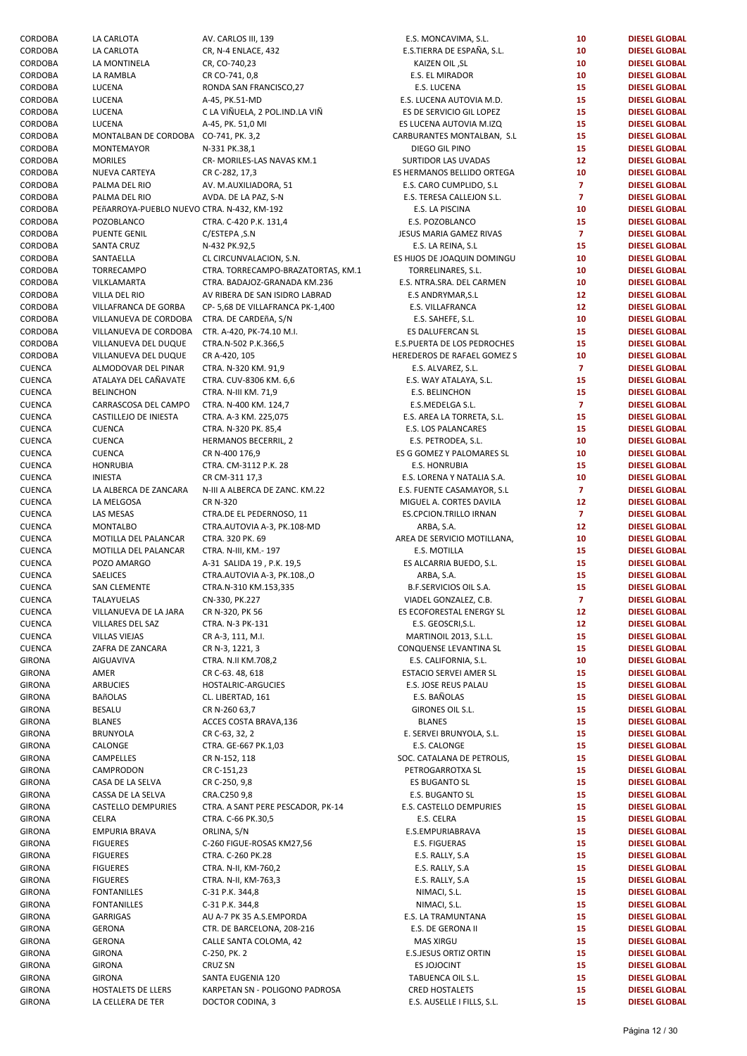| | | | | | |
|---|---|---|---|---|---|
| CORDOBA | LA CARLOTA | AV. CARLOS III, 139 | E.S. MONCAVIMA, S.L. | 10 | DIESEL GLOBAL |
| CORDOBA | LA CARLOTA | CR, N-4 ENLACE, 432 | E.S.TIERRA DE ESPAÑA, S.L. | 10 | DIESEL GLOBAL |
| CORDOBA | LA MONTINELA | CR, CO-740,23 | KAIZEN OIL ,SL | 10 | DIESEL GLOBAL |
| CORDOBA | LA RAMBLA | CR CO-741, 0,8 | E.S. EL MIRADOR | 10 | DIESEL GLOBAL |
| CORDOBA | LUCENA | RONDA SAN FRANCISCO,27 | E.S. LUCENA | 15 | DIESEL GLOBAL |
| CORDOBA | LUCENA | A-45, PK.51-MD | E.S. LUCENA AUTOVIA M.D. | 15 | DIESEL GLOBAL |
| CORDOBA | LUCENA | C LA VIÑUELA, 2 POL.IND.LA VIÑ | ES DE SERVICIO GIL LOPEZ | 15 | DIESEL GLOBAL |
| CORDOBA | LUCENA | A-45, PK. 51,0 MI | ES LUCENA AUTOVIA M.IZQ | 15 | DIESEL GLOBAL |
| CORDOBA | MONTALBAN DE CORDOBA | CO-741, PK. 3,2 | CARBURANTES MONTALBAN, S.L | 15 | DIESEL GLOBAL |
| CORDOBA | MONTEMAYOR | N-331 PK.38,1 | DIEGO GIL PINO | 15 | DIESEL GLOBAL |
| CORDOBA | MORILES | CR- MORILES-LAS NAVAS KM.1 | SURTIDOR LAS UVADAS | 12 | DIESEL GLOBAL |
| CORDOBA | NUEVA CARTEYA | CR C-282, 17,3 | ES HERMANOS BELLIDO ORTEGA | 10 | DIESEL GLOBAL |
| CORDOBA | PALMA DEL RIO | AV. M.AUXILIADORA, 51 | E.S. CARO CUMPLIDO, S.L | 7 | DIESEL GLOBAL |
| CORDOBA | PALMA DEL RIO | AVDA. DE LA PAZ, S-N | E.S. TERESA CALLEJON S.L. | 7 | DIESEL GLOBAL |
| CORDOBA | PEñARROYA-PUEBLO NUEVO | CTRA. N-432, KM-192 | E.S. LA PISCINA | 10 | DIESEL GLOBAL |
| CORDOBA | POZOBLANCO | CTRA. C-420 P.K. 131,4 | E.S. POZOBLANCO | 15 | DIESEL GLOBAL |
| CORDOBA | PUENTE GENIL | C/ESTEPA ,S.N | JESUS MARIA GAMEZ RIVAS | 7 | DIESEL GLOBAL |
| CORDOBA | SANTA CRUZ | N-432 PK.92,5 | E.S. LA REINA, S.L | 15 | DIESEL GLOBAL |
| CORDOBA | SANTAELLA | CL CIRCUNVALACION, S.N. | ES HIJOS DE JOAQUIN DOMINGU | 10 | DIESEL GLOBAL |
| CORDOBA | TORRECAMPO | CTRA. TORRECAMPO-BRAZATORTAS, KM.1 | TORRELINARES, S.L. | 10 | DIESEL GLOBAL |
| CORDOBA | VILKLAMARTA | CTRA. BADAJOZ-GRANADA KM.236 | E.S. NTRA.SRA. DEL CARMEN | 10 | DIESEL GLOBAL |
| CORDOBA | VILLA DEL RIO | AV RIBERA DE SAN ISIDRO LABRAD | E.S ANDRYMAR,S.L | 12 | DIESEL GLOBAL |
| CORDOBA | VILLAFRANCA DE GORBA | CP- 5,68 DE VILLAFRANCA PK-1,400 | E.S. VILLAFRANCA | 12 | DIESEL GLOBAL |
| CORDOBA | VILLANUEVA DE CORDOBA | CTRA. DE CARDEñA, S/N | E.S. SAHEFE, S.L. | 10 | DIESEL GLOBAL |
| CORDOBA | VILLANUEVA DE CORDOBA | CTR. A-420, PK-74.10 M.I. | ES DALUFERCAN SL | 15 | DIESEL GLOBAL |
| CORDOBA | VILLANUEVA DEL DUQUE | CTRA.N-502 P.K.366,5 | E.S.PUERTA DE LOS PEDROCHES | 15 | DIESEL GLOBAL |
| CORDOBA | VILLANUEVA DEL DUQUE | CR A-420, 105 | HEREDEROS DE RAFAEL GOMEZ S | 10 | DIESEL GLOBAL |
| CUENCA | ALMODOVAR DEL PINAR | CTRA. N-320 KM. 91,9 | E.S. ALVAREZ, S.L. | 7 | DIESEL GLOBAL |
| CUENCA | ATALAYA DEL CAÑAVATE | CTRA. CUV-8306 KM. 6,6 | E.S. WAY ATALAYA, S.L. | 15 | DIESEL GLOBAL |
| CUENCA | BELINCHON | CTRA. N-III KM. 71,9 | E.S. BELINCHON | 15 | DIESEL GLOBAL |
| CUENCA | CARRASCOSA DEL CAMPO | CTRA. N-400 KM. 124,7 | E.S.MEDELGA S.L. | 7 | DIESEL GLOBAL |
| CUENCA | CASTILLEJO DE INIESTA | CTRA. A-3 KM. 225,075 | E.S. AREA LA TORRETA, S.L. | 15 | DIESEL GLOBAL |
| CUENCA | CUENCA | CTRA. N-320 PK. 85,4 | E.S. LOS PALANCARES | 15 | DIESEL GLOBAL |
| CUENCA | CUENCA | HERMANOS BECERRIL, 2 | E.S. PETRODEA, S.L. | 10 | DIESEL GLOBAL |
| CUENCA | CUENCA | CR N-400 176,9 | ES G GOMEZ Y PALOMARES SL | 10 | DIESEL GLOBAL |
| CUENCA | HONRUBIA | CTRA. CM-3112 P.K. 28 | E.S. HONRUBIA | 15 | DIESEL GLOBAL |
| CUENCA | INIESTA | CR CM-311 17,3 | E.S. LORENA Y NATALIA S.A. | 10 | DIESEL GLOBAL |
| CUENCA | LA ALBERCA DE ZANCARA | N-III A ALBERCA DE ZANC. KM.22 | E.S. FUENTE CASAMAYOR, S.L | 7 | DIESEL GLOBAL |
| CUENCA | LA MELGOSA | CR N-320 | MIGUEL A. CORTES DAVILA | 12 | DIESEL GLOBAL |
| CUENCA | LAS MESAS | CTRA.DE EL PEDERNOSO, 11 | ES.CPCION.TRILLO IRNAN | 7 | DIESEL GLOBAL |
| CUENCA | MONTALBO | CTRA.AUTOVIA A-3, PK.108-MD | ARBA, S.A. | 12 | DIESEL GLOBAL |
| CUENCA | MOTILLA DEL PALANCAR | CTRA. 320 PK. 69 | AREA DE SERVICIO MOTILLANA, | 10 | DIESEL GLOBAL |
| CUENCA | MOTILLA DEL PALANCAR | CTRA. N-III, KM.- 197 | E.S. MOTILLA | 15 | DIESEL GLOBAL |
| CUENCA | POZO AMARGO | A-31 SALIDA 19 , P.K. 19,5 | ES ALCARRIA BUEDO, S.L. | 15 | DIESEL GLOBAL |
| CUENCA | SAELICES | CTRA.AUTOVIA A-3, PK.108.,O | ARBA, S.A. | 15 | DIESEL GLOBAL |
| CUENCA | SAN CLEMENTE | CTRA.N-310 KM.153,335 | B.F.SERVICIOS OIL S.A. | 15 | DIESEL GLOBAL |
| CUENCA | TALAYUELAS | CN-330, PK.227 | VIADEL GONZALEZ, C.B. | 7 | DIESEL GLOBAL |
| CUENCA | VILLANUEVA DE LA JARA | CR N-320, PK 56 | ES ECOFORESTAL ENERGY SL | 12 | DIESEL GLOBAL |
| CUENCA | VILLARES DEL SAZ | CTRA. N-3 PK-131 | E.S. GEOSCRI,S.L. | 12 | DIESEL GLOBAL |
| CUENCA | VILLAS VIEJAS | CR A-3, 111, M.I. | MARTINOIL 2013, S.L.L. | 15 | DIESEL GLOBAL |
| CUENCA | ZAFRA DE ZANCARA | CR N-3, 1221, 3 | CONQUENSE LEVANTINA SL | 15 | DIESEL GLOBAL |
| GIRONA | AIGUAVIVA | CTRA. N.II KM.708,2 | E.S. CALIFORNIA, S.L. | 10 | DIESEL GLOBAL |
| GIRONA | AMER | CR C-63. 48, 618 | ESTACIO SERVEI AMER SL | 15 | DIESEL GLOBAL |
| GIRONA | ARBUCIES | HOSTALRIC-ARGUCIES | E.S. JOSE REUS PALAU | 15 | DIESEL GLOBAL |
| GIRONA | BAñOLAS | CL. LIBERTAD, 161 | E.S. BAÑOLAS | 15 | DIESEL GLOBAL |
| GIRONA | BESALU | CR N-260 63,7 | GIRONES OIL S.L. | 15 | DIESEL GLOBAL |
| GIRONA | BLANES | ACCES COSTA BRAVA,136 | BLANES | 15 | DIESEL GLOBAL |
| GIRONA | BRUNYOLA | CR C-63, 32, 2 | E. SERVEI BRUNYOLA, S.L. | 15 | DIESEL GLOBAL |
| GIRONA | CALONGE | CTRA. GE-667 PK.1,03 | E.S. CALONGE | 15 | DIESEL GLOBAL |
| GIRONA | CAMPELLES | CR N-152, 118 | SOC. CATALANA DE PETROLIS, | 15 | DIESEL GLOBAL |
| GIRONA | CAMPRODON | CR C-151,23 | PETROGARROTXA SL | 15 | DIESEL GLOBAL |
| GIRONA | CASA DE LA SELVA | CR C-250, 9,8 | ES BUGANTO SL | 15 | DIESEL GLOBAL |
| GIRONA | CASSA DE LA SELVA | CRA.C250 9,8 | E.S. BUGANTO SL | 15 | DIESEL GLOBAL |
| GIRONA | CASTELLO DEMPURIES | CTRA. A SANT PERE PESCADOR, PK-14 | E.S. CASTELLO DEMPURIES | 15 | DIESEL GLOBAL |
| GIRONA | CELRA | CTRA. C-66 PK.30,5 | E.S. CELRA | 15 | DIESEL GLOBAL |
| GIRONA | EMPURIA BRAVA | ORLINA, S/N | E.S.EMPURIABRAVA | 15 | DIESEL GLOBAL |
| GIRONA | FIGUERES | C-260 FIGUE-ROSAS KM27,56 | E.S. FIGUERAS | 15 | DIESEL GLOBAL |
| GIRONA | FIGUERES | CTRA. C-260 PK.28 | E.S. RALLY, S.A | 15 | DIESEL GLOBAL |
| GIRONA | FIGUERES | CTRA. N-II, KM-760,2 | E.S. RALLY, S.A | 15 | DIESEL GLOBAL |
| GIRONA | FIGUERES | CTRA. N-II, KM-763,3 | E.S. RALLY, S.A | 15 | DIESEL GLOBAL |
| GIRONA | FONTANILLES | C-31 P.K. 344,8 | NIMACI, S.L. | 15 | DIESEL GLOBAL |
| GIRONA | FONTANILLES | C-31 P.K. 344,8 | NIMACI, S.L. | 15 | DIESEL GLOBAL |
| GIRONA | GARRIGAS | AU A-7 PK 35 A.S.EMPORDA | E.S. LA TRAMUNTANA | 15 | DIESEL GLOBAL |
| GIRONA | GERONA | CTR. DE BARCELONA, 208-216 | E.S. DE GERONA II | 15 | DIESEL GLOBAL |
| GIRONA | GERONA | CALLE SANTA COLOMA, 42 | MAS XIRGU | 15 | DIESEL GLOBAL |
| GIRONA | GIRONA | C-250, PK. 2 | E.S.JESUS ORTIZ ORTIN | 15 | DIESEL GLOBAL |
| GIRONA | GIRONA | CRUZ SN | ES JOJOCINT | 15 | DIESEL GLOBAL |
| GIRONA | GIRONA | SANTA EUGENIA 120 | TABUENCA OIL S.L. | 15 | DIESEL GLOBAL |
| GIRONA | HOSTALETS DE LLERS | KARPETAN SN - POLIGONO PADROSA | CRED HOSTALETS | 15 | DIESEL GLOBAL |
| GIRONA | LA CELLERA DE TER | DOCTOR CODINA, 3 | E.S. AUSELLE I FILLS, S.L. | 15 | DIESEL GLOBAL |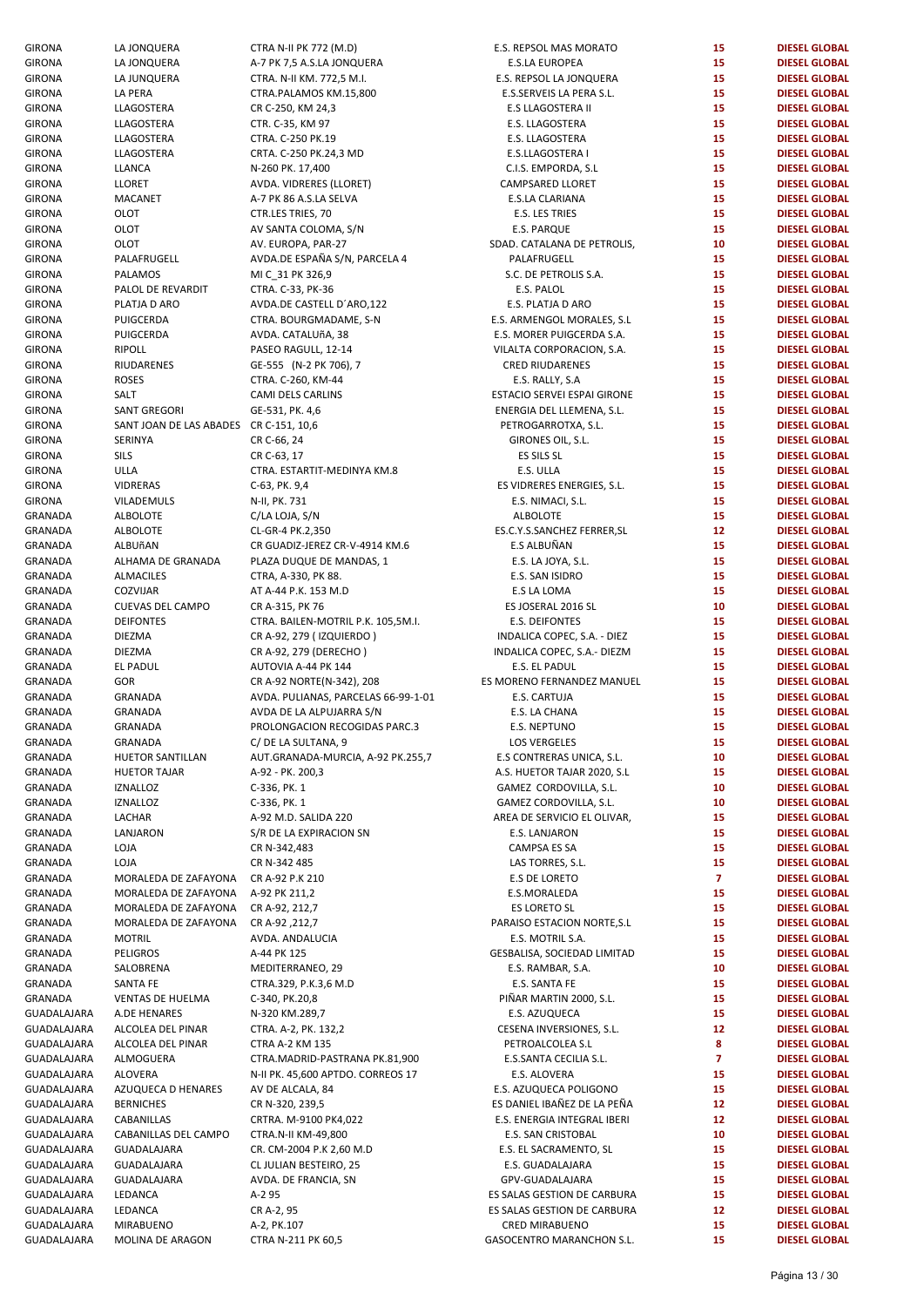| | | | | | |
|---|---|---|---|---|---|
| GIRONA | LA JONQUERA | CTRA N-II PK 772 (M.D) | E.S. REPSOL MAS MORATO | 15 | DIESEL GLOBAL |
| GIRONA | LA JONQUERA | A-7 PK 7,5 A.S.LA JONQUERA | E.S.LA EUROPEA | 15 | DIESEL GLOBAL |
| GIRONA | LA JUNQUERA | CTRA. N-II KM. 772,5 M.I. | E.S. REPSOL LA JONQUERA | 15 | DIESEL GLOBAL |
| GIRONA | LA PERA | CTRA.PALAMOS KM.15,800 | E.S.SERVEIS LA PERA S.L. | 15 | DIESEL GLOBAL |
| GIRONA | LLAGOSTERA | CR C-250, KM 24,3 | E.S LLAGOSTERA II | 15 | DIESEL GLOBAL |
| GIRONA | LLAGOSTERA | CTR. C-35, KM 97 | E.S. LLAGOSTERA | 15 | DIESEL GLOBAL |
| GIRONA | LLAGOSTERA | CTRA. C-250 PK.19 | E.S. LLAGOSTERA | 15 | DIESEL GLOBAL |
| GIRONA | LLAGOSTERA | CRTA. C-250 PK.24,3 MD | E.S.LLAGOSTERA I | 15 | DIESEL GLOBAL |
| GIRONA | LLANCA | N-260 PK. 17,400 | C.I.S. EMPORDA, S.L | 15 | DIESEL GLOBAL |
| GIRONA | LLORET | AVDA. VIDRERES (LLORET) | CAMPSARED LLORET | 15 | DIESEL GLOBAL |
| GIRONA | MACANET | A-7 PK 86 A.S.LA SELVA | E.S.LA CLARIANA | 15 | DIESEL GLOBAL |
| GIRONA | OLOT | CTR.LES TRIES, 70 | E.S. LES TRIES | 15 | DIESEL GLOBAL |
| GIRONA | OLOT | AV SANTA COLOMA, S/N | E.S. PARQUE | 15 | DIESEL GLOBAL |
| GIRONA | OLOT | AV. EUROPA, PAR-27 | SDAD. CATALANA DE PETROLIS, | 10 | DIESEL GLOBAL |
| GIRONA | PALAFRUGELL | AVDA.DE ESPAÑA S/N, PARCELA 4 | PALAFRUGELL | 15 | DIESEL GLOBAL |
| GIRONA | PALAMOS | MI C_31 PK 326,9 | S.C. DE PETROLIS S.A. | 15 | DIESEL GLOBAL |
| GIRONA | PALOL DE REVARDIT | CTRA. C-33, PK-36 | E.S. PALOL | 15 | DIESEL GLOBAL |
| GIRONA | PLATJA D ARO | AVDA.DE CASTELL D´ARO,122 | E.S. PLATJA D ARO | 15 | DIESEL GLOBAL |
| GIRONA | PUIGCERDA | CTRA. BOURGMADAME, S-N | E.S. ARMENGOL MORALES, S.L | 15 | DIESEL GLOBAL |
| GIRONA | PUIGCERDA | AVDA. CATALUñA, 38 | E.S. MORER PUIGCERDA S.A. | 15 | DIESEL GLOBAL |
| GIRONA | RIPOLL | PASEO RAGULL, 12-14 | VILALTA CORPORACION, S.A. | 15 | DIESEL GLOBAL |
| GIRONA | RIUDARENES | GE-555 (N-2 PK 706), 7 | CRED RIUDARENES | 15 | DIESEL GLOBAL |
| GIRONA | ROSES | CTRA. C-260, KM-44 | E.S. RALLY, S.A | 15 | DIESEL GLOBAL |
| GIRONA | SALT | CAMI DELS CARLINS | ESTACIO SERVEI ESPAI GIRONE | 15 | DIESEL GLOBAL |
| GIRONA | SANT GREGORI | GE-531, PK. 4,6 | ENERGIA DEL LLEMENA, S.L. | 15 | DIESEL GLOBAL |
| GIRONA | SANT JOAN DE LAS ABADES | CR C-151, 10,6 | PETROGARROTXA, S.L. | 15 | DIESEL GLOBAL |
| GIRONA | SERINYA | CR C-66, 24 | GIRONES OIL, S.L. | 15 | DIESEL GLOBAL |
| GIRONA | SILS | CR C-63, 17 | ES SILS SL | 15 | DIESEL GLOBAL |
| GIRONA | ULLA | CTRA. ESTARTIT-MEDINYA KM.8 | E.S. ULLA | 15 | DIESEL GLOBAL |
| GIRONA | VIDRERAS | C-63, PK. 9,4 | ES VIDRERES ENERGIES, S.L. | 15 | DIESEL GLOBAL |
| GIRONA | VILADEMULS | N-II, PK. 731 | E.S. NIMACI, S.L. | 15 | DIESEL GLOBAL |
| GRANADA | ALBOLOTE | C/LA LOJA, S/N | ALBOLOTE | 15 | DIESEL GLOBAL |
| GRANADA | ALBOLOTE | CL-GR-4 PK.2,350 | ES.C.Y.S.SANCHEZ FERRER,SL | 12 | DIESEL GLOBAL |
| GRANADA | ALBUñAN | CR GUADIZ-JEREZ CR-V-4914 KM.6 | E.S ALBUÑAN | 15 | DIESEL GLOBAL |
| GRANADA | ALHAMA DE GRANADA | PLAZA DUQUE DE MANDAS, 1 | E.S. LA JOYA, S.L. | 15 | DIESEL GLOBAL |
| GRANADA | ALMACILES | CTRA, A-330, PK 88. | E.S. SAN ISIDRO | 15 | DIESEL GLOBAL |
| GRANADA | COZVIJAR | AT A-44 P.K. 153 M.D | E.S LA LOMA | 15 | DIESEL GLOBAL |
| GRANADA | CUEVAS DEL CAMPO | CR A-315, PK 76 | ES JOSERAL 2016 SL | 10 | DIESEL GLOBAL |
| GRANADA | DEIFONTES | CTRA. BAILEN-MOTRIL P.K. 105,5M.I. | E.S. DEIFONTES | 15 | DIESEL GLOBAL |
| GRANADA | DIEZMA | CR A-92, 279 ( IZQUIERDO ) | INDALICA COPEC, S.A. - DIEZ | 15 | DIESEL GLOBAL |
| GRANADA | DIEZMA | CR A-92, 279 (DERECHO ) | INDALICA COPEC, S.A.- DIEZM | 15 | DIESEL GLOBAL |
| GRANADA | EL PADUL | AUTOVIA A-44 PK 144 | E.S. EL PADUL | 15 | DIESEL GLOBAL |
| GRANADA | GOR | CR A-92 NORTE(N-342), 208 | ES MORENO FERNANDEZ MANUEL | 15 | DIESEL GLOBAL |
| GRANADA | GRANADA | AVDA. PULIANAS, PARCELAS 66-99-1-01 | E.S. CARTUJA | 15 | DIESEL GLOBAL |
| GRANADA | GRANADA | AVDA DE LA ALPUJARRA S/N | E.S. LA CHANA | 15 | DIESEL GLOBAL |
| GRANADA | GRANADA | PROLONGACION RECOGIDAS PARC.3 | E.S. NEPTUNO | 15 | DIESEL GLOBAL |
| GRANADA | GRANADA | C/ DE LA SULTANA, 9 | LOS VERGELES | 15 | DIESEL GLOBAL |
| GRANADA | HUETOR SANTILLAN | AUT.GRANADA-MURCIA, A-92 PK.255,7 | E.S CONTRERAS UNICA, S.L. | 10 | DIESEL GLOBAL |
| GRANADA | HUETOR TAJAR | A-92 - PK. 200,3 | A.S. HUETOR TAJAR 2020, S.L | 15 | DIESEL GLOBAL |
| GRANADA | IZNALLOZ | C-336, PK. 1 | GAMEZ CORDOVILLA, S.L. | 10 | DIESEL GLOBAL |
| GRANADA | IZNALLOZ | C-336, PK. 1 | GAMEZ CORDOVILLA, S.L. | 10 | DIESEL GLOBAL |
| GRANADA | LACHAR | A-92 M.D. SALIDA 220 | AREA DE SERVICIO EL OLIVAR, | 15 | DIESEL GLOBAL |
| GRANADA | LANJARON | S/R DE LA EXPIRACION SN | E.S. LANJARON | 15 | DIESEL GLOBAL |
| GRANADA | LOJA | CR N-342,483 | CAMPSA ES SA | 15 | DIESEL GLOBAL |
| GRANADA | LOJA | CR N-342 485 | LAS TORRES, S.L. | 15 | DIESEL GLOBAL |
| GRANADA | MORALEDA DE ZAFAYONA | CR A-92 P.K 210 | E.S DE LORETO | 7 | DIESEL GLOBAL |
| GRANADA | MORALEDA DE ZAFAYONA | A-92 PK 211,2 | E.S.MORALEDA | 15 | DIESEL GLOBAL |
| GRANADA | MORALEDA DE ZAFAYONA | CR A-92, 212,7 | ES LORETO SL | 15 | DIESEL GLOBAL |
| GRANADA | MORALEDA DE ZAFAYONA | CR A-92 ,212,7 | PARAISO ESTACION NORTE,S.L | 15 | DIESEL GLOBAL |
| GRANADA | MOTRIL | AVDA. ANDALUCIA | E.S. MOTRIL S.A. | 15 | DIESEL GLOBAL |
| GRANADA | PELIGROS | A-44 PK 125 | GESBALISA, SOCIEDAD LIMITAD | 15 | DIESEL GLOBAL |
| GRANADA | SALOBRENA | MEDITERRANEO, 29 | E.S. RAMBAR, S.A. | 10 | DIESEL GLOBAL |
| GRANADA | SANTA FE | CTRA.329, P.K.3,6 M.D | E.S. SANTA FE | 15 | DIESEL GLOBAL |
| GRANADA | VENTAS DE HUELMA | C-340, PK.20,8 | PIÑAR MARTIN 2000, S.L. | 15 | DIESEL GLOBAL |
| GUADALAJARA | A.DE HENARES | N-320 KM.289,7 | E.S. AZUQUECA | 15 | DIESEL GLOBAL |
| GUADALAJARA | ALCOLEA DEL PINAR | CTRA. A-2, PK. 132,2 | CESENA INVERSIONES, S.L. | 12 | DIESEL GLOBAL |
| GUADALAJARA | ALCOLEA DEL PINAR | CTRA A-2 KM 135 | PETROALCOLEA S.L | 8 | DIESEL GLOBAL |
| GUADALAJARA | ALMOGUERA | CTRA.MADRID-PASTRANA PK.81,900 | E.S.SANTA CECILIA S.L. | 7 | DIESEL GLOBAL |
| GUADALAJARA | ALOVERA | N-II PK. 45,600 APTDO. CORREOS 17 | E.S. ALOVERA | 15 | DIESEL GLOBAL |
| GUADALAJARA | AZUQUECA D HENARES | AV DE ALCALA, 84 | E.S. AZUQUECA POLIGONO | 15 | DIESEL GLOBAL |
| GUADALAJARA | BERNICHES | CR N-320, 239,5 | ES DANIEL IBAÑEZ DE LA PEÑA | 12 | DIESEL GLOBAL |
| GUADALAJARA | CABANILLAS | CRTRA. M-9100 PK4,022 | E.S. ENERGIA INTEGRAL IBERI | 12 | DIESEL GLOBAL |
| GUADALAJARA | CABANILLAS DEL CAMPO | CTRA.N-II KM-49,800 | E.S. SAN CRISTOBAL | 10 | DIESEL GLOBAL |
| GUADALAJARA | GUADALAJARA | CR. CM-2004 P.K 2,60 M.D | E.S. EL SACRAMENTO, SL | 15 | DIESEL GLOBAL |
| GUADALAJARA | GUADALAJARA | CL JULIAN BESTEIRO, 25 | E.S. GUADALAJARA | 15 | DIESEL GLOBAL |
| GUADALAJARA | GUADALAJARA | AVDA. DE FRANCIA, SN | GPV-GUADALAJARA | 15 | DIESEL GLOBAL |
| GUADALAJARA | LEDANCA | A-2 95 | ES SALAS GESTION DE CARBURA | 15 | DIESEL GLOBAL |
| GUADALAJARA | LEDANCA | CR A-2, 95 | ES SALAS GESTION DE CARBURA | 12 | DIESEL GLOBAL |
| GUADALAJARA | MIRABUENO | A-2, PK.107 | CRED MIRABUENO | 15 | DIESEL GLOBAL |
| GUADALAJARA | MOLINA DE ARAGON | CTRA N-211 PK 60,5 | GASOCENTRO MARANCHON S.L. | 15 | DIESEL GLOBAL |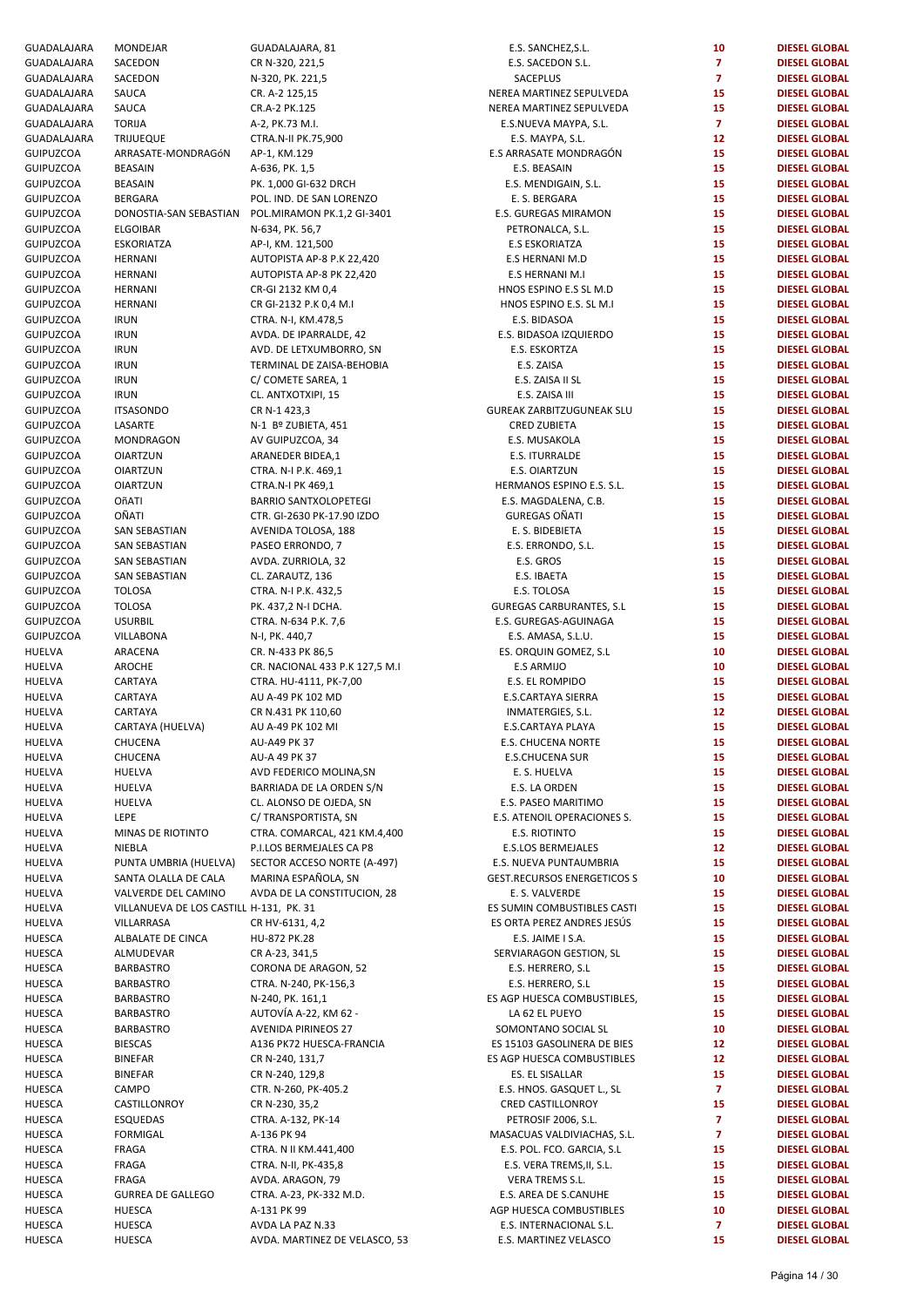| | | | | | |
|---|---|---|---|---|---|
| GUADALAJARA | MONDEJAR | GUADALAJARA, 81 | E.S. SANCHEZ,S.L. | 10 | DIESEL GLOBAL |
| GUADALAJARA | SACEDON | CR N-320, 221,5 | E.S. SACEDON S.L. | 7 | DIESEL GLOBAL |
| GUADALAJARA | SACEDON | N-320, PK. 221,5 | SACEPLUS | 7 | DIESEL GLOBAL |
| GUADALAJARA | SAUCA | CR. A-2 125,15 | NEREA MARTINEZ SEPULVEDA | 15 | DIESEL GLOBAL |
| GUADALAJARA | SAUCA | CR.A-2 PK.125 | NEREA MARTINEZ SEPULVEDA | 15 | DIESEL GLOBAL |
| GUADALAJARA | TORIJA | A-2, PK.73 M.I. | E.S.NUEVA MAYPA, S.L. | 7 | DIESEL GLOBAL |
| GUADALAJARA | TRIJUEQUE | CTRA.N-II PK.75,900 | E.S. MAYPA, S.L. | 12 | DIESEL GLOBAL |
| GUIPUZCOA | ARRASATE-MONDRAGóN | AP-1, KM.129 | E.S ARRASATE MONDRAGÓN | 15 | DIESEL GLOBAL |
| GUIPUZCOA | BEASAIN | A-636, PK. 1,5 | E.S. BEASAIN | 15 | DIESEL GLOBAL |
| GUIPUZCOA | BEASAIN | PK. 1,000 GI-632 DRCH | E.S. MENDIGAIN, S.L. | 15 | DIESEL GLOBAL |
| GUIPUZCOA | BERGARA | POL. IND. DE SAN LORENZO | E. S. BERGARA | 15 | DIESEL GLOBAL |
| GUIPUZCOA | DONOSTIA-SAN SEBASTIAN | POL.MIRAMON PK.1,2 GI-3401 | E.S. GUREGAS MIRAMON | 15 | DIESEL GLOBAL |
| GUIPUZCOA | ELGOIBAR | N-634, PK. 56,7 | PETRONALCA, S.L. | 15 | DIESEL GLOBAL |
| GUIPUZCOA | ESKORIATZA | AP-I, KM. 121,500 | E.S ESKORIATZA | 15 | DIESEL GLOBAL |
| GUIPUZCOA | HERNANI | AUTOPISTA AP-8 P.K 22,420 | E.S HERNANI M.D | 15 | DIESEL GLOBAL |
| GUIPUZCOA | HERNANI | AUTOPISTA AP-8 PK 22,420 | E.S HERNANI M.I | 15 | DIESEL GLOBAL |
| GUIPUZCOA | HERNANI | CR-GI 2132 KM 0,4 | HNOS ESPINO E.S SL M.D | 15 | DIESEL GLOBAL |
| GUIPUZCOA | HERNANI | CR GI-2132 P.K 0,4 M.I | HNOS ESPINO E.S. SL M.I | 15 | DIESEL GLOBAL |
| GUIPUZCOA | IRUN | CTRA. N-I, KM.478,5 | E.S. BIDASOA | 15 | DIESEL GLOBAL |
| GUIPUZCOA | IRUN | AVDA. DE IPARRALDE, 42 | E.S. BIDASOA IZQUIERDO | 15 | DIESEL GLOBAL |
| GUIPUZCOA | IRUN | AVD. DE LETXUMBORRO, SN | E.S. ESKORTZA | 15 | DIESEL GLOBAL |
| GUIPUZCOA | IRUN | TERMINAL DE ZAISA-BEHOBIA | E.S. ZAISA | 15 | DIESEL GLOBAL |
| GUIPUZCOA | IRUN | C/ COMETE SAREA, 1 | E.S. ZAISA II SL | 15 | DIESEL GLOBAL |
| GUIPUZCOA | IRUN | CL. ANTXOTXIPI, 15 | E.S. ZAISA III | 15 | DIESEL GLOBAL |
| GUIPUZCOA | ITSASONDO | CR N-1 423,3 | GUREAK ZARBITZUGUNEAK SLU | 15 | DIESEL GLOBAL |
| GUIPUZCOA | LASARTE | N-1 Bº ZUBIETA, 451 | CRED ZUBIETA | 15 | DIESEL GLOBAL |
| GUIPUZCOA | MONDRAGON | AV GUIPUZCOA, 34 | E.S. MUSAKOLA | 15 | DIESEL GLOBAL |
| GUIPUZCOA | OIARTZUN | ARANEDER BIDEA,1 | E.S. ITURRALDE | 15 | DIESEL GLOBAL |
| GUIPUZCOA | OIARTZUN | CTRA. N-I P.K. 469,1 | E.S. OIARTZUN | 15 | DIESEL GLOBAL |
| GUIPUZCOA | OIARTZUN | CTRA.N-I PK 469,1 | HERMANOS ESPINO E.S. S.L. | 15 | DIESEL GLOBAL |
| GUIPUZCOA | OñATI | BARRIO SANTXOLOPETEGI | E.S. MAGDALENA, C.B. | 15 | DIESEL GLOBAL |
| GUIPUZCOA | OÑATI | CTR. GI-2630 PK-17.90 IZDO | GUREGAS OÑATI | 15 | DIESEL GLOBAL |
| GUIPUZCOA | SAN SEBASTIAN | AVENIDA TOLOSA, 188 | E. S. BIDEBIETA | 15 | DIESEL GLOBAL |
| GUIPUZCOA | SAN SEBASTIAN | PASEO ERRONDO, 7 | E.S. ERRONDO, S.L. | 15 | DIESEL GLOBAL |
| GUIPUZCOA | SAN SEBASTIAN | AVDA. ZURRIOLA, 32 | E.S. GROS | 15 | DIESEL GLOBAL |
| GUIPUZCOA | SAN SEBASTIAN | CL. ZARAUTZ, 136 | E.S. IBAETA | 15 | DIESEL GLOBAL |
| GUIPUZCOA | TOLOSA | CTRA. N-I P.K. 432,5 | E.S. TOLOSA | 15 | DIESEL GLOBAL |
| GUIPUZCOA | TOLOSA | PK. 437,2 N-I DCHA. | GUREGAS CARBURANTES, S.L | 15 | DIESEL GLOBAL |
| GUIPUZCOA | USURBIL | CTRA. N-634 P.K. 7,6 | E.S. GUREGAS-AGUINAGA | 15 | DIESEL GLOBAL |
| GUIPUZCOA | VILLABONA | N-I, PK. 440,7 | E.S. AMASA, S.L.U. | 15 | DIESEL GLOBAL |
| HUELVA | ARACENA | CR. N-433 PK 86,5 | ES. ORQUIN GOMEZ, S.L | 10 | DIESEL GLOBAL |
| HUELVA | AROCHE | CR. NACIONAL 433 P.K 127,5 M.I | E.S ARMIJO | 10 | DIESEL GLOBAL |
| HUELVA | CARTAYA | CTRA. HU-4111, PK-7,00 | E.S. EL ROMPIDO | 15 | DIESEL GLOBAL |
| HUELVA | CARTAYA | AU A-49 PK 102 MD | E.S.CARTAYA SIERRA | 15 | DIESEL GLOBAL |
| HUELVA | CARTAYA | CR N.431 PK 110,60 | INMATERGIES, S.L. | 12 | DIESEL GLOBAL |
| HUELVA | CARTAYA (HUELVA) | AU A-49 PK 102 MI | E.S.CARTAYA PLAYA | 15 | DIESEL GLOBAL |
| HUELVA | CHUCENA | AU-A49 PK 37 | E.S. CHUCENA NORTE | 15 | DIESEL GLOBAL |
| HUELVA | CHUCENA | AU-A 49 PK 37 | E.S.CHUCENA SUR | 15 | DIESEL GLOBAL |
| HUELVA | HUELVA | AVD FEDERICO MOLINA,SN | E. S. HUELVA | 15 | DIESEL GLOBAL |
| HUELVA | HUELVA | BARRIADA DE LA ORDEN S/N | E.S. LA ORDEN | 15 | DIESEL GLOBAL |
| HUELVA | HUELVA | CL. ALONSO DE OJEDA, SN | E.S. PASEO MARITIMO | 15 | DIESEL GLOBAL |
| HUELVA | LEPE | C/ TRANSPORTISTA, SN | E.S. ATENOIL OPERACIONES S. | 15 | DIESEL GLOBAL |
| HUELVA | MINAS DE RIOTINTO | CTRA. COMARCAL, 421 KM.4,400 | E.S. RIOTINTO | 15 | DIESEL GLOBAL |
| HUELVA | NIEBLA | P.I.LOS BERMEJALES CA P8 | E.S.LOS BERMEJALES | 12 | DIESEL GLOBAL |
| HUELVA | PUNTA UMBRIA (HUELVA) | SECTOR ACCESO NORTE (A-497) | E.S. NUEVA PUNTAUMBRIA | 15 | DIESEL GLOBAL |
| HUELVA | SANTA OLALLA DE CALA | MARINA ESPAÑOLA, SN | GEST.RECURSOS ENERGETICOS S | 10 | DIESEL GLOBAL |
| HUELVA | VALVERDE DEL CAMINO | AVDA DE LA CONSTITUCION, 28 | E. S. VALVERDE | 15 | DIESEL GLOBAL |
| HUELVA | VILLANUEVA DE LOS CASTILL | H-131, PK. 31 | ES SUMIN COMBUSTIBLES CASTI | 15 | DIESEL GLOBAL |
| HUELVA | VILLARRASA | CR HV-6131, 4,2 | ES ORTA PEREZ ANDRES JESÚS | 15 | DIESEL GLOBAL |
| HUESCA | ALBALATE DE CINCA | HU-872 PK.28 | E.S. JAIME I S.A. | 15 | DIESEL GLOBAL |
| HUESCA | ALMUDEVAR | CR A-23, 341,5 | SERVIARAGON GESTION, SL | 15 | DIESEL GLOBAL |
| HUESCA | BARBASTRO | CORONA DE ARAGON, 52 | E.S. HERRERO, S.L | 15 | DIESEL GLOBAL |
| HUESCA | BARBASTRO | CTRA. N-240, PK-156,3 | E.S. HERRERO, S.L | 15 | DIESEL GLOBAL |
| HUESCA | BARBASTRO | N-240, PK. 161,1 | ES AGP HUESCA COMBUSTIBLES, | 15 | DIESEL GLOBAL |
| HUESCA | BARBASTRO | AUTOVÍA A-22, KM 62 - | LA 62 EL PUEYO | 15 | DIESEL GLOBAL |
| HUESCA | BARBASTRO | AVENIDA PIRINEOS 27 | SOMONTANO SOCIAL SL | 10 | DIESEL GLOBAL |
| HUESCA | BIESCAS | A136 PK72 HUESCA-FRANCIA | ES 15103 GASOLINERA DE BIES | 12 | DIESEL GLOBAL |
| HUESCA | BINEFAR | CR N-240, 131,7 | ES AGP HUESCA COMBUSTIBLES | 12 | DIESEL GLOBAL |
| HUESCA | BINEFAR | CR N-240, 129,8 | ES. EL SISALLAR | 15 | DIESEL GLOBAL |
| HUESCA | CAMPO | CTR. N-260, PK-405.2 | E.S. HNOS. GASQUET L., SL | 7 | DIESEL GLOBAL |
| HUESCA | CASTILLONROY | CR N-230, 35,2 | CRED CASTILLONROY | 15 | DIESEL GLOBAL |
| HUESCA | ESQUEDAS | CTRA. A-132, PK-14 | PETROSIF 2006, S.L. | 7 | DIESEL GLOBAL |
| HUESCA | FORMIGAL | A-136 PK 94 | MASACUAS VALDIVIACHAS, S.L. | 7 | DIESEL GLOBAL |
| HUESCA | FRAGA | CTRA. N II KM.441,400 | E.S. POL. FCO. GARCIA, S.L | 15 | DIESEL GLOBAL |
| HUESCA | FRAGA | CTRA. N-II, PK-435,8 | E.S. VERA TREMS,II, S.L. | 15 | DIESEL GLOBAL |
| HUESCA | FRAGA | AVDA. ARAGON, 79 | VERA TREMS S.L. | 15 | DIESEL GLOBAL |
| HUESCA | GURREA DE GALLEGO | CTRA. A-23, PK-332 M.D. | E.S. AREA DE S.CANUHE | 15 | DIESEL GLOBAL |
| HUESCA | HUESCA | A-131 PK 99 | AGP HUESCA COMBUSTIBLES | 10 | DIESEL GLOBAL |
| HUESCA | HUESCA | AVDA LA PAZ N.33 | E.S. INTERNACIONAL S.L. | 7 | DIESEL GLOBAL |
| HUESCA | HUESCA | AVDA. MARTINEZ DE VELASCO, 53 | E.S. MARTINEZ VELASCO | 15 | DIESEL GLOBAL |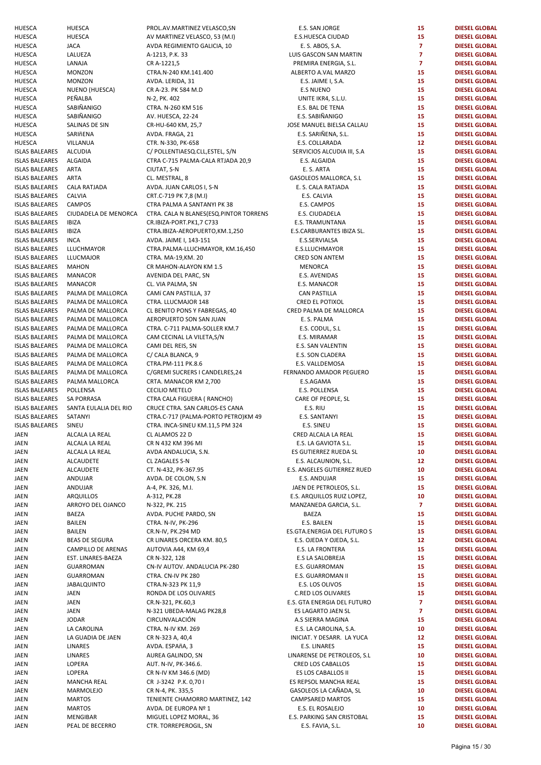| | | | | | |
|---|---|---|---|---|---|
| HUESCA | HUESCA | PROL.AV.MARTINEZ VELASCO,SN | E.S. SAN JORGE | 15 | DIESEL GLOBAL |
| HUESCA | HUESCA | AV MARTINEZ VELASCO, 53 (M.I) | E.S.HUESCA CIUDAD | 15 | DIESEL GLOBAL |
| HUESCA | JACA | AVDA REGIMIENTO GALICIA, 10 | E. S. ABOS, S.A. | 7 | DIESEL GLOBAL |
| HUESCA | LALUEZA | A-1213, P.K. 33 | LUIS GASCON SAN MARTIN | 7 | DIESEL GLOBAL |
| HUESCA | LANAJA | CR A-1221,5 | PREMIRA ENERGIA, S.L. | 7 | DIESEL GLOBAL |
| HUESCA | MONZON | CTRA.N-240 KM.141.400 | ALBERTO A.VAL MARZO | 15 | DIESEL GLOBAL |
| HUESCA | MONZON | AVDA. LERIDA, 31 | E.S. JAIME I, S.A. | 15 | DIESEL GLOBAL |
| HUESCA | NUENO (HUESCA) | CR A-23. PK 584 M.D | E.S NUENO | 15 | DIESEL GLOBAL |
| HUESCA | PEÑALBA | N-2, PK. 402 | UNITE IKR4, S.L.U. | 15 | DIESEL GLOBAL |
| HUESCA | SABIÑANIGO | CTRA. N-260 KM 516 | E.S. BAL DE TENA | 15 | DIESEL GLOBAL |
| HUESCA | SABIÑANIGO | AV. HUESCA, 22-24 | E.S. SABIÑANIGO | 15 | DIESEL GLOBAL |
| HUESCA | SALINAS DE SIN | CR-HU-640 KM, 25,7 | JOSE MANUEL BIELSA CALLAU | 15 | DIESEL GLOBAL |
| HUESCA | SARIñENA | AVDA. FRAGA, 21 | E.S. SARIÑENA, S.L. | 15 | DIESEL GLOBAL |
| HUESCA | VILLANUA | CTR. N-330, PK-658 | E.S. COLLARADA | 12 | DIESEL GLOBAL |
| ISLAS BALEARES | ALCUDIA | C/ POLLENTIAESQ.CLL,ESTEL, S/N | SERVICIOS ALCUDIA III, S.A | 15 | DIESEL GLOBAL |
| ISLAS BALEARES | ALGAIDA | CTRA C-715 PALMA-CALA RTJADA 20,9 | E.S. ALGAIDA | 15 | DIESEL GLOBAL |
| ISLAS BALEARES | ARTA | CIUTAT, S-N | E. S. ARTA | 15 | DIESEL GLOBAL |
| ISLAS BALEARES | ARTA | CL. MESTRAL, 8 | GASOLEOS MALLORCA, S.L | 15 | DIESEL GLOBAL |
| ISLAS BALEARES | CALA RATJADA | AVDA. JUAN CARLOS I, S-N | E. S. CALA RATJADA | 15 | DIESEL GLOBAL |
| ISLAS BALEARES | CALVIA | CRT.C-719 PK 7,8 (M.I) | E.S. CALVIA | 15 | DIESEL GLOBAL |
| ISLAS BALEARES | CAMPOS | CTRA PALMA A SANTANYI PK 38 | E.S. CAMPOS | 15 | DIESEL GLOBAL |
| ISLAS BALEARES | CIUDADELA DE MENORCA | CTRA. CALA N BLANES(ESQ.PINTOR TORRENS | E.S. CIUDADELA | 15 | DIESEL GLOBAL |
| ISLAS BALEARES | IBIZA | CR.IBIZA-PORT.PK1,7 C733 | E.S. TRAMUNTANA | 15 | DIESEL GLOBAL |
| ISLAS BALEARES | IBIZA | CTRA.IBIZA-AEROPUERTO,KM.1,250 | E.S.CARBURANTES IBIZA SL. | 15 | DIESEL GLOBAL |
| ISLAS BALEARES | INCA | AVDA. JAIME I, 143-151 | E.S.SERVIALSA | 15 | DIESEL GLOBAL |
| ISLAS BALEARES | LLUCHMAYOR | CTRA.PALMA-LLUCHMAYOR, KM.16,450 | E.S.LLUCHMAYOR | 15 | DIESEL GLOBAL |
| ISLAS BALEARES | LLUCMAJOR | CTRA. MA-19,KM. 20 | CRED SON ANTEM | 15 | DIESEL GLOBAL |
| ISLAS BALEARES | MAHON | CR MAHON-ALAYON KM 1.5 | MENORCA | 15 | DIESEL GLOBAL |
| ISLAS BALEARES | MANACOR | AVENIDA DEL PARC, SN | E.S. AVENIDAS | 15 | DIESEL GLOBAL |
| ISLAS BALEARES | MANACOR | CL. VIA PALMA, SN | E.S. MANACOR | 15 | DIESEL GLOBAL |
| ISLAS BALEARES | PALMA DE MALLORCA | CAMÍ CAN PASTILLA, 37 | CAN PASTILLA | 15 | DIESEL GLOBAL |
| ISLAS BALEARES | PALMA DE MALLORCA | CTRA. LLUCMAJOR 148 | CRED EL POTIXOL | 15 | DIESEL GLOBAL |
| ISLAS BALEARES | PALMA DE MALLORCA | CL BENITO PONS Y FABREGAS, 40 | CRED PALMA DE MALLORCA | 15 | DIESEL GLOBAL |
| ISLAS BALEARES | PALMA DE MALLORCA | AEROPUERTO SON SAN JUAN | E. S. PALMA | 15 | DIESEL GLOBAL |
| ISLAS BALEARES | PALMA DE MALLORCA | CTRA. C-711 PALMA-SOLLER KM.7 | E.S. CODUL, S.L | 15 | DIESEL GLOBAL |
| ISLAS BALEARES | PALMA DE MALLORCA | CAM CECINAL LA VILETA,S/N | E.S. MIRAMAR | 15 | DIESEL GLOBAL |
| ISLAS BALEARES | PALMA DE MALLORCA | CAMI DEL REIS, SN | E.S. SAN VALENTIN | 15 | DIESEL GLOBAL |
| ISLAS BALEARES | PALMA DE MALLORCA | C/ CALA BLANCA, 9 | E.S. SON CLADERA | 15 | DIESEL GLOBAL |
| ISLAS BALEARES | PALMA DE MALLORCA | CTRA.PM-111 PK.8.6 | E.S. VALLDEMOSA | 15 | DIESEL GLOBAL |
| ISLAS BALEARES | PALMA DE MALLORCA | C/GREMI SUCRERS I CANDELRES,24 | FERNANDO AMADOR PEGUERO | 15 | DIESEL GLOBAL |
| ISLAS BALEARES | PALMA MALLORCA | CRTA. MANACOR KM 2,700 | E.S.AGAMA | 15 | DIESEL GLOBAL |
| ISLAS BALEARES | POLLENSA | CECILIO METELO | E.S. POLLENSA | 15 | DIESEL GLOBAL |
| ISLAS BALEARES | SA PORRASA | CTRA CALA FIGUERA ( RANCHO) | CARE OF PEOPLE, SL | 15 | DIESEL GLOBAL |
| ISLAS BALEARES | SANTA EULALIA DEL RIO | CRUCE CTRA. SAN CARLOS-ES CANA | E.S. RIU | 15 | DIESEL GLOBAL |
| ISLAS BALEARES | SATANYI | CTRA.C-717 (PALMA-PORTO PETRO)KM 49 | E.S. SANTANYI | 15 | DIESEL GLOBAL |
| ISLAS BALEARES | SINEU | CTRA. INCA-SINEU KM.11,5 PM 324 | E.S. SINEU | 15 | DIESEL GLOBAL |
| JAEN | ALCALA LA REAL | CL ALAMOS 22 D | CRED ALCALA LA REAL | 15 | DIESEL GLOBAL |
| JAEN | ALCALA LA REAL | CR N 432 KM 396 MI | E.S. LA GAVIOTA S.L. | 15 | DIESEL GLOBAL |
| JAEN | ALCALA LA REAL | AVDA ANDALUCIA, S.N. | ES GUTIERREZ RUEDA SL | 10 | DIESEL GLOBAL |
| JAEN | ALCAUDETE | CL ZAGALES S-N | E.S. ALCAUNION, S.L. | 12 | DIESEL GLOBAL |
| JAEN | ALCAUDETE | CT. N-432, PK-367.95 | E.S. ANGELES GUTIERREZ RUED | 10 | DIESEL GLOBAL |
| JAEN | ANDUJAR | AVDA. DE COLON, S.N | E.S. ANDUJAR | 15 | DIESEL GLOBAL |
| JAEN | ANDUJAR | A-4, PK. 326, M.I. | JAEN DE PETROLEOS, S.L. | 15 | DIESEL GLOBAL |
| JAEN | ARQUILLOS | A-312, PK.28 | E.S. ARQUILLOS RUIZ LOPEZ, | 10 | DIESEL GLOBAL |
| JAEN | ARROYO DEL OJANCO | N-322, PK. 215 | MANZANEDA GARCIA, S.L. | 7 | DIESEL GLOBAL |
| JAEN | BAEZA | AVDA. PUCHE PARDO, SN | BAEZA | 15 | DIESEL GLOBAL |
| JAEN | BAILEN | CTRA. N-IV, PK-296 | E.S. BAILEN | 15 | DIESEL GLOBAL |
| JAEN | BAILEN | CR.N-IV, PK.294 MD | ES.GTA.ENERGIA DEL FUTURO S | 15 | DIESEL GLOBAL |
| JAEN | BEAS DE SEGURA | CR LINARES ORCERA KM. 80,5 | E.S. OJEDA Y OJEDA, S.L. | 12 | DIESEL GLOBAL |
| JAEN | CAMPILLO DE ARENAS | AUTOVIA A44, KM 69,4 | E.S. LA FRONTERA | 15 | DIESEL GLOBAL |
| JAEN | EST. LINARES-BAEZA | CR N-322, 128 | E.S LA SALOBREJA | 15 | DIESEL GLOBAL |
| JAEN | GUARROMAN | CN-IV AUTOV. ANDALUCIA PK-280 | E.S. GUARROMAN | 15 | DIESEL GLOBAL |
| JAEN | GUARROMAN | CTRA. CN-IV PK 280 | E.S. GUARROMAN II | 15 | DIESEL GLOBAL |
| JAEN | JABALQUINTO | CTRA.N-323 PK 11,9 | E.S. LOS OLIVOS | 15 | DIESEL GLOBAL |
| JAEN | JAEN | RONDA DE LOS OLIVARES | C.RED LOS OLIVARES | 15 | DIESEL GLOBAL |
| JAEN | JAEN | CR.N-321, PK.60,3 | E.S. GTA ENERGIA DEL FUTURO | 7 | DIESEL GLOBAL |
| JAEN | JAEN | N-321 UBEDA-MALAG PK28,8 | ES LAGARTO JAEN SL | 7 | DIESEL GLOBAL |
| JAEN | JODAR | CIRCUNVALACIÓN | A.S SIERRA MAGINA | 15 | DIESEL GLOBAL |
| JAEN | LA CAROLINA | CTRA. N-IV KM. 269 | E.S. LA CAROLINA, S.A. | 10 | DIESEL GLOBAL |
| JAEN | LA GUADIA DE JAEN | CR N-323 A, 40,4 | INICIAT. Y DESARR. LA YUCA | 12 | DIESEL GLOBAL |
| JAEN | LINARES | AVDA. ESPAñA, 3 | E.S. LINARES | 15 | DIESEL GLOBAL |
| JAEN | LINARES | AUREA GALINDO, SN | LINARENSE DE PETROLEOS, S.L | 10 | DIESEL GLOBAL |
| JAEN | LOPERA | AUT. N-IV, PK-346.6. | CRED LOS CABALLOS | 15 | DIESEL GLOBAL |
| JAEN | LOPERA | CR N-IV KM 346.6 (MD) | ES LOS CABALLOS II | 15 | DIESEL GLOBAL |
| JAEN | MANCHA REAL | CR J-3242 P.K. 0,70 I | ES REPSOL MANCHA REAL | 15 | DIESEL GLOBAL |
| JAEN | MARMOLEJO | CR N-4, PK. 335,5 | GASOLEOS LA CAÑADA, SL | 10 | DIESEL GLOBAL |
| JAEN | MARTOS | TENIENTE CHAMORRO MARTINEZ, 142 | CAMPSARED MARTOS | 15 | DIESEL GLOBAL |
| JAEN | MARTOS | AVDA. DE EUROPA Nº 1 | E.S. EL ROSALEJO | 10 | DIESEL GLOBAL |
| JAEN | MENGIBAR | MIGUEL LOPEZ MORAL, 36 | E.S. PARKING SAN CRISTOBAL | 15 | DIESEL GLOBAL |
| JAEN | PEAL DE BECERRO | CTR. TORREPEROGIL, SN | E.S. FAVIA, S.L. | 10 | DIESEL GLOBAL |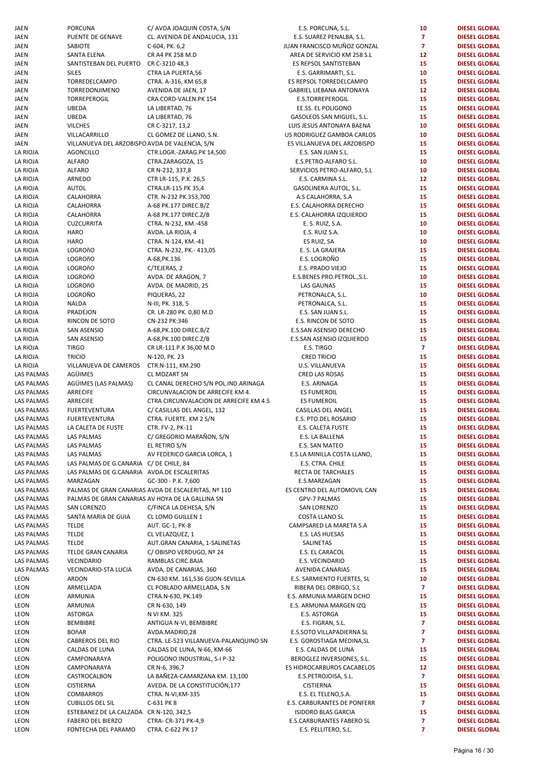| | | | | | |
|---|---|---|---|---|---|
| JAEN | PORCUNA | C/ AVDA JOAQUIN COSTA, S/N | E.S. PORCUNA, S.L. | 10 | DIESEL GLOBAL |
| JAEN | PUENTE DE GENAVE | CL. AVENIDA DE ANDALUCIA, 131 | E.S. SUAREZ PENALBA, S.L. | 7 | DIESEL GLOBAL |
| JAEN | SABIOTE | C-604, PK. 6,2 | JUAN FRANCISCO MUÑOZ GONZAL | 7 | DIESEL GLOBAL |
| JAEN | SANTA ELENA | CR A4 PK 258 M.D | AREA DE SERVICIO KM 258 S.L | 12 | DIESEL GLOBAL |
| JAEN | SANTISTEBAN DEL PUERTO | CR C-3210 48,3 | ES REPSOL SANTISTEBAN | 15 | DIESEL GLOBAL |
| JAEN | SILES | CTRA LA PUERTA,56 | E.S. GARRIMARTI, S.L. | 10 | DIESEL GLOBAL |
| JAEN | TORREDELCAMPO | CTRA. A-316, KM 65,8 | ES REPSOL TORREDELCAMPO | 15 | DIESEL GLOBAL |
| JAEN | TORREDONJIMENO | AVENIDA DE JAEN, 17 | GABRIEL LIEBANA ANTONAYA | 12 | DIESEL GLOBAL |
| JAEN | TORREPEROGIL | CRA.CORD-VALEN.PK 154 | E.S.TORREPEROGIL | 15 | DIESEL GLOBAL |
| JAEN | UBEDA | LA LIBERTAD, 76 | EE.SS. EL POLIGONO | 15 | DIESEL GLOBAL |
| JAEN | UBEDA | LA LIBERTAD, 76 | GASOLEOS SAN MIGUEL, S.L. | 15 | DIESEL GLOBAL |
| JAEN | VILCHES | CR C-3217, 13,2 | LUIS JESUS ANTONAYA BAENA | 10 | DIESEL GLOBAL |
| JAEN | VILLACARRILLO | CL GOMEZ DE LLANO, S.N. | US RODRIGUEZ GAMBOA CARLOS | 10 | DIESEL GLOBAL |
| JAEN | VILLANUEVA DEL ARZOBISPO | AVDA DE VALENCIA, S/N | ES VILLANUEVA DEL ARZOBISPO | 15 | DIESEL GLOBAL |
| LA RIOJA | AGONCILLO | CTR.LOGR.-ZARAG.PK 14,500 | E.S. SAN JUAN S.L. | 15 | DIESEL GLOBAL |
| LA RIOJA | ALFARO | CTRA.ZARAGOZA, 15 | E.S.PETRO-ALFARO S.L. | 10 | DIESEL GLOBAL |
| LA RIOJA | ALFARO | CR N-232, 337,8 | SERVICIOS PETRO-ALFARO, S.L | 10 | DIESEL GLOBAL |
| LA RIOJA | ARNEDO | CTR LR-115, P.K. 26,5 | E.S. CARMINA S.L. | 12 | DIESEL GLOBAL |
| LA RIOJA | AUTOL | CTRA.LR-115 PK 35,4 | GASOLINERA AUTOL, S.L. | 15 | DIESEL GLOBAL |
| LA RIOJA | CALAHORRA | CTR. N-232 PK.353,700 | A.S CALAHORRA, S.A | 15 | DIESEL GLOBAL |
| LA RIOJA | CALAHORRA | A-68 PK.177 DIREC.B/Z | E.S. CALAHORRA DERECHO | 15 | DIESEL GLOBAL |
| LA RIOJA | CALAHORRA | A-68 PK.177 DIREC.Z/B | E.S. CALAHORRA IZQUIERDO | 15 | DIESEL GLOBAL |
| LA RIOJA | CUZCURRITA | CTRA. N-232, KM.-458 | E. S. RUIZ, S.A. | 10 | DIESEL GLOBAL |
| LA RIOJA | HARO | AVDA. LA RIOJA, 4 | E.S. RUIZ S.A. | 10 | DIESEL GLOBAL |
| LA RIOJA | HARO | CTRA. N-124, KM.-41 | ES RUIZ, SA | 10 | DIESEL GLOBAL |
| LA RIOJA | LOGROñO | CTRA. N-232, PK.- 413,05 | E. S. LA GRAJERA | 15 | DIESEL GLOBAL |
| LA RIOJA | LOGROñO | A-68,PK.136 | E.S. LOGROÑO | 15 | DIESEL GLOBAL |
| LA RIOJA | LOGROñO | C/TEJERAS, 2 | E.S. PRADO VIEJO | 15 | DIESEL GLOBAL |
| LA RIOJA | LOGROñO | AVDA. DE ARAGON, 7 | E.S.BENES PRO.PETROL.,S.L. | 10 | DIESEL GLOBAL |
| LA RIOJA | LOGROñO | AVDA. DE MADRID, 25 | LAS GAUNAS | 15 | DIESEL GLOBAL |
| LA RIOJA | LOGROÑO | PIQUERAS, 22 | PETRONALCA, S.L. | 10 | DIESEL GLOBAL |
| LA RIOJA | NALDA | N-III, PK. 318, 5 | PETRONALCA, S.L. | 15 | DIESEL GLOBAL |
| LA RIOJA | PRADEJON | CR. LR-280 PK. 0,80 M.D | E.S. SAN JUAN S.L. | 15 | DIESEL GLOBAL |
| LA RIOJA | RINCON DE SOTO | CN-232 PK:346 | E.S. RINCON DE SOTO | 15 | DIESEL GLOBAL |
| LA RIOJA | SAN ASENSIO | A-68,PK.100 DIREC.B/Z | E.S.SAN ASENSIO DERECHO | 15 | DIESEL GLOBAL |
| LA RIOJA | SAN ASENSIO | A-68,PK.100 DIREC.Z/B | E.S.SAN ASENSIO IZQUIERDO | 15 | DIESEL GLOBAL |
| LA RIOJA | TIRGO | CR LR-111 P.K 36,00 M.D | E.S. TIRGO | 7 | DIESEL GLOBAL |
| LA RIOJA | TRICIO | N-120, PK. 23 | CRED TRICIO | 15 | DIESEL GLOBAL |
| LA RIOJA | VILLANUEVA DE CAMEROS | CTR.N-111, KM.290 | U.S. VILLANUEVA | 15 | DIESEL GLOBAL |
| LAS PALMAS | AGÜIMES | CL MOZART SN | CRED LAS ROSAS | 15 | DIESEL GLOBAL |
| LAS PALMAS | AGÜIMES (LAS PALMAS) | CL CANAL DERECHO S/N POL.IND.ARINAGA | E.S. ARINAGA | 15 | DIESEL GLOBAL |
| LAS PALMAS | ARRECIFE | CIRCUNVALACION DE ARRECIFE KM 4. | ES FUMEROIL | 15 | DIESEL GLOBAL |
| LAS PALMAS | ARRECIFE | CTRA CIRCUNVALACION DE ARRECIFE KM 4.5 | ES FUMEROIL | 15 | DIESEL GLOBAL |
| LAS PALMAS | FUERTEVENTURA | C/ CASILLAS DEL ANGEL, 132 | CASILLAS DEL ANGEL | 15 | DIESEL GLOBAL |
| LAS PALMAS | FUERTEVENTURA | CTRA. FUERTE. KM 2 S/N | E.S. PTO.DEL ROSARIO | 15 | DIESEL GLOBAL |
| LAS PALMAS | LA CALETA DE FUSTE | CTR. FV-2, PK-11 | E.S. CALETA FUSTE | 15 | DIESEL GLOBAL |
| LAS PALMAS | LAS PALMAS | C/ GREGORIO MARAÑON, S/N | E.S. LA BALLENA | 15 | DIESEL GLOBAL |
| LAS PALMAS | LAS PALMAS | EL RETIRO S/N | E.S. SAN MATEO | 15 | DIESEL GLOBAL |
| LAS PALMAS | LAS PALMAS | AV FEDERICO GARCIA LORCA, 1 | E.S.LA MINILLA COSTA LLANO, | 15 | DIESEL GLOBAL |
| LAS PALMAS | LAS PALMAS DE G.CANARIA | C/ DE CHILE, 84 | E.S. CTRA. CHILE | 15 | DIESEL GLOBAL |
| LAS PALMAS | LAS PALMAS DE G.CANARIA | AVDA.DE ESCALERITAS | RECTA DE TARCHALES | 15 | DIESEL GLOBAL |
| LAS PALMAS | MARZAGAN | GC-300 - P.K. 7,600 | E.S.MARZAGAN | 15 | DIESEL GLOBAL |
| LAS PALMAS | PALMAS DE GRAN CANARIAS | AVDA DE ESCALERITAS, Nº 110 | ES CENTRO DEL AUTOMOVIL CAN | 15 | DIESEL GLOBAL |
| LAS PALMAS | PALMAS DE GRAN CANARIAS | AV HOYA DE LA GALLINA SN | GPV-7 PALMAS | 15 | DIESEL GLOBAL |
| LAS PALMAS | SAN LORENZO | C/FINCA LA DEHESA, S/N | SAN LORENZO | 15 | DIESEL GLOBAL |
| LAS PALMAS | SANTA MARIA DE GUIA | CL LOMO GUILLEN 1 | COSTA LLANO SL | 15 | DIESEL GLOBAL |
| LAS PALMAS | TELDE | AUT. GC-1, PK-8 | CAMPSARED LA MARETA S.A | 15 | DIESEL GLOBAL |
| LAS PALMAS | TELDE | CL VELAZQUEZ, 1 | E.S. LAS HUESAS | 15 | DIESEL GLOBAL |
| LAS PALMAS | TELDE | AUT.GRAN CANARIA, 1-SALINETAS | SALINETAS | 15 | DIESEL GLOBAL |
| LAS PALMAS | TELDE GRAN CANARIA | C/ OBISPO VERDUGO, Nº 24 | E.S. EL CARACOL | 15 | DIESEL GLOBAL |
| LAS PALMAS | VECINDARIO | RAMBLAS CIRC.BAJA | E.S. VECINDARIO | 15 | DIESEL GLOBAL |
| LAS PALMAS | VECINDARIO-STA LUCIA | AVDA, DE CANARIAS, 360 | AVENIDA CANARIAS | 15 | DIESEL GLOBAL |
| LEON | ARDON | CN-630 KM. 161,536 GIJON-SEVILLA | E.S. SARMIENTO FUERTES, SL | 10 | DIESEL GLOBAL |
| LEON | ARMELLADA | CL POBLADO ARMELLADA, S.N | RIBERA DEL ORBIGO, S.L | 7 | DIESEL GLOBAL |
| LEON | ARMUNIA | CTRA.N-630, PK.149 | E.S. ARMUNIA MARGEN DCHO | 15 | DIESEL GLOBAL |
| LEON | ARMUNIA | CR N-630, 149 | E.S. ARMUNIA MARGEN IZQ | 15 | DIESEL GLOBAL |
| LEON | ASTORGA | N VI KM. 325 | E.S. ASTORGA | 15 | DIESEL GLOBAL |
| LEON | BEMBIBRE | ANTIGUA N-VI, BEMBIBRE | E.S. FIGRAN, S.L. | 7 | DIESEL GLOBAL |
| LEON | BOñAR | AVDA.MADRID,28 | E.S.SOTO VILLAPADIERNA SL | 7 | DIESEL GLOBAL |
| LEON | CABREROS DEL RIO | CTRA. LE-523 VILLANUEVA-PALANQUINO SN | E.S. GOROSTIAGA MEDINA,SL | 7 | DIESEL GLOBAL |
| LEON | CALDAS DE LUNA | CALDAS DE LUNA, N-66, KM-66 | E.S. CALDAS DE LUNA | 15 | DIESEL GLOBAL |
| LEON | CAMPONARAYA | POLIGONO INDUSTRIAL, S-I P-32 | BEROGLEZ INVERSIONES, S.L. | 15 | DIESEL GLOBAL |
| LEON | CAMPONARAYA | CR N-6, 396,7 | ES HIDROCARBUROS CACABELOS | 12 | DIESEL GLOBAL |
| LEON | CASTROCALBON | LA BAÑEZA-CAMARZANA KM. 13,100 | E.S.PETROJOISA, S.L. | 7 | DIESEL GLOBAL |
| LEON | CISTIERNA | AVEDA. DE LA CONSTITUCIÓN,177 | CISTIERNA | 15 | DIESEL GLOBAL |
| LEON | COMBARROS | CTRA. N-VI,KM-335 | E.S. EL TELENO,S.A. | 15 | DIESEL GLOBAL |
| LEON | CUBILLOS DEL SIL | C-631 PK 8 | E.S. CARBURANTES DE PONFERR | 7 | DIESEL GLOBAL |
| LEON | ESTEBANEZ DE LA CALZADA | CR N-120, 342,5 | ISIDORO BLAS GARCIA | 15 | DIESEL GLOBAL |
| LEON | FABERO DEL BIERZO | CTRA- CR-371 PK-4,9 | E.S.CARBURANTES FABERO SL | 7 | DIESEL GLOBAL |
| LEON | FONTECHA DEL PARAMO | CTRA. C-622 PK 17 | E.S. PELLITERO, S.L. | 7 | DIESEL GLOBAL |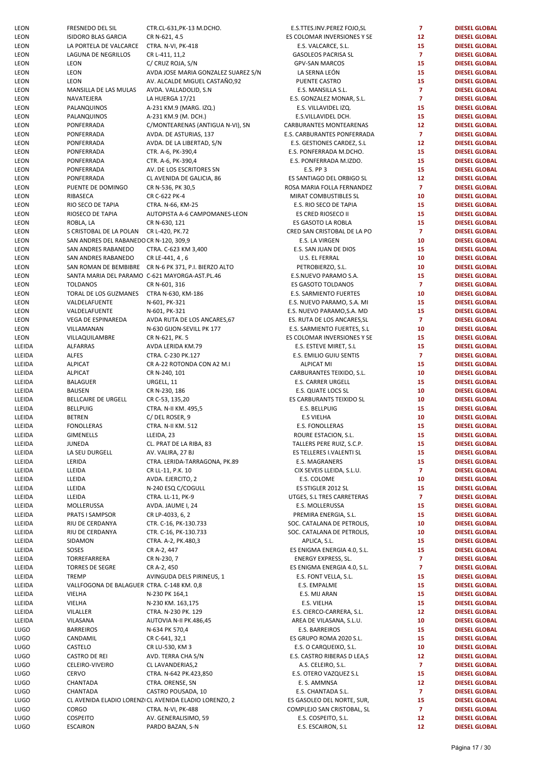| | | | | | |
|---|---|---|---|---|---|
| LEON | FRESNEDO DEL SIL | CTR.CL-631,PK-13 M.DCHO. | E.S.TTES.INV.PEREZ FOJO,SL | 7 | DIESEL GLOBAL |
| LEON | ISIDORO BLAS GARCIA | CR N-621, 4.5 | ES COLOMAR INVERSIONES Y SE | 12 | DIESEL GLOBAL |
| LEON | LA PORTELA DE VALCARCE | CTRA. N-VI, PK-418 | E.S. VALCARCE, S.L. | 15 | DIESEL GLOBAL |
| LEON | LAGUNA DE NEGRILLOS | CR L-411, 11,2 | GASOLEOS PACRISA SL | 7 | DIESEL GLOBAL |
| LEON | LEON | C/ CRUZ ROJA, S/N | GPV-SAN MARCOS | 15 | DIESEL GLOBAL |
| LEON | LEON | AVDA JOSE MARIA GONZALEZ SUAREZ S/N | LA SERNA LEÓN | 15 | DIESEL GLOBAL |
| LEON | LEON | AV. ALCALDE MIGUEL CASTAÑO,92 | PUENTE CASTRO | 15 | DIESEL GLOBAL |
| LEON | MANSILLA DE LAS MULAS | AVDA. VALLADOLID, S.N | E.S. MANSILLA S.L. | 7 | DIESEL GLOBAL |
| LEON | NAVATEJERA | LA HUERGA 17/21 | E.S. GONZALEZ MONAR, S.L. | 7 | DIESEL GLOBAL |
| LEON | PALANQUINOS | A-231 KM.9 (MARG. IZQ.) | E.S. VILLAVIDEL IZQ. | 15 | DIESEL GLOBAL |
| LEON | PALANQUINOS | A-231 KM.9 (M. DCH.) | E.S.VILLAVIDEL DCH. | 15 | DIESEL GLOBAL |
| LEON | PONFERRADA | C/MONTEARENAS (ANTIGUA N-VI), SN | CARBURANTES MONTEARENAS | 12 | DIESEL GLOBAL |
| LEON | PONFERRADA | AVDA. DE ASTURIAS, 137 | E.S. CARBURANTES PONFERRADA | 7 | DIESEL GLOBAL |
| LEON | PONFERRADA | AVDA. DE LA LIBERTAD, S/N | E.S. GESTIONES CARDEZ, S.L | 12 | DIESEL GLOBAL |
| LEON | PONFERRADA | CTR. A-6, PK-390,4 | E.S. PONFERRADA M.DCHO. | 15 | DIESEL GLOBAL |
| LEON | PONFERRADA | CTR. A-6, PK-390,4 | E.S. PONFERRADA M.IZDO. | 15 | DIESEL GLOBAL |
| LEON | PONFERRADA | AV. DE LOS ESCRITORES SN | E.S. PP 3 | 15 | DIESEL GLOBAL |
| LEON | PONFERRADA | CL AVENIDA DE GALICIA, 86 | ES SANTIAGO DEL ORBIGO SL | 12 | DIESEL GLOBAL |
| LEON | PUENTE DE DOMINGO | CR N-536, PK 30,5 | ROSA MARIA FOLLA FERNANDEZ | 7 | DIESEL GLOBAL |
| LEON | RIBASECA | CR C-622 PK-4 | MIRAT COMBUSTIBLES SL | 10 | DIESEL GLOBAL |
| LEON | RIO SECO DE TAPIA | CTRA. N-66, KM-25 | E.S. RIO SECO DE TAPIA | 15 | DIESEL GLOBAL |
| LEON | RIOSECO DE TAPIA | AUTOPISTA A-6 CAMPOMANES-LEON | ES CRED RIOSECO II | 15 | DIESEL GLOBAL |
| LEON | ROBLA, LA | CR N-630, 121 | ES GASOTO LA ROBLA | 15 | DIESEL GLOBAL |
| LEON | S CRISTOBAL DE LA POLAN | CR L-420, PK.72 | CRED SAN CRISTOBAL DE LA PO | 7 | DIESEL GLOBAL |
| LEON | SAN ANDRES DEL RABANEDO | CR N-120, 309,9 | E.S. LA VIRGEN | 10 | DIESEL GLOBAL |
| LEON | SAN ANDRES RABANEDO | CTRA. C-623 KM 3,400 | E.S. SAN JUAN DE DIOS | 15 | DIESEL GLOBAL |
| LEON | SAN ANDRES RABANEDO | CR LE-441, 4 , 6 | U.S. EL FERRAL | 10 | DIESEL GLOBAL |
| LEON | SAN ROMAN DE BEMBIBRE | CR N-6 PK 371, P.I. BIERZO ALTO | PETROBIERZO, S.L. | 10 | DIESEL GLOBAL |
| LEON | SANTA MARIA DEL PARAMO | C-621 MAYORGA-AST.PL.46 | E.S.NUEVO PARAMO S.A. | 15 | DIESEL GLOBAL |
| LEON | TOLDANOS | CR N-601, 316 | ES GASOTO TOLDANOS | 7 | DIESEL GLOBAL |
| LEON | TORAL DE LOS GUZMANES | CTRA N-630, KM-186 | E.S. SARMIENTO FUERTES | 10 | DIESEL GLOBAL |
| LEON | VALDELAFUENTE | N-601, PK-321 | E.S. NUEVO PARAMO, S.A. MI | 15 | DIESEL GLOBAL |
| LEON | VALDELAFUENTE | N-601, PK-321 | E.S. NUEVO PARAMO,S.A. MD | 15 | DIESEL GLOBAL |
| LEON | VEGA DE ESPINAREDA | AVDA RUTA DE LOS ANCARES,67 | ES. RUTA DE LOS ANCARES,SL | 7 | DIESEL GLOBAL |
| LEON | VILLAMANAN | N-630 GIJON-SEVILL PK 177 | E.S. SARMIENTO FUERTES, S.L | 10 | DIESEL GLOBAL |
| LEON | VILLAQUILAMBRE | CR N-621, PK. 5 | ES COLOMAR INVERSIONES Y SE | 15 | DIESEL GLOBAL |
| LLEIDA | ALFARRAS | AVDA LERIDA KM.79 | E.S. ESTEVE MIRET, S.L | 15 | DIESEL GLOBAL |
| LLEIDA | ALFES | CTRA. C-230 PK.127 | E.S. EMILIO GUIU SENTIS | 7 | DIESEL GLOBAL |
| LLEIDA | ALPICAT | CR A-22 ROTONDA CON A2 M.I | ALPICAT MI | 15 | DIESEL GLOBAL |
| LLEIDA | ALPICAT | CR N-240, 101 | CARBURANTES TEIXIDO, S.L. | 10 | DIESEL GLOBAL |
| LLEIDA | BALAGUER | URGELL, 11 | E.S. CARRER URGELL | 15 | DIESEL GLOBAL |
| LLEIDA | BAUSEN | CR N-230, 186 | E.S. QUATE LOCS SL | 10 | DIESEL GLOBAL |
| LLEIDA | BELLCAIRE DE URGELL | CR C-53, 135,20 | ES CARBURANTS TEIXIDO SL | 10 | DIESEL GLOBAL |
| LLEIDA | BELLPUIG | CTRA. N-II KM. 495,5 | E.S. BELLPUIG | 15 | DIESEL GLOBAL |
| LLEIDA | BETREN | C/ DEL ROSER, 9 | E.S VIELHA | 10 | DIESEL GLOBAL |
| LLEIDA | FONOLLERAS | CTRA. N-II KM. 512 | E.S. FONOLLERAS | 15 | DIESEL GLOBAL |
| LLEIDA | GIMENELLS | LLEIDA, 23 | ROURE ESTACION, S.L. | 15 | DIESEL GLOBAL |
| LLEIDA | JUNEDA | CL. PRAT DE LA RIBA, 83 | TALLERS PERE RUIZ, S.C.P. | 15 | DIESEL GLOBAL |
| LLEIDA | LA SEU DURGELL | AV. VALIRA, 27 BJ | ES TELLERES I.VALENTI SL | 15 | DIESEL GLOBAL |
| LLEIDA | LERIDA | CTRA. LERIDA-TARRAGONA, PK.89 | E.S. MAGRANERS | 15 | DIESEL GLOBAL |
| LLEIDA | LLEIDA | CR LL-11, P.K. 10 | CIX SEVEIS LLEIDA, S.L.U. | 7 | DIESEL GLOBAL |
| LLEIDA | LLEIDA | AVDA. EJERCITO, 2 | E.S. COLOME | 10 | DIESEL GLOBAL |
| LLEIDA | LLEIDA | N-240 ESQ C/COGULL | ES STIGLER 2012 SL | 15 | DIESEL GLOBAL |
| LLEIDA | LLEIDA | CTRA. LL-11, PK-9 | UTGES, S.L TRES CARRETERAS | 7 | DIESEL GLOBAL |
| LLEIDA | MOLLERUSSA | AVDA. JAUME I, 24 | E.S. MOLLERUSSA | 15 | DIESEL GLOBAL |
| LLEIDA | PRATS I SAMPSOR | CR LP-4033, 6, 2 | PREMIRA ENERGIA, S.L. | 15 | DIESEL GLOBAL |
| LLEIDA | RIU DE CERDANYA | CTR. C-16, PK-130.733 | SOC. CATALANA DE PETROLIS, | 10 | DIESEL GLOBAL |
| LLEIDA | RIU DE CERDANYA | CTR. C-16, PK-130.733 | SOC. CATALANA DE PETROLIS, | 10 | DIESEL GLOBAL |
| LLEIDA | SIDAMON | CTRA. A-2, PK.480,3 | APLICA, S.L. | 15 | DIESEL GLOBAL |
| LLEIDA | SOSES | CR A-2, 447 | ES ENIGMA ENERGIA 4.0, S.L. | 15 | DIESEL GLOBAL |
| LLEIDA | TORREFARRERA | CR N-230, 7 | ENERGY EXPRESS, SL. | 7 | DIESEL GLOBAL |
| LLEIDA | TORRES DE SEGRE | CR A-2, 450 | ES ENIGMA ENERGIA 4.0, S.L. | 7 | DIESEL GLOBAL |
| LLEIDA | TREMP | AVINGUDA DELS PIRINEUS, 1 | E.S. FONT VELLA, S.L. | 15 | DIESEL GLOBAL |
| LLEIDA | VALLFOGONA DE BALAGUER | CTRA. C-148 KM. 0,8 | E.S. EMPALME | 15 | DIESEL GLOBAL |
| LLEIDA | VIELHA | N-230 PK 164,1 | E.S. MIJ ARAN | 15 | DIESEL GLOBAL |
| LLEIDA | VIELHA | N-230 KM. 163,175 | E.S. VIELHA | 15 | DIESEL GLOBAL |
| LLEIDA | VILALLER | CTRA. N-230 PK. 129 | E.S. CIERCO-CARRERA, S.L. | 12 | DIESEL GLOBAL |
| LLEIDA | VILASANA | AUTOVIA N-II PK.486,45 | AREA DE VILASANA, S.L.U. | 10 | DIESEL GLOBAL |
| LUGO | BARREIROS | N-634 PK 570,4 | E.S. BARREIROS | 15 | DIESEL GLOBAL |
| LUGO | CANDAMIL | CR C-641, 32,1 | ES GRUPO ROMA 2020 S.L. | 15 | DIESEL GLOBAL |
| LUGO | CASTELO | CR LU-530, KM 3 | E.S. O CARQUEIXO, S.L. | 10 | DIESEL GLOBAL |
| LUGO | CASTRO DE REI | AVD. TERRA CHA S/N | E.S. CASTRO RIBERAS D LEA,S | 12 | DIESEL GLOBAL |
| LUGO | CELEIRO-VIVEIRO | CL LAVANDERIAS,2 | A.S. CELEIRO, S.L. | 7 | DIESEL GLOBAL |
| LUGO | CERVO | CTRA. N-642 PK.423,850 | E.S. OTERO VAZQUEZ S.L | 15 | DIESEL GLOBAL |
| LUGO | CHANTADA | CTRA. ORENSE, SN | E. S. AMMNSA | 12 | DIESEL GLOBAL |
| LUGO | CHANTADA | CASTRO POUSADA, 10 | E.S. CHANTADA S.L. | 7 | DIESEL GLOBAL |
| LUGO | CL AVENIDA ELADIO LORENZ | CL AVENIDA ELADIO LORENZO, 2 | ES GASOLEO DEL NORTE, SUR, | 15 | DIESEL GLOBAL |
| LUGO | CORGO | CTRA. N-VI, PK-488 | COMPLEJO SAN CRISTOBAL, SL | 7 | DIESEL GLOBAL |
| LUGO | COSPEITO | AV. GENERALISIMO, 59 | E.S. COSPEITO, S.L. | 12 | DIESEL GLOBAL |
| LUGO | ESCAIRON | PARDO BAZAN, S-N | E.S. ESCAIRON, S.L | 12 | DIESEL GLOBAL |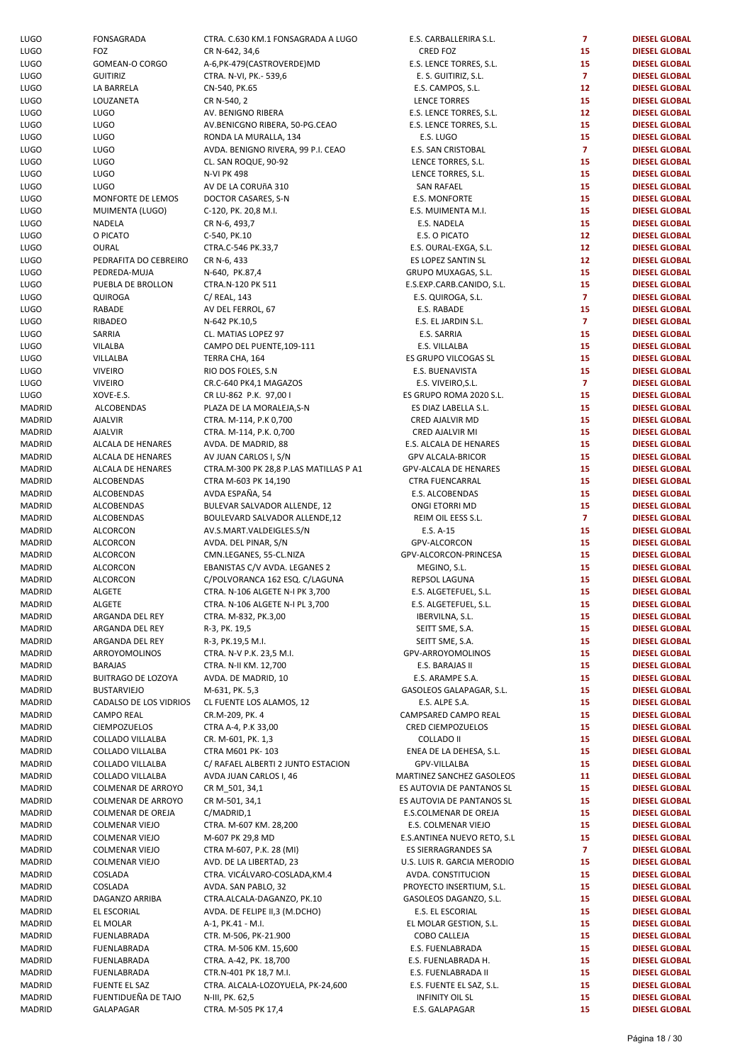| | | | | | |
|---|---|---|---|---|---|
| LUGO | FONSAGRADA | CTRA. C.630 KM.1 FONSAGRADA A LUGO | E.S. CARBALLERIRA S.L. | 7 | DIESEL GLOBAL |
| LUGO | FOZ | CR N-642, 34,6 | CRED FOZ | 15 | DIESEL GLOBAL |
| LUGO | GOMEAN-O CORGO | A-6,PK-479(CASTROVERDE)MD | E.S. LENCE TORRES, S.L. | 15 | DIESEL GLOBAL |
| LUGO | GUITIRIZ | CTRA. N-VI, PK.- 539,6 | E. S. GUITIRIZ, S.L. | 7 | DIESEL GLOBAL |
| LUGO | LA BARRELA | CN-540, PK.65 | E.S. CAMPOS, S.L. | 12 | DIESEL GLOBAL |
| LUGO | LOUZANETA | CR N-540, 2 | LENCE TORRES | 15 | DIESEL GLOBAL |
| LUGO | LUGO | AV. BENIGNO RIBERA | E.S. LENCE TORRES, S.L. | 12 | DIESEL GLOBAL |
| LUGO | LUGO | AV.BENICGNO RIBERA, 50-PG.CEAO | E.S. LENCE TORRES, S.L. | 15 | DIESEL GLOBAL |
| LUGO | LUGO | RONDA LA MURALLA, 134 | E.S. LUGO | 15 | DIESEL GLOBAL |
| LUGO | LUGO | AVDA. BENIGNO RIVERA, 99 P.I. CEAO | E.S. SAN CRISTOBAL | 7 | DIESEL GLOBAL |
| LUGO | LUGO | CL. SAN ROQUE, 90-92 | LENCE TORRES, S.L. | 15 | DIESEL GLOBAL |
| LUGO | LUGO | N-VI PK 498 | LENCE TORRES, S.L. | 15 | DIESEL GLOBAL |
| LUGO | LUGO | AV DE LA CORUñA 310 | SAN RAFAEL | 15 | DIESEL GLOBAL |
| LUGO | MONFORTE DE LEMOS | DOCTOR CASARES, S-N | E.S. MONFORTE | 15 | DIESEL GLOBAL |
| LUGO | MUIMENTA (LUGO) | C-120, PK. 20,8 M.I. | E.S. MUIMENTA M.I. | 15 | DIESEL GLOBAL |
| LUGO | NADELA | CR N-6, 493,7 | E.S. NADELA | 15 | DIESEL GLOBAL |
| LUGO | O PICATO | C-540, PK.10 | E.S. O PICATO | 12 | DIESEL GLOBAL |
| LUGO | OURAL | CTRA.C-546 PK.33,7 | E.S. OURAL-EXGA, S.L. | 12 | DIESEL GLOBAL |
| LUGO | PEDRAFITA DO CEBREIRO | CR N-6, 433 | ES LOPEZ SANTIN SL | 12 | DIESEL GLOBAL |
| LUGO | PEDREDA-MUJA | N-640, PK.87,4 | GRUPO MUXAGAS, S.L. | 15 | DIESEL GLOBAL |
| LUGO | PUEBLA DE BROLLON | CTRA.N-120 PK 511 | E.S.EXP.CARB.CANIDO, S.L. | 15 | DIESEL GLOBAL |
| LUGO | QUIROGA | C/ REAL, 143 | E.S. QUIROGA, S.L. | 7 | DIESEL GLOBAL |
| LUGO | RABADE | AV DEL FERROL, 67 | E.S. RABADE | 15 | DIESEL GLOBAL |
| LUGO | RIBADEO | N-642 PK.10,5 | E.S. EL JARDIN S.L. | 7 | DIESEL GLOBAL |
| LUGO | SARRIA | CL. MATIAS LOPEZ 97 | E.S. SARRIA | 15 | DIESEL GLOBAL |
| LUGO | VILALBA | CAMPO DEL PUENTE,109-111 | E.S. VILLALBA | 15 | DIESEL GLOBAL |
| LUGO | VILLALBA | TERRA CHA, 164 | ES GRUPO VILCOGAS SL | 15 | DIESEL GLOBAL |
| LUGO | VIVEIRO | RIO DOS FOLES, S.N | E.S. BUENAVISTA | 15 | DIESEL GLOBAL |
| LUGO | VIVEIRO | CR.C-640 PK4,1 MAGAZOS | E.S. VIVEIRO,S.L. | 7 | DIESEL GLOBAL |
| LUGO | XOVE-E.S. | CR LU-862 P.K. 97,00 I | ES GRUPO ROMA 2020 S.L. | 15 | DIESEL GLOBAL |
| MADRID | ALCOBENDAS | PLAZA DE LA MORALEJA,S-N | ES DIAZ LABELLA S.L. | 15 | DIESEL GLOBAL |
| MADRID | AJALVIR | CTRA. M-114, P.K 0,700 | CRED AJALVIR MD | 15 | DIESEL GLOBAL |
| MADRID | AJALVIR | CTRA. M-114, P.K. 0,700 | CRED AJALVIR MI | 15 | DIESEL GLOBAL |
| MADRID | ALCALA DE HENARES | AVDA. DE MADRID, 88 | E.S. ALCALA DE HENARES | 15 | DIESEL GLOBAL |
| MADRID | ALCALA DE HENARES | AV JUAN CARLOS I, S/N | GPV ALCALA-BRICOR | 15 | DIESEL GLOBAL |
| MADRID | ALCALA DE HENARES | CTRA.M-300 PK 28,8 P.LAS MATILLAS P A1 | GPV-ALCALA DE HENARES | 15 | DIESEL GLOBAL |
| MADRID | ALCOBENDAS | CTRA M-603 PK 14,190 | CTRA FUENCARRAL | 15 | DIESEL GLOBAL |
| MADRID | ALCOBENDAS | AVDA ESPAÑA, 54 | E.S. ALCOBENDAS | 15 | DIESEL GLOBAL |
| MADRID | ALCOBENDAS | BULEVAR SALVADOR ALLENDE, 12 | ONGI ETORRI MD | 15 | DIESEL GLOBAL |
| MADRID | ALCOBENDAS | BOULEVARD SALVADOR ALLENDE,12 | REIM OIL EESS S.L. | 7 | DIESEL GLOBAL |
| MADRID | ALCORCON | AV.S.MART.VALDEIGLES.S/N | E.S. A-15 | 15 | DIESEL GLOBAL |
| MADRID | ALCORCON | AVDA. DEL PINAR, S/N | GPV-ALCORCON | 15 | DIESEL GLOBAL |
| MADRID | ALCORCON | CMN.LEGANES, 55-CL.NIZA | GPV-ALCORCON-PRINCESA | 15 | DIESEL GLOBAL |
| MADRID | ALCORCON | EBANISTAS C/V AVDA. LEGANES 2 | MEGINO, S.L. | 15 | DIESEL GLOBAL |
| MADRID | ALCORCON | C/POLVORANCA 162 ESQ. C/LAGUNA | REPSOL LAGUNA | 15 | DIESEL GLOBAL |
| MADRID | ALGETE | CTRA. N-106 ALGETE N-I PK 3,700 | E.S. ALGETEFUEL, S.L. | 15 | DIESEL GLOBAL |
| MADRID | ALGETE | CTRA. N-106 ALGETE N-I PL 3,700 | E.S. ALGETEFUEL, S.L. | 15 | DIESEL GLOBAL |
| MADRID | ARGANDA DEL REY | CTRA. M-832, PK.3,00 | IBERVILNA, S.L. | 15 | DIESEL GLOBAL |
| MADRID | ARGANDA DEL REY | R-3, PK. 19,5 | SEITT SME, S.A. | 15 | DIESEL GLOBAL |
| MADRID | ARGANDA DEL REY | R-3, PK.19,5 M.I. | SEITT SME, S.A. | 15 | DIESEL GLOBAL |
| MADRID | ARROYOMOLINOS | CTRA. N-V P.K. 23,5 M.I. | GPV-ARROYOMOLINOS | 15 | DIESEL GLOBAL |
| MADRID | BARAJAS | CTRA. N-II KM. 12,700 | E.S. BARAJAS II | 15 | DIESEL GLOBAL |
| MADRID | BUITRAGO DE LOZOYA | AVDA. DE MADRID, 10 | E.S. ARAMPE S.A. | 15 | DIESEL GLOBAL |
| MADRID | BUSTARVIEJO | M-631, PK. 5,3 | GASOLEOS GALAPAGAR, S.L. | 15 | DIESEL GLOBAL |
| MADRID | CADALSO DE LOS VIDRIOS | CL FUENTE LOS ALAMOS, 12 | E.S. ALPE S.A. | 15 | DIESEL GLOBAL |
| MADRID | CAMPO REAL | CR.M-209, PK. 4 | CAMPSARED CAMPO REAL | 15 | DIESEL GLOBAL |
| MADRID | CIEMPOZUELOS | CTRA A-4, P.K 33,00 | CRED CIEMPOZUELOS | 15 | DIESEL GLOBAL |
| MADRID | COLLADO VILLALBA | CR. M-601, PK. 1,3 | COLLADO II | 15 | DIESEL GLOBAL |
| MADRID | COLLADO VILLALBA | CTRA M601 PK- 103 | ENEA DE LA DEHESA, S.L. | 15 | DIESEL GLOBAL |
| MADRID | COLLADO VILLALBA | C/ RAFAEL ALBERTI 2 JUNTO ESTACION | GPV-VILLALBA | 15 | DIESEL GLOBAL |
| MADRID | COLLADO VILLALBA | AVDA JUAN CARLOS I, 46 | MARTINEZ SANCHEZ GASOLEOS | 11 | DIESEL GLOBAL |
| MADRID | COLMENAR DE ARROYO | CR M_501, 34,1 | ES AUTOVIA DE PANTANOS SL | 15 | DIESEL GLOBAL |
| MADRID | COLMENAR DE ARROYO | CR M-501, 34,1 | ES AUTOVIA DE PANTANOS SL | 15 | DIESEL GLOBAL |
| MADRID | COLMENAR DE OREJA | C/MADRID,1 | E.S.COLMENAR DE OREJA | 15 | DIESEL GLOBAL |
| MADRID | COLMENAR VIEJO | CTRA. M-607 KM. 28,200 | E.S. COLMENAR VIEJO | 15 | DIESEL GLOBAL |
| MADRID | COLMENAR VIEJO | M-607 PK 29,8 MD | E.S.ANTINEA NUEVO RETO, S.L | 15 | DIESEL GLOBAL |
| MADRID | COLMENAR VIEJO | CTRA M-607, P.K. 28 (MI) | ES SIERRAGRANDES SA | 7 | DIESEL GLOBAL |
| MADRID | COLMENAR VIEJO | AVD. DE LA LIBERTAD, 23 | U.S. LUIS R. GARCIA MERODIO | 15 | DIESEL GLOBAL |
| MADRID | COSLADA | CTRA. VICÁLVARO-COSLADA,KM.4 | AVDA. CONSTITUCION | 15 | DIESEL GLOBAL |
| MADRID | COSLADA | AVDA. SAN PABLO, 32 | PROYECTO INSERTIUM, S.L. | 15 | DIESEL GLOBAL |
| MADRID | DAGANZO ARRIBA | CTRA.ALCALA-DAGANZO, PK.10 | GASOLEOS DAGANZO, S.L. | 15 | DIESEL GLOBAL |
| MADRID | EL ESCORIAL | AVDA. DE FELIPE II,3 (M.DCHO) | E.S. EL ESCORIAL | 15 | DIESEL GLOBAL |
| MADRID | EL MOLAR | A-1, PK.41 - M.I. | EL MOLAR GESTION, S.L. | 15 | DIESEL GLOBAL |
| MADRID | FUENLABRADA | CTR. M-506, PK-21.900 | COBO CALLEJA | 15 | DIESEL GLOBAL |
| MADRID | FUENLABRADA | CTRA. M-506 KM. 15,600 | E.S. FUENLABRADA | 15 | DIESEL GLOBAL |
| MADRID | FUENLABRADA | CTRA. A-42, PK. 18,700 | E.S. FUENLABRADA H. | 15 | DIESEL GLOBAL |
| MADRID | FUENLABRADA | CTR.N-401 PK 18,7 M.I. | E.S. FUENLABRADA II | 15 | DIESEL GLOBAL |
| MADRID | FUENTE EL SAZ | CTRA. ALCALA-LOZOYUELA, PK-24,600 | E.S. FUENTE EL SAZ, S.L. | 15 | DIESEL GLOBAL |
| MADRID | FUENTIDUEÑA DE TAJO | N-III, PK. 62,5 | INFINITY OIL SL | 15 | DIESEL GLOBAL |
| MADRID | GALAPAGAR | CTRA. M-505 PK 17,4 | E.S. GALAPAGAR | 15 | DIESEL GLOBAL |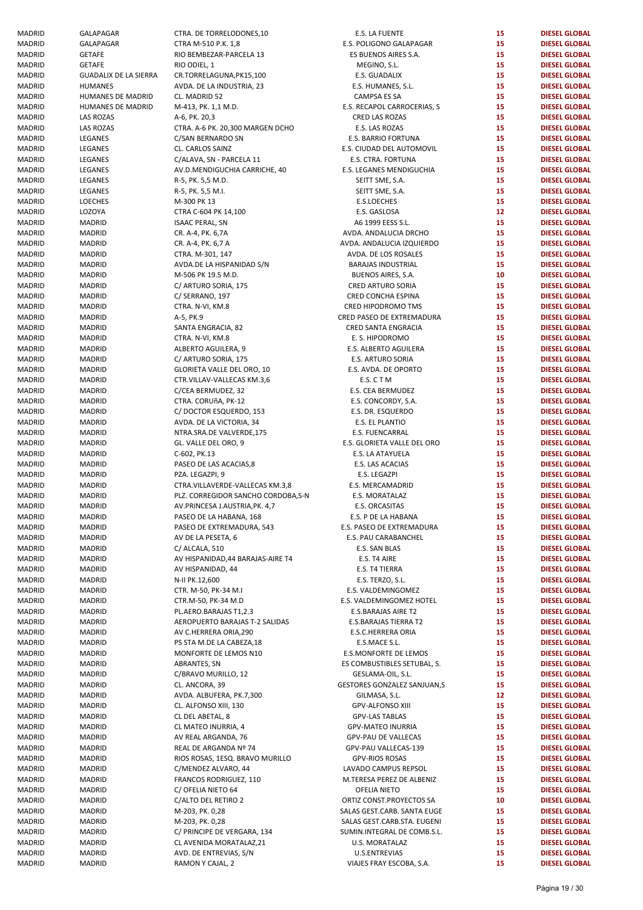| | | | | | |
|---|---|---|---|---|---|
| MADRID | GALAPAGAR | CTRA. DE TORRELODONES,10 | E.S. LA FUENTE | 15 | DIESEL GLOBAL |
| MADRID | GALAPAGAR | CTRA M-510 P.K. 1,8 | E.S. POLIGONO GALAPAGAR | 15 | DIESEL GLOBAL |
| MADRID | GETAFE | RIO BEMBEZAR-PARCELA 13 | ES BUENOS AIRES S.A. | 15 | DIESEL GLOBAL |
| MADRID | GETAFE | RIO ODIEL, 1 | MEGINO, S.L. | 15 | DIESEL GLOBAL |
| MADRID | GUADALIX DE LA SIERRA | CR.TORRELAGUNA,PK15,100 | E.S. GUADALIX | 15 | DIESEL GLOBAL |
| MADRID | HUMANES | AVDA. DE LA INDUSTRIA, 23 | E.S. HUMANES, S.L. | 15 | DIESEL GLOBAL |
| MADRID | HUMANES DE MADRID | CL. MADRID 52 | CAMPSA ES SA | 15 | DIESEL GLOBAL |
| MADRID | HUMANES DE MADRID | M-413, PK. 1,1 M.D. | E.S. RECAPOL CARROCERIAS, S | 15 | DIESEL GLOBAL |
| MADRID | LAS ROZAS | A-6, PK. 20,3 | CRED LAS ROZAS | 15 | DIESEL GLOBAL |
| MADRID | LAS ROZAS | CTRA. A-6 PK. 20,300 MARGEN DCHO | E.S. LAS ROZAS | 15 | DIESEL GLOBAL |
| MADRID | LEGANES | C/SAN BERNARDO SN | E.S. BARRIO FORTUNA | 15 | DIESEL GLOBAL |
| MADRID | LEGANES | CL. CARLOS SAINZ | E.S. CIUDAD DEL AUTOMOVIL | 15 | DIESEL GLOBAL |
| MADRID | LEGANES | C/ALAVA, SN - PARCELA 11 | E.S. CTRA. FORTUNA | 15 | DIESEL GLOBAL |
| MADRID | LEGANES | AV.D.MENDIGUCHIA CARRICHE, 40 | E.S. LEGANES MENDIGUCHIA | 15 | DIESEL GLOBAL |
| MADRID | LEGANES | R-5, PK. 5,5 M.D. | SEITT SME, S.A. | 15 | DIESEL GLOBAL |
| MADRID | LEGANES | R-5, PK. 5,5 M.I. | SEITT SME, S.A. | 15 | DIESEL GLOBAL |
| MADRID | LOECHES | M-300 PK 13 | E.S.LOECHES | 15 | DIESEL GLOBAL |
| MADRID | LOZOYA | CTRA C-604 PK 14,100 | E.S. GASLOSA | 12 | DIESEL GLOBAL |
| MADRID | MADRID | ISAAC PERAL, SN | A6 1999 EESS S.L. | 15 | DIESEL GLOBAL |
| MADRID | MADRID | CR. A-4, PK. 6,7A | AVDA. ANDALUCIA DRCHO | 15 | DIESEL GLOBAL |
| MADRID | MADRID | CR. A-4, PK. 6,7 A | AVDA. ANDALUCIA IZQUIERDO | 15 | DIESEL GLOBAL |
| MADRID | MADRID | CTRA. M-301, 147 | AVDA. DE LOS ROSALES | 15 | DIESEL GLOBAL |
| MADRID | MADRID | AVDA.DE LA HISPANIDAD S/N | BARAJAS INDUSTRIAL | 15 | DIESEL GLOBAL |
| MADRID | MADRID | M-506 PK 19.5 M.D. | BUENOS AIRES, S.A. | 10 | DIESEL GLOBAL |
| MADRID | MADRID | C/ ARTURO SORIA, 175 | CRED ARTURO SORIA | 15 | DIESEL GLOBAL |
| MADRID | MADRID | C/ SERRANO, 197 | CRED CONCHA ESPINA | 15 | DIESEL GLOBAL |
| MADRID | MADRID | CTRA. N-VI, KM.8 | CRED HIPODROMO TMS | 15 | DIESEL GLOBAL |
| MADRID | MADRID | A-5, PK.9 | CRED PASEO DE EXTREMADURA | 15 | DIESEL GLOBAL |
| MADRID | MADRID | SANTA ENGRACIA, 82 | CRED SANTA ENGRACIA | 15 | DIESEL GLOBAL |
| MADRID | MADRID | CTRA. N-VI, KM.8 | E. S. HIPODROMO | 15 | DIESEL GLOBAL |
| MADRID | MADRID | ALBERTO AGUILERA, 9 | E.S. ALBERTO AGUILERA | 15 | DIESEL GLOBAL |
| MADRID | MADRID | C/ ARTURO SORIA, 175 | E.S. ARTURO SORIA | 15 | DIESEL GLOBAL |
| MADRID | MADRID | GLORIETA VALLE DEL ORO, 10 | E.S. AVDA. DE OPORTO | 15 | DIESEL GLOBAL |
| MADRID | MADRID | CTR.VILLAV-VALLECAS KM.3,6 | E.S. C T M | 15 | DIESEL GLOBAL |
| MADRID | MADRID | C/CEA BERMUDEZ, 32 | E.S. CEA BERMUDEZ | 15 | DIESEL GLOBAL |
| MADRID | MADRID | CTRA. CORUñA, PK-12 | E.S. CONCORDY, S.A. | 15 | DIESEL GLOBAL |
| MADRID | MADRID | C/ DOCTOR ESQUERDO, 153 | E.S. DR. ESQUERDO | 15 | DIESEL GLOBAL |
| MADRID | MADRID | AVDA. DE LA VICTORIA, 34 | E.S. EL PLANTIO | 15 | DIESEL GLOBAL |
| MADRID | MADRID | NTRA.SRA.DE VALVERDE,175 | E.S. FUENCARRAL | 15 | DIESEL GLOBAL |
| MADRID | MADRID | GL. VALLE DEL ORO, 9 | E.S. GLORIETA VALLE DEL ORO | 15 | DIESEL GLOBAL |
| MADRID | MADRID | C-602, PK.13 | E.S. LA ATAYUELA | 15 | DIESEL GLOBAL |
| MADRID | MADRID | PASEO DE LAS ACACIAS,8 | E.S. LAS ACACIAS | 15 | DIESEL GLOBAL |
| MADRID | MADRID | PZA. LEGAZPI, 9 | E.S. LEGAZPI | 15 | DIESEL GLOBAL |
| MADRID | MADRID | CTRA.VILLAVERDE-VALLECAS KM.3,8 | E.S. MERCAMADRID | 15 | DIESEL GLOBAL |
| MADRID | MADRID | PLZ. CORREGIDOR SANCHO CORDOBA,S-N | E.S. MORATALAZ | 15 | DIESEL GLOBAL |
| MADRID | MADRID | AV.PRINCESA J.AUSTRIA,PK. 4,7 | E.S. ORCASITAS | 15 | DIESEL GLOBAL |
| MADRID | MADRID | PASEO DE LA HABANA, 168 | E.S. P DE LA HABANA | 15 | DIESEL GLOBAL |
| MADRID | MADRID | PASEO DE EXTREMADURA, 543 | E.S. PASEO DE EXTREMADURA | 15 | DIESEL GLOBAL |
| MADRID | MADRID | AV DE LA PESETA, 6 | E.S. PAU CARABANCHEL | 15 | DIESEL GLOBAL |
| MADRID | MADRID | C/ ALCALA, 510 | E.S. SAN BLAS | 15 | DIESEL GLOBAL |
| MADRID | MADRID | AV HISPANIDAD,44 BARAJAS-AIRE T4 | E.S. T4 AIRE | 15 | DIESEL GLOBAL |
| MADRID | MADRID | AV HISPANIDAD, 44 | E.S. T4 TIERRA | 15 | DIESEL GLOBAL |
| MADRID | MADRID | N-II PK.12,600 | E.S. TERZO, S.L. | 15 | DIESEL GLOBAL |
| MADRID | MADRID | CTR. M-50, PK-34 M.I | E.S. VALDEMINGOMEZ | 15 | DIESEL GLOBAL |
| MADRID | MADRID | CTR.M-50, PK-34 M.D | E.S. VALDEMINGOMEZ HOTEL | 15 | DIESEL GLOBAL |
| MADRID | MADRID | PL.AERO.BARAJAS T1,2.3 | E.S.BARAJAS AIRE T2 | 15 | DIESEL GLOBAL |
| MADRID | MADRID | AEROPUERTO BARAJAS T-2 SALIDAS | E.S.BARAJAS TIERRA T2 | 15 | DIESEL GLOBAL |
| MADRID | MADRID | AV C.HERRERA ORIA,290 | E.S.C.HERRERA ORIA | 15 | DIESEL GLOBAL |
| MADRID | MADRID | PS STA M.DE LA CABEZA,18 | E.S.MACE S.L. | 15 | DIESEL GLOBAL |
| MADRID | MADRID | MONFORTE DE LEMOS N10 | E.S.MONFORTE DE LEMOS | 15 | DIESEL GLOBAL |
| MADRID | MADRID | ABRANTES, SN | ES COMBUSTIBLES SETUBAL, S. | 15 | DIESEL GLOBAL |
| MADRID | MADRID | C/BRAVO MURILLO, 12 | GESLAMA-OIL, S.L. | 15 | DIESEL GLOBAL |
| MADRID | MADRID | CL. ANCORA, 39 | GESTORES GONZALEZ SANJUAN,S | 15 | DIESEL GLOBAL |
| MADRID | MADRID | AVDA. ALBUFERA, PK.7,300 | GILMASA, S.L. | 12 | DIESEL GLOBAL |
| MADRID | MADRID | CL. ALFONSO XIII, 130 | GPV-ALFONSO XIII | 15 | DIESEL GLOBAL |
| MADRID | MADRID | CL DEL ABETAL, 8 | GPV-LAS TABLAS | 15 | DIESEL GLOBAL |
| MADRID | MADRID | CL MATEO INURRIA, 4 | GPV-MATEO INURRIA | 15 | DIESEL GLOBAL |
| MADRID | MADRID | AV REAL ARGANDA, 76 | GPV-PAU DE VALLECAS | 15 | DIESEL GLOBAL |
| MADRID | MADRID | REAL DE ARGANDA Nº 74 | GPV-PAU VALLECAS-139 | 15 | DIESEL GLOBAL |
| MADRID | MADRID | RIOS ROSAS, 1ESQ. BRAVO MURILLO | GPV-RIOS ROSAS | 15 | DIESEL GLOBAL |
| MADRID | MADRID | C/MENDEZ ALVARO, 44 | LAVADO CAMPUS REPSOL | 15 | DIESEL GLOBAL |
| MADRID | MADRID | FRANCOS RODRIGUEZ, 110 | M.TERESA PEREZ DE ALBENIZ | 15 | DIESEL GLOBAL |
| MADRID | MADRID | C/ OFELIA NIETO 64 | OFELIA NIETO | 15 | DIESEL GLOBAL |
| MADRID | MADRID | C/ALTO DEL RETIRO 2 | ORTIZ CONST.PROYECTOS SA | 10 | DIESEL GLOBAL |
| MADRID | MADRID | M-203, PK. 0,28 | SALAS GEST.CARB. SANTA EUGE | 15 | DIESEL GLOBAL |
| MADRID | MADRID | M-203, PK. 0,28 | SALAS GEST.CARB.STA. EUGENI | 15 | DIESEL GLOBAL |
| MADRID | MADRID | C/ PRINCIPE DE VERGARA, 134 | SUMIN.INTEGRAL DE COMB.S.L. | 15 | DIESEL GLOBAL |
| MADRID | MADRID | CL AVENIDA MORATALAZ,21 | U.S. MORATALAZ | 15 | DIESEL GLOBAL |
| MADRID | MADRID | AVD. DE ENTREVIAS, S/N | U.S.ENTREVIAS | 15 | DIESEL GLOBAL |
| MADRID | MADRID | RAMON Y CAJAL, 2 | VIAJES FRAY ESCOBA, S.A. | 15 | DIESEL GLOBAL |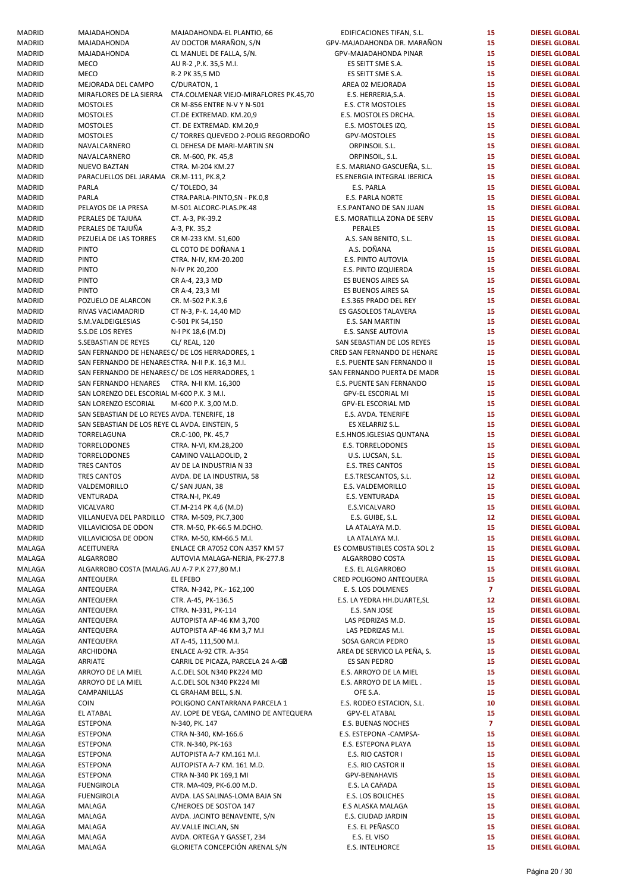| | | | | | |
|---|---|---|---|---|---|
| MADRID | MAJADAHONDA | MAJADAHONDA-EL PLANTIO, 66 | EDIFICACIONES TIFAN, S.L. | 15 | DIESEL GLOBAL |
| MADRID | MAJADAHONDA | AV DOCTOR MARAÑON, S/N | GPV-MAJADAHONDA DR. MARAÑON | 15 | DIESEL GLOBAL |
| MADRID | MAJADAHONDA | CL MANUEL DE FALLA, S/N. | GPV-MAJADAHONDA PINAR | 15 | DIESEL GLOBAL |
| MADRID | MECO | AU R-2 ,P.K. 35,5 M.I. | ES SEITT SME S.A. | 15 | DIESEL GLOBAL |
| MADRID | MECO | R-2 PK 35,5 MD | ES SEITT SME S.A. | 15 | DIESEL GLOBAL |
| MADRID | MEJORADA DEL CAMPO | C/DURATON, 1 | AREA 02 MEJORADA | 15 | DIESEL GLOBAL |
| MADRID | MIRAFLORES DE LA SIERRA | CTA.COLMENAR VIEJO-MIRAFLORES PK.45,70 | E.S. HERRERIA,S.A. | 15 | DIESEL GLOBAL |
| MADRID | MOSTOLES | CR M-856 ENTRE N-V Y N-501 | E.S. CTR MOSTOLES | 15 | DIESEL GLOBAL |
| MADRID | MOSTOLES | CT.DE EXTREMAD. KM.20,9 | E.S. MOSTOLES DRCHA. | 15 | DIESEL GLOBAL |
| MADRID | MOSTOLES | CT. DE EXTREMAD. KM.20,9 | E.S. MOSTOLES IZQ. | 15 | DIESEL GLOBAL |
| MADRID | MOSTOLES | C/ TORRES QUEVEDO 2-POLIG REGORDOÑO | GPV-MOSTOLES | 15 | DIESEL GLOBAL |
| MADRID | NAVALCARNERO | CL DEHESA DE MARI-MARTIN SN | ORPINSOIL S.L. | 15 | DIESEL GLOBAL |
| MADRID | NAVALCARNERO | CR. M-600, PK. 45,8 | ORPINSOIL, S.L. | 15 | DIESEL GLOBAL |
| MADRID | NUEVO BAZTAN | CTRA. M-204 KM.27 | E.S. MARIANO GASCUEÑA, S.L. | 15 | DIESEL GLOBAL |
| MADRID | PARACUELLOS DEL JARAMA | CR.M-111, PK.8,2 | ES.ENERGIA INTEGRAL IBERICA | 15 | DIESEL GLOBAL |
| MADRID | PARLA | C/ TOLEDO, 34 | E.S. PARLA | 15 | DIESEL GLOBAL |
| MADRID | PARLA | CTRA.PARLA-PINTO,SN - PK.0,8 | E.S. PARLA NORTE | 15 | DIESEL GLOBAL |
| MADRID | PELAYOS DE LA PRESA | M-501 ALCORC-PLAS.PK.48 | E.S.PANTANO DE SAN JUAN | 15 | DIESEL GLOBAL |
| MADRID | PERALES DE TAJUñA | CT. A-3, PK-39.2 | E.S. MORATILLA ZONA DE SERV | 15 | DIESEL GLOBAL |
| MADRID | PERALES DE TAJUÑA | A-3, PK. 35,2 | PERALES | 15 | DIESEL GLOBAL |
| MADRID | PEZUELA DE LAS TORRES | CR M-233 KM. 51,600 | A.S. SAN BENITO, S.L. | 15 | DIESEL GLOBAL |
| MADRID | PINTO | CL COTO DE DOÑANA 1 | A.S. DOÑANA | 15 | DIESEL GLOBAL |
| MADRID | PINTO | CTRA. N-IV, KM-20.200 | E.S. PINTO AUTOVIA | 15 | DIESEL GLOBAL |
| MADRID | PINTO | N-IV PK 20,200 | E.S. PINTO IZQUIERDA | 15 | DIESEL GLOBAL |
| MADRID | PINTO | CR A-4, 23,3 MD | ES BUENOS AIRES SA | 15 | DIESEL GLOBAL |
| MADRID | PINTO | CR A-4, 23,3 MI | ES BUENOS AIRES SA | 15 | DIESEL GLOBAL |
| MADRID | POZUELO DE ALARCON | CR. M-502 P.K.3,6 | E.S.365 PRADO DEL REY | 15 | DIESEL GLOBAL |
| MADRID | RIVAS VACIAMADRID | CT N-3, P-K. 14,40 MD | ES GASOLEOS TALAVERA | 15 | DIESEL GLOBAL |
| MADRID | S.M.VALDEIGLESIAS | C-501 PK 54,150 | E.S. SAN MARTIN | 15 | DIESEL GLOBAL |
| MADRID | S.S.DE LOS REYES | N-I PK 18,6 (M.D) | E.S. SANSE AUTOVIA | 15 | DIESEL GLOBAL |
| MADRID | S.SEBASTIAN DE REYES | CL/ REAL, 120 | SAN SEBASTIAN DE LOS REYES | 15 | DIESEL GLOBAL |
| MADRID | SAN FERNANDO DE HENARES | C/ DE LOS HERRADORES, 1 | CRED SAN FERNANDO DE HENARE | 15 | DIESEL GLOBAL |
| MADRID | SAN FERNANDO DE HENARES | CTRA. N-II P.K. 16,3 M.I. | E.S. PUENTE SAN FERNANDO II | 15 | DIESEL GLOBAL |
| MADRID | SAN FERNANDO DE HENARES | C/ DE LOS HERRADORES, 1 | SAN FERNANDO PUERTA DE MADR | 15 | DIESEL GLOBAL |
| MADRID | SAN FERNANDO HENARES | CTRA. N-II KM. 16,300 | E.S. PUENTE SAN FERNANDO | 15 | DIESEL GLOBAL |
| MADRID | SAN LORENZO DEL ESCORIAL | M-600 P.K. 3 M.I. | GPV-EL ESCORIAL MI | 15 | DIESEL GLOBAL |
| MADRID | SAN LORENZO ESCORIAL | M-600 P.K. 3,00 M.D. | GPV-EL ESCORIAL MD | 15 | DIESEL GLOBAL |
| MADRID | SAN SEBASTIAN DE LO REYES | AVDA. TENERIFE, 18 | E.S. AVDA. TENERIFE | 15 | DIESEL GLOBAL |
| MADRID | SAN SEBASTIAN DE LOS REYE | CL AVDA. EINSTEIN, 5 | ES XELARRIZ S.L. | 15 | DIESEL GLOBAL |
| MADRID | TORRELAGUNA | CR.C-100, PK. 45,7 | E.S.HNOS.IGLESIAS QUNTANA | 15 | DIESEL GLOBAL |
| MADRID | TORRELODONES | CTRA. N-VI, KM.28,200 | E.S. TORRELODONES | 15 | DIESEL GLOBAL |
| MADRID | TORRELODONES | CAMINO VALLADOLID, 2 | U.S. LUCSAN, S.L. | 15 | DIESEL GLOBAL |
| MADRID | TRES CANTOS | AV DE LA INDUSTRIA N 33 | E.S. TRES CANTOS | 15 | DIESEL GLOBAL |
| MADRID | TRES CANTOS | AVDA. DE LA INDUSTRIA, 58 | E.S.TRESCANTOS, S.L. | 12 | DIESEL GLOBAL |
| MADRID | VALDEMORILLO | C/ SAN JUAN, 38 | E.S. VALDEMORILLO | 15 | DIESEL GLOBAL |
| MADRID | VENTURADA | CTRA.N-I, PK.49 | E.S. VENTURADA | 15 | DIESEL GLOBAL |
| MADRID | VICALVARO | CT.M-214 PK 4,6 (M.D) | E.S.VICALVARO | 15 | DIESEL GLOBAL |
| MADRID | VILLANUEVA DEL PARDILLO | CTRA. M-509, PK.7,300 | E.S. GUIBE, S.L. | 12 | DIESEL GLOBAL |
| MADRID | VILLAVICIOSA DE ODON | CTR. M-50, PK-66.5 M.DCHO. | LA ATALAYA M.D. | 15 | DIESEL GLOBAL |
| MADRID | VILLAVICIOSA DE ODON | CTRA. M-50, KM-66.5 M.I. | LA ATALAYA M.I. | 15 | DIESEL GLOBAL |
| MALAGA | ACEITUNERA | ENLACE CR A7052 CON A357 KM 57 | ES COMBUSTIBLES COSTA SOL 2 | 15 | DIESEL GLOBAL |
| MALAGA | ALGARROBO | AUTOVIA MALAGA-NERJA, PK-277.8 | ALGARROBO COSTA | 15 | DIESEL GLOBAL |
| MALAGA | ALGARROBO COSTA (MALAGA | AU A-7 P.K 277,80 M.I | E.S. EL ALGARROBO | 15 | DIESEL GLOBAL |
| MALAGA | ANTEQUERA | EL EFEBO | CRED POLIGONO ANTEQUERA | 15 | DIESEL GLOBAL |
| MALAGA | ANTEQUERA | CTRA. N-342, PK.- 162,100 | E. S. LOS DOLMENES | 7 | DIESEL GLOBAL |
| MALAGA | ANTEQUERA | CTR. A-45, PK-136.5 | E.S. LA YEDRA HH.DUARTE,SL | 12 | DIESEL GLOBAL |
| MALAGA | ANTEQUERA | CTRA. N-331, PK-114 | E.S. SAN JOSE | 15 | DIESEL GLOBAL |
| MALAGA | ANTEQUERA | AUTOPISTA AP-46 KM 3,700 | LAS PEDRIZAS M.D. | 15 | DIESEL GLOBAL |
| MALAGA | ANTEQUERA | AUTOPISTA AP-46 KM 3,7 M.I | LAS PEDRIZAS M.I. | 15 | DIESEL GLOBAL |
| MALAGA | ANTEQUERA | AT A-45, 111,500 M.I. | SOSA GARCIA PEDRO | 15 | DIESEL GLOBAL |
| MALAGA | ARCHIDONA | ENLACE A-92 CTR. A-354 | AREA DE SERVICO LA PEÑA, S. | 15 | DIESEL GLOBAL |
| MALAGA | ARRIATE | CARRIL DE PICAZA, PARCELA 24 A-G | ES SAN PEDRO | 15 | DIESEL GLOBAL |
| MALAGA | ARROYO DE LA MIEL | A.C.DEL SOL N340 PK224 MD | E.S. ARROYO DE LA MIEL | 15 | DIESEL GLOBAL |
| MALAGA | ARROYO DE LA MIEL | A.C.DEL SOL N340 PK224 MI | E.S. ARROYO DE LA MIEL . | 15 | DIESEL GLOBAL |
| MALAGA | CAMPANILLAS | CL GRAHAM BELL, S.N. | OFE S.A. | 15 | DIESEL GLOBAL |
| MALAGA | COIN | POLIGONO CANTARRANA PARCELA 1 | E.S. RODEO ESTACION, S.L. | 10 | DIESEL GLOBAL |
| MALAGA | EL ATABAL | AV. LOPE DE VEGA, CAMINO DE ANTEQUERA | GPV-EL ATABAL | 15 | DIESEL GLOBAL |
| MALAGA | ESTEPONA | N-340, PK. 147 | E.S. BUENAS NOCHES | 7 | DIESEL GLOBAL |
| MALAGA | ESTEPONA | CTRA N-340, KM-166.6 | E.S. ESTEPONA -CAMPSA- | 15 | DIESEL GLOBAL |
| MALAGA | ESTEPONA | CTR. N-340, PK-163 | E.S. ESTEPONA PLAYA | 15 | DIESEL GLOBAL |
| MALAGA | ESTEPONA | AUTOPISTA A-7 KM.161 M.I. | E.S. RIO CASTOR I | 15 | DIESEL GLOBAL |
| MALAGA | ESTEPONA | AUTOPISTA A-7 KM. 161 M.D. | E.S. RIO CASTOR II | 15 | DIESEL GLOBAL |
| MALAGA | ESTEPONA | CTRA N-340 PK 169,1 MI | GPV-BENAHAVIS | 15 | DIESEL GLOBAL |
| MALAGA | FUENGIROLA | CTR. MA-409, PK-6.00 M.D. | E.S. LA CAñADA | 15 | DIESEL GLOBAL |
| MALAGA | FUENGIROLA | AVDA. LAS SALINAS-LOMA BAJA SN | E.S. LOS BOLICHES | 15 | DIESEL GLOBAL |
| MALAGA | MALAGA | C/HEROES DE SOSTOA 147 | E.S ALASKA MALAGA | 15 | DIESEL GLOBAL |
| MALAGA | MALAGA | AVDA. JACINTO BENAVENTE, S/N | E.S. CIUDAD JARDIN | 15 | DIESEL GLOBAL |
| MALAGA | MALAGA | AV.VALLE INCLAN, SN | E.S. EL PEÑASCO | 15 | DIESEL GLOBAL |
| MALAGA | MALAGA | AVDA. ORTEGA Y GASSET, 234 | E.S. EL VISO | 15 | DIESEL GLOBAL |
| MALAGA | MALAGA | GLORIETA CONCEPCIÓN ARENAL S/N | E.S. INTELHORCE | 15 | DIESEL GLOBAL |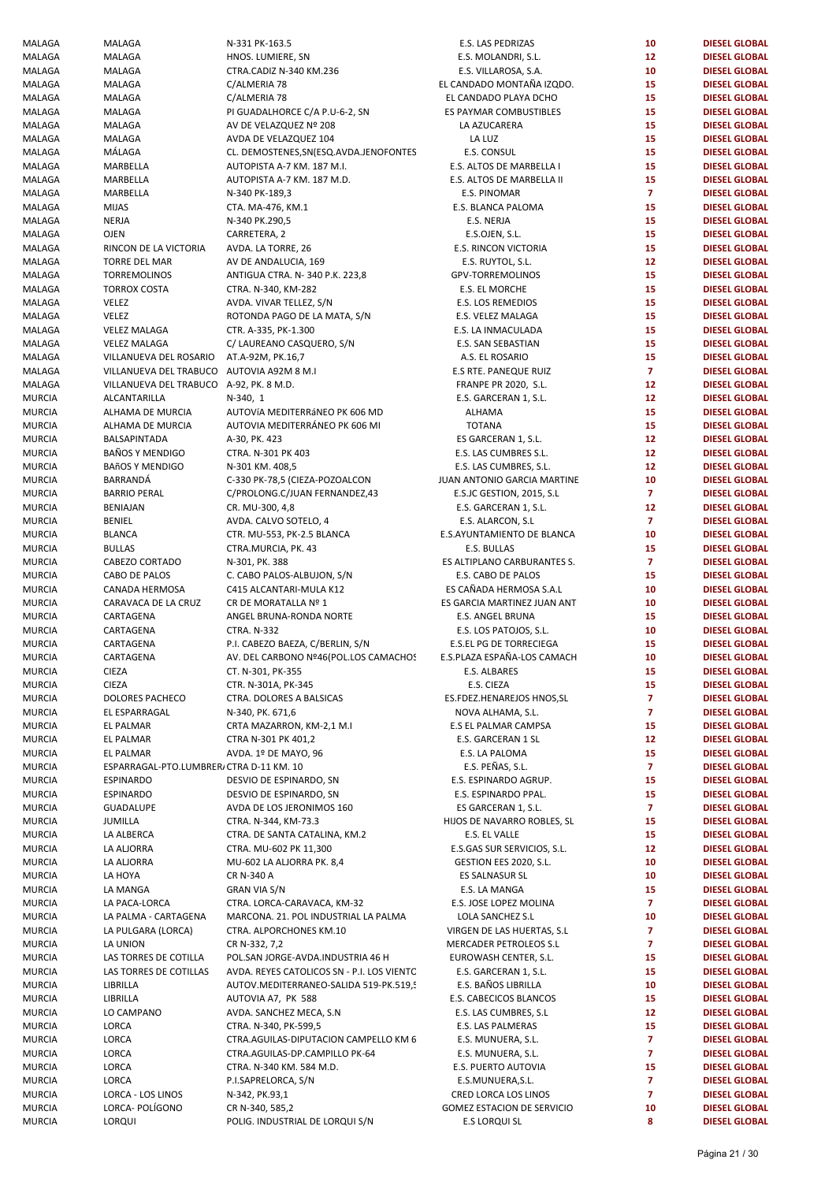| | | | | | |
|---|---|---|---|---|---|
| MALAGA | MALAGA | N-331 PK-163.5 | E.S. LAS PEDRIZAS | 10 | DIESEL GLOBAL |
| MALAGA | MALAGA | HNOS. LUMIERE, SN | E.S. MOLANDRI, S.L. | 12 | DIESEL GLOBAL |
| MALAGA | MALAGA | CTRA.CADIZ N-340 KM.236 | E.S. VILLAROSA, S.A. | 10 | DIESEL GLOBAL |
| MALAGA | MALAGA | C/ALMERIA 78 | EL CANDADO MONTAÑA IZQDO. | 15 | DIESEL GLOBAL |
| MALAGA | MALAGA | C/ALMERIA 78 | EL CANDADO PLAYA DCHO | 15 | DIESEL GLOBAL |
| MALAGA | MALAGA | PI GUADALHORCE C/A P.U-6-2, SN | ES PAYMAR COMBUSTIBLES | 15 | DIESEL GLOBAL |
| MALAGA | MALAGA | AV DE VELAZQUEZ Nº 208 | LA AZUCARERA | 15 | DIESEL GLOBAL |
| MALAGA | MALAGA | AVDA DE VELAZQUEZ 104 | LA LUZ | 15 | DIESEL GLOBAL |
| MALAGA | MÁLAGA | CL. DEMOSTENES,SN(ESQ.AVDA.JENOFONTES | E.S. CONSUL | 15 | DIESEL GLOBAL |
| MALAGA | MARBELLA | AUTOPISTA A-7 KM. 187 M.I. | E.S. ALTOS DE MARBELLA I | 15 | DIESEL GLOBAL |
| MALAGA | MARBELLA | AUTOPISTA A-7 KM. 187 M.D. | E.S. ALTOS DE MARBELLA II | 15 | DIESEL GLOBAL |
| MALAGA | MARBELLA | N-340 PK-189,3 | E.S. PINOMAR | 7 | DIESEL GLOBAL |
| MALAGA | MIJAS | CTA. MA-476, KM.1 | E.S. BLANCA PALOMA | 15 | DIESEL GLOBAL |
| MALAGA | NERJA | N-340 PK.290,5 | E.S. NERJA | 15 | DIESEL GLOBAL |
| MALAGA | OJEN | CARRETERA, 2 | E.S.OJEN, S.L. | 15 | DIESEL GLOBAL |
| MALAGA | RINCON DE LA VICTORIA | AVDA. LA TORRE, 26 | E.S. RINCON VICTORIA | 15 | DIESEL GLOBAL |
| MALAGA | TORRE DEL MAR | AV DE ANDALUCIA, 169 | E.S. RUYTOL, S.L. | 12 | DIESEL GLOBAL |
| MALAGA | TORREMOLINOS | ANTIGUA CTRA. N- 340 P.K. 223,8 | GPV-TORREMOLINOS | 15 | DIESEL GLOBAL |
| MALAGA | TORROX COSTA | CTRA. N-340, KM-282 | E.S. EL MORCHE | 15 | DIESEL GLOBAL |
| MALAGA | VELEZ | AVDA. VIVAR TELLEZ, S/N | E.S. LOS REMEDIOS | 15 | DIESEL GLOBAL |
| MALAGA | VELEZ | ROTONDA PAGO DE LA MATA, S/N | E.S. VELEZ MALAGA | 15 | DIESEL GLOBAL |
| MALAGA | VELEZ MALAGA | CTR. A-335, PK-1.300 | E.S. LA INMACULADA | 15 | DIESEL GLOBAL |
| MALAGA | VELEZ MALAGA | C/ LAUREANO CASQUERO, S/N | E.S. SAN SEBASTIAN | 15 | DIESEL GLOBAL |
| MALAGA | VILLANUEVA DEL ROSARIO | AT.A-92M, PK.16,7 | A.S. EL ROSARIO | 15 | DIESEL GLOBAL |
| MALAGA | VILLANUEVA DEL TRABUCO | AUTOVIA A92M 8 M.I | E.S RTE. PANEQUE RUIZ | 7 | DIESEL GLOBAL |
| MALAGA | VILLANUEVA DEL TRABUCO | A-92, PK. 8 M.D. | FRANPE PR 2020, S.L. | 12 | DIESEL GLOBAL |
| MURCIA | ALCANTARILLA | N-340, 1 | E.S. GARCERAN 1, S.L. | 12 | DIESEL GLOBAL |
| MURCIA | ALHAMA DE MURCIA | AUTOVíA MEDITERRáNEO PK 606 MD | ALHAMA | 15 | DIESEL GLOBAL |
| MURCIA | ALHAMA DE MURCIA | AUTOVIA MEDITERRÁNEO PK 606 MI | TOTANA | 15 | DIESEL GLOBAL |
| MURCIA | BALSAPINTADA | A-30, PK. 423 | ES GARCERAN 1, S.L. | 12 | DIESEL GLOBAL |
| MURCIA | BAÑOS Y MENDIGO | CTRA. N-301 PK 403 | E.S. LAS CUMBRES S.L. | 12 | DIESEL GLOBAL |
| MURCIA | BAñOS Y MENDIGO | N-301 KM. 408,5 | E.S. LAS CUMBRES, S.L. | 12 | DIESEL GLOBAL |
| MURCIA | BARRANDÁ | C-330 PK-78,5 (CIEZA-POZOALCON | JUAN ANTONIO GARCIA MARTINE | 10 | DIESEL GLOBAL |
| MURCIA | BARRIO PERAL | C/PROLONG.C/JUAN FERNANDEZ,43 | E.S.JC GESTION, 2015, S.L | 7 | DIESEL GLOBAL |
| MURCIA | BENIAJAN | CR. MU-300, 4,8 | E.S. GARCERAN 1, S.L. | 12 | DIESEL GLOBAL |
| MURCIA | BENIEL | AVDA. CALVO SOTELO, 4 | E.S. ALARCON, S.L | 7 | DIESEL GLOBAL |
| MURCIA | BLANCA | CTR. MU-553, PK-2.5 BLANCA | E.S.AYUNTAMIENTO DE BLANCA | 10 | DIESEL GLOBAL |
| MURCIA | BULLAS | CTRA.MURCIA, PK. 43 | E.S. BULLAS | 15 | DIESEL GLOBAL |
| MURCIA | CABEZO CORTADO | N-301, PK. 388 | ES ALTIPLANO CARBURANTES S. | 7 | DIESEL GLOBAL |
| MURCIA | CABO DE PALOS | C. CABO PALOS-ALBUJON, S/N | E.S. CABO DE PALOS | 15 | DIESEL GLOBAL |
| MURCIA | CANADA HERMOSA | C415 ALCANTARI-MULA K12 | ES CAÑADA HERMOSA S.A.L | 10 | DIESEL GLOBAL |
| MURCIA | CARAVACA DE LA CRUZ | CR DE MORATALLA Nº 1 | ES GARCIA MARTINEZ JUAN ANT | 10 | DIESEL GLOBAL |
| MURCIA | CARTAGENA | ANGEL BRUNA-RONDA NORTE | E.S. ANGEL BRUNA | 15 | DIESEL GLOBAL |
| MURCIA | CARTAGENA | CTRA. N-332 | E.S. LOS PATOJOS, S.L. | 10 | DIESEL GLOBAL |
| MURCIA | CARTAGENA | P.I. CABEZO BAEZA, C/BERLIN, S/N | E.S.EL PG DE TORRECIEGA | 15 | DIESEL GLOBAL |
| MURCIA | CARTAGENA | AV. DEL CARBONO Nº46(POL.LOS CAMACHOS | E.S.PLAZA ESPAÑA-LOS CAMACH | 10 | DIESEL GLOBAL |
| MURCIA | CIEZA | CT. N-301, PK-355 | E.S. ALBARES | 15 | DIESEL GLOBAL |
| MURCIA | CIEZA | CTR. N-301A, PK-345 | E.S. CIEZA | 15 | DIESEL GLOBAL |
| MURCIA | DOLORES PACHECO | CTRA. DOLORES A BALSICAS | ES.FDEZ.HENAREJOS HNOS,SL | 7 | DIESEL GLOBAL |
| MURCIA | EL ESPARRAGAL | N-340, PK. 671,6 | NOVA ALHAMA, S.L. | 7 | DIESEL GLOBAL |
| MURCIA | EL PALMAR | CRTA MAZARRON, KM-2,1 M.I | E.S EL PALMAR CAMPSA | 15 | DIESEL GLOBAL |
| MURCIA | EL PALMAR | CTRA N-301 PK 401,2 | E.S. GARCERAN 1 SL | 12 | DIESEL GLOBAL |
| MURCIA | EL PALMAR | AVDA. 1º DE MAYO, 96 | E.S. LA PALOMA | 15 | DIESEL GLOBAL |
| MURCIA | ESPARRAGAL-PTO.LUMBRERAS | CTRA D-11 KM. 10 | E.S. PEÑAS, S.L. | 7 | DIESEL GLOBAL |
| MURCIA | ESPINARDO | DESVIO DE ESPINARDO, SN | E.S. ESPINARDO AGRUP. | 15 | DIESEL GLOBAL |
| MURCIA | ESPINARDO | DESVIO DE ESPINARDO, SN | E.S. ESPINARDO PPAL. | 15 | DIESEL GLOBAL |
| MURCIA | GUADALUPE | AVDA DE LOS JERONIMOS 160 | ES GARCERAN 1, S.L. | 7 | DIESEL GLOBAL |
| MURCIA | JUMILLA | CTRA. N-344, KM-73.3 | HIJOS DE NAVARRO ROBLES, SL | 15 | DIESEL GLOBAL |
| MURCIA | LA ALBERCA | CTRA. DE SANTA CATALINA, KM.2 | E.S. EL VALLE | 15 | DIESEL GLOBAL |
| MURCIA | LA ALJORRA | CTRA. MU-602 PK 11,300 | E.S.GAS SUR SERVICIOS, S.L. | 12 | DIESEL GLOBAL |
| MURCIA | LA ALJORRA | MU-602 LA ALJORRA PK. 8,4 | GESTION EES 2020, S.L. | 10 | DIESEL GLOBAL |
| MURCIA | LA HOYA | CR N-340 A | ES SALNASUR SL | 10 | DIESEL GLOBAL |
| MURCIA | LA MANGA | GRAN VIA S/N | E.S. LA MANGA | 15 | DIESEL GLOBAL |
| MURCIA | LA PACA-LORCA | CTRA. LORCA-CARAVACA, KM-32 | E.S. JOSE LOPEZ MOLINA | 7 | DIESEL GLOBAL |
| MURCIA | LA PALMA - CARTAGENA | MARCONA. 21. POL INDUSTRIAL LA PALMA | LOLA SANCHEZ S.L | 10 | DIESEL GLOBAL |
| MURCIA | LA PULGARA (LORCA) | CTRA. ALPORCHONES KM.10 | VIRGEN DE LAS HUERTAS, S.L | 7 | DIESEL GLOBAL |
| MURCIA | LA UNION | CR N-332, 7,2 | MERCADER PETROLEOS S.L | 7 | DIESEL GLOBAL |
| MURCIA | LAS TORRES DE COTILLA | POL.SAN JORGE-AVDA.INDUSTRIA 46 H | EUROWASH CENTER, S.L. | 15 | DIESEL GLOBAL |
| MURCIA | LAS TORRES DE COTILLAS | AVDA. REYES CATOLICOS SN - P.I. LOS VIENTO | E.S. GARCERAN 1, S.L. | 15 | DIESEL GLOBAL |
| MURCIA | LIBRILLA | AUTOV.MEDITERRANEO-SALIDA 519-PK.519,5 | E.S. BAÑOS LIBRILLA | 10 | DIESEL GLOBAL |
| MURCIA | LIBRILLA | AUTOVIA A7, PK 588 | E.S. CABECICOS BLANCOS | 15 | DIESEL GLOBAL |
| MURCIA | LO CAMPANO | AVDA. SANCHEZ MECA, S.N | E.S. LAS CUMBRES, S.L | 12 | DIESEL GLOBAL |
| MURCIA | LORCA | CTRA. N-340, PK-599,5 | E.S. LAS PALMERAS | 15 | DIESEL GLOBAL |
| MURCIA | LORCA | CTRA.AGUILAS-DIPUTACION CAMPELLO KM 6 | E.S. MUNUERA, S.L. | 7 | DIESEL GLOBAL |
| MURCIA | LORCA | CTRA.AGUILAS-DP.CAMPILLO PK-64 | E.S. MUNUERA, S.L. | 7 | DIESEL GLOBAL |
| MURCIA | LORCA | CTRA. N-340 KM. 584 M.D. | E.S. PUERTO AUTOVIA | 15 | DIESEL GLOBAL |
| MURCIA | LORCA | P.I.SAPRELORCA, S/N | E.S.MUNUERA,S.L. | 7 | DIESEL GLOBAL |
| MURCIA | LORCA - LOS LINOS | N-342, PK.93,1 | CRED LORCA LOS LINOS | 7 | DIESEL GLOBAL |
| MURCIA | LORCA- POLÍGONO | CR N-340, 585,2 | GOMEZ ESTACION DE SERVICIO | 10 | DIESEL GLOBAL |
| MURCIA | LORQUI | POLIG. INDUSTRIAL DE LORQUI S/N | E.S LORQUI SL | 8 | DIESEL GLOBAL |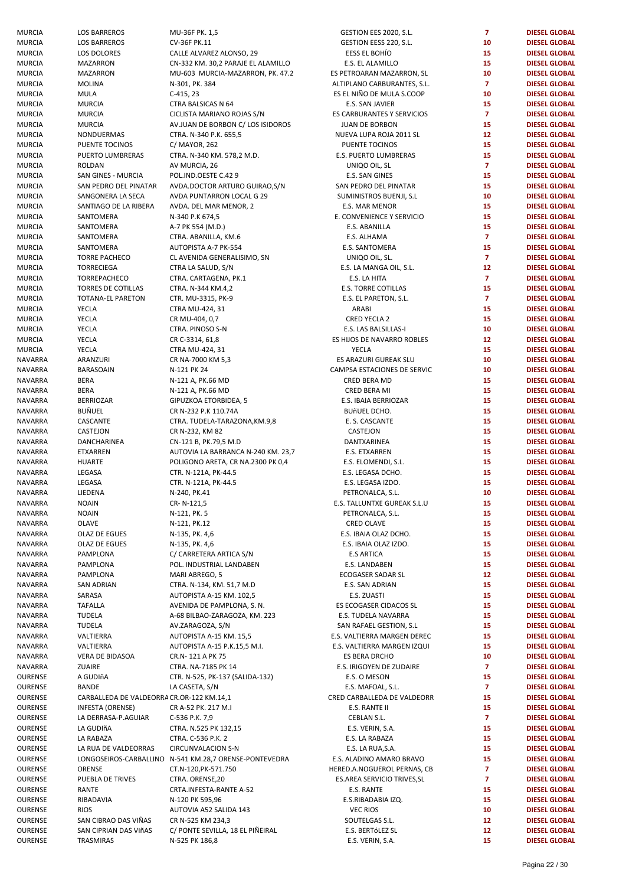| | | | | | |
|---|---|---|---|---|---|
| MURCIA | LOS BARREROS | MU-36F PK. 1,5 | GESTION EES 2020, S.L. | 7 | DIESEL GLOBAL |
| MURCIA | LOS BARREROS | CV-36F PK.11 | GESTION EESS 220, S.L. | 10 | DIESEL GLOBAL |
| MURCIA | LOS DOLORES | CALLE ALVAREZ ALONSO, 29 | EESS EL BOHÍO | 15 | DIESEL GLOBAL |
| MURCIA | MAZARRON | CN-332 KM. 30,2 PARAJE EL ALAMILLO | E.S. EL ALAMILLO | 15 | DIESEL GLOBAL |
| MURCIA | MAZARRON | MU-603 MURCIA-MAZARRON, PK. 47.2 | ES PETROARAN MAZARRON, SL | 10 | DIESEL GLOBAL |
| MURCIA | MOLINA | N-301, PK. 384 | ALTIPLANO CARBURANTES, S.L. | 7 | DIESEL GLOBAL |
| MURCIA | MULA | C-415, 23 | ES EL NIÑO DE MULA S.COOP | 10 | DIESEL GLOBAL |
| MURCIA | MURCIA | CTRA BALSICAS N 64 | E.S. SAN JAVIER | 15 | DIESEL GLOBAL |
| MURCIA | MURCIA | CICLISTA MARIANO ROJAS S/N | ES CARBURANTES Y SERVICIOS | 7 | DIESEL GLOBAL |
| MURCIA | MURCIA | AV.JUAN DE BORBON C/ LOS ISIDOROS | JUAN DE BORBON | 15 | DIESEL GLOBAL |
| MURCIA | NONDUERMAS | CTRA. N-340 P.K. 655,5 | NUEVA LUPA ROJA 2011 SL | 12 | DIESEL GLOBAL |
| MURCIA | PUENTE TOCINOS | C/ MAYOR, 262 | PUENTE TOCINOS | 15 | DIESEL GLOBAL |
| MURCIA | PUERTO LUMBRERAS | CTRA. N-340 KM. 578,2 M.D. | E.S. PUERTO LUMBRERAS | 15 | DIESEL GLOBAL |
| MURCIA | ROLDAN | AV MURCIA, 26 | UNIQO OIL, SL | 7 | DIESEL GLOBAL |
| MURCIA | SAN GINES - MURCIA | POL.IND.OESTE C.42 9 | E.S. SAN GINES | 15 | DIESEL GLOBAL |
| MURCIA | SAN PEDRO DEL PINATAR | AVDA.DOCTOR ARTURO GUIRAO,S/N | SAN PEDRO DEL PINATAR | 15 | DIESEL GLOBAL |
| MURCIA | SANGONERA LA SECA | AVDA PUNTARRON LOCAL G 29 | SUMINISTROS BUENJI, S.L | 10 | DIESEL GLOBAL |
| MURCIA | SANTIAGO DE LA RIBERA | AVDA. DEL MAR MENOR, 2 | E.S. MAR MENOR | 15 | DIESEL GLOBAL |
| MURCIA | SANTOMERA | N-340 P.K 674,5 | E. CONVENIENCE Y SERVICIO | 15 | DIESEL GLOBAL |
| MURCIA | SANTOMERA | A-7 PK 554 (M.D.) | E.S. ABANILLA | 15 | DIESEL GLOBAL |
| MURCIA | SANTOMERA | CTRA. ABANILLA, KM.6 | E.S. ALHAMA | 7 | DIESEL GLOBAL |
| MURCIA | SANTOMERA | AUTOPISTA A-7 PK-554 | E.S. SANTOMERA | 15 | DIESEL GLOBAL |
| MURCIA | TORRE PACHECO | CL AVENIDA GENERALISIMO, SN | UNIQO OIL, SL. | 7 | DIESEL GLOBAL |
| MURCIA | TORRECIEGA | CTRA LA SALUD, S/N | E.S. LA MANGA OIL, S.L. | 12 | DIESEL GLOBAL |
| MURCIA | TORREPACHECO | CTRA. CARTAGENA, PK.1 | E.S. LA HITA | 7 | DIESEL GLOBAL |
| MURCIA | TORRES DE COTILLAS | CTRA. N-344 KM.4,2 | E.S. TORRE COTILLAS | 15 | DIESEL GLOBAL |
| MURCIA | TOTANA-EL PARETON | CTR. MU-3315, PK-9 | E.S. EL PARETON, S.L. | 7 | DIESEL GLOBAL |
| MURCIA | YECLA | CTRA MU-424, 31 | ARABI | 15 | DIESEL GLOBAL |
| MURCIA | YECLA | CR MU-404, 0,7 | CRED YECLA 2 | 15 | DIESEL GLOBAL |
| MURCIA | YECLA | CTRA. PINOSO S-N | E.S. LAS BALSILLAS-I | 10 | DIESEL GLOBAL |
| MURCIA | YECLA | CR C-3314, 61,8 | ES HIJOS DE NAVARRO ROBLES | 12 | DIESEL GLOBAL |
| MURCIA | YECLA | CTRA MU-424, 31 | YECLA | 15 | DIESEL GLOBAL |
| NAVARRA | ARANZURI | CR NA-7000 KM 5,3 | ES ARAZURI GUREAK SLU | 10 | DIESEL GLOBAL |
| NAVARRA | BARASOAIN | N-121 PK 24 | CAMPSA ESTACIONES DE SERVIC | 10 | DIESEL GLOBAL |
| NAVARRA | BERA | N-121 A, PK.66 MD | CRED BERA MD | 15 | DIESEL GLOBAL |
| NAVARRA | BERA | N-121 A, PK.66 MD | CRED BERA MI | 15 | DIESEL GLOBAL |
| NAVARRA | BERRIOZAR | GIPUZKOA ETORBIDEA, 5 | E.S. IBAIA BERRIOZAR | 15 | DIESEL GLOBAL |
| NAVARRA | BUÑUEL | CR N-232 P.K 110.74A | BUñUEL DCHO. | 15 | DIESEL GLOBAL |
| NAVARRA | CASCANTE | CTRA. TUDELA-TARAZONA,KM.9,8 | E. S. CASCANTE | 15 | DIESEL GLOBAL |
| NAVARRA | CASTEJON | CR N-232, KM 82 | CASTEJON | 15 | DIESEL GLOBAL |
| NAVARRA | DANCHARINEA | CN-121 B, PK.79,5 M.D | DANTXARINEA | 15 | DIESEL GLOBAL |
| NAVARRA | ETXARREN | AUTOVIA LA BARRANCA N-240 KM. 23,7 | E.S. ETXARREN | 15 | DIESEL GLOBAL |
| NAVARRA | HUARTE | POLIGONO ARETA, CR NA.2300 PK 0,4 | E.S. ELOMENDI, S.L. | 15 | DIESEL GLOBAL |
| NAVARRA | LEGASA | CTR. N-121A, PK-44.5 | E.S. LEGASA DCHO. | 15 | DIESEL GLOBAL |
| NAVARRA | LEGASA | CTR. N-121A, PK-44.5 | E.S. LEGASA IZDO. | 15 | DIESEL GLOBAL |
| NAVARRA | LIEDENA | N-240, PK.41 | PETRONALCA, S.L. | 10 | DIESEL GLOBAL |
| NAVARRA | NOAIN | CR- N-121,5 | E.S. TALLUNTXE GUREAK S.L.U | 15 | DIESEL GLOBAL |
| NAVARRA | NOAIN | N-121, PK. 5 | PETRONALCA, S.L. | 15 | DIESEL GLOBAL |
| NAVARRA | OLAVE | N-121, PK.12 | CRED OLAVE | 15 | DIESEL GLOBAL |
| NAVARRA | OLAZ DE EGUES | N-135, PK. 4,6 | E.S. IBAIA OLAZ DCHO. | 15 | DIESEL GLOBAL |
| NAVARRA | OLAZ DE EGUES | N-135, PK. 4,6 | E.S. IBAIA OLAZ IZDO. | 15 | DIESEL GLOBAL |
| NAVARRA | PAMPLONA | C/ CARRETERA ARTICA S/N | E.S ARTICA | 15 | DIESEL GLOBAL |
| NAVARRA | PAMPLONA | POL. INDUSTRIAL LANDABEN | E.S. LANDABEN | 15 | DIESEL GLOBAL |
| NAVARRA | PAMPLONA | MARI ABREGO, 5 | ECOGASER SADAR SL | 12 | DIESEL GLOBAL |
| NAVARRA | SAN ADRIAN | CTRA. N-134, KM. 51,7 M.D | E.S. SAN ADRIAN | 15 | DIESEL GLOBAL |
| NAVARRA | SARASA | AUTOPISTA A-15 KM. 102,5 | E.S. ZUASTI | 15 | DIESEL GLOBAL |
| NAVARRA | TAFALLA | AVENIDA DE PAMPLONA, S. N. | ES ECOGASER CIDACOS SL | 15 | DIESEL GLOBAL |
| NAVARRA | TUDELA | A-68 BILBAO-ZARAGOZA, KM. 223 | E.S. TUDELA NAVARRA | 15 | DIESEL GLOBAL |
| NAVARRA | TUDELA | AV.ZARAGOZA, S/N | SAN RAFAEL GESTION, S.L | 15 | DIESEL GLOBAL |
| NAVARRA | VALTIERRA | AUTOPISTA A-15 KM. 15,5 | E.S. VALTIERRA MARGEN DEREC | 15 | DIESEL GLOBAL |
| NAVARRA | VALTIERRA | AUTOPISTA A-15 P.K.15,5 M.I. | E.S. VALTIERRA MARGEN IZQUI | 15 | DIESEL GLOBAL |
| NAVARRA | VERA DE BIDASOA | CR.N- 121 A PK 75 | ES BERA DRCHO | 10 | DIESEL GLOBAL |
| NAVARRA | ZUAIRE | CTRA. NA-7185 PK 14 | E.S. IRIGOYEN DE ZUDAIRE | 7 | DIESEL GLOBAL |
| OURENSE | A GUDIñA | CTR. N-525, PK-137 (SALIDA-132) | E.S. O MESON | 15 | DIESEL GLOBAL |
| OURENSE | BANDE | LA CASETA, S/N | E.S. MAFOAL, S.L. | 7 | DIESEL GLOBAL |
| OURENSE | CARBALLEDA DE VALDEORRA | CR.OR-122 KM.14,1 | CRED CARBALLEDA DE VALDEORR | 15 | DIESEL GLOBAL |
| OURENSE | INFESTA (ORENSE) | CR A-52 PK. 217 M.I | E.S. RANTE II | 15 | DIESEL GLOBAL |
| OURENSE | LA DERRASA-P.AGUIAR | C-536 P.K. 7,9 | CEBLAN S.L. | 7 | DIESEL GLOBAL |
| OURENSE | LA GUDIñA | CTRA. N.525 PK 132,15 | E.S. VERIN, S.A. | 15 | DIESEL GLOBAL |
| OURENSE | LA RABAZA | CTRA. C-536 P.K. 2 | E.S. LA RABAZA | 15 | DIESEL GLOBAL |
| OURENSE | LA RUA DE VALDEORRAS | CIRCUNVALACION S-N | E.S. LA RUA,S.A. | 15 | DIESEL GLOBAL |
| OURENSE | LONGOSEIROS-CARBALLINO | N-541 KM.28,7 ORENSE-PONTEVEDRA | E.S. ALADINO AMARO BRAVO | 15 | DIESEL GLOBAL |
| OURENSE | ORENSE | CT.N-120,PK-571.750 | HERED.A.NOGUEROL PERNAS, CB | 7 | DIESEL GLOBAL |
| OURENSE | PUEBLA DE TRIVES | CTRA. ORENSE,20 | ES.AREA SERVICIO TRIVES,SL | 7 | DIESEL GLOBAL |
| OURENSE | RANTE | CRTA.INFESTA-RANTE A-52 | E.S. RANTE | 15 | DIESEL GLOBAL |
| OURENSE | RIBADAVIA | N-120 PK 595,96 | E.S.RIBADABIA IZQ. | 15 | DIESEL GLOBAL |
| OURENSE | RIOS | AUTOVIA A52 SALIDA 143 | VEC RIOS | 10 | DIESEL GLOBAL |
| OURENSE | SAN CIBRAO DAS VIÑAS | CR N-525 KM 234,3 | SOUTELGAS S.L. | 12 | DIESEL GLOBAL |
| OURENSE | SAN CIPRIAN DAS VIñAS | C/ PONTE SEVILLA, 18 EL PIÑEIRAL | E.S. BERTóLEZ SL | 12 | DIESEL GLOBAL |
| OURENSE | TRASMIRAS | N-525 PK 186,8 | E.S. VERIN, S.A. | 15 | DIESEL GLOBAL |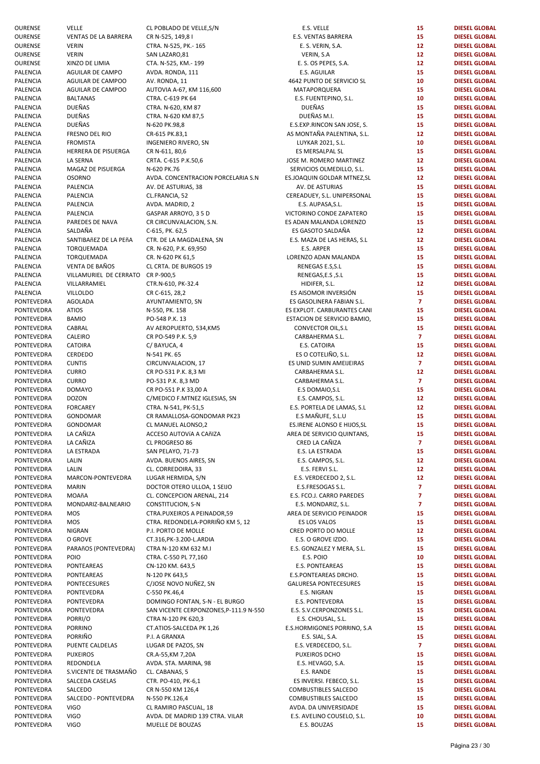| | | | | | |
|---|---|---|---|---|---|
| OURENSE | VELLE | CL POBLADO DE VELLE,S/N | E.S. VELLE | 15 | DIESEL GLOBAL |
| OURENSE | VENTAS DE LA BARRERA | CR N-525, 149,8 I | E.S. VENTAS BARRERA | 15 | DIESEL GLOBAL |
| OURENSE | VERIN | CTRA. N-525, PK.- 165 | E. S. VERIN, S.A. | 12 | DIESEL GLOBAL |
| OURENSE | VERIN | SAN LAZARO,81 | VERIN, S.A | 12 | DIESEL GLOBAL |
| OURENSE | XINZO DE LIMIA | CTA. N-525, KM.- 199 | E. S. OS PEPES, S.A. | 12 | DIESEL GLOBAL |
| PALENCIA | AGUILAR DE CAMPO | AVDA. RONDA, 111 | E.S. AGUILAR | 15 | DIESEL GLOBAL |
| PALENCIA | AGUILAR DE CAMPOO | AV. RONDA, 11 | 4642 PUNTO DE SERVICIO SL | 10 | DIESEL GLOBAL |
| PALENCIA | AGUILAR DE CAMPOO | AUTOVIA A-67, KM 116,600 | MATAPORQUERA | 15 | DIESEL GLOBAL |
| PALENCIA | BALTANAS | CTRA. C-619 PK 64 | E.S. FUENTEPINO, S.L. | 10 | DIESEL GLOBAL |
| PALENCIA | DUEÑAS | CTRA. N-620, KM 87 | DUEÑAS | 15 | DIESEL GLOBAL |
| PALENCIA | DUEÑAS | CTRA. N-620 KM 87,5 | DUEÑAS M.I. | 15 | DIESEL GLOBAL |
| PALENCIA | DUEÑAS | N-620 PK.98,8 | E.S.EXP.RINCON SAN JOSE, S. | 15 | DIESEL GLOBAL |
| PALENCIA | FRESNO DEL RIO | CR-615 PK.83,1 | AS MONTAÑA PALENTINA, S.L. | 12 | DIESEL GLOBAL |
| PALENCIA | FROMISTA | INGENIERO RIVERO, SN | LUYKAR 2021, S.L. | 10 | DIESEL GLOBAL |
| PALENCIA | HERRERA DE PISUERGA | CR N-611, 80,6 | ES MERSALPAL SL | 15 | DIESEL GLOBAL |
| PALENCIA | LA SERNA | CRTA. C-615 P.K.50,6 | JOSE M. ROMERO MARTINEZ | 12 | DIESEL GLOBAL |
| PALENCIA | MAGAZ DE PISUERGA | N-620 PK.76 | SERVICIOS OLMEDILLO, S.L. | 15 | DIESEL GLOBAL |
| PALENCIA | OSORNO | AVDA. CONCENTRACION PORCELARIA S.N | ES.JOAQUIN GOLDAR MTNEZ,SL | 12 | DIESEL GLOBAL |
| PALENCIA | PALENCIA | AV. DE ASTURIAS, 38 | AV. DE ASTURIAS | 15 | DIESEL GLOBAL |
| PALENCIA | PALENCIA | CL.FRANCIA, 52 | CEREADUEY, S.L. UNIPERSONAL | 15 | DIESEL GLOBAL |
| PALENCIA | PALENCIA | AVDA. MADRID, 2 | E.S. AUPASA,S.L. | 15 | DIESEL GLOBAL |
| PALENCIA | PALENCIA | GASPAR ARROYO, 3 5 D | VICTORINO CONDE ZAPATERO | 15 | DIESEL GLOBAL |
| PALENCIA | PAREDES DE NAVA | CR CIRCUNVALACION, S.N. | ES ADAN MALANDA LORENZO | 15 | DIESEL GLOBAL |
| PALENCIA | SALDAÑA | C-615, PK. 62,5 | ES GASOTO SALDAÑA | 12 | DIESEL GLOBAL |
| PALENCIA | SANTIBAñEZ DE LA PEñA | CTR. DE LA MAGDALENA, SN | E.S. MAZA DE LAS HERAS, S.L | 12 | DIESEL GLOBAL |
| PALENCIA | TORQUEMADA | CR. N-620, P.K. 69,950 | E.S. ARPER | 15 | DIESEL GLOBAL |
| PALENCIA | TORQUEMADA | CR. N-620 PK 61,5 | LORENZO ADAN MALANDA | 15 | DIESEL GLOBAL |
| PALENCIA | VENTA DE BAÑOS | CL CRTA. DE BURGOS 19 | RENEGAS E.S,S.L | 15 | DIESEL GLOBAL |
| PALENCIA | VILLAMURIEL DE CERRATO | CR P-900,5 | RENEGAS,E.S ,S.L | 15 | DIESEL GLOBAL |
| PALENCIA | VILLARRAMIEL | CTR.N-610, PK-32.4 | HIDIFER, S.L. | 12 | DIESEL GLOBAL |
| PALENCIA | VILLOLDO | CR C-615, 28,2 | ES AISOMOR INVERSIÓN | 15 | DIESEL GLOBAL |
| PONTEVEDRA | AGOLADA | AYUNTAMIENTO, SN | ES GASOLINERA FABIAN S.L. | 7 | DIESEL GLOBAL |
| PONTEVEDRA | ATIOS | N-550, PK. 158 | ES EXPLOT. CARBURANTES CANI | 15 | DIESEL GLOBAL |
| PONTEVEDRA | BAMIO | PO-548 P.K. 13 | ESTACION DE SERVICIO BAMIO, | 15 | DIESEL GLOBAL |
| PONTEVEDRA | CABRAL | AV AEROPUERTO, 534,KM5 | CONVECTOR OIL,S.L | 15 | DIESEL GLOBAL |
| PONTEVEDRA | CALEIRO | CR PO-549 P.K. 5,9 | CARBAHERMA S.L. | 7 | DIESEL GLOBAL |
| PONTEVEDRA | CATOIRA | C/ BAYUCA, 4 | E.S. CATOIRA | 15 | DIESEL GLOBAL |
| PONTEVEDRA | CERDEDO | N-541 PK. 65 | ES O COTELIÑO, S.L. | 12 | DIESEL GLOBAL |
| PONTEVEDRA | CUNTIS | CIRCUNVALACION, 17 | ES UNID SUMIN AMEIJEIRAS | 7 | DIESEL GLOBAL |
| PONTEVEDRA | CURRO | CR PO-531 P.K. 8,3 MI | CARBAHERMA S.L. | 12 | DIESEL GLOBAL |
| PONTEVEDRA | CURRO | PO-531 P.K. 8,3 MD | CARBAHERMA S.L. | 7 | DIESEL GLOBAL |
| PONTEVEDRA | DOMAYO | CR PO-551 P.K 33,00 A | E.S DOMAIO,S.L | 15 | DIESEL GLOBAL |
| PONTEVEDRA | DOZON | C/MEDICO F.MTNEZ IGLESIAS, SN | E.S. CAMPOS, S.L. | 12 | DIESEL GLOBAL |
| PONTEVEDRA | FORCAREY | CTRA. N-541, PK-51,5 | E.S. PORTELA DE LAMAS, S.L | 12 | DIESEL GLOBAL |
| PONTEVEDRA | GONDOMAR | CR RAMALLOSA-GONDOMAR PK23 | E.S MAÑUFE, S.L.U | 15 | DIESEL GLOBAL |
| PONTEVEDRA | GONDOMAR | CL MANUEL ALONSO,2 | ES.IRENE ALONSO E HIJOS,SL | 15 | DIESEL GLOBAL |
| PONTEVEDRA | LA CAÑIZA | ACCESO AUTOVíA A CAñIZA | AREA DE SERVICIO QUINTANS, | 15 | DIESEL GLOBAL |
| PONTEVEDRA | LA CAÑIZA | CL PROGRESO 86 | CRED LA CAÑIZA | 7 | DIESEL GLOBAL |
| PONTEVEDRA | LA ESTRADA | SAN PELAYO, 71-73 | E.S. LA ESTRADA | 15 | DIESEL GLOBAL |
| PONTEVEDRA | LALIN | AVDA. BUENOS AIRES, SN | E.S. CAMPOS, S.L. | 12 | DIESEL GLOBAL |
| PONTEVEDRA | LALIN | CL. CORREDOIRA, 33 | E.S. FERVI S.L. | 12 | DIESEL GLOBAL |
| PONTEVEDRA | MARCON-PONTEVEDRA | LUGAR HERMIDA, S/N | E.S. VERDECEDO 2, S.L. | 12 | DIESEL GLOBAL |
| PONTEVEDRA | MARIN | DOCTOR OTERO ULLOA, 1 SEIJO | E.S.FRESOGAS S.L. | 7 | DIESEL GLOBAL |
| PONTEVEDRA | MOAñA | CL. CONCEPCION ARENAL, 214 | E.S. FCO.J. CARRO PAREDES | 7 | DIESEL GLOBAL |
| PONTEVEDRA | MONDARIZ-BALNEARIO | CONSTITUCION, S-N | E.S. MONDARIZ, S.L. | 7 | DIESEL GLOBAL |
| PONTEVEDRA | MOS | CTRA.PUXEIROS A PEINADOR,59 | AREA DE SERVICIO PEINADOR | 15 | DIESEL GLOBAL |
| PONTEVEDRA | MOS | CTRA. REDONDELA-PORRIÑO KM 5, 12 | ES LOS VALOS | 15 | DIESEL GLOBAL |
| PONTEVEDRA | NIGRAN | P.I. PORTO DE MOLLE | CRED PORTO DO MOLLE | 12 | DIESEL GLOBAL |
| PONTEVEDRA | O GROVE | CT.316,PK-3.200-L.ARDIA | E.S. O GROVE IZDO. | 15 | DIESEL GLOBAL |
| PONTEVEDRA | PARAñOS (PONTEVEDRA) | CTRA N-120 KM 632 M.I | E.S. GONZALEZ Y MERA, S.L. | 15 | DIESEL GLOBAL |
| PONTEVEDRA | POIO | CTRA. C-550 PL 77,160 | E.S. POIO | 10 | DIESEL GLOBAL |
| PONTEVEDRA | PONTEAREAS | CN-120 KM. 643,5 | E.S. PONTEAREAS | 15 | DIESEL GLOBAL |
| PONTEVEDRA | PONTEAREAS | N-120 PK 643,5 | E.S.PONTEAREAS DRCHO. | 15 | DIESEL GLOBAL |
| PONTEVEDRA | PONTECESURES | C/JOSE NOVO NUÑEZ, SN | GALURESA PONTECESURES | 15 | DIESEL GLOBAL |
| PONTEVEDRA | PONTEVEDRA | C-550 PK.46,4 | E.S. NIGRAN | 15 | DIESEL GLOBAL |
| PONTEVEDRA | PONTEVEDRA | DOMINGO FONTAN, S-N - EL BURGO | E.S. PONTEVEDRA | 15 | DIESEL GLOBAL |
| PONTEVEDRA | PONTEVEDRA | SAN VICENTE CERPONZONES,P-111.9 N-550 | E.S. S.V.CERPONZONES S.L. | 15 | DIESEL GLOBAL |
| PONTEVEDRA | PORRI/O | CTRA N-120 PK 620,3 | E.S. CHOUSAL, S.L. | 15 | DIESEL GLOBAL |
| PONTEVEDRA | PORRINO | CT.ATIOS-SALCEDA PK 1,26 | E.S.HORMIGONES PORRINO, S.A | 15 | DIESEL GLOBAL |
| PONTEVEDRA | PORRIÑO | P.I. A GRANXA | E.S. SIAL, S.A. | 15 | DIESEL GLOBAL |
| PONTEVEDRA | PUENTE CALDELAS | LUGAR DE PAZOS, SN | E.S. VERDECEDO, S.L. | 7 | DIESEL GLOBAL |
| PONTEVEDRA | PUXEIROS | CR.A-55,KM 7,20A | PUXEIROS DCHO | 15 | DIESEL GLOBAL |
| PONTEVEDRA | REDONDELA | AVDA. STA. MARINA, 98 | E.S. HEVAGO, S.A. | 15 | DIESEL GLOBAL |
| PONTEVEDRA | S.VICENTE DE TRASMAÑO | CL. CABANAS, 5 | E.S. RANDE | 15 | DIESEL GLOBAL |
| PONTEVEDRA | SALCEDA CASELAS | CTR. PO-410, PK-6,1 | ES INVERSI. FEBECO, S.L. | 15 | DIESEL GLOBAL |
| PONTEVEDRA | SALCEDO | CR N-550 KM 126,4 | COMBUSTIBLES SALCEDO | 15 | DIESEL GLOBAL |
| PONTEVEDRA | SALCEDO - PONTEVEDRA | N-550 PK.126,4 | COMBUSTIBLES SALCEDO | 15 | DIESEL GLOBAL |
| PONTEVEDRA | VIGO | CL RAMIRO PASCUAL, 18 | AVDA. DA UNIVERSIDADE | 15 | DIESEL GLOBAL |
| PONTEVEDRA | VIGO | AVDA. DE MADRID 139 CTRA. VILAR | E.S. AVELINO COUSELO, S.L. | 10 | DIESEL GLOBAL |
| PONTEVEDRA | VIGO | MUELLE DE BOUZAS | E.S. BOUZAS | 15 | DIESEL GLOBAL |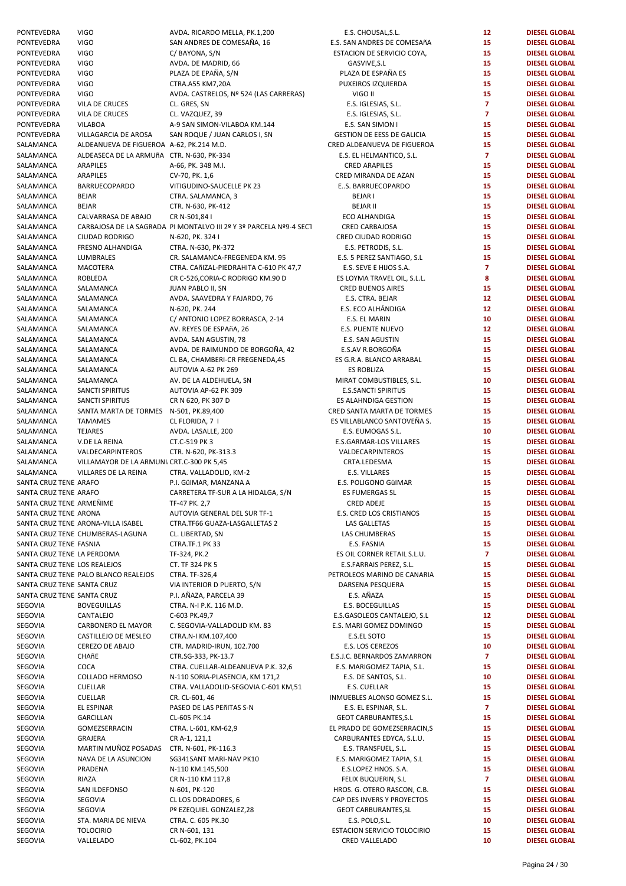| | | | | | |
|---|---|---|---|---|---|
| PONTEVEDRA | VIGO | AVDA. RICARDO MELLA, PK.1,200 | E.S. CHOUSAL,S.L. | 12 | DIESEL GLOBAL |
| PONTEVEDRA | VIGO | SAN ANDRES DE COMESAÑA, 16 | E.S. SAN ANDRES DE COMESAñA | 15 | DIESEL GLOBAL |
| PONTEVEDRA | VIGO | C/ BAYONA, S/N | ESTACION DE SERVICIO COYA, | 15 | DIESEL GLOBAL |
| PONTEVEDRA | VIGO | AVDA. DE MADRID, 66 | GASVIVE,S.L | 15 | DIESEL GLOBAL |
| PONTEVEDRA | VIGO | PLAZA DE EPAÑA, S/N | PLAZA DE ESPAÑA ES | 15 | DIESEL GLOBAL |
| PONTEVEDRA | VIGO | CTRA.A55 KM7,20A | PUXEIROS IZQUIERDA | 15 | DIESEL GLOBAL |
| PONTEVEDRA | VIGO | AVDA. CASTRELOS, Nº 524 (LAS CARRERAS) | VIGO II | 15 | DIESEL GLOBAL |
| PONTEVEDRA | VILA DE CRUCES | CL. GRES, SN | E.S. IGLESIAS, S.L. | 7 | DIESEL GLOBAL |
| PONTEVEDRA | VILA DE CRUCES | CL. VAZQUEZ, 39 | E.S. IGLESIAS, S.L. | 7 | DIESEL GLOBAL |
| PONTEVEDRA | VILABOA | A-9 SAN SIMON-VILABOA KM.144 | E.S. SAN SIMON I | 15 | DIESEL GLOBAL |
| PONTEVEDRA | VILLAGARCIA DE AROSA | SAN ROQUE / JUAN CARLOS I, SN | GESTION DE EESS DE GALICIA | 15 | DIESEL GLOBAL |
| SALAMANCA | ALDEANUEVA DE FIGUEROA | A-62, PK.214 M.D. | CRED ALDEANUEVA DE FIGUEROA | 15 | DIESEL GLOBAL |
| SALAMANCA | ALDEASECA DE LA ARMUñA | CTR. N-630, PK-334 | E.S. EL HELMANTICO, S.L. | 7 | DIESEL GLOBAL |
| SALAMANCA | ARAPILES | A-66, PK. 348 M.I. | CRED ARAPILES | 15 | DIESEL GLOBAL |
| SALAMANCA | ARAPILES | CV-70, PK. 1,6 | CRED MIRANDA DE AZAN | 15 | DIESEL GLOBAL |
| SALAMANCA | BARRUECOPARDO | VITIGUDINO-SAUCELLE PK 23 | E..S. BARRUECOPARDO | 15 | DIESEL GLOBAL |
| SALAMANCA | BEJAR | CTRA. SALAMANCA, 3 | BEJAR I | 15 | DIESEL GLOBAL |
| SALAMANCA | BEJAR | CTR. N-630, PK-412 | BEJAR II | 15 | DIESEL GLOBAL |
| SALAMANCA | CALVARRASA DE ABAJO | CR N-501,84 I | ECO ALHANDIGA | 15 | DIESEL GLOBAL |
| SALAMANCA | CARBAJOSA DE LA SAGRADA | PI MONTALVO III 2º Y 3º PARCELA Nº9-4 SECT | CRED CARBAJOSA | 15 | DIESEL GLOBAL |
| SALAMANCA | CIUDAD RODRIGO | N-620, PK. 324 I | CRED CIUDAD RODRIGO | 15 | DIESEL GLOBAL |
| SALAMANCA | FRESNO ALHANDIGA | CTRA. N-630, PK-372 | E.S. PETRODIS, S.L. | 15 | DIESEL GLOBAL |
| SALAMANCA | LUMBRALES | CR. SALAMANCA-FREGENEDA KM. 95 | E.S. 5 PEREZ SANTIAGO, S.L | 15 | DIESEL GLOBAL |
| SALAMANCA | MACOTERA | CTRA. CAñIZAL-PIEDRAHITA C-610 PK 47,7 | E.S. SEVE E HIJOS S.A. | 7 | DIESEL GLOBAL |
| SALAMANCA | ROBLEDA | CR C-526,CORIA-C RODRIGO KM.90 D | ES LOYMA TRAVEL OIL, S.L.L. | 8 | DIESEL GLOBAL |
| SALAMANCA | SALAMANCA | JUAN PABLO II, SN | CRED BUENOS AIRES | 15 | DIESEL GLOBAL |
| SALAMANCA | SALAMANCA | AVDA. SAAVEDRA Y FAJARDO, 76 | E.S. CTRA. BEJAR | 12 | DIESEL GLOBAL |
| SALAMANCA | SALAMANCA | N-620, PK. 244 | E.S. ECO ALHÁNDIGA | 12 | DIESEL GLOBAL |
| SALAMANCA | SALAMANCA | C/ ANTONIO LOPEZ BORRASCA, 2-14 | E.S. EL MARIN | 10 | DIESEL GLOBAL |
| SALAMANCA | SALAMANCA | AV. REYES DE ESPAñA, 26 | E.S. PUENTE NUEVO | 12 | DIESEL GLOBAL |
| SALAMANCA | SALAMANCA | AVDA. SAN AGUSTIN, 78 | E.S. SAN AGUSTIN | 15 | DIESEL GLOBAL |
| SALAMANCA | SALAMANCA | AVDA. DE RAIMUNDO DE BORGOÑA, 42 | E.S.AV R.BORGOÑA | 15 | DIESEL GLOBAL |
| SALAMANCA | SALAMANCA | CL BA, CHAMBERI-CR FREGENEDA,45 | ES G.R.A. BLANCO ARRABAL | 15 | DIESEL GLOBAL |
| SALAMANCA | SALAMANCA | AUTOVIA A-62 PK 269 | ES ROBLIZA | 15 | DIESEL GLOBAL |
| SALAMANCA | SALAMANCA | AV. DE LA ALDEHUELA, SN | MIRAT COMBUSTIBLES, S.L. | 10 | DIESEL GLOBAL |
| SALAMANCA | SANCTI SPIRITUS | AUTOVIA AP-62 PK 309 | E.S.SANCTI SPIRITUS | 15 | DIESEL GLOBAL |
| SALAMANCA | SANCTI SPIRITUS | CR N 620, PK 307 D | ES ALAHNDIGA GESTION | 15 | DIESEL GLOBAL |
| SALAMANCA | SANTA MARTA DE TORMES | N-501, PK.89,400 | CRED SANTA MARTA DE TORMES | 15 | DIESEL GLOBAL |
| SALAMANCA | TAMAMES | CL FLORIDA, 7 I | ES VILLABLANCO SANTOVEÑA S. | 15 | DIESEL GLOBAL |
| SALAMANCA | TEJARES | AVDA. LASALLE, 200 | E.S. EUMOGAS S.L. | 10 | DIESEL GLOBAL |
| SALAMANCA | V.DE LA REINA | CT.C-519 PK 3 | E.S.GARMAR-LOS VILLARES | 15 | DIESEL GLOBAL |
| SALAMANCA | VALDECARPINTEROS | CTR. N-620, PK-313.3 | VALDECARPINTEROS | 15 | DIESEL GLOBAL |
| SALAMANCA | VILLAMAYOR DE LA ARMUNI | CRT.C-300 PK 5,45 | CRTA.LEDESMA | 15 | DIESEL GLOBAL |
| SALAMANCA | VILLARES DE LA REINA | CTRA. VALLADOLID, KM-2 | E.S. VILLARES | 15 | DIESEL GLOBAL |
| SANTA CRUZ TENE | ARAFO | P.I. GüIMAR, MANZANA A | E.S. POLIGONO GüIMAR | 15 | DIESEL GLOBAL |
| SANTA CRUZ TENE | ARAFO | CARRETERA TF-SUR A LA HIDALGA, S/N | ES FUMERGAS SL | 15 | DIESEL GLOBAL |
| SANTA CRUZ TENE | ARMEÑIME | TF-47 PK. 2,7 | CRED ADEJE | 15 | DIESEL GLOBAL |
| SANTA CRUZ TENE | ARONA | AUTOVIA GENERAL DEL SUR TF-1 | E.S. CRED LOS CRISTIANOS | 15 | DIESEL GLOBAL |
| SANTA CRUZ TENE | ARONA-VILLA ISABEL | CTRA.TF66 GUAZA-LASGALLETAS 2 | LAS GALLETAS | 15 | DIESEL GLOBAL |
| SANTA CRUZ TENE | CHUMBERAS-LAGUNA | CL. LIBERTAD, SN | LAS CHUMBERAS | 15 | DIESEL GLOBAL |
| SANTA CRUZ TENE | FASNIA | CTRA.TF.1 PK 33 | E.S. FASNIA | 15 | DIESEL GLOBAL |
| SANTA CRUZ TENE | LA PERDOMA | TF-324, PK.2 | ES OIL CORNER RETAIL S.L.U. | 7 | DIESEL GLOBAL |
| SANTA CRUZ TENE | LOS REALEJOS | CT. TF 324 PK 5 | E.S.FARRAIS PEREZ, S.L. | 15 | DIESEL GLOBAL |
| SANTA CRUZ TENE | PALO BLANCO REALEJOS | CTRA. TF-326,4 | PETROLEOS MARINO DE CANARIA | 15 | DIESEL GLOBAL |
| SANTA CRUZ TENE | SANTA CRUZ | VIA INTERIOR D PUERTO, S/N | DARSENA PESQUERA | 15 | DIESEL GLOBAL |
| SANTA CRUZ TENE | SANTA CRUZ | P.I. AÑAZA, PARCELA 39 | E.S. AÑAZA | 15 | DIESEL GLOBAL |
| SEGOVIA | BOVEGUILLAS | CTRA. N-I P.K. 116 M.D. | E.S. BOCEGUILLAS | 15 | DIESEL GLOBAL |
| SEGOVIA | CANTALEJO | C-603 PK.49,7 | E.S.GASOLEOS CANTALEJO, S.L | 12 | DIESEL GLOBAL |
| SEGOVIA | CARBONERO EL MAYOR | C. SEGOVIA-VALLADOLID KM. 83 | E.S. MARI GOMEZ DOMINGO | 15 | DIESEL GLOBAL |
| SEGOVIA | CASTILLEJO DE MESLEO | CTRA.N-I KM.107,400 | E.S.EL SOTO | 15 | DIESEL GLOBAL |
| SEGOVIA | CEREZO DE ABAJO | CTR. MADRID-IRUN, 102.700 | E.S. LOS CEREZOS | 10 | DIESEL GLOBAL |
| SEGOVIA | CHAñE | CTR.SG-333, PK-13.7 | E.S.J.C. BERNARDOS ZAMARRON | 7 | DIESEL GLOBAL |
| SEGOVIA | COCA | CTRA. CUELLAR-ALDEANUEVA P.K. 32,6 | E.S. MARIGOMEZ TAPIA, S.L. | 15 | DIESEL GLOBAL |
| SEGOVIA | COLLADO HERMOSO | N-110 SORIA-PLASENCIA, KM 171,2 | E.S. DE SANTOS, S.L. | 10 | DIESEL GLOBAL |
| SEGOVIA | CUELLAR | CTRA. VALLADOLID-SEGOVIA C-601 KM,51 | E.S. CUELLAR | 15 | DIESEL GLOBAL |
| SEGOVIA | CUELLAR | CR. CL-601, 46 | INMUEBLES ALONSO GOMEZ S.L. | 15 | DIESEL GLOBAL |
| SEGOVIA | EL ESPINAR | PASEO DE LAS PEñITAS S-N | E.S. EL ESPINAR, S.L. | 7 | DIESEL GLOBAL |
| SEGOVIA | GARCILLAN | CL-605 PK.14 | GEOT CARBURANTES,S.L | 15 | DIESEL GLOBAL |
| SEGOVIA | GOMEZSERRACIN | CTRA. L-601, KM-62,9 | EL PRADO DE GOMEZSERRACIN,S | 15 | DIESEL GLOBAL |
| SEGOVIA | GRAJERA | CR A-1, 121,1 | CARBURANTES EDYCA, S.L.U. | 15 | DIESEL GLOBAL |
| SEGOVIA | MARTIN MUÑOZ POSADAS | CTR. N-601, PK-116.3 | E.S. TRANSFUEL, S.L. | 15 | DIESEL GLOBAL |
| SEGOVIA | NAVA DE LA ASUNCION | SG341SANT MARI-NAV PK10 | E.S. MARIGOMEZ TAPIA, S.L | 15 | DIESEL GLOBAL |
| SEGOVIA | PRADENA | N-110 KM.145,500 | E.S.LOPEZ HNOS. S.A. | 15 | DIESEL GLOBAL |
| SEGOVIA | RIAZA | CR N-110 KM 117,8 | FELIX BUQUERIN, S.L | 7 | DIESEL GLOBAL |
| SEGOVIA | SAN ILDEFONSO | N-601, PK-120 | HROS. G. OTERO RASCON, C.B. | 15 | DIESEL GLOBAL |
| SEGOVIA | SEGOVIA | CL LOS DORADORES, 6 | CAP DES INVERS Y PROYECTOS | 15 | DIESEL GLOBAL |
| SEGOVIA | SEGOVIA | Pº EZEQUIEL GONZALEZ,28 | GEOT CARBURANTES,SL | 15 | DIESEL GLOBAL |
| SEGOVIA | STA. MARIA DE NIEVA | CTRA. C. 605 PK.30 | E.S. POLO,S.L. | 10 | DIESEL GLOBAL |
| SEGOVIA | TOLOCIRIO | CR N-601, 131 | ESTACION SERVICIO TOLOCIRIO | 15 | DIESEL GLOBAL |
| SEGOVIA | VALLELADO | CL-602, PK.104 | CRED VALLELADO | 10 | DIESEL GLOBAL |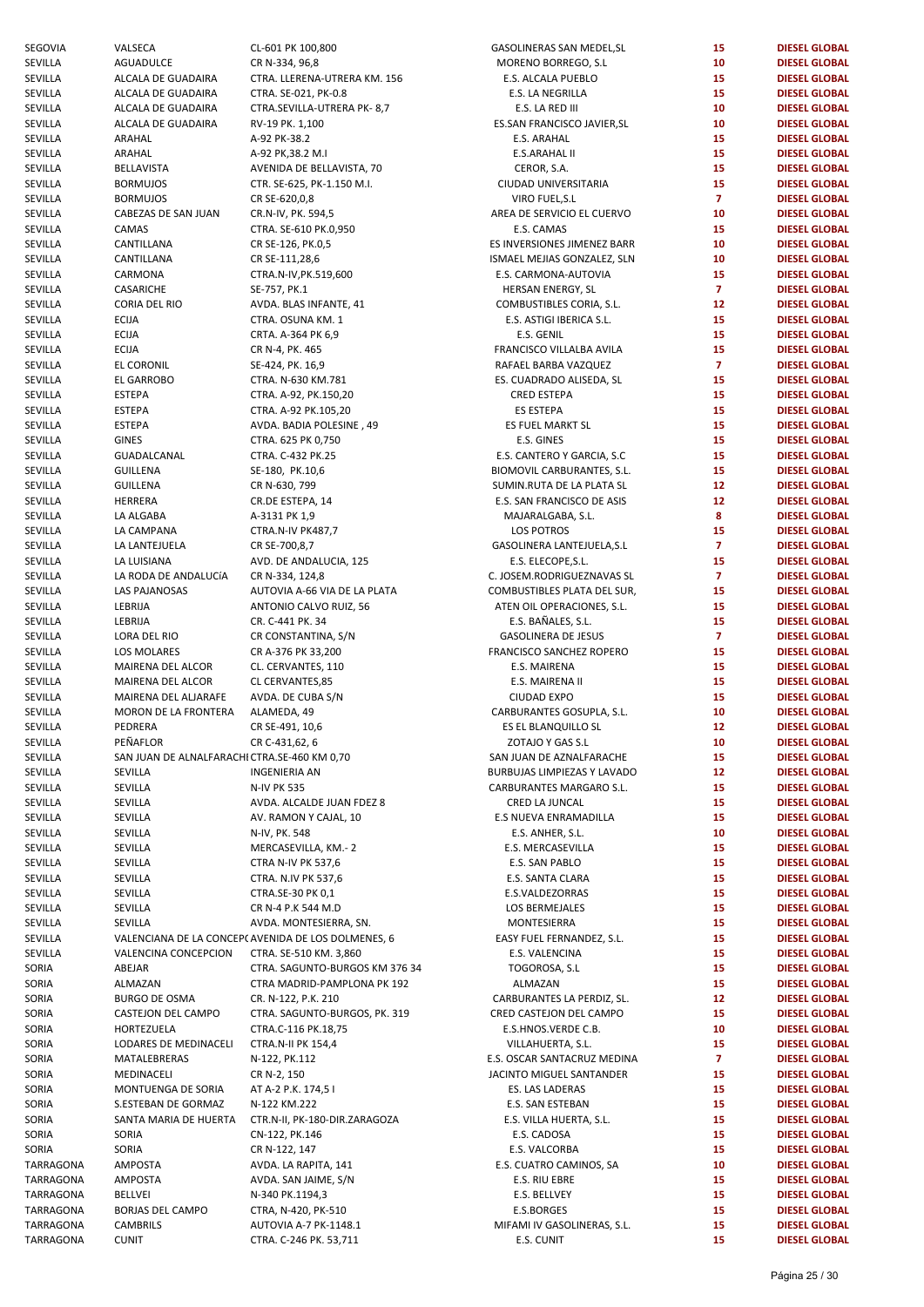| | | | | | |
|---|---|---|---|---|---|
| SEGOVIA | VALSECA | CL-601 PK 100,800 | GASOLINERAS SAN MEDEL,SL | 15 | DIESEL GLOBAL |
| SEVILLA | AGUADULCE | CR N-334, 96,8 | MORENO BORREGO, S.L | 10 | DIESEL GLOBAL |
| SEVILLA | ALCALA DE GUADAIRA | CTRA. LLERENA-UTRERA KM. 156 | E.S. ALCALA PUEBLO | 15 | DIESEL GLOBAL |
| SEVILLA | ALCALA DE GUADAIRA | CTRA. SE-021, PK-0.8 | E.S. LA NEGRILLA | 15 | DIESEL GLOBAL |
| SEVILLA | ALCALA DE GUADAIRA | CTRA.SEVILLA-UTRERA PK- 8,7 | E.S. LA RED III | 10 | DIESEL GLOBAL |
| SEVILLA | ALCALA DE GUADAIRA | RV-19 PK. 1,100 | ES.SAN FRANCISCO JAVIER,SL | 10 | DIESEL GLOBAL |
| SEVILLA | ARAHAL | A-92 PK-38.2 | E.S. ARAHAL | 15 | DIESEL GLOBAL |
| SEVILLA | ARAHAL | A-92 PK,38.2 M.I | E.S.ARAHAL II | 15 | DIESEL GLOBAL |
| SEVILLA | BELLAVISTA | AVENIDA DE BELLAVISTA, 70 | CEROR, S.A. | 15 | DIESEL GLOBAL |
| SEVILLA | BORMUJOS | CTR. SE-625, PK-1.150 M.I. | CIUDAD UNIVERSITARIA | 15 | DIESEL GLOBAL |
| SEVILLA | BORMUJOS | CR SE-620,0,8 | VIRO FUEL,S.L | 7 | DIESEL GLOBAL |
| SEVILLA | CABEZAS DE SAN JUAN | CR.N-IV, PK. 594,5 | AREA DE SERVICIO EL CUERVO | 10 | DIESEL GLOBAL |
| SEVILLA | CAMAS | CTRA. SE-610 PK.0,950 | E.S. CAMAS | 15 | DIESEL GLOBAL |
| SEVILLA | CANTILLANA | CR SE-126, PK.0,5 | ES INVERSIONES JIMENEZ BARR | 10 | DIESEL GLOBAL |
| SEVILLA | CANTILLANA | CR SE-111,28,6 | ISMAEL MEJIAS GONZALEZ, SLN | 10 | DIESEL GLOBAL |
| SEVILLA | CARMONA | CTRA.N-IV,PK.519,600 | E.S. CARMONA-AUTOVIA | 15 | DIESEL GLOBAL |
| SEVILLA | CASARICHE | SE-757, PK.1 | HERSAN ENERGY, SL | 7 | DIESEL GLOBAL |
| SEVILLA | CORIA DEL RIO | AVDA. BLAS INFANTE, 41 | COMBUSTIBLES CORIA, S.L. | 12 | DIESEL GLOBAL |
| SEVILLA | ECIJA | CTRA. OSUNA KM. 1 | E.S. ASTIGI IBERICA S.L. | 15 | DIESEL GLOBAL |
| SEVILLA | ECIJA | CRTA. A-364 PK 6,9 | E.S. GENIL | 15 | DIESEL GLOBAL |
| SEVILLA | ECIJA | CR N-4, PK. 465 | FRANCISCO VILLALBA AVILA | 15 | DIESEL GLOBAL |
| SEVILLA | EL CORONIL | SE-424, PK. 16,9 | RAFAEL BARBA VAZQUEZ | 7 | DIESEL GLOBAL |
| SEVILLA | EL GARROBO | CTRA. N-630 KM.781 | ES. CUADRADO ALISEDA, SL | 15 | DIESEL GLOBAL |
| SEVILLA | ESTEPA | CTRA. A-92, PK.150,20 | CRED ESTEPA | 15 | DIESEL GLOBAL |
| SEVILLA | ESTEPA | CTRA. A-92 PK.105,20 | ES ESTEPA | 15 | DIESEL GLOBAL |
| SEVILLA | ESTEPA | AVDA. BADIA POLESINE , 49 | ES FUEL MARKT SL | 15 | DIESEL GLOBAL |
| SEVILLA | GINES | CTRA. 625 PK 0,750 | E.S. GINES | 15 | DIESEL GLOBAL |
| SEVILLA | GUADALCANAL | CTRA. C-432 PK.25 | E.S. CANTERO Y GARCIA, S.C | 15 | DIESEL GLOBAL |
| SEVILLA | GUILLENA | SE-180, PK.10,6 | BIOMOVIL CARBURANTES, S.L. | 15 | DIESEL GLOBAL |
| SEVILLA | GUILLENA | CR N-630, 799 | SUMIN.RUTA DE LA PLATA SL | 12 | DIESEL GLOBAL |
| SEVILLA | HERRERA | CR.DE ESTEPA, 14 | E.S. SAN FRANCISCO DE ASIS | 12 | DIESEL GLOBAL |
| SEVILLA | LA ALGABA | A-3131 PK 1,9 | MAJARALGABA, S.L. | 8 | DIESEL GLOBAL |
| SEVILLA | LA CAMPANA | CTRA.N-IV PK487,7 | LOS POTROS | 15 | DIESEL GLOBAL |
| SEVILLA | LA LANTEJUELA | CR SE-700,8,7 | GASOLINERA LANTEJUELA,S.L | 7 | DIESEL GLOBAL |
| SEVILLA | LA LUISIANA | AVD. DE ANDALUCIA, 125 | E.S. ELECOPE,S.L. | 15 | DIESEL GLOBAL |
| SEVILLA | LA RODA DE ANDALUCíA | CR N-334, 124,8 | C. JOSEM.RODRIGUEZNAVAS SL | 7 | DIESEL GLOBAL |
| SEVILLA | LAS PAJANOSAS | AUTOVIA A-66 VIA DE LA PLATA | COMBUSTIBLES PLATA DEL SUR, | 15 | DIESEL GLOBAL |
| SEVILLA | LEBRIJA | ANTONIO CALVO RUIZ, 56 | ATEN OIL OPERACIONES, S.L. | 15 | DIESEL GLOBAL |
| SEVILLA | LEBRIJA | CR. C-441 PK. 34 | E.S. BAÑALES, S.L. | 15 | DIESEL GLOBAL |
| SEVILLA | LORA DEL RIO | CR CONSTANTINA, S/N | GASOLINERA DE JESUS | 7 | DIESEL GLOBAL |
| SEVILLA | LOS MOLARES | CR A-376 PK 33,200 | FRANCISCO SANCHEZ ROPERO | 15 | DIESEL GLOBAL |
| SEVILLA | MAIRENA DEL ALCOR | CL. CERVANTES, 110 | E.S. MAIRENA | 15 | DIESEL GLOBAL |
| SEVILLA | MAIRENA DEL ALCOR | CL CERVANTES,85 | E.S. MAIRENA II | 15 | DIESEL GLOBAL |
| SEVILLA | MAIRENA DEL ALJARAFE | AVDA. DE CUBA S/N | CIUDAD EXPO | 15 | DIESEL GLOBAL |
| SEVILLA | MORON DE LA FRONTERA | ALAMEDA, 49 | CARBURANTES GOSUPLA, S.L. | 10 | DIESEL GLOBAL |
| SEVILLA | PEDRERA | CR SE-491, 10,6 | ES EL BLANQUILLO SL | 12 | DIESEL GLOBAL |
| SEVILLA | PEÑAFLOR | CR C-431,62, 6 | ZOTAJO Y GAS S.L | 10 | DIESEL GLOBAL |
| SEVILLA | SAN JUAN DE ALNALFARACHI | CTRA.SE-460 KM 0,70 | SAN JUAN DE AZNALFARACHE | 15 | DIESEL GLOBAL |
| SEVILLA | SEVILLA | INGENIERIA AN | BURBUJAS LIMPIEZAS Y LAVADO | 12 | DIESEL GLOBAL |
| SEVILLA | SEVILLA | N-IV PK 535 | CARBURANTES MARGARO S.L. | 15 | DIESEL GLOBAL |
| SEVILLA | SEVILLA | AVDA. ALCALDE JUAN FDEZ 8 | CRED LA JUNCAL | 15 | DIESEL GLOBAL |
| SEVILLA | SEVILLA | AV. RAMON Y CAJAL, 10 | E.S NUEVA ENRAMADILLA | 15 | DIESEL GLOBAL |
| SEVILLA | SEVILLA | N-IV, PK. 548 | E.S. ANHER, S.L. | 10 | DIESEL GLOBAL |
| SEVILLA | SEVILLA | MERCASEVILLA, KM.- 2 | E.S. MERCASEVILLA | 15 | DIESEL GLOBAL |
| SEVILLA | SEVILLA | CTRA N-IV PK 537,6 | E.S. SAN PABLO | 15 | DIESEL GLOBAL |
| SEVILLA | SEVILLA | CTRA. N.IV PK 537,6 | E.S. SANTA CLARA | 15 | DIESEL GLOBAL |
| SEVILLA | SEVILLA | CTRA.SE-30 PK 0,1 | E.S.VALDEZORRAS | 15 | DIESEL GLOBAL |
| SEVILLA | SEVILLA | CR N-4 P.K 544 M.D | LOS BERMEJALES | 15 | DIESEL GLOBAL |
| SEVILLA | SEVILLA | AVDA. MONTESIERRA, SN. | MONTESIERRA | 15 | DIESEL GLOBAL |
| SEVILLA | VALENCIANA DE LA CONCEPC | AVENIDA DE LOS DOLMENES, 6 | EASY FUEL FERNANDEZ, S.L. | 15 | DIESEL GLOBAL |
| SEVILLA | VALENCINA CONCEPCION | CTRA. SE-510 KM. 3,860 | E.S. VALENCINA | 15 | DIESEL GLOBAL |
| SORIA | ABEJAR | CTRA. SAGUNTO-BURGOS KM 376 34 | TOGOROSA, S.L | 15 | DIESEL GLOBAL |
| SORIA | ALMAZAN | CTRA MADRID-PAMPLONA PK 192 | ALMAZAN | 15 | DIESEL GLOBAL |
| SORIA | BURGO DE OSMA | CR. N-122, P.K. 210 | CARBURANTES LA PERDIZ, SL. | 12 | DIESEL GLOBAL |
| SORIA | CASTEJON DEL CAMPO | CTRA. SAGUNTO-BURGOS, PK. 319 | CRED CASTEJON DEL CAMPO | 15 | DIESEL GLOBAL |
| SORIA | HORTEZUELA | CTRA.C-116 PK.18,75 | E.S.HNOS.VERDE C.B. | 10 | DIESEL GLOBAL |
| SORIA | LODARES DE MEDINACELI | CTRA.N-II PK 154,4 | VILLAHUERTA, S.L. | 15 | DIESEL GLOBAL |
| SORIA | MATALEBRERAS | N-122, PK.112 | E.S. OSCAR SANTACRUZ MEDINA | 7 | DIESEL GLOBAL |
| SORIA | MEDINACELI | CR N-2, 150 | JACINTO MIGUEL SANTANDER | 15 | DIESEL GLOBAL |
| SORIA | MONTUENGA DE SORIA | AT A-2 P.K. 174,5 I | ES. LAS LADERAS | 15 | DIESEL GLOBAL |
| SORIA | S.ESTEBAN DE GORMAZ | N-122 KM.222 | E.S. SAN ESTEBAN | 15 | DIESEL GLOBAL |
| SORIA | SANTA MARIA DE HUERTA | CTR.N-II, PK-180-DIR.ZARAGOZA | E.S. VILLA HUERTA, S.L. | 15 | DIESEL GLOBAL |
| SORIA | SORIA | CN-122, PK.146 | E.S. CADOSA | 15 | DIESEL GLOBAL |
| SORIA | SORIA | CR N-122, 147 | E.S. VALCORBA | 15 | DIESEL GLOBAL |
| TARRAGONA | AMPOSTA | AVDA. LA RAPITA, 141 | E.S. CUATRO CAMINOS, SA | 10 | DIESEL GLOBAL |
| TARRAGONA | AMPOSTA | AVDA. SAN JAIME, S/N | E.S. RIU EBRE | 15 | DIESEL GLOBAL |
| TARRAGONA | BELLVEI | N-340 PK.1194,3 | E.S. BELLVEY | 15 | DIESEL GLOBAL |
| TARRAGONA | BORJAS DEL CAMPO | CTRA, N-420, PK-510 | E.S.BORGES | 15 | DIESEL GLOBAL |
| TARRAGONA | CAMBRILS | AUTOVIA A-7 PK-1148.1 | MIFAMI IV GASOLINERAS, S.L. | 15 | DIESEL GLOBAL |
| TARRAGONA | CUNIT | CTRA. C-246 PK. 53,711 | E.S. CUNIT | 15 | DIESEL GLOBAL |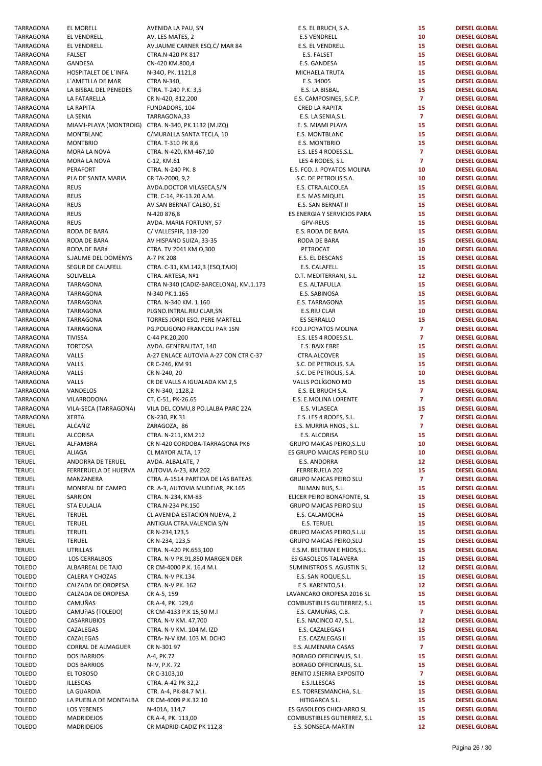| | | | | | |
|---|---|---|---|---|---|
| TARRAGONA | EL MORELL | AVENIDA LA PAU, SN | E.S. EL BRUCH, S.A. | 15 | DIESEL GLOBAL |
| TARRAGONA | EL VENDRELL | AV. LES MATES, 2 | E.S VENDRELL | 10 | DIESEL GLOBAL |
| TARRAGONA | EL VENDRELL | AV.JAUME CARNER ESQ.C/ MAR 84 | E.S. EL VENDRELL | 15 | DIESEL GLOBAL |
| TARRAGONA | FALSET | CTRA.N-420 PK 817 | E.S. FALSET | 15 | DIESEL GLOBAL |
| TARRAGONA | GANDESA | CN-420 KM.800,4 | E.S. GANDESA | 15 | DIESEL GLOBAL |
| TARRAGONA | HOSPITALET DE L`INFA | N-34O, PK. 1121,8 | MICHAELA TRUTA | 15 | DIESEL GLOBAL |
| TARRAGONA | L´AMETLLA DE MAR | CTRA N-340, | E.S. 34005 | 15 | DIESEL GLOBAL |
| TARRAGONA | LA BISBAL DEL PENEDES | CTRA. T-240 P.K. 3,5 | E.S. LA BISBAL | 15 | DIESEL GLOBAL |
| TARRAGONA | LA FATARELLA | CR N-420, 812,200 | E.S. CAMPOSINES, S.C.P. | 7 | DIESEL GLOBAL |
| TARRAGONA | LA RAPITA | FUNDADORS, 104 | CRED LA RAPITA | 15 | DIESEL GLOBAL |
| TARRAGONA | LA SENIA | TARRAGONA,33 | E.S. LA SENIA,S.L. | 7 | DIESEL GLOBAL |
| TARRAGONA | MIAMI-PLAYA (MONTROIG) | CTRA. N-340, PK.1132 (M.IZQ) | E. S. MIAMI PLAYA | 15 | DIESEL GLOBAL |
| TARRAGONA | MONTBLANC | C/MURALLA SANTA TECLA, 10 | E.S. MONTBLANC | 15 | DIESEL GLOBAL |
| TARRAGONA | MONTBRIO | CTRA. T-310 PK 8,6 | E.S. MONTBRIO | 15 | DIESEL GLOBAL |
| TARRAGONA | MORA LA NOVA | CTRA. N-420, KM-467,10 | E.S. LES 4 RODES,S.L. | 7 | DIESEL GLOBAL |
| TARRAGONA | MORA LA NOVA | C-12, KM.61 | LES 4 RODES, S.L | 7 | DIESEL GLOBAL |
| TARRAGONA | PERAFORT | CTRA. N-240 PK. 8 | E.S. FCO. J. POYATOS MOLINA | 10 | DIESEL GLOBAL |
| TARRAGONA | PLA DE SANTA MARIA | CR TA-2000, 9,2 | S.C. DE PETROLIS S.A. | 10 | DIESEL GLOBAL |
| TARRAGONA | REUS | AVDA.DOCTOR VILASECA,S/N | E.S. CTRA.ALCOLEA | 15 | DIESEL GLOBAL |
| TARRAGONA | REUS | CTR. C-14, PK-13.20 A.M. | E.S. MAS MIQUEL | 15 | DIESEL GLOBAL |
| TARRAGONA | REUS | AV SAN BERNAT CALBO, 51 | E.S. SAN BERNAT II | 15 | DIESEL GLOBAL |
| TARRAGONA | REUS | N-420 876,8 | ES ENERGIA Y SERVICIOS PARA | 15 | DIESEL GLOBAL |
| TARRAGONA | REUS | AVDA. MARIA FORTUNY, 57 | GPV-REUS | 15 | DIESEL GLOBAL |
| TARRAGONA | RODA DE BARA | C/ VALLESPIR, 118-120 | E.S. RODA DE BARA | 15 | DIESEL GLOBAL |
| TARRAGONA | RODA DE BARA | AV HISPANO SUIZA, 33-35 | RODA DE BARA | 15 | DIESEL GLOBAL |
| TARRAGONA | RODA DE BARá | CTRA. TV 2041 KM O,300 | PETROCAT | 10 | DIESEL GLOBAL |
| TARRAGONA | S.JAUME DEL DOMENYS | A-7 PK 208 | E.S. EL DESCANS | 15 | DIESEL GLOBAL |
| TARRAGONA | SEGUR DE CALAFELL | CTRA. C-31, KM.142,3 (ESQ.TAJO) | E.S. CALAFELL | 15 | DIESEL GLOBAL |
| TARRAGONA | SOLIVELLA | CTRA. ARTESA, Nº1 | O.T. MEDITERRANI, S.L. | 12 | DIESEL GLOBAL |
| TARRAGONA | TARRAGONA | CTRA N-340 (CADIZ-BARCELONA), KM.1.173 | E.S. ALTAFULLA | 15 | DIESEL GLOBAL |
| TARRAGONA | TARRAGONA | N-340 PK.1.165 | E.S. SABINOSA | 15 | DIESEL GLOBAL |
| TARRAGONA | TARRAGONA | CTRA. N-340 KM. 1.160 | E.S. TARRAGONA | 15 | DIESEL GLOBAL |
| TARRAGONA | TARRAGONA | PLGNO.INTRAL.RIU CLAR,SN | E.S.RIU CLAR | 10 | DIESEL GLOBAL |
| TARRAGONA | TARRAGONA | TORRES JORDI ESQ. PERE MARTELL | ES SERRALLO | 15 | DIESEL GLOBAL |
| TARRAGONA | TARRAGONA | PG.POLIGONO FRANCOLI PAR 1SN | FCO.J.POYATOS MOLINA | 7 | DIESEL GLOBAL |
| TARRAGONA | TIVISSA | C-44 PK.20,200 | E.S. LES 4 RODES,S.L. | 7 | DIESEL GLOBAL |
| TARRAGONA | TORTOSA | AVDA. GENERALITAT, 140 | E.S. BAIX EBRE | 15 | DIESEL GLOBAL |
| TARRAGONA | VALLS | A-27 ENLACE AUTOVíA A-27 CON CTR C-37 | CTRA.ALCOVER | 15 | DIESEL GLOBAL |
| TARRAGONA | VALLS | CR C-246, KM 91 | S.C. DE PETROLIS, S.A. | 15 | DIESEL GLOBAL |
| TARRAGONA | VALLS | CR N-240, 20 | S.C. DE PETROLIS, S.A. | 10 | DIESEL GLOBAL |
| TARRAGONA | VALLS | CR DE VALLS A IGUALADA KM 2,5 | VALLS POLÍGONO MD | 15 | DIESEL GLOBAL |
| TARRAGONA | VANDELOS | CR N-340, 1128,2 | E.S. EL BRUCH S.A. | 7 | DIESEL GLOBAL |
| TARRAGONA | VILARRODONA | CT. C-51, PK-26.65 | E.S. E.MOLINA LORENTE | 7 | DIESEL GLOBAL |
| TARRAGONA | VILA-SECA (TARRAGONA) | VILA DEL COMU,8 PO.LALBA PARC 22A | E.S. VILASECA | 15 | DIESEL GLOBAL |
| TARRAGONA | XERTA | CN-230, PK.31 | E.S. LES 4 RODES, S.L. | 7 | DIESEL GLOBAL |
| TERUEL | ALCAÑIZ | ZARAGOZA, 86 | E.S. MURRIA HNOS., S.L. | 7 | DIESEL GLOBAL |
| TERUEL | ALCORISA | CTRA. N-211, KM.212 | E.S. ALCORISA | 15 | DIESEL GLOBAL |
| TERUEL | ALFAMBRA | CR N-420 CORDOBA-TARRAGONA PK6 | GRUPO MAICAS PEIRO,S.L.U | 10 | DIESEL GLOBAL |
| TERUEL | ALIAGA | CL MAYOR ALTA, 17 | ES GRUPO MAICAS PEIRO SLU | 10 | DIESEL GLOBAL |
| TERUEL | ANDORRA DE TERUEL | AVDA. ALBALATE, 7 | E.S. ANDORRA | 12 | DIESEL GLOBAL |
| TERUEL | FERRERUELA DE HUERVA | AUTOVIA A-23, KM 202 | FERRERUELA 202 | 15 | DIESEL GLOBAL |
| TERUEL | MANZANERA | CTRA. A-1514 PARTIDA DE LAS BATEAS | GRUPO MAICAS PEIRO SLU | 7 | DIESEL GLOBAL |
| TERUEL | MONREAL DE CAMPO | CR. A-3, AUTOVIA MUDEJAR, PK.165 | BILMAN BUS, S.L. | 15 | DIESEL GLOBAL |
| TERUEL | SARRION | CTRA. N-234, KM-83 | ELICER PEIRO BONAFONTE, SL | 15 | DIESEL GLOBAL |
| TERUEL | STA EULALIA | CTRA.N-234 PK.150 | GRUPO MAICAS PEIRO SLU | 15 | DIESEL GLOBAL |
| TERUEL | TERUEL | CL AVENIDA ESTACION NUEVA, 2 | E.S. CALAMOCHA | 15 | DIESEL GLOBAL |
| TERUEL | TERUEL | ANTIGUA CTRA.VALENCIA S/N | E.S. TERUEL | 15 | DIESEL GLOBAL |
| TERUEL | TERUEL | CR N-234,123,5 | GRUPO MAICAS PEIRO,S.L.U | 15 | DIESEL GLOBAL |
| TERUEL | TERUEL | CR N-234, 123,5 | GRUPO MAICAS PEIRO,SLU | 15 | DIESEL GLOBAL |
| TERUEL | UTRILLAS | CTRA. N-420 PK.653,100 | E.S.M. BELTRAN E HIJOS,S.L | 15 | DIESEL GLOBAL |
| TOLEDO | LOS CERRALBOS | CTRA. N-V PK.91,850 MARGEN DER | ES GASOLEOS TALAVERA | 15 | DIESEL GLOBAL |
| TOLEDO | ALBARREAL DE TAJO | CR CM-4000 P.K. 16,4 M.I. | SUMINISTROS S. AGUSTIN SL | 12 | DIESEL GLOBAL |
| TOLEDO | CALERA Y CHOZAS | CTRA. N-V PK.134 | E.S. SAN ROQUE,S.L. | 15 | DIESEL GLOBAL |
| TOLEDO | CALZADA DE OROPESA | CTRA. N-V PK. 162 | E.S. KARENTO,S.L. | 12 | DIESEL GLOBAL |
| TOLEDO | CALZADA DE OROPESA | CR A-5, 159 | LAVANCARO OROPESA 2016 SL | 15 | DIESEL GLOBAL |
| TOLEDO | CAMUÑAS | CR.A-4, PK. 129,6 | COMBUSTIBLES GUTIERREZ, S.L | 15 | DIESEL GLOBAL |
| TOLEDO | CAMUñAS (TOLEDO) | CR CM-4133 P.K 15,50 M.I | E.S. CAMUÑAS, C.B. | 7 | DIESEL GLOBAL |
| TOLEDO | CASARRUBIOS | CTRA. N-V KM. 47,700 | E.S. NACINCO 47, S.L. | 12 | DIESEL GLOBAL |
| TOLEDO | CAZALEGAS | CTRA. N-V KM. 104 M. IZD | E.S. CAZALEGAS I | 15 | DIESEL GLOBAL |
| TOLEDO | CAZALEGAS | CTRA- N-V KM. 103 M. DCHO | E.S. CAZALEGAS II | 15 | DIESEL GLOBAL |
| TOLEDO | CORRAL DE ALMAGUER | CR N-301 97 | E.S. ALMENARA CASAS | 7 | DIESEL GLOBAL |
| TOLEDO | DOS BARRIOS | A-4, PK.72 | BORAGO OFFICINALIS, S.L. | 15 | DIESEL GLOBAL |
| TOLEDO | DOS BARRIOS | N-IV, P.K. 72 | BORAGO OFFICINALIS, S.L. | 15 | DIESEL GLOBAL |
| TOLEDO | EL TOBOSO | CR C-3103,10 | BENITO J.SIERRA EXPOSITO | 7 | DIESEL GLOBAL |
| TOLEDO | ILLESCAS | CTRA. A-42 PK 32,2 | E.S.ILLESCAS | 15 | DIESEL GLOBAL |
| TOLEDO | LA GUARDIA | CTR. A-4, PK-84.7 M.I. | E.S. TORRESMANCHA, S.L. | 15 | DIESEL GLOBAL |
| TOLEDO | LA PUEBLA DE MONTALBA | CR CM-4009 P.K.32.10 | HITIGARCA S.L. | 15 | DIESEL GLOBAL |
| TOLEDO | LOS YEBENES | N-401A, 114,7 | ES GASOLEOS CHICHARRO SL | 15 | DIESEL GLOBAL |
| TOLEDO | MADRIDEJOS | CR.A-4, PK. 113,00 | COMBUSTIBLES GUTIERREZ, S.L | 15 | DIESEL GLOBAL |
| TOLEDO | MADRIDEJOS | CR MADRID-CADIZ PK 112,8 | E.S. SONSECA-MARTIN | 12 | DIESEL GLOBAL |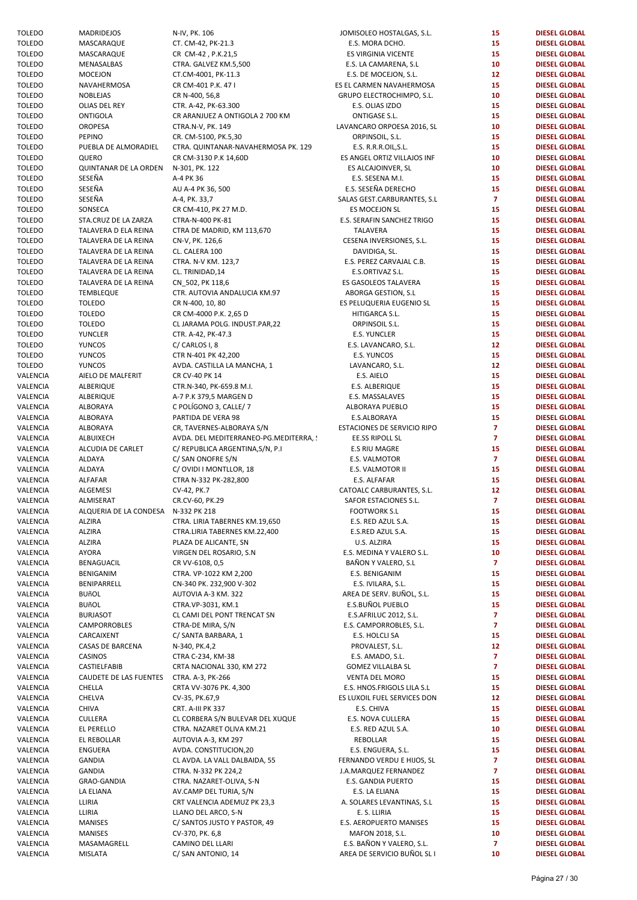| TOLEDO | MADRIDEJOS | N-IV, PK. 106 | JOMISOLEO HOSTALGAS, S.L. | 15 | DIESEL GLOBAL |
|---|---|---|---|---|---|
| TOLEDO | MASCARAQUE | CT. CM-42, PK-21.3 | E.S. MORA DCHO. | 15 | DIESEL GLOBAL |
| TOLEDO | MASCARAQUE | CR CM-42 , P.K.21,5 | ES VIRGINIA VICENTE | 15 | DIESEL GLOBAL |
| TOLEDO | MENASALBAS | CTRA. GALVEZ KM.5,500 | E.S. LA CAMARENA, S.L | 10 | DIESEL GLOBAL |
| TOLEDO | MOCEJON | CT.CM-4001, PK-11.3 | E.S. DE MOCEJON, S.L. | 12 | DIESEL GLOBAL |
| TOLEDO | NAVAHERMOSA | CR CM-401 P.K. 47 I | ES EL CARMEN NAVAHERMOSA | 15 | DIESEL GLOBAL |
| TOLEDO | NOBLEJAS | CR N-400, 56,8 | GRUPO ELECTROCHIMPO, S.L. | 10 | DIESEL GLOBAL |
| TOLEDO | OLIAS DEL REY | CTR. A-42, PK-63.300 | E.S. OLIAS IZDO | 15 | DIESEL GLOBAL |
| TOLEDO | ONTIGOLA | CR ARANJUEZ A ONTIGOLA 2 700 KM | ONTIGASE S.L. | 15 | DIESEL GLOBAL |
| TOLEDO | OROPESA | CTRA.N-V, PK. 149 | LAVANCARO ORPOESA 2016, SL | 10 | DIESEL GLOBAL |
| TOLEDO | PEPINO | CR. CM-5100, PK.5,30 | ORPINSOIL, S.L. | 15 | DIESEL GLOBAL |
| TOLEDO | PUEBLA DE ALMORADIEL | CTRA. QUINTANAR-NAVAHERMOSA PK. 129 | E.S. R.R.R.OIL,S.L. | 15 | DIESEL GLOBAL |
| TOLEDO | QUERO | CR CM-3130 P.K 14,60D | ES ANGEL ORTIZ VILLAJOS INF | 10 | DIESEL GLOBAL |
| TOLEDO | QUINTANAR DE LA ORDEN | N-301, PK. 122 | ES ALCAJOINVER, SL | 10 | DIESEL GLOBAL |
| TOLEDO | SESEÑA | A-4 PK 36 | E.S. SESENA M.I. | 15 | DIESEL GLOBAL |
| TOLEDO | SESEÑA | AU A-4 PK 36, 500 | E.S. SESEÑA DERECHO | 15 | DIESEL GLOBAL |
| TOLEDO | SESEÑA | A-4, PK. 33,7 | SALAS GEST.CARBURANTES, S.L | 7 | DIESEL GLOBAL |
| TOLEDO | SONSECA | CR CM-410, PK 27 M.D. | ES MOCEJON SL | 15 | DIESEL GLOBAL |
| TOLEDO | STA.CRUZ DE LA ZARZA | CTRA-N-400 PK-81 | E.S. SERAFIN SANCHEZ TRIGO | 15 | DIESEL GLOBAL |
| TOLEDO | TALAVERA D ELA REINA | CTRA DE MADRID, KM 113,670 | TALAVERA | 15 | DIESEL GLOBAL |
| TOLEDO | TALAVERA DE LA REINA | CN-V, PK. 126,6 | CESENA INVERSIONES, S.L. | 15 | DIESEL GLOBAL |
| TOLEDO | TALAVERA DE LA REINA | CL. CALERA 100 | DAVIDIGA, SL. | 15 | DIESEL GLOBAL |
| TOLEDO | TALAVERA DE LA REINA | CTRA. N-V KM. 123,7 | E.S. PEREZ CARVAJAL C.B. | 15 | DIESEL GLOBAL |
| TOLEDO | TALAVERA DE LA REINA | CL. TRINIDAD,14 | E.S.ORTIVAZ S.L. | 15 | DIESEL GLOBAL |
| TOLEDO | TALAVERA DE LA REINA | CN_502, PK 118,6 | ES GASOLEOS TALAVERA | 15 | DIESEL GLOBAL |
| TOLEDO | TEMBLEQUE | CTR. AUTOVIA ANDALUCIA KM.97 | ABORGA GESTION, S.L | 15 | DIESEL GLOBAL |
| TOLEDO | TOLEDO | CR N-400, 10, 80 | ES PELUQUERIA EUGENIO SL | 15 | DIESEL GLOBAL |
| TOLEDO | TOLEDO | CR CM-4000 P.K. 2,65 D | HITIGARCA S.L. | 15 | DIESEL GLOBAL |
| TOLEDO | TOLEDO | CL JARAMA POLG. INDUST.PAR,22 | ORPINSOIL S.L. | 15 | DIESEL GLOBAL |
| TOLEDO | YUNCLER | CTR. A-42, PK-47.3 | E.S. YUNCLER | 15 | DIESEL GLOBAL |
| TOLEDO | YUNCOS | C/ CARLOS I, 8 | E.S. LAVANCARO, S.L. | 12 | DIESEL GLOBAL |
| TOLEDO | YUNCOS | CTR N-401 PK 42,200 | E.S. YUNCOS | 15 | DIESEL GLOBAL |
| TOLEDO | YUNCOS | AVDA. CASTILLA LA MANCHA, 1 | LAVANCARO, S.L. | 12 | DIESEL GLOBAL |
| VALENCIA | AIELO DE MALFERIT | CR CV-40 PK 14 | E.S. AIELO | 15 | DIESEL GLOBAL |
| VALENCIA | ALBERIQUE | CTR.N-340, PK-659.8 M.I. | E.S. ALBERIQUE | 15 | DIESEL GLOBAL |
| VALENCIA | ALBERIQUE | A-7 P.K 379,5 MARGEN D | E.S. MASSALAVES | 15 | DIESEL GLOBAL |
| VALENCIA | ALBORAYA | C POLÍGONO 3, CALLE/ 7 | ALBORAYA PUEBLO | 15 | DIESEL GLOBAL |
| VALENCIA | ALBORAYA | PARTIDA DE VERA 98 | E.S.ALBORAYA | 15 | DIESEL GLOBAL |
| VALENCIA | ALBORAYA | CR, TAVERNES-ALBORAYA S/N | ESTACIONES DE SERVICIO RIPO | 7 | DIESEL GLOBAL |
| VALENCIA | ALBUIXECH | AVDA. DEL MEDITERRANEO-PG.MEDITERRA, S | EE.SS RIPOLL SL | 7 | DIESEL GLOBAL |
| VALENCIA | ALCUDIA DE CARLET | C/ REPUBLICA ARGENTINA,S/N, P.I | E.S RIU MAGRE | 15 | DIESEL GLOBAL |
| VALENCIA | ALDAYA | C/ SAN ONOFRE S/N | E.S. VALMOTOR | 7 | DIESEL GLOBAL |
| VALENCIA | ALDAYA | C/ OVIDI I MONTLLOR, 18 | E.S. VALMOTOR II | 15 | DIESEL GLOBAL |
| VALENCIA | ALFAFAR | CTRA N-332 PK-282,800 | E.S. ALFAFAR | 15 | DIESEL GLOBAL |
| VALENCIA | ALGEMESI | CV-42, PK.7 | CATOALC CARBURANTES, S.L. | 12 | DIESEL GLOBAL |
| VALENCIA | ALMISERAT | CR.CV-60, PK.29 | SAFOR ESTACIONES S.L. | 7 | DIESEL GLOBAL |
| VALENCIA | ALQUERIA DE LA CONDESA | N-332 PK 218 | FOOTWORK S.L | 15 | DIESEL GLOBAL |
| VALENCIA | ALZIRA | CTRA. LIRIA TABERNES KM.19,650 | E.S. RED AZUL S.A. | 15 | DIESEL GLOBAL |
| VALENCIA | ALZIRA | CTRA.LIRIA TABERNES KM.22,400 | E.S.RED AZUL S.A. | 15 | DIESEL GLOBAL |
| VALENCIA | ALZIRA | PLAZA DE ALICANTE, SN | U.S. ALZIRA | 15 | DIESEL GLOBAL |
| VALENCIA | AYORA | VIRGEN DEL ROSARIO, S.N | E.S. MEDINA Y VALERO S.L. | 10 | DIESEL GLOBAL |
| VALENCIA | BENAGUACIL | CR VV-6108, 0,5 | BAÑON Y VALERO, S.L | 7 | DIESEL GLOBAL |
| VALENCIA | BENIGANIM | CTRA. VP-1022 KM 2,200 | E.S. BENIGANIM | 15 | DIESEL GLOBAL |
| VALENCIA | BENIPARRELL | CN-340 PK. 232,900 V-302 | E.S. IVILARA, S.L. | 15 | DIESEL GLOBAL |
| VALENCIA | BUñOL | AUTOVIA A-3 KM. 322 | AREA DE SERV. BUÑOL, S.L. | 15 | DIESEL GLOBAL |
| VALENCIA | BUñOL | CTRA.VP-3031, KM.1 | E.S.BUÑOL PUEBLO | 15 | DIESEL GLOBAL |
| VALENCIA | BURJASOT | CL CAMI DEL PONT TRENCAT SN | E.S.AFRILUC 2012, S.L. | 7 | DIESEL GLOBAL |
| VALENCIA | CAMPORROBLES | CTRA-DE MIRA, S/N | E.S. CAMPORROBLES, S.L. | 7 | DIESEL GLOBAL |
| VALENCIA | CARCAIXENT | C/ SANTA BARBARA, 1 | E.S. HOLCLI SA | 15 | DIESEL GLOBAL |
| VALENCIA | CASAS DE BARCENA | N-340, PK.4,2 | PROVALEST, S.L. | 12 | DIESEL GLOBAL |
| VALENCIA | CASINOS | CTRA C-234, KM-38 | E.S. AMADO, S.L. | 7 | DIESEL GLOBAL |
| VALENCIA | CASTIELFABIB | CRTA NACIONAL 330, KM 272 | GOMEZ VILLALBA SL | 7 | DIESEL GLOBAL |
| VALENCIA | CAUDETE DE LAS FUENTES | CTRA. A-3, PK-266 | VENTA DEL MORO | 15 | DIESEL GLOBAL |
| VALENCIA | CHELLA | CRTA VV-3076 PK. 4,300 | E.S. HNOS.FRIGOLS LILA S.L | 15 | DIESEL GLOBAL |
| VALENCIA | CHELVA | CV-35, PK.67,9 | ES LUXOIL FUEL SERVICES DON | 12 | DIESEL GLOBAL |
| VALENCIA | CHIVA | CRT. A-III PK 337 | E.S. CHIVA | 15 | DIESEL GLOBAL |
| VALENCIA | CULLERA | CL CORBERA S/N BULEVAR DEL XUQUE | E.S. NOVA CULLERA | 15 | DIESEL GLOBAL |
| VALENCIA | EL PERELLO | CTRA. NAZARET OLIVA KM.21 | E.S. RED AZUL S.A. | 10 | DIESEL GLOBAL |
| VALENCIA | EL REBOLLAR | AUTOVIA A-3, KM 297 | REBOLLAR | 15 | DIESEL GLOBAL |
| VALENCIA | ENGUERA | AVDA. CONSTITUCION,20 | E.S. ENGUERA, S.L. | 15 | DIESEL GLOBAL |
| VALENCIA | GANDIA | CL AVDA. LA VALL DALBAIDA, 55 | FERNANDO VERDU E HIJOS, SL | 7 | DIESEL GLOBAL |
| VALENCIA | GANDIA | CTRA. N-332 PK 224,2 | J.A.MARQUEZ FERNANDEZ | 7 | DIESEL GLOBAL |
| VALENCIA | GRAO-GANDIA | CTRA. NAZARET-OLIVA, S-N | E.S. GANDIA PUERTO | 15 | DIESEL GLOBAL |
| VALENCIA | LA ELIANA | AV.CAMP DEL TURIA, S/N | E.S. LA ELIANA | 15 | DIESEL GLOBAL |
| VALENCIA | LLIRIA | CRT VALENCIA ADEMUZ PK 23,3 | A. SOLARES LEVANTINAS, S.L | 15 | DIESEL GLOBAL |
| VALENCIA | LLIRIA | LLANO DEL ARCO, S-N | E. S. LLIRIA | 15 | DIESEL GLOBAL |
| VALENCIA | MANISES | C/ SANTOS JUSTO Y PASTOR, 49 | E.S. AEROPUERTO MANISES | 15 | DIESEL GLOBAL |
| VALENCIA | MANISES | CV-370, PK. 6,8 | MAFON 2018, S.L. | 10 | DIESEL GLOBAL |
| VALENCIA | MASAMAGRELL | CAMINO DEL LLARI | E.S. BAÑON Y VALERO, S.L. | 7 | DIESEL GLOBAL |
| VALENCIA | MISLATA | C/ SAN ANTONIO, 14 | AREA DE SERVICIO BUÑOL SL I | 10 | DIESEL GLOBAL |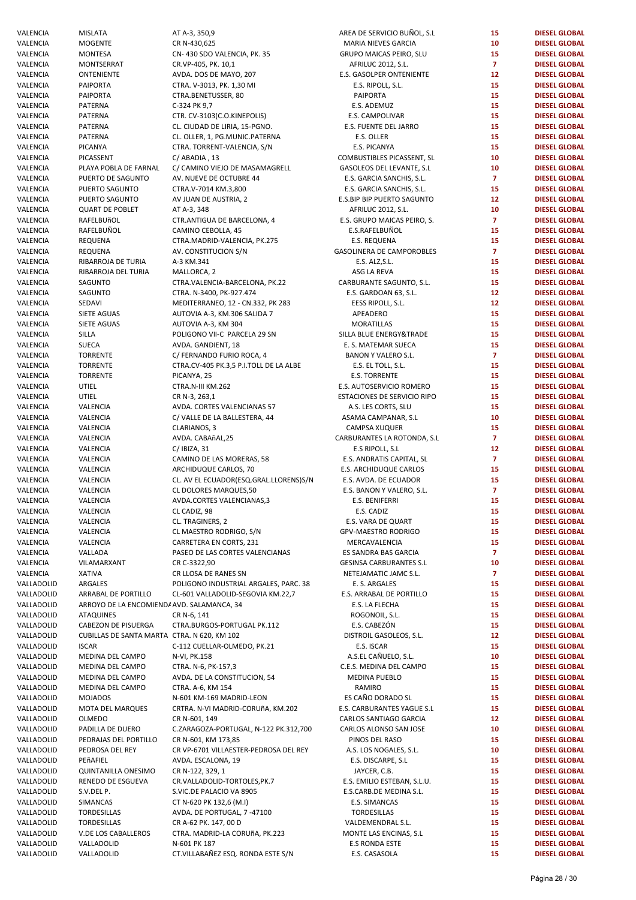| | | | | | |
|---|---|---|---|---|---|
| VALENCIA | MISLATA | AT A-3, 350,9 | AREA DE SERVICIO BUÑOL, S.L | 15 | DIESEL GLOBAL |
| VALENCIA | MOGENTE | CR N-430,625 | MARIA NIEVES GARCIA | 10 | DIESEL GLOBAL |
| VALENCIA | MONTESA | CN- 430 SDO VALENCIA, PK. 35 | GRUPO MAICAS PEIRO, SLU | 15 | DIESEL GLOBAL |
| VALENCIA | MONTSERRAT | CR.VP-405, PK. 10,1 | AFRILUC 2012, S.L. | 7 | DIESEL GLOBAL |
| VALENCIA | ONTENIENTE | AVDA. DOS DE MAYO, 207 | E.S. GASOLPER ONTENIENTE | 12 | DIESEL GLOBAL |
| VALENCIA | PAIPORTA | CTRA. V-3013, PK. 1,30 MI | E.S. RIPOLL, S.L. | 15 | DIESEL GLOBAL |
| VALENCIA | PAIPORTA | CTRA.BENETUSSER, 80 | PAIPORTA | 15 | DIESEL GLOBAL |
| VALENCIA | PATERNA | C-324 PK 9,7 | E.S. ADEMUZ | 15 | DIESEL GLOBAL |
| VALENCIA | PATERNA | CTR. CV-3103(C.O.KINEPOLIS) | E.S. CAMPOLIVAR | 15 | DIESEL GLOBAL |
| VALENCIA | PATERNA | CL. CIUDAD DE LIRIA, 15-PGNO. | E.S. FUENTE DEL JARRO | 15 | DIESEL GLOBAL |
| VALENCIA | PATERNA | CL. OLLER, 1, PG.MUNIC.PATERNA | E.S. OLLER | 15 | DIESEL GLOBAL |
| VALENCIA | PICANYA | CTRA. TORRENT-VALENCIA, S/N | E.S. PICANYA | 15 | DIESEL GLOBAL |
| VALENCIA | PICASSENT | C/ ABADIA , 13 | COMBUSTIBLES PICASSENT, SL | 10 | DIESEL GLOBAL |
| VALENCIA | PLAYA POBLA DE FARNAL | C/ CAMINO VIEJO DE MASAMAGRELL | GASOLEOS DEL LEVANTE, S.L | 10 | DIESEL GLOBAL |
| VALENCIA | PUERTO DE SAGUNTO | AV. NUEVE DE OCTUBRE 44 | E.S. GARCIA SANCHIS, S.L. | 7 | DIESEL GLOBAL |
| VALENCIA | PUERTO SAGUNTO | CTRA.V-7014 KM.3,800 | E.S. GARCIA SANCHIS, S.L. | 15 | DIESEL GLOBAL |
| VALENCIA | PUERTO SAGUNTO | AV JUAN DE AUSTRIA, 2 | E.S.BIP BIP PUERTO SAGUNTO | 12 | DIESEL GLOBAL |
| VALENCIA | QUART DE POBLET | AT A-3, 348 | AFRILUC 2012, S.L. | 10 | DIESEL GLOBAL |
| VALENCIA | RAFELBUñOL | CTR.ANTIGUA DE BARCELONA, 4 | E.S. GRUPO MAICAS PEIRO, S. | 7 | DIESEL GLOBAL |
| VALENCIA | RAFELBUÑOL | CAMINO CEBOLLA, 45 | E.S.RAFELBUÑOL | 15 | DIESEL GLOBAL |
| VALENCIA | REQUENA | CTRA.MADRID-VALENCIA, PK.275 | E.S. REQUENA | 15 | DIESEL GLOBAL |
| VALENCIA | REQUENA | AV. CONSTITUCION S/N | GASOLINERA DE CAMPOROBLES | 7 | DIESEL GLOBAL |
| VALENCIA | RIBARROJA DE TURIA | A-3 KM.341 | E.S. ALZ,S.L. | 15 | DIESEL GLOBAL |
| VALENCIA | RIBARROJA DEL TURIA | MALLORCA, 2 | ASG LA REVA | 15 | DIESEL GLOBAL |
| VALENCIA | SAGUNTO | CTRA.VALENCIA-BARCELONA, PK.22 | CARBURANTE SAGUNTO, S.L. | 15 | DIESEL GLOBAL |
| VALENCIA | SAGUNTO | CTRA. N-3400, PK-927.474 | E.S. GARDOAN 63, S.L. | 12 | DIESEL GLOBAL |
| VALENCIA | SEDAVI | MEDITERRANEO, 12 - CN.332, PK 283 | EESS RIPOLL, S.L. | 12 | DIESEL GLOBAL |
| VALENCIA | SIETE AGUAS | AUTOVIA A-3, KM.306 SALIDA 7 | APEADERO | 15 | DIESEL GLOBAL |
| VALENCIA | SIETE AGUAS | AUTOVIA A-3, KM 304 | MORATILLAS | 15 | DIESEL GLOBAL |
| VALENCIA | SILLA | POLIGONO VII-C PARCELA 29 SN | SILLA BLUE ENERGY&TRADE | 15 | DIESEL GLOBAL |
| VALENCIA | SUECA | AVDA. GANDIENT, 18 | E. S. MATEMAR SUECA | 15 | DIESEL GLOBAL |
| VALENCIA | TORRENTE | C/ FERNANDO FURIO ROCA, 4 | BANON Y VALERO S.L. | 7 | DIESEL GLOBAL |
| VALENCIA | TORRENTE | CTRA.CV-405 PK.3,5 P.I.TOLL DE LA ALBE | E.S. EL TOLL, S.L. | 15 | DIESEL GLOBAL |
| VALENCIA | TORRENTE | PICANYA, 25 | E.S. TORRENTE | 15 | DIESEL GLOBAL |
| VALENCIA | UTIEL | CTRA.N-III KM.262 | E.S. AUTOSERVICIO ROMERO | 15 | DIESEL GLOBAL |
| VALENCIA | UTIEL | CR N-3, 263,1 | ESTACIONES DE SERVICIO RIPO | 15 | DIESEL GLOBAL |
| VALENCIA | VALENCIA | AVDA. CORTES VALENCIANAS 57 | A.S. LES CORTS, SLU | 15 | DIESEL GLOBAL |
| VALENCIA | VALENCIA | C/ VALLE DE LA BALLESTERA, 44 | ASAMA CAMPANAR, S.L | 10 | DIESEL GLOBAL |
| VALENCIA | VALENCIA | CLARIANOS, 3 | CAMPSA XUQUER | 15 | DIESEL GLOBAL |
| VALENCIA | VALENCIA | AVDA. CABAñAL,25 | CARBURANTES LA ROTONDA, S.L | 7 | DIESEL GLOBAL |
| VALENCIA | VALENCIA | C/ IBIZA, 31 | E.S RIPOLL, S.L | 12 | DIESEL GLOBAL |
| VALENCIA | VALENCIA | CAMINO DE LAS MORERAS, 58 | E.S. ANDRATIS CAPITAL, SL | 7 | DIESEL GLOBAL |
| VALENCIA | VALENCIA | ARCHIDUQUE CARLOS, 70 | E.S. ARCHIDUQUE CARLOS | 15 | DIESEL GLOBAL |
| VALENCIA | VALENCIA | CL. AV EL ECUADOR(ESQ.GRAL.LLORENS)S/N | E.S. AVDA. DE ECUADOR | 15 | DIESEL GLOBAL |
| VALENCIA | VALENCIA | CL DOLORES MARQUES,50 | E.S. BANON Y VALERO, S.L. | 7 | DIESEL GLOBAL |
| VALENCIA | VALENCIA | AVDA.CORTES VALENCIANAS,3 | E.S. BENIFERRI | 15 | DIESEL GLOBAL |
| VALENCIA | VALENCIA | CL CADIZ, 98 | E.S. CADIZ | 15 | DIESEL GLOBAL |
| VALENCIA | VALENCIA | CL. TRAGINERS, 2 | E.S. VARA DE QUART | 15 | DIESEL GLOBAL |
| VALENCIA | VALENCIA | CL MAESTRO RODRIGO, S/N | GPV-MAESTRO RODRIGO | 15 | DIESEL GLOBAL |
| VALENCIA | VALENCIA | CARRETERA EN CORTS, 231 | MERCAVALENCIA | 15 | DIESEL GLOBAL |
| VALENCIA | VALLADA | PASEO DE LAS CORTES VALENCIANAS | ES SANDRA BAS GARCIA | 7 | DIESEL GLOBAL |
| VALENCIA | VILAMARXANT | CR C-3322,90 | GESINSA CARBURANTES S.L | 10 | DIESEL GLOBAL |
| VALENCIA | XATIVA | CR LLOSA DE RANES SN | NETEJAMATIC JAMC S.L. | 7 | DIESEL GLOBAL |
| VALLADOLID | ARGALES | POLIGONO INDUSTRIAL ARGALES, PARC. 38 | E. S. ARGALES | 15 | DIESEL GLOBAL |
| VALLADOLID | ARRABAL DE PORTILLO | CL-601 VALLADOLID-SEGOVIA KM.22,7 | E.S. ARRABAL DE PORTILLO | 15 | DIESEL GLOBAL |
| VALLADOLID | ARROYO DE LA ENCOMIENDA | AVD. SALAMANCA, 34 | E.S. LA FLECHA | 15 | DIESEL GLOBAL |
| VALLADOLID | ATAQUINES | CR N-6, 141 | ROGONOIL, S.L. | 15 | DIESEL GLOBAL |
| VALLADOLID | CABEZON DE PISUERGA | CTRA.BURGOS-PORTUGAL PK.112 | E.S. CABEZÓN | 15 | DIESEL GLOBAL |
| VALLADOLID | CUBILLAS DE SANTA MARTA | CTRA. N 620, KM 102 | DISTROIL GASOLEOS, S.L. | 12 | DIESEL GLOBAL |
| VALLADOLID | ISCAR | C-112 CUELLAR-OLMEDO, PK.21 | E.S. ISCAR | 15 | DIESEL GLOBAL |
| VALLADOLID | MEDINA DEL CAMPO | N-VI, PK.158 | A.S.EL CAÑUELO, S.L. | 10 | DIESEL GLOBAL |
| VALLADOLID | MEDINA DEL CAMPO | CTRA. N-6, PK-157,3 | C.E.S. MEDINA DEL CAMPO | 15 | DIESEL GLOBAL |
| VALLADOLID | MEDINA DEL CAMPO | AVDA. DE LA CONSTITUCION, 54 | MEDINA PUEBLO | 15 | DIESEL GLOBAL |
| VALLADOLID | MEDINA DEL CAMPO | CTRA. A-6, KM 154 | RAMIRO | 15 | DIESEL GLOBAL |
| VALLADOLID | MOJADOS | N-601 KM-169 MADRID-LEON | ES CAÑO DORADO SL | 15 | DIESEL GLOBAL |
| VALLADOLID | MOTA DEL MARQUES | CRTRA. N-VI MADRID-CORUñA, KM.202 | E.S. CARBURANTES YAGUE S.L | 15 | DIESEL GLOBAL |
| VALLADOLID | OLMEDO | CR N-601, 149 | CARLOS SANTIAGO GARCIA | 12 | DIESEL GLOBAL |
| VALLADOLID | PADILLA DE DUERO | C.ZARAGOZA-PORTUGAL, N-122 PK.312,700 | CARLOS ALONSO SAN JOSE | 10 | DIESEL GLOBAL |
| VALLADOLID | PEDRAJAS DEL PORTILLO | CR N-601, KM 173,85 | PINOS DEL RASO | 15 | DIESEL GLOBAL |
| VALLADOLID | PEDROSA DEL REY | CR VP-6701 VILLAESTER-PEDROSA DEL REY | A.S. LOS NOGALES, S.L. | 10 | DIESEL GLOBAL |
| VALLADOLID | PEñAFIEL | AVDA. ESCALONA, 19 | E.S. DISCARPE, S.L | 15 | DIESEL GLOBAL |
| VALLADOLID | QUINTANILLA ONESIMO | CR N-122, 329, 1 | JAYCER, C.B. | 15 | DIESEL GLOBAL |
| VALLADOLID | RENEDO DE ESGUEVA | CR.VALLADOLID-TORTOLES,PK.7 | E.S. EMILIO ESTEBAN, S.L.U. | 15 | DIESEL GLOBAL |
| VALLADOLID | S.V.DEL P. | S.VIC.DE PALACIO VA 8905 | E.S.CARB.DE MEDINA S.L. | 15 | DIESEL GLOBAL |
| VALLADOLID | SIMANCAS | CT N-620 PK 132,6 (M.I) | E.S. SIMANCAS | 15 | DIESEL GLOBAL |
| VALLADOLID | TORDESILLAS | AVDA. DE PORTUGAL, 7 -47100 | TORDESILLAS | 15 | DIESEL GLOBAL |
| VALLADOLID | TORDESILLAS | CR A-62 PK. 147, 00 D | VALDEMENDRAL S.L. | 15 | DIESEL GLOBAL |
| VALLADOLID | V.DE LOS CABALLEROS | CTRA. MADRID-LA CORUñA, PK.223 | MONTE LAS ENCINAS, S.L | 15 | DIESEL GLOBAL |
| VALLADOLID | VALLADOLID | N-601 PK 187 | E.S RONDA ESTE | 15 | DIESEL GLOBAL |
| VALLADOLID | VALLADOLID | CT.VILLABAÑEZ ESQ. RONDA ESTE S/N | E.S. CASASOLA | 15 | DIESEL GLOBAL |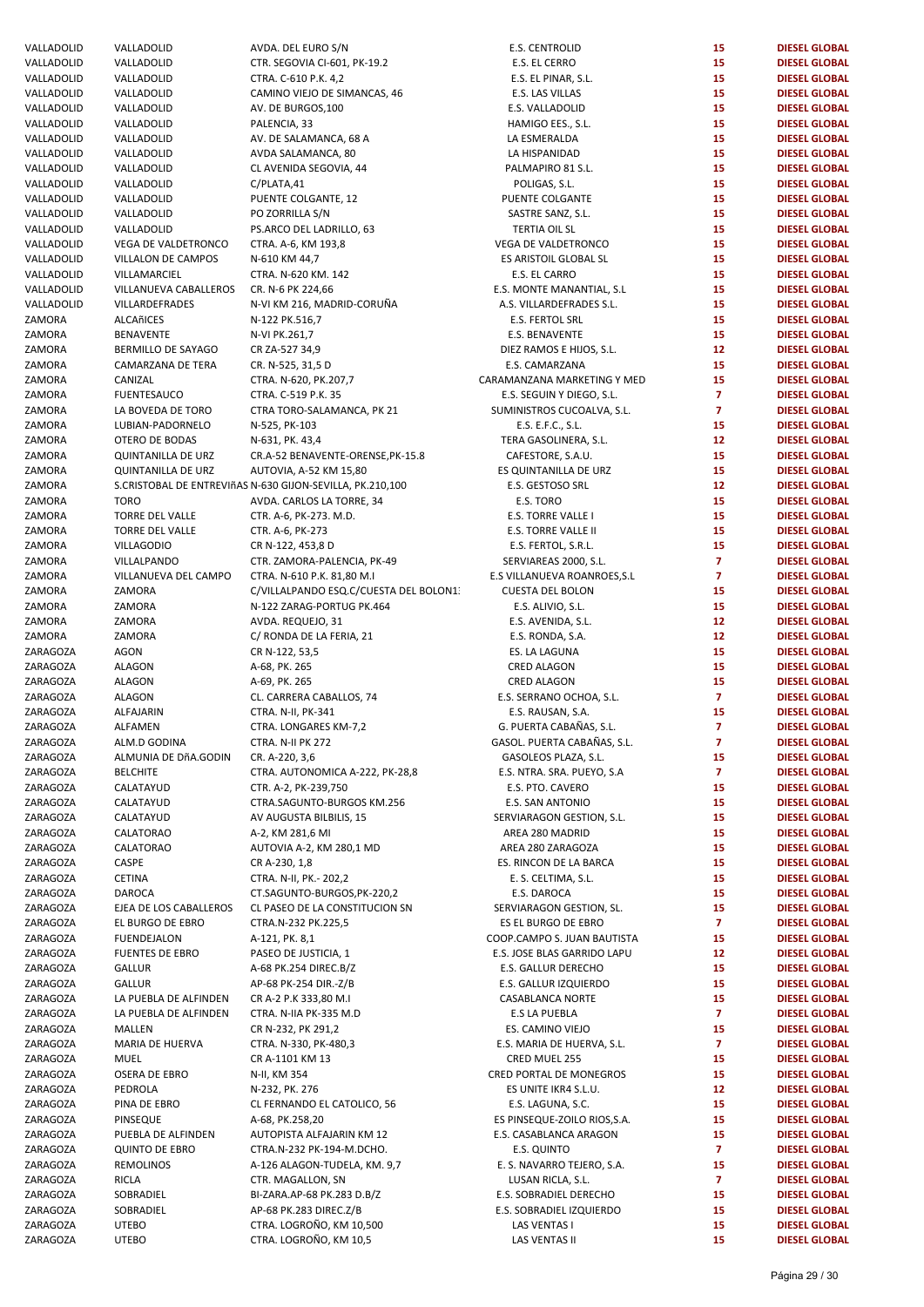| | | | | | |
|---|---|---|---|---|---|
| VALLADOLID | VALLADOLID | AVDA. DEL EURO S/N | E.S. CENTROLID | 15 | DIESEL GLOBAL |
| VALLADOLID | VALLADOLID | CTR. SEGOVIA CI-601, PK-19.2 | E.S. EL CERRO | 15 | DIESEL GLOBAL |
| VALLADOLID | VALLADOLID | CTRA. C-610 P.K. 4,2 | E.S. EL PINAR, S.L. | 15 | DIESEL GLOBAL |
| VALLADOLID | VALLADOLID | CAMINO VIEJO DE SIMANCAS, 46 | E.S. LAS VILLAS | 15 | DIESEL GLOBAL |
| VALLADOLID | VALLADOLID | AV. DE BURGOS,100 | E.S. VALLADOLID | 15 | DIESEL GLOBAL |
| VALLADOLID | VALLADOLID | PALENCIA, 33 | HAMIGO EES., S.L. | 15 | DIESEL GLOBAL |
| VALLADOLID | VALLADOLID | AV. DE SALAMANCA, 68 A | LA ESMERALDA | 15 | DIESEL GLOBAL |
| VALLADOLID | VALLADOLID | AVDA SALAMANCA, 80 | LA HISPANIDAD | 15 | DIESEL GLOBAL |
| VALLADOLID | VALLADOLID | CL AVENIDA SEGOVIA, 44 | PALMAPIRO 81 S.L. | 15 | DIESEL GLOBAL |
| VALLADOLID | VALLADOLID | C/PLATA,41 | POLIGAS, S.L. | 15 | DIESEL GLOBAL |
| VALLADOLID | VALLADOLID | PUENTE COLGANTE, 12 | PUENTE COLGANTE | 15 | DIESEL GLOBAL |
| VALLADOLID | VALLADOLID | PO ZORRILLA S/N | SASTRE SANZ, S.L. | 15 | DIESEL GLOBAL |
| VALLADOLID | VALLADOLID | PS.ARCO DEL LADRILLO, 63 | TERTIA OIL SL | 15 | DIESEL GLOBAL |
| VALLADOLID | VEGA DE VALDETRONCO | CTRA. A-6, KM 193,8 | VEGA DE VALDETRONCO | 15 | DIESEL GLOBAL |
| VALLADOLID | VILLALON DE CAMPOS | N-610 KM 44,7 | ES ARISTOIL GLOBAL SL | 15 | DIESEL GLOBAL |
| VALLADOLID | VILLAMARCIEL | CTRA. N-620 KM. 142 | E.S. EL CARRO | 15 | DIESEL GLOBAL |
| VALLADOLID | VILLANUEVA CABALLEROS | CR. N-6 PK 224,66 | E.S. MONTE MANANTIAL, S.L | 15 | DIESEL GLOBAL |
| VALLADOLID | VILLARDEFRADES | N-VI KM 216, MADRID-CORUÑA | A.S. VILLARDEFRADES S.L. | 15 | DIESEL GLOBAL |
| ZAMORA | ALCAñICES | N-122 PK.516,7 | E.S. FERTOL SRL | 15 | DIESEL GLOBAL |
| ZAMORA | BENAVENTE | N-VI PK.261,7 | E.S. BENAVENTE | 15 | DIESEL GLOBAL |
| ZAMORA | BERMILLO DE SAYAGO | CR ZA-527 34,9 | DIEZ RAMOS E HIJOS, S.L. | 12 | DIESEL GLOBAL |
| ZAMORA | CAMARZANA DE TERA | CR. N-525, 31,5 D | E.S. CAMARZANA | 15 | DIESEL GLOBAL |
| ZAMORA | CANIZAL | CTRA. N-620, PK.207,7 | CARAMANZANA MARKETING Y MED | 15 | DIESEL GLOBAL |
| ZAMORA | FUENTESAUCO | CTRA. C-519 P.K. 35 | E.S. SEGUIN Y DIEGO, S.L. | 7 | DIESEL GLOBAL |
| ZAMORA | LA BOVEDA DE TORO | CTRA TORO-SALAMANCA, PK 21 | SUMINISTROS CUCOALVA, S.L. | 7 | DIESEL GLOBAL |
| ZAMORA | LUBIAN-PADORNELO | N-525, PK-103 | E.S. E.F.C., S.L. | 15 | DIESEL GLOBAL |
| ZAMORA | OTERO DE BODAS | N-631, PK. 43,4 | TERA GASOLINERA, S.L. | 12 | DIESEL GLOBAL |
| ZAMORA | QUINTANILLA DE URZ | CR.A-52 BENAVENTE-ORENSE,PK-15.8 | CAFESTORE, S.A.U. | 15 | DIESEL GLOBAL |
| ZAMORA | QUINTANILLA DE URZ | AUTOVIA, A-52 KM 15,80 | ES QUINTANILLA DE URZ | 15 | DIESEL GLOBAL |
| ZAMORA | S.CRISTOBAL DE ENTREVIñAS | N-630 GIJON-SEVILLA, PK.210,100 | E.S. GESTOSO SRL | 12 | DIESEL GLOBAL |
| ZAMORA | TORO | AVDA. CARLOS LA TORRE, 34 | E.S. TORO | 15 | DIESEL GLOBAL |
| ZAMORA | TORRE DEL VALLE | CTR. A-6, PK-273. M.D. | E.S. TORRE VALLE I | 15 | DIESEL GLOBAL |
| ZAMORA | TORRE DEL VALLE | CTR. A-6, PK-273 | E.S. TORRE VALLE II | 15 | DIESEL GLOBAL |
| ZAMORA | VILLAGODIO | CR N-122, 453,8 D | E.S. FERTOL, S.R.L. | 15 | DIESEL GLOBAL |
| ZAMORA | VILLALPANDO | CTR. ZAMORA-PALENCIA, PK-49 | SERVIAREAS 2000, S.L. | 7 | DIESEL GLOBAL |
| ZAMORA | VILLANUEVA DEL CAMPO | CTRA. N-610 P.K. 81,80 M.I | E.S VILLANUEVA ROANROES,S.L | 7 | DIESEL GLOBAL |
| ZAMORA | ZAMORA | C/VILLALPANDO ESQ.C/CUESTA DEL BOLON1 | CUESTA DEL BOLON | 15 | DIESEL GLOBAL |
| ZAMORA | ZAMORA | N-122 ZARAG-PORTUG PK.464 | E.S. ALIVIO, S.L. | 15 | DIESEL GLOBAL |
| ZAMORA | ZAMORA | AVDA. REQUEJO, 31 | E.S. AVENIDA, S.L. | 12 | DIESEL GLOBAL |
| ZAMORA | ZAMORA | C/ RONDA DE LA FERIA, 21 | E.S. RONDA, S.A. | 12 | DIESEL GLOBAL |
| ZARAGOZA | AGON | CR N-122, 53,5 | ES. LA LAGUNA | 15 | DIESEL GLOBAL |
| ZARAGOZA | ALAGON | A-68, PK. 265 | CRED ALAGON | 15 | DIESEL GLOBAL |
| ZARAGOZA | ALAGON | A-69, PK. 265 | CRED ALAGON | 15 | DIESEL GLOBAL |
| ZARAGOZA | ALAGON | CL. CARRERA CABALLOS, 74 | E.S. SERRANO OCHOA, S.L. | 7 | DIESEL GLOBAL |
| ZARAGOZA | ALFAJARIN | CTRA. N-II, PK-341 | E.S. RAUSAN, S.A. | 15 | DIESEL GLOBAL |
| ZARAGOZA | ALFAMEN | CTRA. LONGARES KM-7,2 | G. PUERTA CABAÑAS, S.L. | 7 | DIESEL GLOBAL |
| ZARAGOZA | ALM.D GODINA | CTRA. N-II PK 272 | GASOL. PUERTA CABAÑAS, S.L. | 7 | DIESEL GLOBAL |
| ZARAGOZA | ALMUNIA DE DñA.GODIN | CR. A-220, 3,6 | GASOLEOS PLAZA, S.L. | 15 | DIESEL GLOBAL |
| ZARAGOZA | BELCHITE | CTRA. AUTONOMICA A-222, PK-28,8 | E.S. NTRA. SRA. PUEYO, S.A | 7 | DIESEL GLOBAL |
| ZARAGOZA | CALATAYUD | CTR. A-2, PK-239,750 | E.S. PTO. CAVERO | 15 | DIESEL GLOBAL |
| ZARAGOZA | CALATAYUD | CTRA.SAGUNTO-BURGOS KM.256 | E.S. SAN ANTONIO | 15 | DIESEL GLOBAL |
| ZARAGOZA | CALATAYUD | AV AUGUSTA BILBILIS, 15 | SERVIARAGON GESTION, S.L. | 15 | DIESEL GLOBAL |
| ZARAGOZA | CALATORAO | A-2, KM 281,6 MI | AREA 280 MADRID | 15 | DIESEL GLOBAL |
| ZARAGOZA | CALATORAO | AUTOVIA A-2, KM 280,1 MD | AREA 280 ZARAGOZA | 15 | DIESEL GLOBAL |
| ZARAGOZA | CASPE | CR A-230, 1,8 | ES. RINCON DE LA BARCA | 15 | DIESEL GLOBAL |
| ZARAGOZA | CETINA | CTRA. N-II, PK.- 202,2 | E. S. CELTIMA, S.L. | 15 | DIESEL GLOBAL |
| ZARAGOZA | DAROCA | CT.SAGUNTO-BURGOS,PK-220,2 | E.S. DAROCA | 15 | DIESEL GLOBAL |
| ZARAGOZA | EJEA DE LOS CABALLEROS | CL PASEO DE LA CONSTITUCION SN | SERVIARAGON GESTION, SL. | 15 | DIESEL GLOBAL |
| ZARAGOZA | EL BURGO DE EBRO | CTRA.N-232 PK.225,5 | ES EL BURGO DE EBRO | 7 | DIESEL GLOBAL |
| ZARAGOZA | FUENDEJALON | A-121, PK. 8,1 | COOP.CAMPO S. JUAN BAUTISTA | 15 | DIESEL GLOBAL |
| ZARAGOZA | FUENTES DE EBRO | PASEO DE JUSTICIA, 1 | E.S. JOSE BLAS GARRIDO LAPU | 12 | DIESEL GLOBAL |
| ZARAGOZA | GALLUR | A-68 PK.254 DIREC.B/Z | E.S. GALLUR DERECHO | 15 | DIESEL GLOBAL |
| ZARAGOZA | GALLUR | AP-68 PK-254 DIR.-Z/B | E.S. GALLUR IZQUIERDO | 15 | DIESEL GLOBAL |
| ZARAGOZA | LA PUEBLA DE ALFINDEN | CR A-2 P.K 333,80 M.I | CASABLANCA NORTE | 15 | DIESEL GLOBAL |
| ZARAGOZA | LA PUEBLA DE ALFINDEN | CTRA. N-IIA PK-335 M.D | E.S LA PUEBLA | 7 | DIESEL GLOBAL |
| ZARAGOZA | MALLEN | CR N-232, PK 291,2 | ES. CAMINO VIEJO | 15 | DIESEL GLOBAL |
| ZARAGOZA | MARIA DE HUERVA | CTRA. N-330, PK-480,3 | E.S. MARIA DE HUERVA, S.L. | 7 | DIESEL GLOBAL |
| ZARAGOZA | MUEL | CR A-1101 KM 13 | CRED MUEL 255 | 15 | DIESEL GLOBAL |
| ZARAGOZA | OSERA DE EBRO | N-II, KM 354 | CRED PORTAL DE MONEGROS | 15 | DIESEL GLOBAL |
| ZARAGOZA | PEDROLA | N-232, PK. 276 | ES UNITE IKR4 S.L.U. | 12 | DIESEL GLOBAL |
| ZARAGOZA | PINA DE EBRO | CL FERNANDO EL CATOLICO, 56 | E.S. LAGUNA, S.C. | 15 | DIESEL GLOBAL |
| ZARAGOZA | PINSEQUE | A-68, PK.258,20 | ES PINSEQUE-ZOILO RIOS,S.A. | 15 | DIESEL GLOBAL |
| ZARAGOZA | PUEBLA DE ALFINDEN | AUTOPISTA ALFAJARIN KM 12 | E.S. CASABLANCA ARAGON | 15 | DIESEL GLOBAL |
| ZARAGOZA | QUINTO DE EBRO | CTRA.N-232 PK-194-M.DCHO. | E.S. QUINTO | 7 | DIESEL GLOBAL |
| ZARAGOZA | REMOLINOS | A-126 ALAGON-TUDELA, KM. 9,7 | E. S. NAVARRO TEJERO, S.A. | 15 | DIESEL GLOBAL |
| ZARAGOZA | RICLA | CTR. MAGALLON, SN | LUSAN RICLA, S.L. | 7 | DIESEL GLOBAL |
| ZARAGOZA | SOBRADIEL | BI-ZARA.AP-68 PK.283 D.B/Z | E.S. SOBRADIEL DERECHO | 15 | DIESEL GLOBAL |
| ZARAGOZA | SOBRADIEL | AP-68 PK.283 DIREC.Z/B | E.S. SOBRADIEL IZQUIERDO | 15 | DIESEL GLOBAL |
| ZARAGOZA | UTEBO | CTRA. LOGROÑO, KM 10,500 | LAS VENTAS I | 15 | DIESEL GLOBAL |
| ZARAGOZA | UTEBO | CTRA. LOGROÑO, KM 10,5 | LAS VENTAS II | 15 | DIESEL GLOBAL |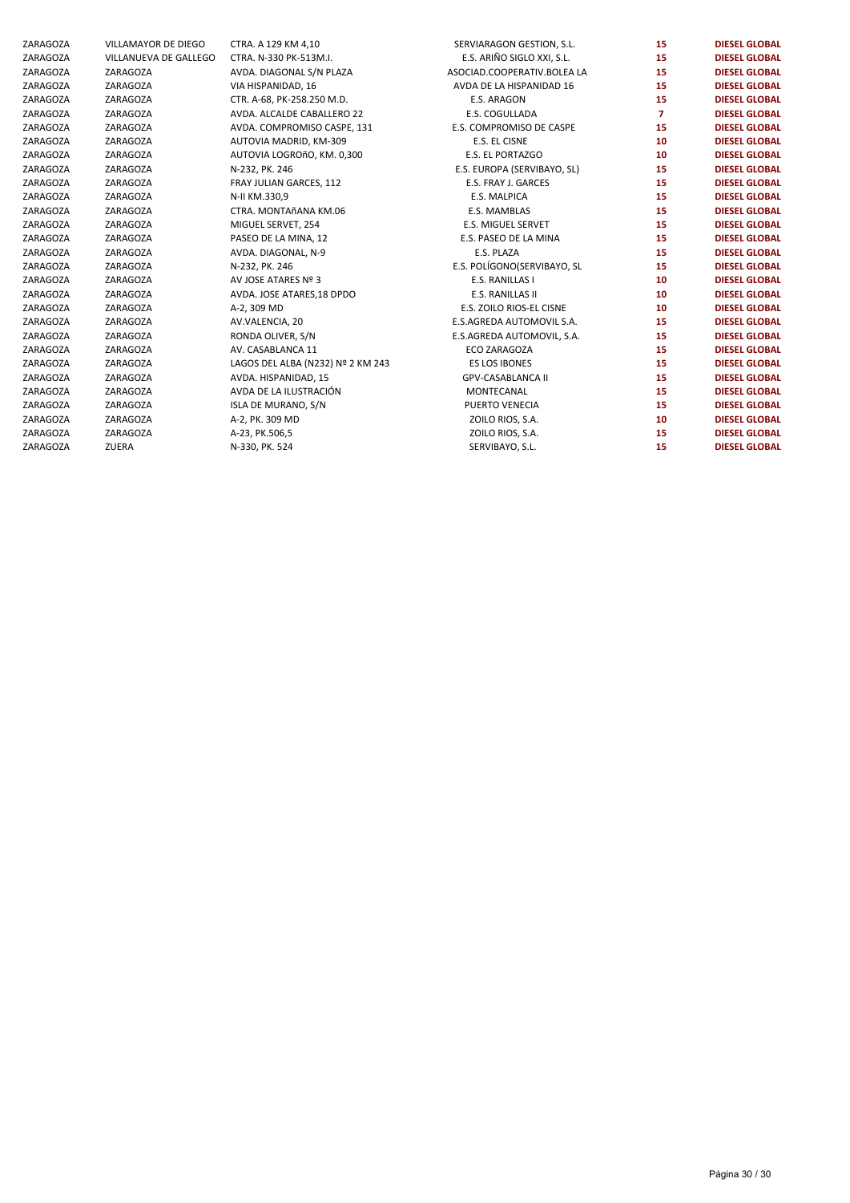| | | | | | |
|---|---|---|---|---|---|
| ZARAGOZA | VILLAMAYOR DE DIEGO | CTRA. A 129 KM 4,10 | SERVIARAGON GESTION, S.L. | **15** | **DIESEL GLOBAL** |
| ZARAGOZA | VILLANUEVA DE GALLEGO | CTRA. N-330 PK-513M.I. | E.S. ARIÑO SIGLO XXI, S.L. | **15** | **DIESEL GLOBAL** |
| ZARAGOZA | ZARAGOZA | AVDA. DIAGONAL S/N PLAZA | ASOCIAD.COOPERATIV.BOLEA LA | **15** | **DIESEL GLOBAL** |
| ZARAGOZA | ZARAGOZA | VIA HISPANIDAD, 16 | AVDA DE LA HISPANIDAD 16 | **15** | **DIESEL GLOBAL** |
| ZARAGOZA | ZARAGOZA | CTR. A-68, PK-258.250 M.D. | E.S. ARAGON | **15** | **DIESEL GLOBAL** |
| ZARAGOZA | ZARAGOZA | AVDA. ALCALDE CABALLERO 22 | E.S. COGULLADA | **7** | **DIESEL GLOBAL** |
| ZARAGOZA | ZARAGOZA | AVDA. COMPROMISO CASPE, 131 | E.S. COMPROMISO DE CASPE | **15** | **DIESEL GLOBAL** |
| ZARAGOZA | ZARAGOZA | AUTOVIA MADRID, KM-309 | E.S. EL CISNE | **10** | **DIESEL GLOBAL** |
| ZARAGOZA | ZARAGOZA | AUTOVIA LOGROñO, KM. 0,300 | E.S. EL PORTAZGO | **10** | **DIESEL GLOBAL** |
| ZARAGOZA | ZARAGOZA | N-232, PK. 246 | E.S. EUROPA (SERVIBAYO, SL) | **15** | **DIESEL GLOBAL** |
| ZARAGOZA | ZARAGOZA | FRAY JULIAN GARCES, 112 | E.S. FRAY J. GARCES | **15** | **DIESEL GLOBAL** |
| ZARAGOZA | ZARAGOZA | N-II KM.330,9 | E.S. MALPICA | **15** | **DIESEL GLOBAL** |
| ZARAGOZA | ZARAGOZA | CTRA. MONTAñANA KM.06 | E.S. MAMBLAS | **15** | **DIESEL GLOBAL** |
| ZARAGOZA | ZARAGOZA | MIGUEL SERVET, 254 | E.S. MIGUEL SERVET | **15** | **DIESEL GLOBAL** |
| ZARAGOZA | ZARAGOZA | PASEO DE LA MINA, 12 | E.S. PASEO DE LA MINA | **15** | **DIESEL GLOBAL** |
| ZARAGOZA | ZARAGOZA | AVDA. DIAGONAL, N-9 | E.S. PLAZA | **15** | **DIESEL GLOBAL** |
| ZARAGOZA | ZARAGOZA | N-232, PK. 246 | E.S. POLÍGONO(SERVIBAYO, SL | **15** | **DIESEL GLOBAL** |
| ZARAGOZA | ZARAGOZA | AV JOSE ATARES Nº 3 | E.S. RANILLAS I | **10** | **DIESEL GLOBAL** |
| ZARAGOZA | ZARAGOZA | AVDA. JOSE ATARES,18 DPDO | E.S. RANILLAS II | **10** | **DIESEL GLOBAL** |
| ZARAGOZA | ZARAGOZA | A-2, 309 MD | E.S. ZOILO RIOS-EL CISNE | **10** | **DIESEL GLOBAL** |
| ZARAGOZA | ZARAGOZA | AV.VALENCIA, 20 | E.S.AGREDA AUTOMOVIL S.A. | **15** | **DIESEL GLOBAL** |
| ZARAGOZA | ZARAGOZA | RONDA OLIVER, S/N | E.S.AGREDA AUTOMOVIL, S.A. | **15** | **DIESEL GLOBAL** |
| ZARAGOZA | ZARAGOZA | AV. CASABLANCA 11 | ECO ZARAGOZA | **15** | **DIESEL GLOBAL** |
| ZARAGOZA | ZARAGOZA | LAGOS DEL ALBA (N232) Nº 2 KM 243 | ES LOS IBONES | **15** | **DIESEL GLOBAL** |
| ZARAGOZA | ZARAGOZA | AVDA. HISPANIDAD, 15 | GPV-CASABLANCA II | **15** | **DIESEL GLOBAL** |
| ZARAGOZA | ZARAGOZA | AVDA DE LA ILUSTRACIÓN | MONTECANAL | **15** | **DIESEL GLOBAL** |
| ZARAGOZA | ZARAGOZA | ISLA DE MURANO, S/N | PUERTO VENECIA | **15** | **DIESEL GLOBAL** |
| ZARAGOZA | ZARAGOZA | A-2, PK. 309 MD | ZOILO RIOS, S.A. | **10** | **DIESEL GLOBAL** |
| ZARAGOZA | ZARAGOZA | A-23, PK.506,5 | ZOILO RIOS, S.A. | **15** | **DIESEL GLOBAL** |
| ZARAGOZA | ZUERA | N-330, PK. 524 | SERVIBAYO, S.L. | **15** | **DIESEL GLOBAL** |